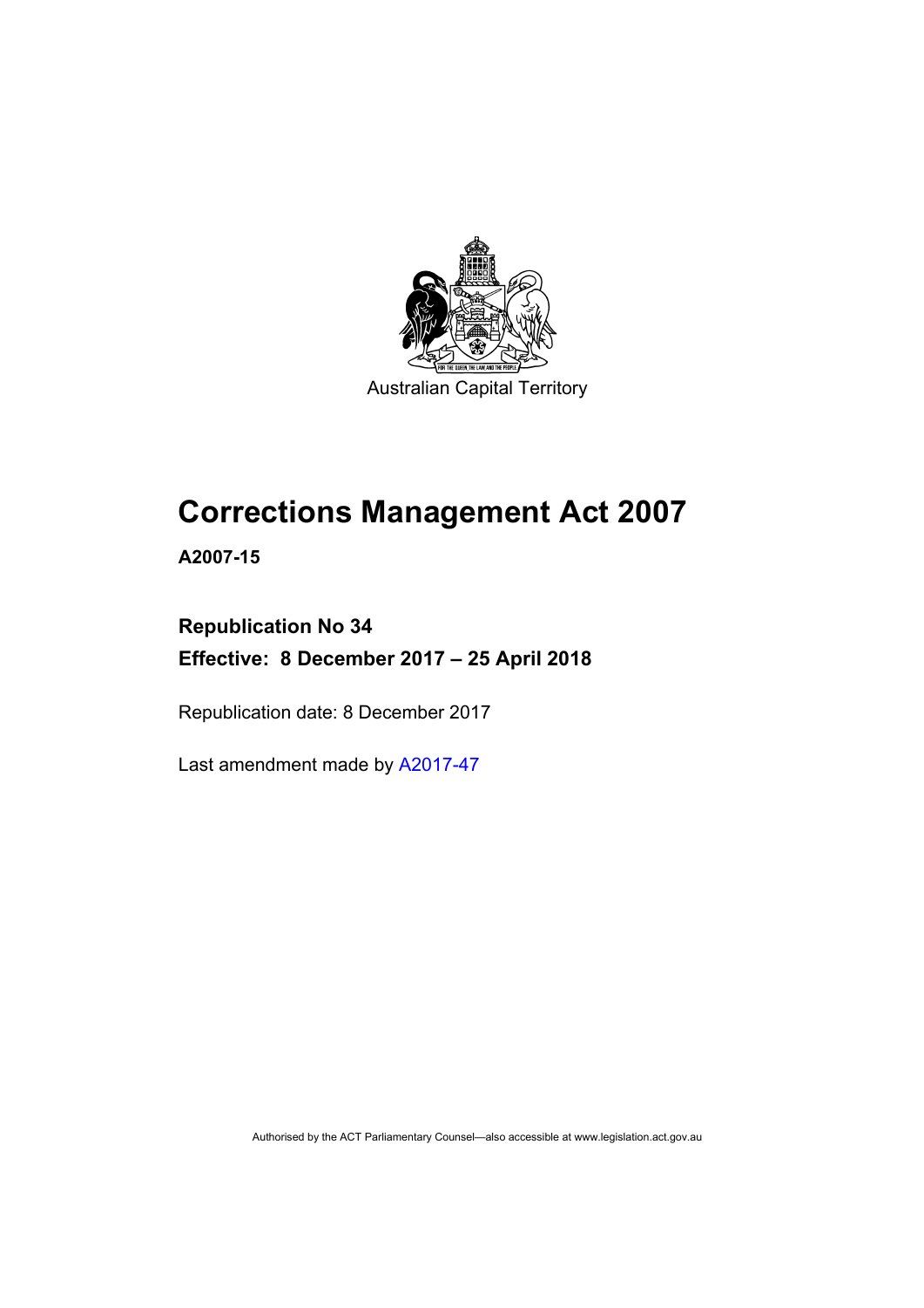Australian Capital Territory

# Corrections Management Act 2007

**A2007-15**

**Republication No 34**

**Effective: 8 December 2017 – 25 April 2018**

Republication date: 8 December 2017

Last amendment made by A2017-47

Authorised by the ACT Parliamentary Counsel—also accessible at www.legislation.act.gov.au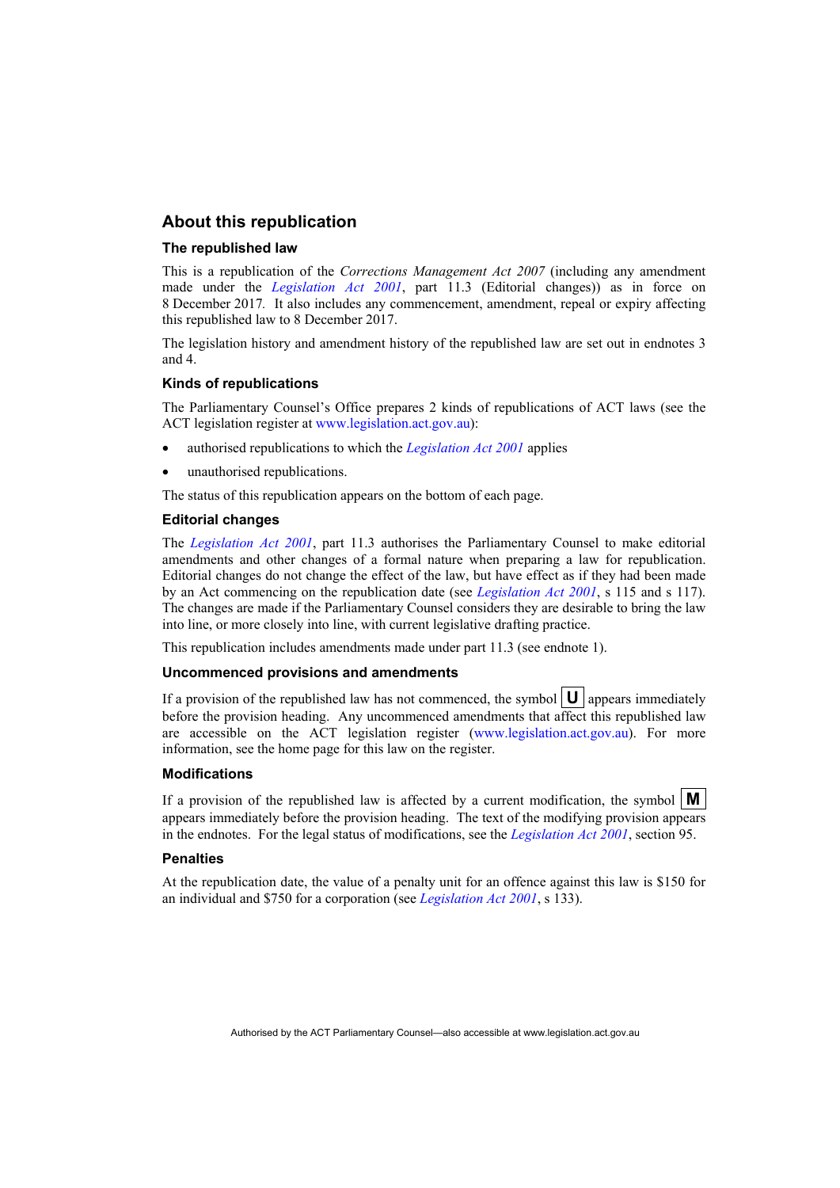## About this republication

### The republished law

This is a republication of the *Corrections Management Act 2007* (including any amendment made under the *Legislation Act 2001*, part 11.3 (Editorial changes)) as in force on 8 December 2017*.* It also includes any commencement, amendment, repeal or expiry affecting this republished law to 8 December 2017.

The legislation history and amendment history of the republished law are set out in endnotes 3 and 4.

### Kinds of republications

The Parliamentary Counsel's Office prepares 2 kinds of republications of ACT laws (see the ACT legislation register at www.legislation.act.gov.au):

- authorised republications to which the *Legislation Act 2001* applies
- unauthorised republications.

The status of this republication appears on the bottom of each page.

### Editorial changes

The *Legislation Act 2001*, part 11.3 authorises the Parliamentary Counsel to make editorial amendments and other changes of a formal nature when preparing a law for republication. Editorial changes do not change the effect of the law, but have effect as if they had been made by an Act commencing on the republication date (see *Legislation Act 2001*, s 115 and s 117). The changes are made if the Parliamentary Counsel considers they are desirable to bring the law into line, or more closely into line, with current legislative drafting practice.

This republication includes amendments made under part 11.3 (see endnote 1).

### Uncommenced provisions and amendments

If a provision of the republished law has not commenced, the symbol **U** appears immediately before the provision heading. Any uncommenced amendments that affect this republished law are accessible on the ACT legislation register (www.legislation.act.gov.au). For more information, see the home page for this law on the register.

### Modifications

If a provision of the republished law is affected by a current modification, the symbol **M** appears immediately before the provision heading. The text of the modifying provision appears in the endnotes. For the legal status of modifications, see the *Legislation Act 2001*, section 95.

### Penalties

At the republication date, the value of a penalty unit for an offence against this law is $150 for an individual and $750 for a corporation (see *Legislation Act 2001*, s 133).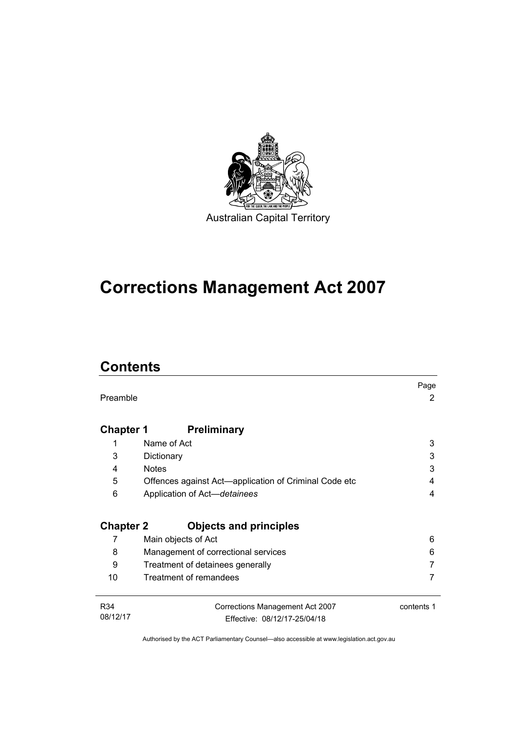Australian Capital Territory

# Corrections Management Act 2007

## Contents

| | | Page |
|---|---|---|
| Preamble | | 2 |
| **Chapter 1** | **Preliminary** | |
| 1 | Name of Act | 3 |
| 3 | Dictionary | 3 |
| 4 | Notes | 3 |
| 5 | Offences against Act—application of Criminal Code etc | 4 |
| 6 | Application of Act—*detainees* | 4 |
| **Chapter 2** | **Objects and principles** | |
| 7 | Main objects of Act | 6 |
| 8 | Management of correctional services | 6 |
| 9 | Treatment of detainees generally | 7 |
| 10 | Treatment of remandees | 7 |

Authorised by the ACT Parliamentary Counsel—also accessible at www.legislation.act.gov.au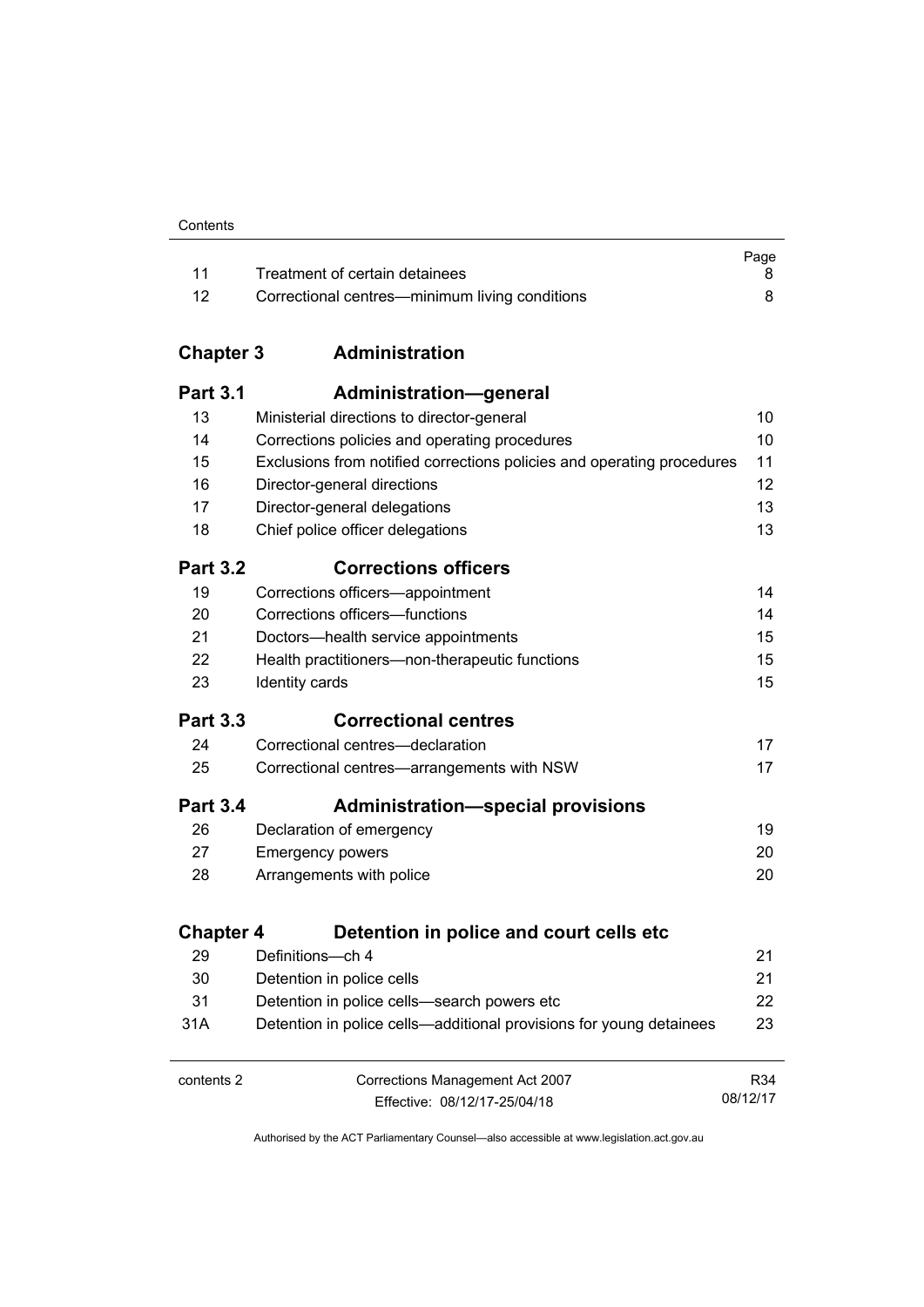| | | Page |
|---|---|---|
| 11 | Treatment of certain detainees | 8 |
| 12 | Correctional centres—minimum living conditions | 8 |

## Chapter 3 Administration

### Part 3.1 Administration—general

| | | |
|---|---|---|
| 13 | Ministerial directions to director-general | 10 |
| 14 | Corrections policies and operating procedures | 10 |
| 15 | Exclusions from notified corrections policies and operating procedures | 11 |
| 16 | Director-general directions | 12 |
| 17 | Director-general delegations | 13 |
| 18 | Chief police officer delegations | 13 |

### Part 3.2 Corrections officers

| | | |
|---|---|---|
| 19 | Corrections officers—appointment | 14 |
| 20 | Corrections officers—functions | 14 |
| 21 | Doctors—health service appointments | 15 |
| 22 | Health practitioners—non-therapeutic functions | 15 |
| 23 | Identity cards | 15 |

### Part 3.3 Correctional centres

| | | |
|---|---|---|
| 24 | Correctional centres—declaration | 17 |
| 25 | Correctional centres—arrangements with NSW | 17 |

### Part 3.4 Administration—special provisions

| | | |
|---|---|---|
| 26 | Declaration of emergency | 19 |
| 27 | Emergency powers | 20 |
| 28 | Arrangements with police | 20 |

## Chapter 4 Detention in police and court cells etc

| | | |
|---|---|---|
| 29 | Definitions—ch 4 | 21 |
| 30 | Detention in police cells | 21 |
| 31 | Detention in police cells—search powers etc | 22 |
| 31A | Detention in police cells—additional provisions for young detainees | 23 |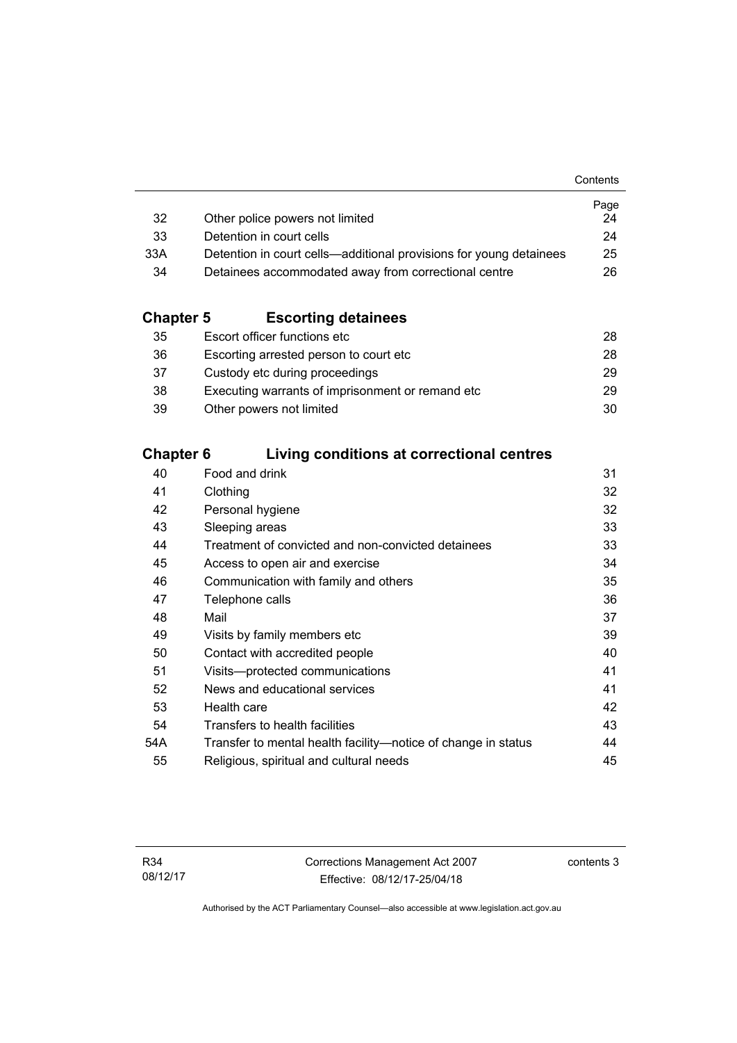| | | Page |
|---|---|---|
| 32 | Other police powers not limited | 24 |
| 33 | Detention in court cells | 24 |
| 33A | Detention in court cells—additional provisions for young detainees | 25 |
| 34 | Detainees accommodated away from correctional centre | 26 |

## Chapter 5 Escorting detainees

| | | |
|---|---|---|
| 35 | Escort officer functions etc | 28 |
| 36 | Escorting arrested person to court etc | 28 |
| 37 | Custody etc during proceedings | 29 |
| 38 | Executing warrants of imprisonment or remand etc | 29 |
| 39 | Other powers not limited | 30 |

## Chapter 6 Living conditions at correctional centres

| | | |
|---|---|---|
| 40 | Food and drink | 31 |
| 41 | Clothing | 32 |
| 42 | Personal hygiene | 32 |
| 43 | Sleeping areas | 33 |
| 44 | Treatment of convicted and non-convicted detainees | 33 |
| 45 | Access to open air and exercise | 34 |
| 46 | Communication with family and others | 35 |
| 47 | Telephone calls | 36 |
| 48 | Mail | 37 |
| 49 | Visits by family members etc | 39 |
| 50 | Contact with accredited people | 40 |
| 51 | Visits—protected communications | 41 |
| 52 | News and educational services | 41 |
| 53 | Health care | 42 |
| 54 | Transfers to health facilities | 43 |
| 54A | Transfer to mental health facility—notice of change in status | 44 |
| 55 | Religious, spiritual and cultural needs | 45 |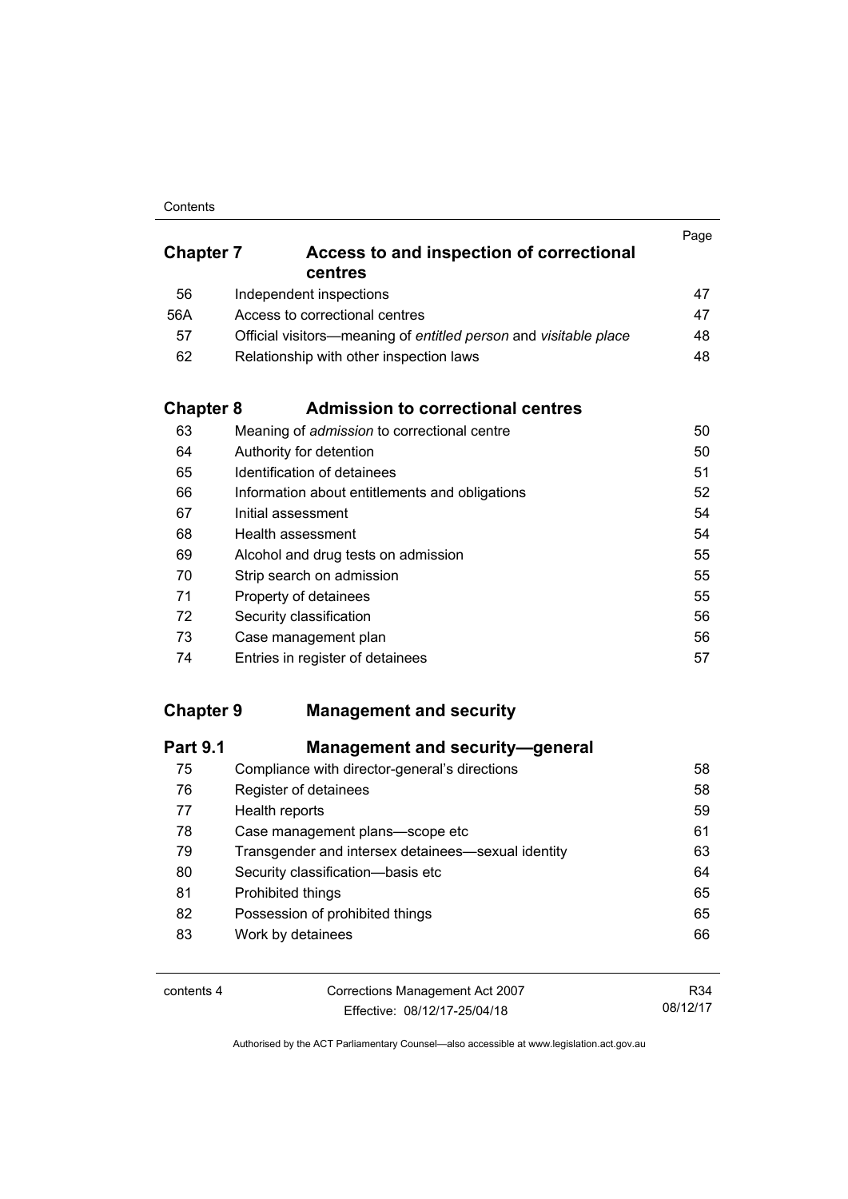| | | Page |
|---|---|---|
| **Chapter 7** | **Access to and inspection of correctional centres** | |
| 56 | Independent inspections | 47 |
| 56A | Access to correctional centres | 47 |
| 57 | Official visitors—meaning of *entitled person* and *visitable place* | 48 |
| 62 | Relationship with other inspection laws | 48 |
| **Chapter 8** | **Admission to correctional centres** | |
| 63 | Meaning of *admission* to correctional centre | 50 |
| 64 | Authority for detention | 50 |
| 65 | Identification of detainees | 51 |
| 66 | Information about entitlements and obligations | 52 |
| 67 | Initial assessment | 54 |
| 68 | Health assessment | 54 |
| 69 | Alcohol and drug tests on admission | 55 |
| 70 | Strip search on admission | 55 |
| 71 | Property of detainees | 55 |
| 72 | Security classification | 56 |
| 73 | Case management plan | 56 |
| 74 | Entries in register of detainees | 57 |
| **Chapter 9** | **Management and security** | |
| **Part 9.1** | **Management and security—general** | |
| 75 | Compliance with director-general's directions | 58 |
| 76 | Register of detainees | 58 |
| 77 | Health reports | 59 |
| 78 | Case management plans—scope etc | 61 |
| 79 | Transgender and intersex detainees—sexual identity | 63 |
| 80 | Security classification—basis etc | 64 |
| 81 | Prohibited things | 65 |
| 82 | Possession of prohibited things | 65 |
| 83 | Work by detainees | 66 |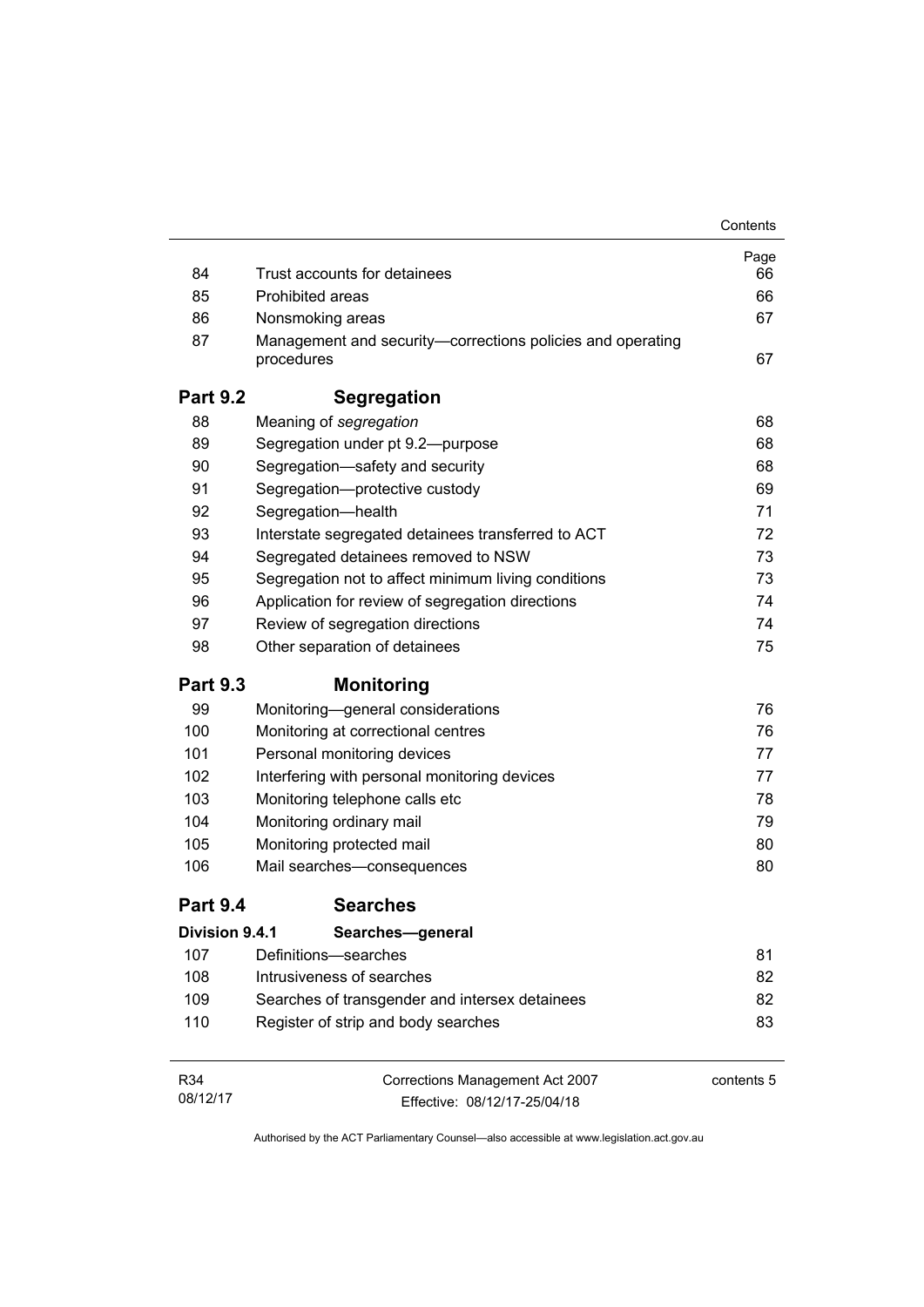| | | Page |
|---|---|---|
| 84 | Trust accounts for detainees | 66 |
| 85 | Prohibited areas | 66 |
| 86 | Nonsmoking areas | 67 |
| 87 | Management and security—corrections policies and operating procedures | 67 |

## Part 9.2 Segregation

| | | |
|---|---|---|
| 88 | Meaning of *segregation* | 68 |
| 89 | Segregation under pt 9.2—purpose | 68 |
| 90 | Segregation—safety and security | 68 |
| 91 | Segregation—protective custody | 69 |
| 92 | Segregation—health | 71 |
| 93 | Interstate segregated detainees transferred to ACT | 72 |
| 94 | Segregated detainees removed to NSW | 73 |
| 95 | Segregation not to affect minimum living conditions | 73 |
| 96 | Application for review of segregation directions | 74 |
| 97 | Review of segregation directions | 74 |
| 98 | Other separation of detainees | 75 |

## Part 9.3 Monitoring

| | | |
|---|---|---|
| 99 | Monitoring—general considerations | 76 |
| 100 | Monitoring at correctional centres | 76 |
| 101 | Personal monitoring devices | 77 |
| 102 | Interfering with personal monitoring devices | 77 |
| 103 | Monitoring telephone calls etc | 78 |
| 104 | Monitoring ordinary mail | 79 |
| 105 | Monitoring protected mail | 80 |
| 106 | Mail searches—consequences | 80 |

## Part 9.4 Searches

### Division 9.4.1 Searches—general

| | | |
|---|---|---|
| 107 | Definitions—searches | 81 |
| 108 | Intrusiveness of searches | 82 |
| 109 | Searches of transgender and intersex detainees | 82 |
| 110 | Register of strip and body searches | 83 |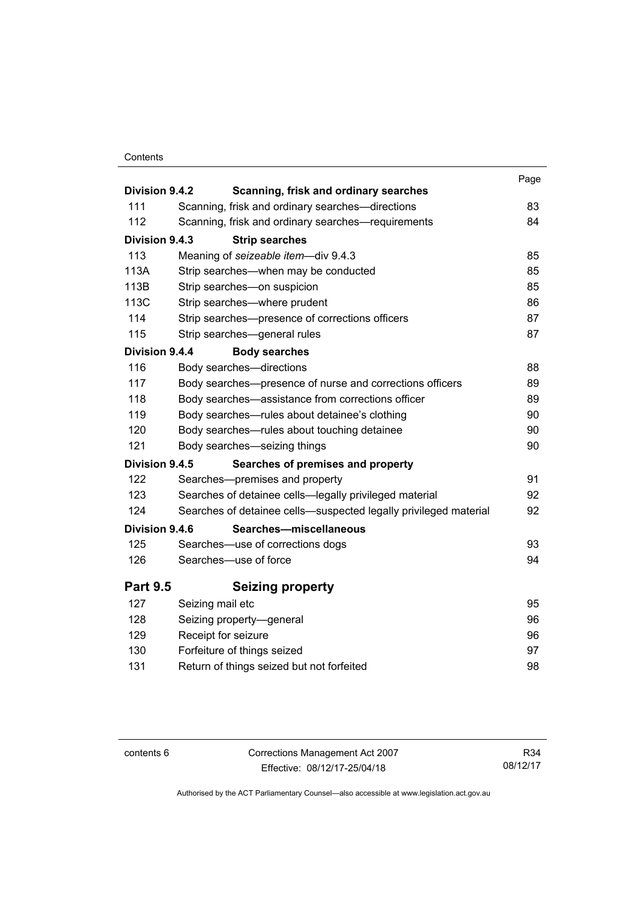| | | Page |
|---|---|---|
| **Division 9.4.2** | **Scanning, frisk and ordinary searches** | |
| 111 | Scanning, frisk and ordinary searches—directions | 83 |
| 112 | Scanning, frisk and ordinary searches—requirements | 84 |
| **Division 9.4.3** | **Strip searches** | |
| 113 | Meaning of *seizeable item*—div 9.4.3 | 85 |
| 113A | Strip searches—when may be conducted | 85 |
| 113B | Strip searches—on suspicion | 85 |
| 113C | Strip searches—where prudent | 86 |
| 114 | Strip searches—presence of corrections officers | 87 |
| 115 | Strip searches—general rules | 87 |
| **Division 9.4.4** | **Body searches** | |
| 116 | Body searches—directions | 88 |
| 117 | Body searches—presence of nurse and corrections officers | 89 |
| 118 | Body searches—assistance from corrections officer | 89 |
| 119 | Body searches—rules about detainee's clothing | 90 |
| 120 | Body searches—rules about touching detainee | 90 |
| 121 | Body searches—seizing things | 90 |
| **Division 9.4.5** | **Searches of premises and property** | |
| 122 | Searches—premises and property | 91 |
| 123 | Searches of detainee cells—legally privileged material | 92 |
| 124 | Searches of detainee cells—suspected legally privileged material | 92 |
| **Division 9.4.6** | **Searches—miscellaneous** | |
| 125 | Searches—use of corrections dogs | 93 |
| 126 | Searches—use of force | 94 |
| **Part 9.5** | **Seizing property** | |
| 127 | Seizing mail etc | 95 |
| 128 | Seizing property—general | 96 |
| 129 | Receipt for seizure | 96 |
| 130 | Forfeiture of things seized | 97 |
| 131 | Return of things seized but not forfeited | 98 |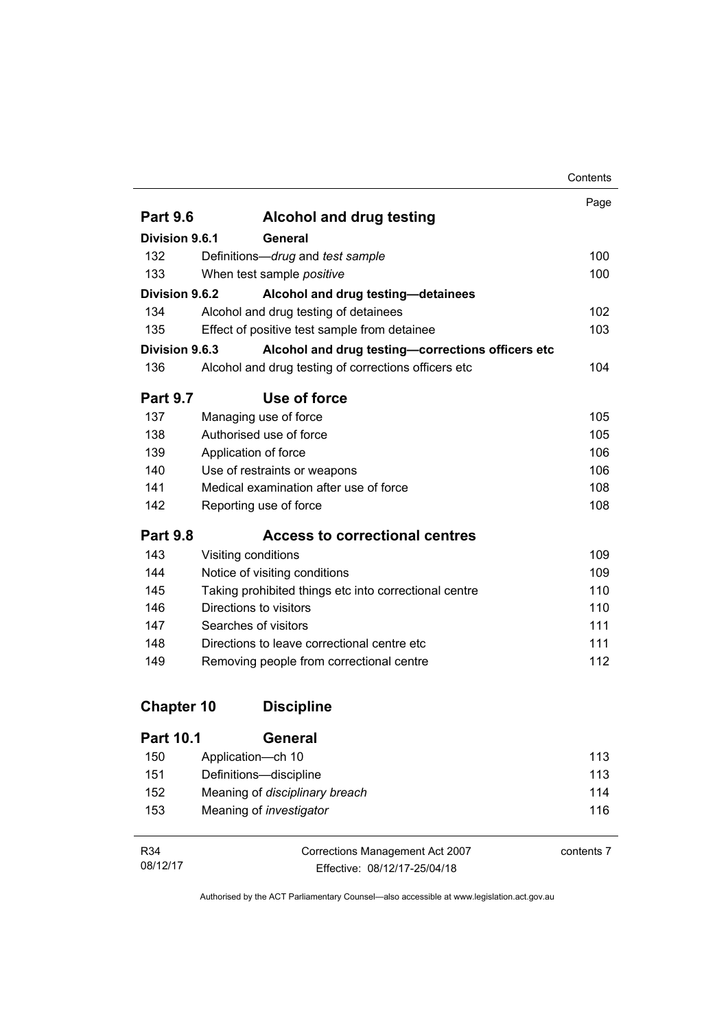| | | Page |
|---|---|---|
| **Part 9.6** | **Alcohol and drug testing** | |
| **Division 9.6.1** | **General** | |
| 132 | Definitions—*drug* and *test sample* | 100 |
| 133 | When test sample *positive* | 100 |
| **Division 9.6.2** | **Alcohol and drug testing—detainees** | |
| 134 | Alcohol and drug testing of detainees | 102 |
| 135 | Effect of positive test sample from detainee | 103 |
| **Division 9.6.3** | **Alcohol and drug testing—corrections officers etc** | |
| 136 | Alcohol and drug testing of corrections officers etc | 104 |
| **Part 9.7** | **Use of force** | |
| 137 | Managing use of force | 105 |
| 138 | Authorised use of force | 105 |
| 139 | Application of force | 106 |
| 140 | Use of restraints or weapons | 106 |
| 141 | Medical examination after use of force | 108 |
| 142 | Reporting use of force | 108 |
| **Part 9.8** | **Access to correctional centres** | |
| 143 | Visiting conditions | 109 |
| 144 | Notice of visiting conditions | 109 |
| 145 | Taking prohibited things etc into correctional centre | 110 |
| 146 | Directions to visitors | 110 |
| 147 | Searches of visitors | 111 |
| 148 | Directions to leave correctional centre etc | 111 |
| 149 | Removing people from correctional centre | 112 |
| **Chapter 10** | **Discipline** | |
| **Part 10.1** | **General** | |
| 150 | Application—ch 10 | 113 |
| 151 | Definitions—discipline | 113 |
| 152 | Meaning of *disciplinary breach* | 114 |
| 153 | Meaning of *investigator* | 116 |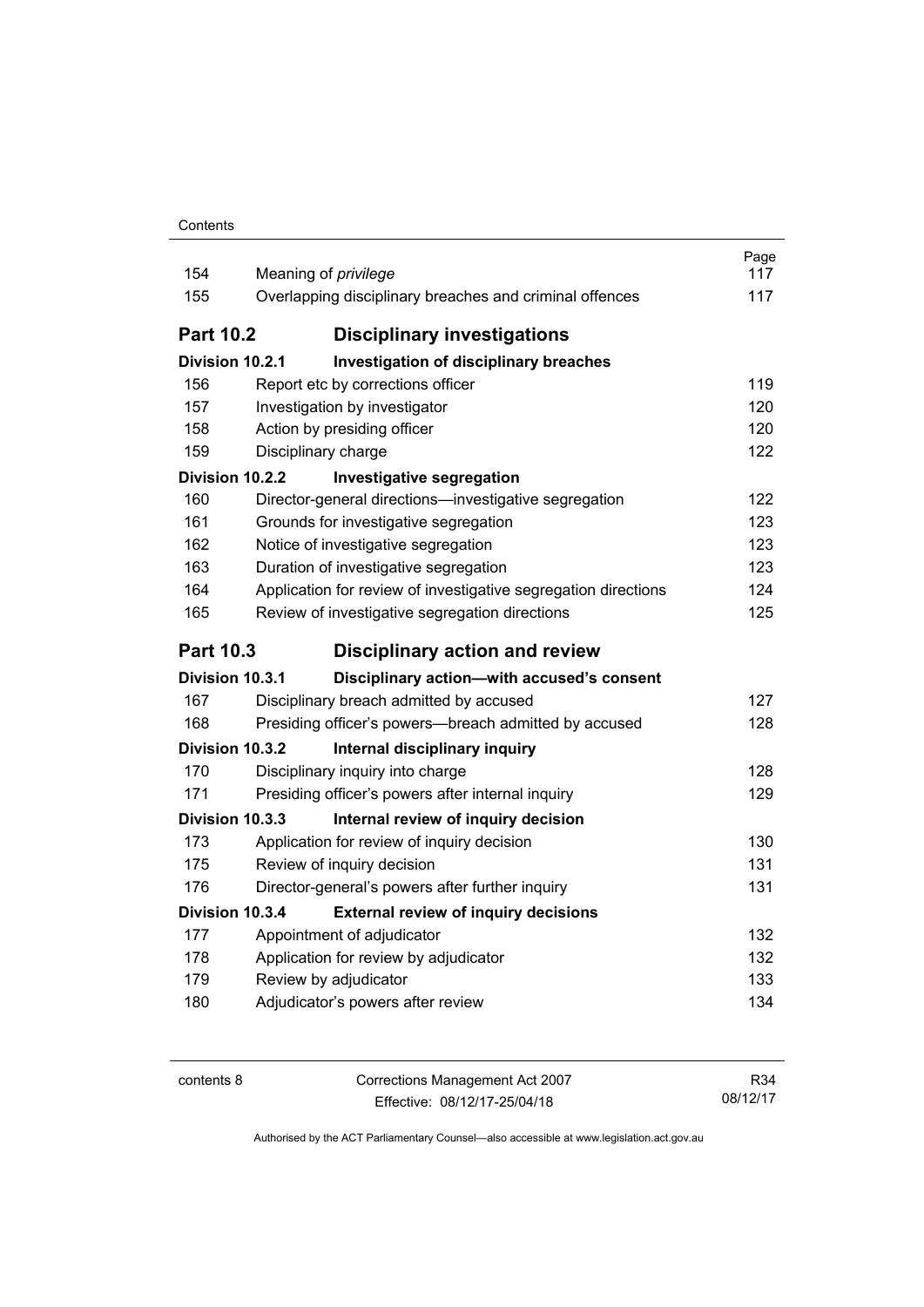| | | Page |
|---|---|---|
| 154 | Meaning of *privilege* | 117 |
| 155 | Overlapping disciplinary breaches and criminal offences | 117 |
| **Part 10.2** | **Disciplinary investigations** | |
| **Division 10.2.1** | **Investigation of disciplinary breaches** | |
| 156 | Report etc by corrections officer | 119 |
| 157 | Investigation by investigator | 120 |
| 158 | Action by presiding officer | 120 |
| 159 | Disciplinary charge | 122 |
| **Division 10.2.2** | **Investigative segregation** | |
| 160 | Director-general directions—investigative segregation | 122 |
| 161 | Grounds for investigative segregation | 123 |
| 162 | Notice of investigative segregation | 123 |
| 163 | Duration of investigative segregation | 123 |
| 164 | Application for review of investigative segregation directions | 124 |
| 165 | Review of investigative segregation directions | 125 |
| **Part 10.3** | **Disciplinary action and review** | |
| **Division 10.3.1** | **Disciplinary action—with accused's consent** | |
| 167 | Disciplinary breach admitted by accused | 127 |
| 168 | Presiding officer's powers—breach admitted by accused | 128 |
| **Division 10.3.2** | **Internal disciplinary inquiry** | |
| 170 | Disciplinary inquiry into charge | 128 |
| 171 | Presiding officer's powers after internal inquiry | 129 |
| **Division 10.3.3** | **Internal review of inquiry decision** | |
| 173 | Application for review of inquiry decision | 130 |
| 175 | Review of inquiry decision | 131 |
| 176 | Director-general's powers after further inquiry | 131 |
| **Division 10.3.4** | **External review of inquiry decisions** | |
| 177 | Appointment of adjudicator | 132 |
| 178 | Application for review by adjudicator | 132 |
| 179 | Review by adjudicator | 133 |
| 180 | Adjudicator's powers after review | 134 |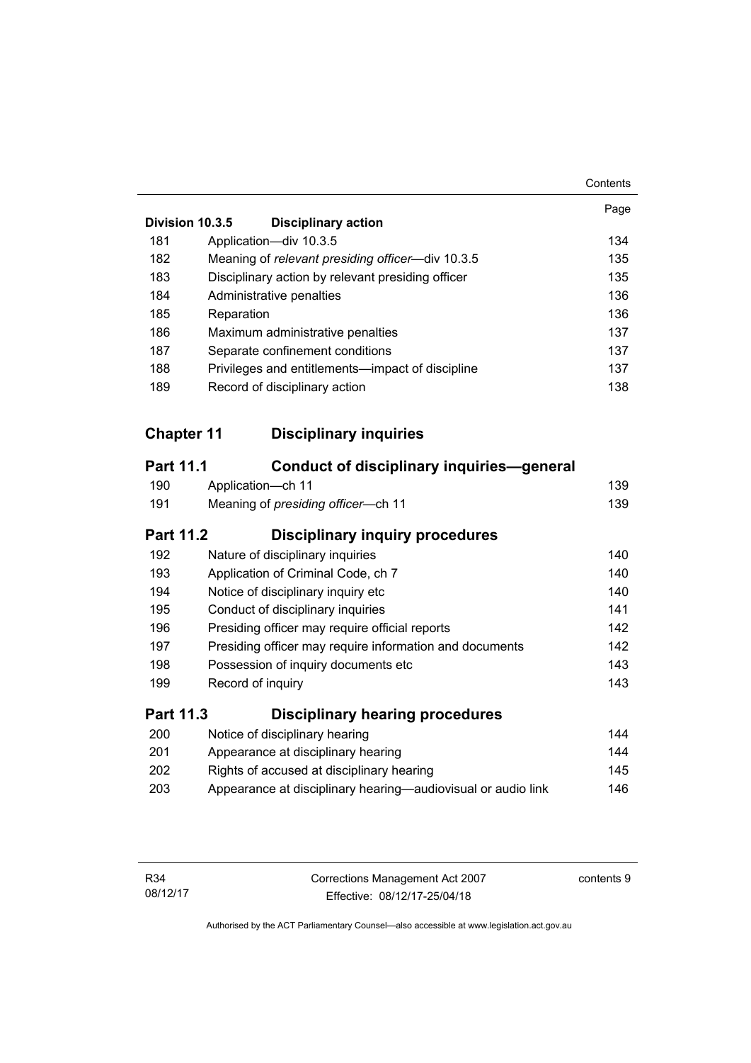| | | Page |
|---|---|---|
| **Division 10.3.5** | **Disciplinary action** | |
| 181 | Application—div 10.3.5 | 134 |
| 182 | Meaning of *relevant presiding officer*—div 10.3.5 | 135 |
| 183 | Disciplinary action by relevant presiding officer | 135 |
| 184 | Administrative penalties | 136 |
| 185 | Reparation | 136 |
| 186 | Maximum administrative penalties | 137 |
| 187 | Separate confinement conditions | 137 |
| 188 | Privileges and entitlements—impact of discipline | 137 |
| 189 | Record of disciplinary action | 138 |

## Chapter 11 Disciplinary inquiries

### Part 11.1 Conduct of disciplinary inquiries—general

| | | |
|---|---|---|
| 190 | Application—ch 11 | 139 |
| 191 | Meaning of *presiding officer*—ch 11 | 139 |

### Part 11.2 Disciplinary inquiry procedures

| | | |
|---|---|---|
| 192 | Nature of disciplinary inquiries | 140 |
| 193 | Application of Criminal Code, ch 7 | 140 |
| 194 | Notice of disciplinary inquiry etc | 140 |
| 195 | Conduct of disciplinary inquiries | 141 |
| 196 | Presiding officer may require official reports | 142 |
| 197 | Presiding officer may require information and documents | 142 |
| 198 | Possession of inquiry documents etc | 143 |
| 199 | Record of inquiry | 143 |

### Part 11.3 Disciplinary hearing procedures

| | | |
|---|---|---|
| 200 | Notice of disciplinary hearing | 144 |
| 201 | Appearance at disciplinary hearing | 144 |
| 202 | Rights of accused at disciplinary hearing | 145 |
| 203 | Appearance at disciplinary hearing—audiovisual or audio link | 146 |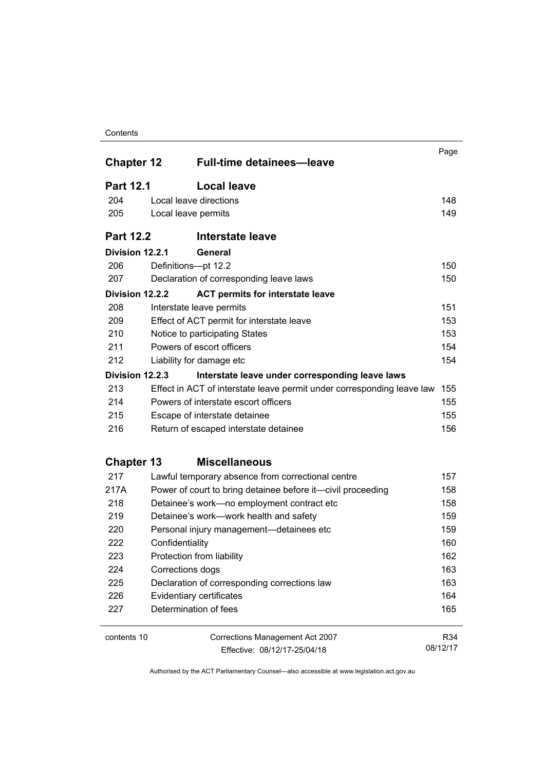| | | Page |
|---|---|---|
| **Chapter 12** | **Full-time detainees—leave** | |
| **Part 12.1** | **Local leave** | |
| 204 | Local leave directions | 148 |
| 205 | Local leave permits | 149 |
| **Part 12.2** | **Interstate leave** | |
| **Division 12.2.1** | **General** | |
| 206 | Definitions—pt 12.2 | 150 |
| 207 | Declaration of corresponding leave laws | 150 |
| **Division 12.2.2** | **ACT permits for interstate leave** | |
| 208 | Interstate leave permits | 151 |
| 209 | Effect of ACT permit for interstate leave | 153 |
| 210 | Notice to participating States | 153 |
| 211 | Powers of escort officers | 154 |
| 212 | Liability for damage etc | 154 |
| **Division 12.2.3** | **Interstate leave under corresponding leave laws** | |
| 213 | Effect in ACT of interstate leave permit under corresponding leave law | 155 |
| 214 | Powers of interstate escort officers | 155 |
| 215 | Escape of interstate detainee | 155 |
| 216 | Return of escaped interstate detainee | 156 |
| **Chapter 13** | **Miscellaneous** | |
| 217 | Lawful temporary absence from correctional centre | 157 |
| 217A | Power of court to bring detainee before it—civil proceeding | 158 |
| 218 | Detainee's work—no employment contract etc | 158 |
| 219 | Detainee's work—work health and safety | 159 |
| 220 | Personal injury management—detainees etc | 159 |
| 222 | Confidentiality | 160 |
| 223 | Protection from liability | 162 |
| 224 | Corrections dogs | 163 |
| 225 | Declaration of corresponding corrections law | 163 |
| 226 | Evidentiary certificates | 164 |
| 227 | Determination of fees | 165 |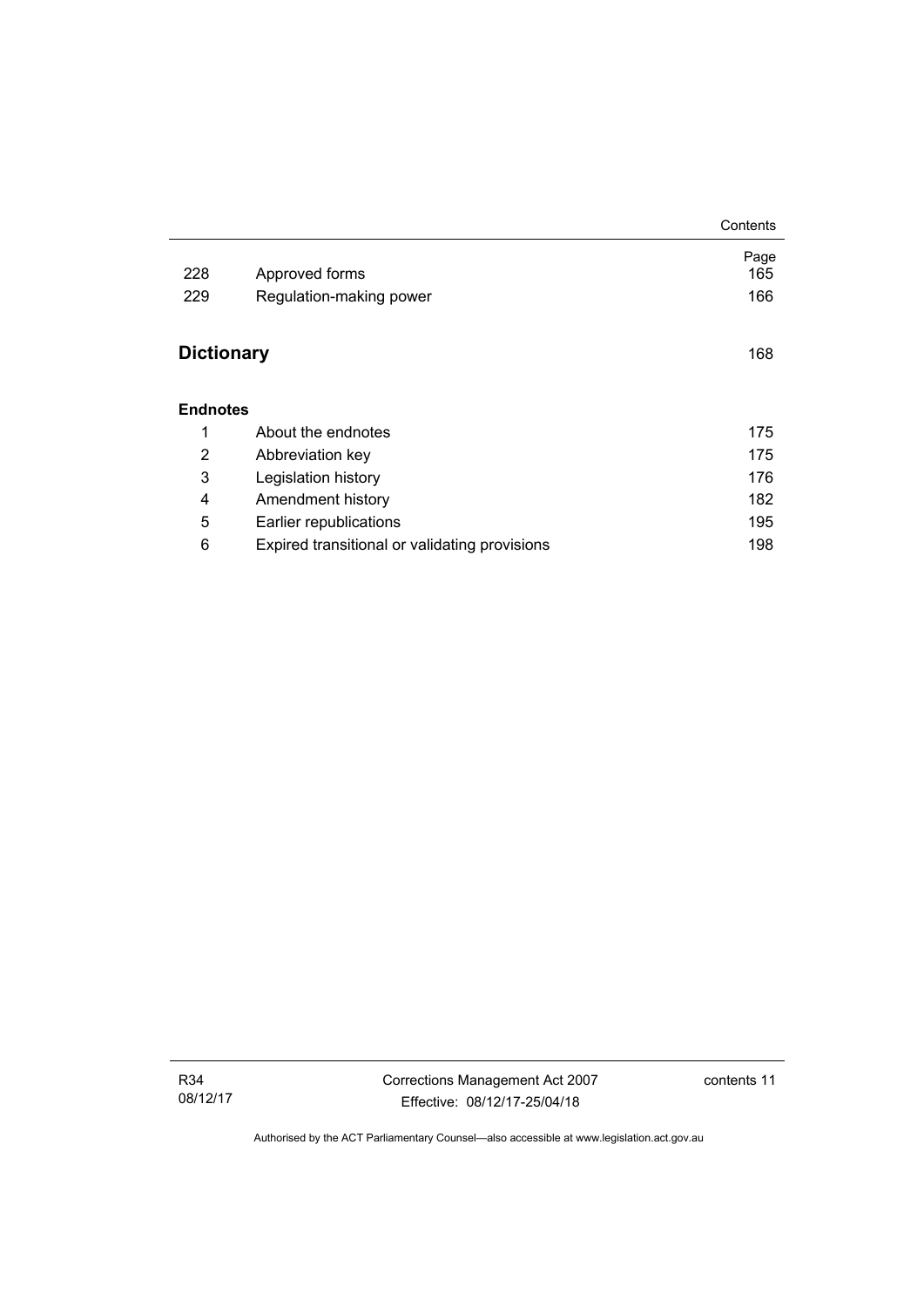| | | Page |
|---|---|---|
| 228 | Approved forms | 165 |
| 229 | Regulation-making power | 166 |

## Dictionary 168

### Endnotes

| | | |
|---|---|---|
| 1 | About the endnotes | 175 |
| 2 | Abbreviation key | 175 |
| 3 | Legislation history | 176 |
| 4 | Amendment history | 182 |
| 5 | Earlier republications | 195 |
| 6 | Expired transitional or validating provisions | 198 |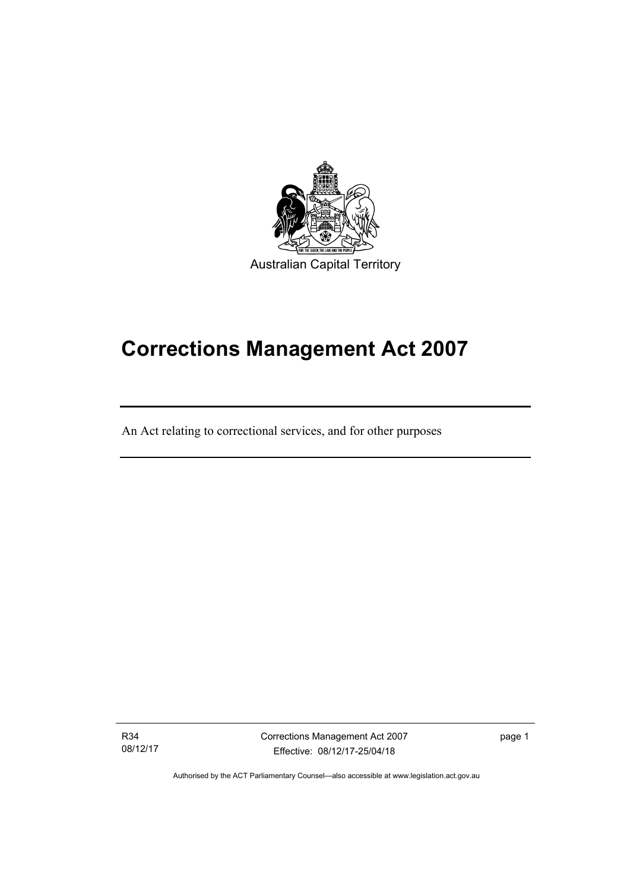Australian Capital Territory

# Corrections Management Act 2007

An Act relating to correctional services, and for other purposes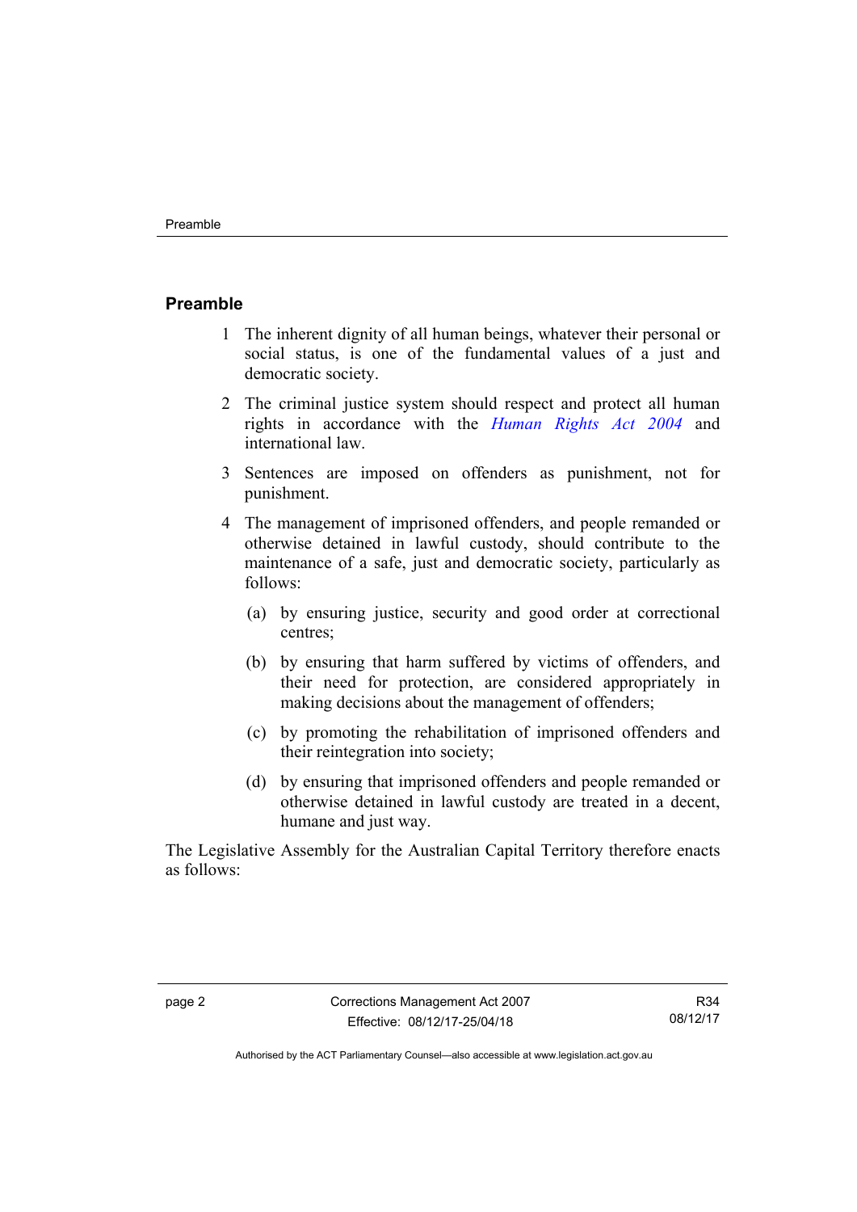## Preamble

1. The inherent dignity of all human beings, whatever their personal or social status, is one of the fundamental values of a just and democratic society.
2. The criminal justice system should respect and protect all human rights in accordance with the *Human Rights Act 2004* and international law.
3. Sentences are imposed on offenders as punishment, not for punishment.
4. The management of imprisoned offenders, and people remanded or otherwise detained in lawful custody, should contribute to the maintenance of a safe, just and democratic society, particularly as follows:

   (a) by ensuring justice, security and good order at correctional centres;

   (b) by ensuring that harm suffered by victims of offenders, and their need for protection, are considered appropriately in making decisions about the management of offenders;

   (c) by promoting the rehabilitation of imprisoned offenders and their reintegration into society;

   (d) by ensuring that imprisoned offenders and people remanded or otherwise detained in lawful custody are treated in a decent, humane and just way.

The Legislative Assembly for the Australian Capital Territory therefore enacts as follows: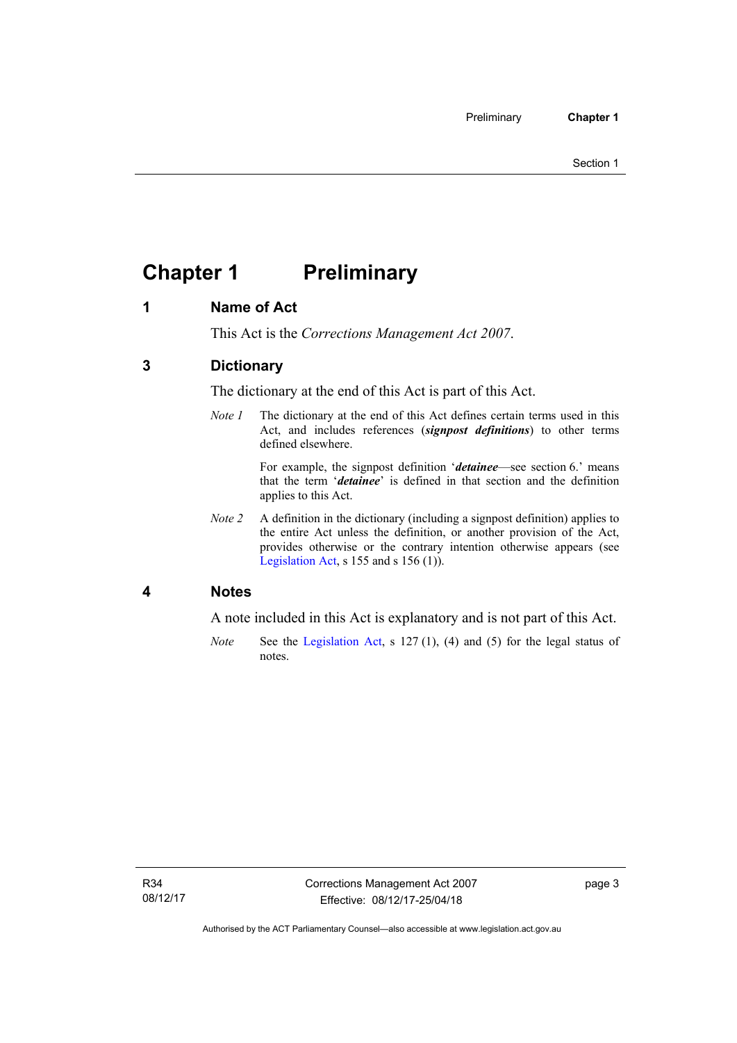# Chapter 1 Preliminary

## 1 Name of Act

This Act is the *Corrections Management Act 2007*.

## 3 Dictionary

The dictionary at the end of this Act is part of this Act.

*Note 1* The dictionary at the end of this Act defines certain terms used in this Act, and includes references (***signpost definitions***) to other terms defined elsewhere.

For example, the signpost definition '***detainee***—see section 6.' means that the term '***detainee***' is defined in that section and the definition applies to this Act.

*Note 2* A definition in the dictionary (including a signpost definition) applies to the entire Act unless the definition, or another provision of the Act, provides otherwise or the contrary intention otherwise appears (see Legislation Act, s 155 and s 156 (1)).

## 4 Notes

A note included in this Act is explanatory and is not part of this Act.

*Note* See the Legislation Act, s 127 (1), (4) and (5) for the legal status of notes.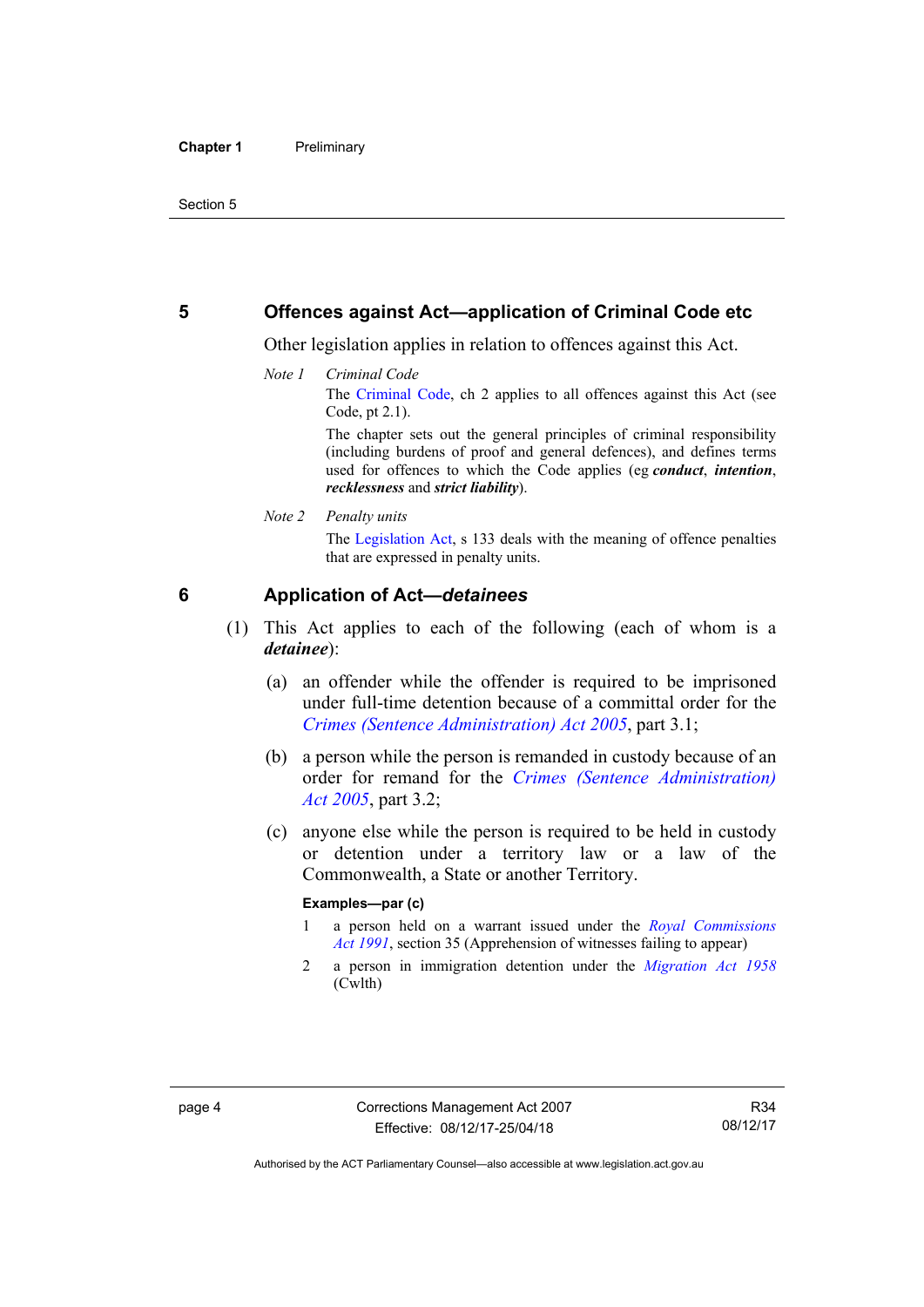## 5 Offences against Act—application of Criminal Code etc

Other legislation applies in relation to offences against this Act.

*Note 1* *Criminal Code*

The Criminal Code, ch 2 applies to all offences against this Act (see Code, pt 2.1).

The chapter sets out the general principles of criminal responsibility (including burdens of proof and general defences), and defines terms used for offences to which the Code applies (eg ***conduct***, ***intention***, ***recklessness*** and ***strict liability***).

*Note 2* *Penalty units*

The Legislation Act, s 133 deals with the meaning of offence penalties that are expressed in penalty units.

## 6 Application of Act—*detainees*

(1) This Act applies to each of the following (each of whom is a ***detainee***):

(a) an offender while the offender is required to be imprisoned under full-time detention because of a committal order for the *Crimes (Sentence Administration) Act 2005*, part 3.1;

(b) a person while the person is remanded in custody because of an order for remand for the *Crimes (Sentence Administration) Act 2005*, part 3.2;

(c) anyone else while the person is required to be held in custody or detention under a territory law or a law of the Commonwealth, a State or another Territory.

**Examples—par (c)**

1 a person held on a warrant issued under the *Royal Commissions Act 1991*, section 35 (Apprehension of witnesses failing to appear)

2 a person in immigration detention under the *Migration Act 1958* (Cwlth)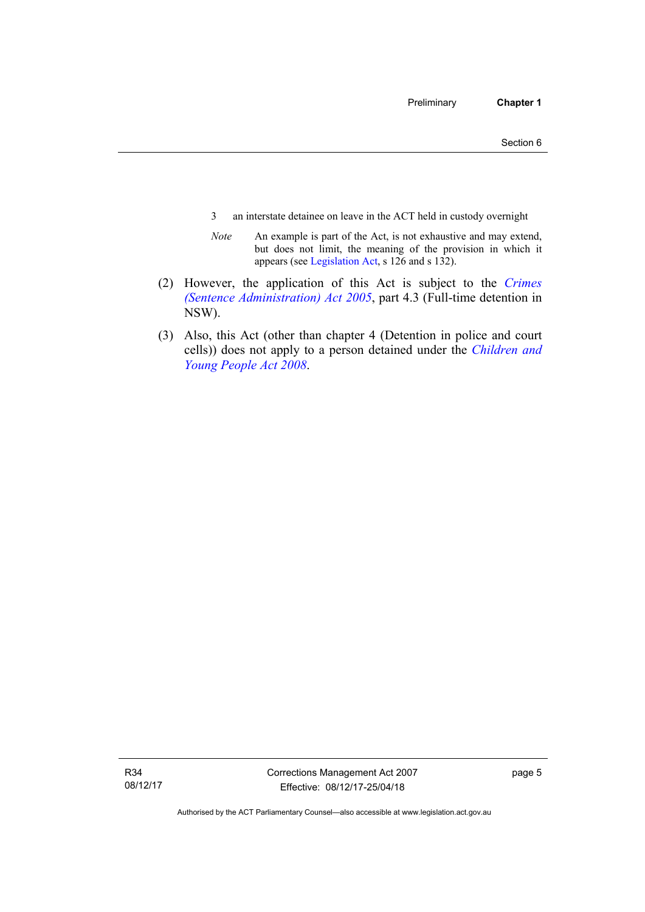3 an interstate detainee on leave in the ACT held in custody overnight

*Note* An example is part of the Act, is not exhaustive and may extend, but does not limit, the meaning of the provision in which it appears (see Legislation Act, s 126 and s 132).

(2) However, the application of this Act is subject to the *Crimes (Sentence Administration) Act 2005*, part 4.3 (Full-time detention in NSW).

(3) Also, this Act (other than chapter 4 (Detention in police and court cells)) does not apply to a person detained under the *Children and Young People Act 2008*.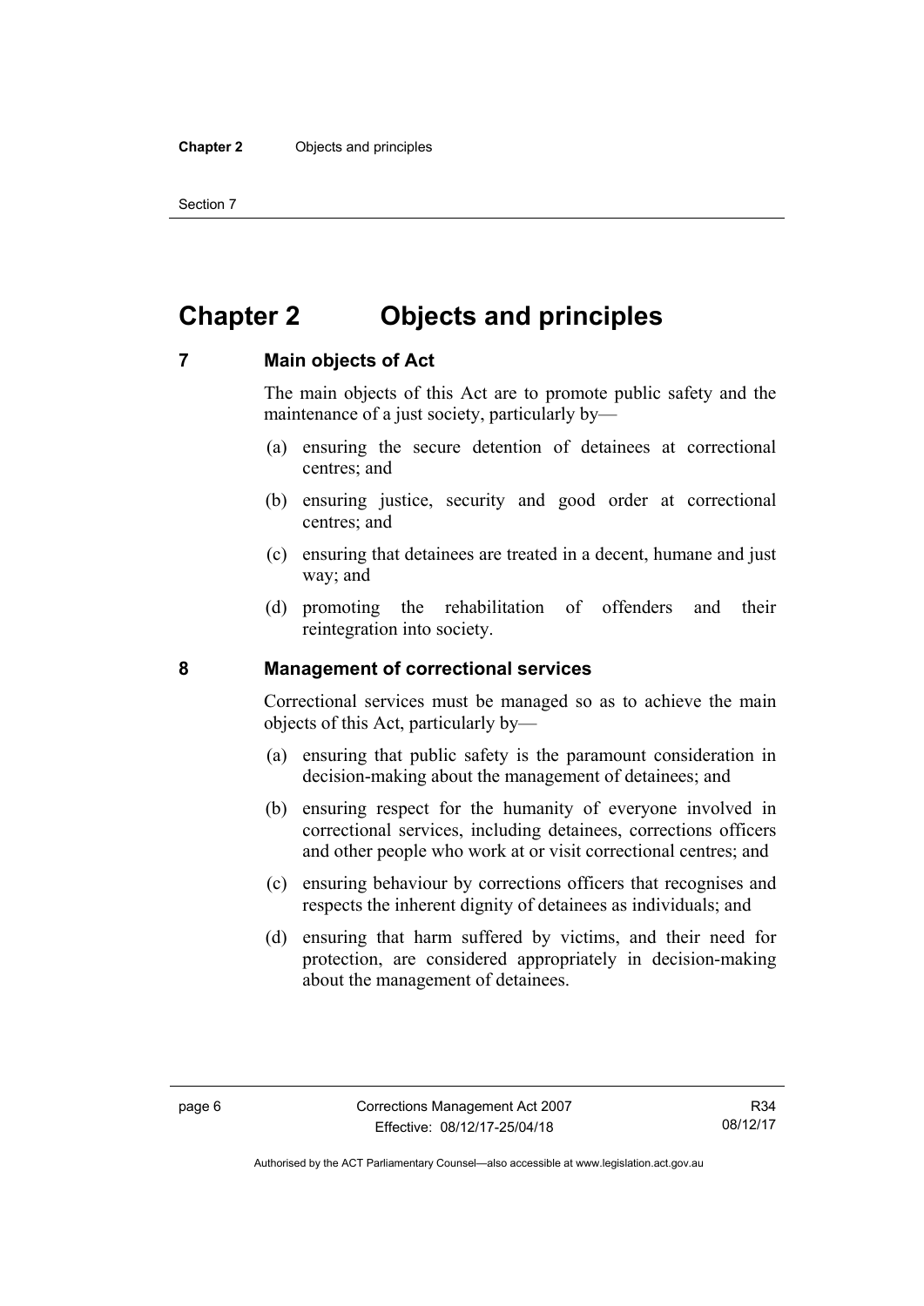# Chapter 2 Objects and principles

## 7 Main objects of Act

The main objects of this Act are to promote public safety and the maintenance of a just society, particularly by—

(a) ensuring the secure detention of detainees at correctional centres; and

(b) ensuring justice, security and good order at correctional centres; and

(c) ensuring that detainees are treated in a decent, humane and just way; and

(d) promoting the rehabilitation of offenders and their reintegration into society.

## 8 Management of correctional services

Correctional services must be managed so as to achieve the main objects of this Act, particularly by—

(a) ensuring that public safety is the paramount consideration in decision-making about the management of detainees; and

(b) ensuring respect for the humanity of everyone involved in correctional services, including detainees, corrections officers and other people who work at or visit correctional centres; and

(c) ensuring behaviour by corrections officers that recognises and respects the inherent dignity of detainees as individuals; and

(d) ensuring that harm suffered by victims, and their need for protection, are considered appropriately in decision-making about the management of detainees.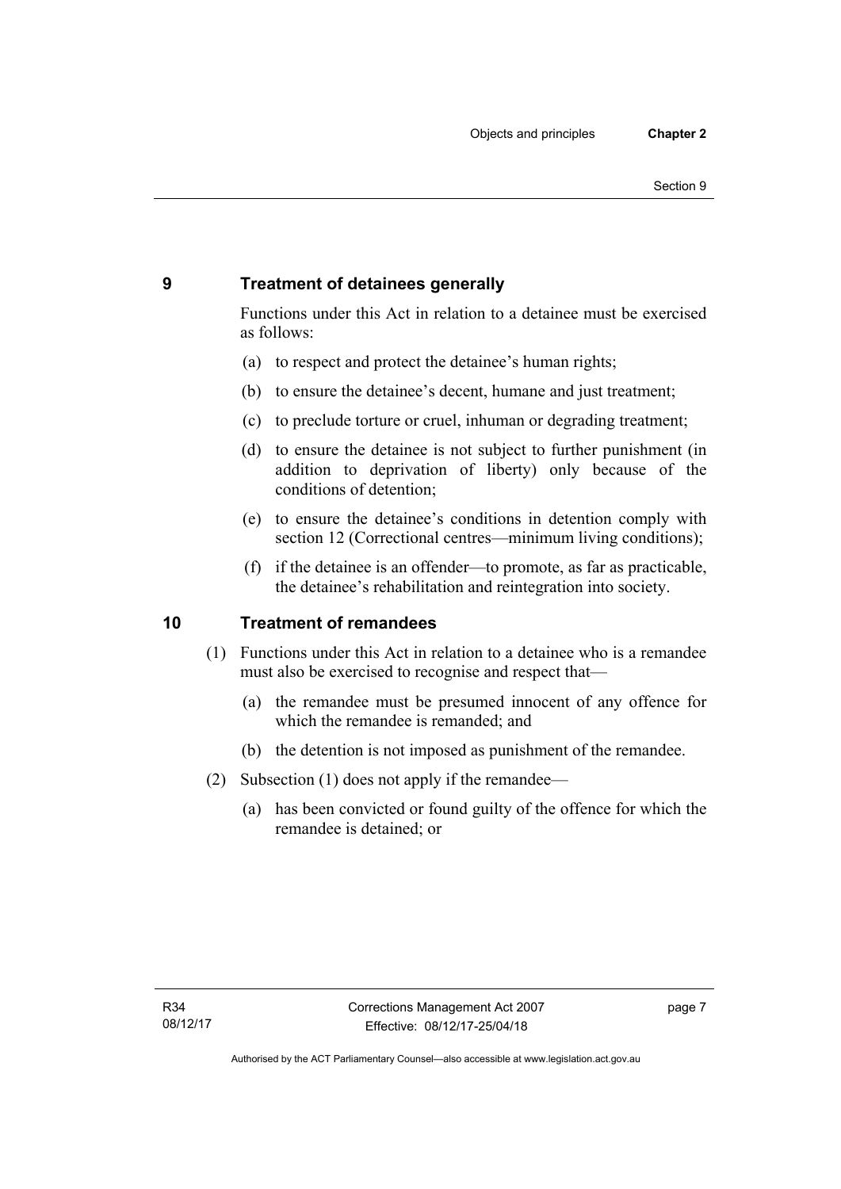## 9 Treatment of detainees generally

Functions under this Act in relation to a detainee must be exercised as follows:

(a) to respect and protect the detainee's human rights;

(b) to ensure the detainee's decent, humane and just treatment;

(c) to preclude torture or cruel, inhuman or degrading treatment;

(d) to ensure the detainee is not subject to further punishment (in addition to deprivation of liberty) only because of the conditions of detention;

(e) to ensure the detainee's conditions in detention comply with section 12 (Correctional centres—minimum living conditions);

(f) if the detainee is an offender—to promote, as far as practicable, the detainee's rehabilitation and reintegration into society.

## 10 Treatment of remandees

(1) Functions under this Act in relation to a detainee who is a remandee must also be exercised to recognise and respect that—

(a) the remandee must be presumed innocent of any offence for which the remandee is remanded; and

(b) the detention is not imposed as punishment of the remandee.

(2) Subsection (1) does not apply if the remandee—

(a) has been convicted or found guilty of the offence for which the remandee is detained; or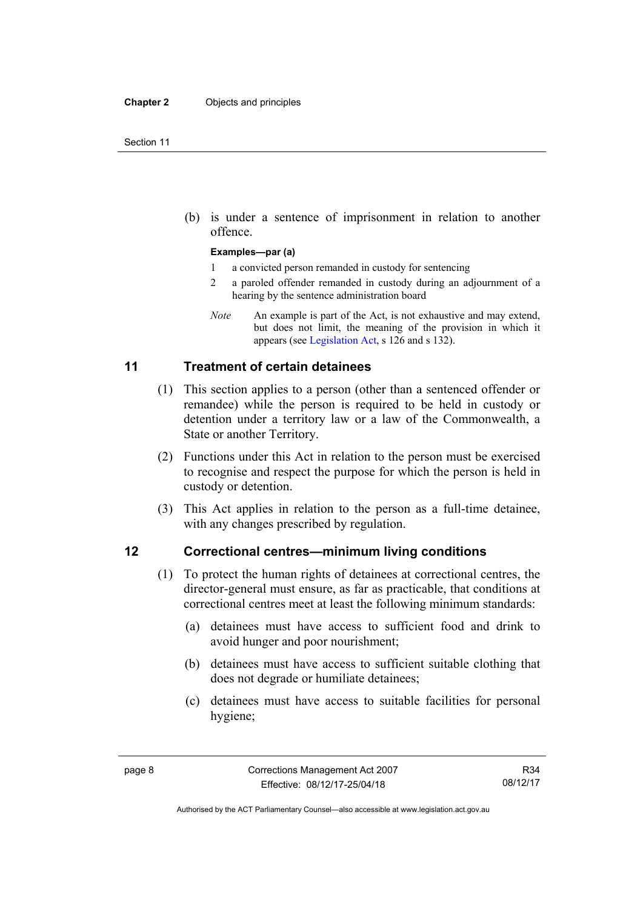(b) is under a sentence of imprisonment in relation to another offence.

**Examples—par (a)**

1 a convicted person remanded in custody for sentencing

2 a paroled offender remanded in custody during an adjournment of a hearing by the sentence administration board

*Note* An example is part of the Act, is not exhaustive and may extend, but does not limit, the meaning of the provision in which it appears (see Legislation Act, s 126 and s 132).

## 11 Treatment of certain detainees

(1) This section applies to a person (other than a sentenced offender or remandee) while the person is required to be held in custody or detention under a territory law or a law of the Commonwealth, a State or another Territory.

(2) Functions under this Act in relation to the person must be exercised to recognise and respect the purpose for which the person is held in custody or detention.

(3) This Act applies in relation to the person as a full-time detainee, with any changes prescribed by regulation.

## 12 Correctional centres—minimum living conditions

(1) To protect the human rights of detainees at correctional centres, the director-general must ensure, as far as practicable, that conditions at correctional centres meet at least the following minimum standards:

(a) detainees must have access to sufficient food and drink to avoid hunger and poor nourishment;

(b) detainees must have access to sufficient suitable clothing that does not degrade or humiliate detainees;

(c) detainees must have access to suitable facilities for personal hygiene;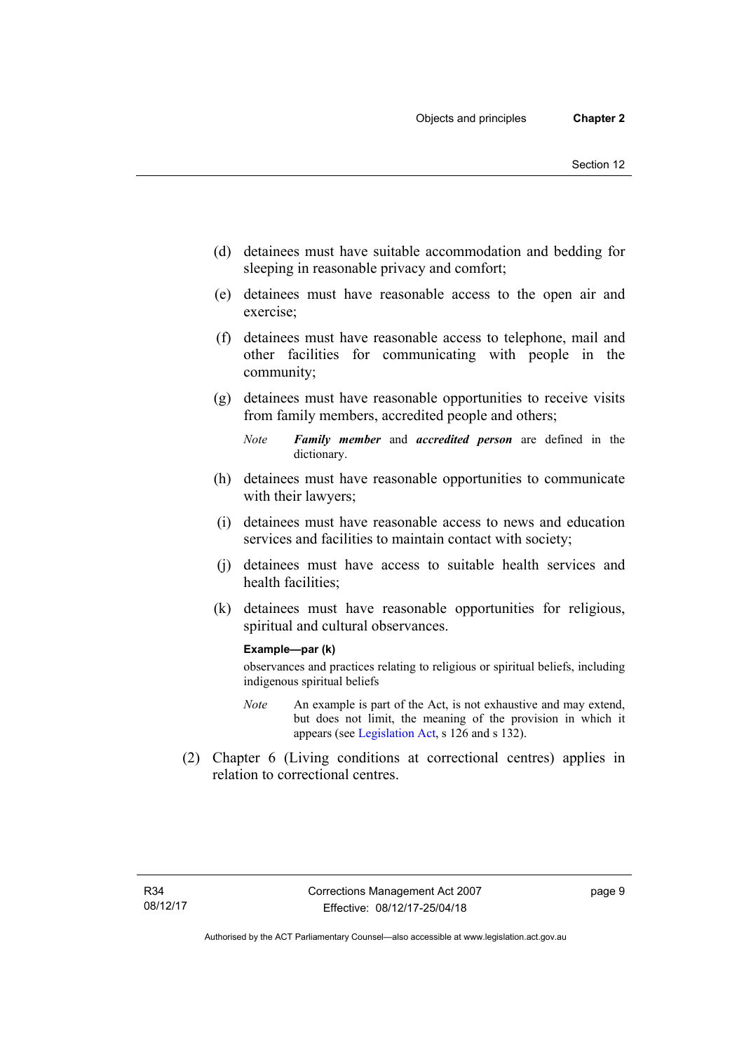(d) detainees must have suitable accommodation and bedding for sleeping in reasonable privacy and comfort;

(e) detainees must have reasonable access to the open air and exercise;

(f) detainees must have reasonable access to telephone, mail and other facilities for communicating with people in the community;

(g) detainees must have reasonable opportunities to receive visits from family members, accredited people and others;

*Note* ***Family member*** and ***accredited person*** are defined in the dictionary.

(h) detainees must have reasonable opportunities to communicate with their lawyers;

(i) detainees must have reasonable access to news and education services and facilities to maintain contact with society;

(j) detainees must have access to suitable health services and health facilities;

(k) detainees must have reasonable opportunities for religious, spiritual and cultural observances.

**Example—par (k)**

observances and practices relating to religious or spiritual beliefs, including indigenous spiritual beliefs

*Note* An example is part of the Act, is not exhaustive and may extend, but does not limit, the meaning of the provision in which it appears (see Legislation Act, s 126 and s 132).

(2) Chapter 6 (Living conditions at correctional centres) applies in relation to correctional centres.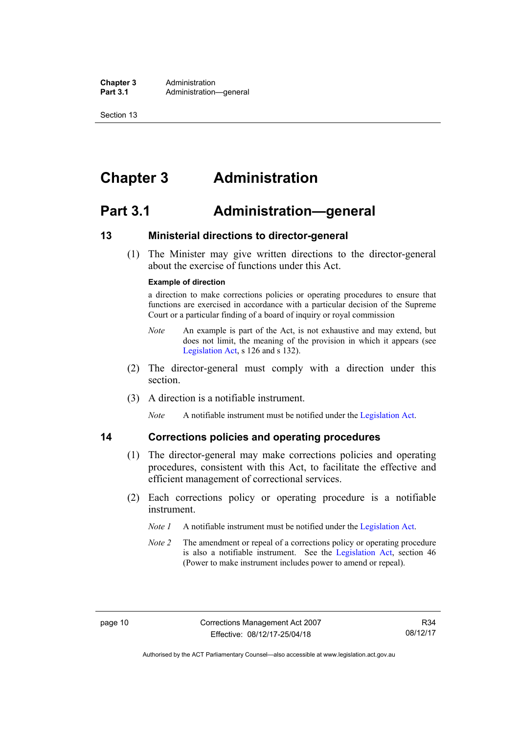# Chapter 3 Administration

## Part 3.1 Administration—general

### 13 Ministerial directions to director-general

(1) The Minister may give written directions to the director-general about the exercise of functions under this Act.

**Example of direction**

a direction to make corrections policies or operating procedures to ensure that functions are exercised in accordance with a particular decision of the Supreme Court or a particular finding of a board of inquiry or royal commission

*Note* An example is part of the Act, is not exhaustive and may extend, but does not limit, the meaning of the provision in which it appears (see Legislation Act, s 126 and s 132).

(2) The director-general must comply with a direction under this section.

(3) A direction is a notifiable instrument.

*Note* A notifiable instrument must be notified under the Legislation Act.

### 14 Corrections policies and operating procedures

(1) The director-general may make corrections policies and operating procedures, consistent with this Act, to facilitate the effective and efficient management of correctional services.

(2) Each corrections policy or operating procedure is a notifiable instrument.

*Note 1* A notifiable instrument must be notified under the Legislation Act.

*Note 2* The amendment or repeal of a corrections policy or operating procedure is also a notifiable instrument. See the Legislation Act, section 46 (Power to make instrument includes power to amend or repeal).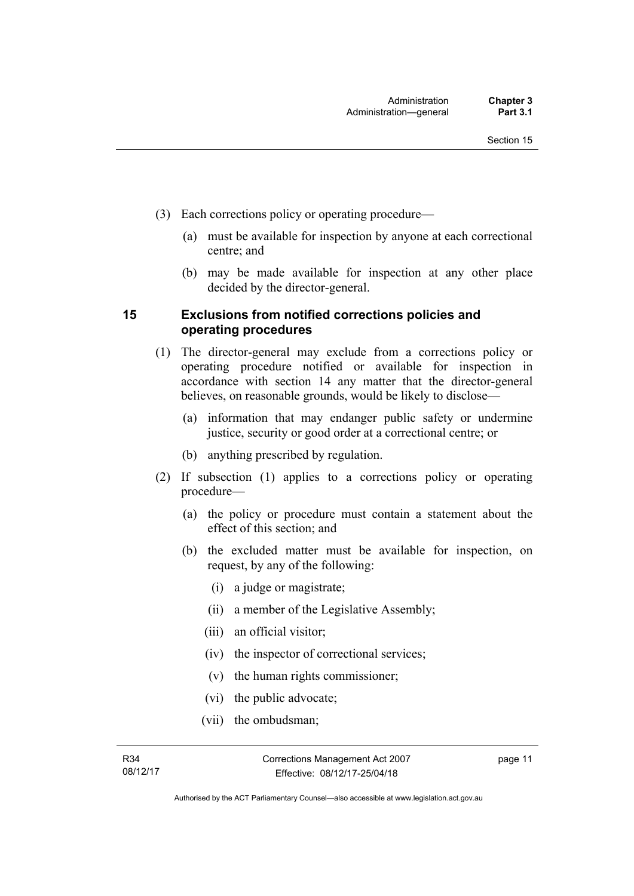(3) Each corrections policy or operating procedure—

(a) must be available for inspection by anyone at each correctional centre; and

(b) may be made available for inspection at any other place decided by the director-general.

## 15 Exclusions from notified corrections policies and operating procedures

(1) The director-general may exclude from a corrections policy or operating procedure notified or available for inspection in accordance with section 14 any matter that the director-general believes, on reasonable grounds, would be likely to disclose—

(a) information that may endanger public safety or undermine justice, security or good order at a correctional centre; or

(b) anything prescribed by regulation.

(2) If subsection (1) applies to a corrections policy or operating procedure—

(a) the policy or procedure must contain a statement about the effect of this section; and

(b) the excluded matter must be available for inspection, on request, by any of the following:

(i) a judge or magistrate;

(ii) a member of the Legislative Assembly;

(iii) an official visitor;

(iv) the inspector of correctional services;

(v) the human rights commissioner;

(vi) the public advocate;

(vii) the ombudsman;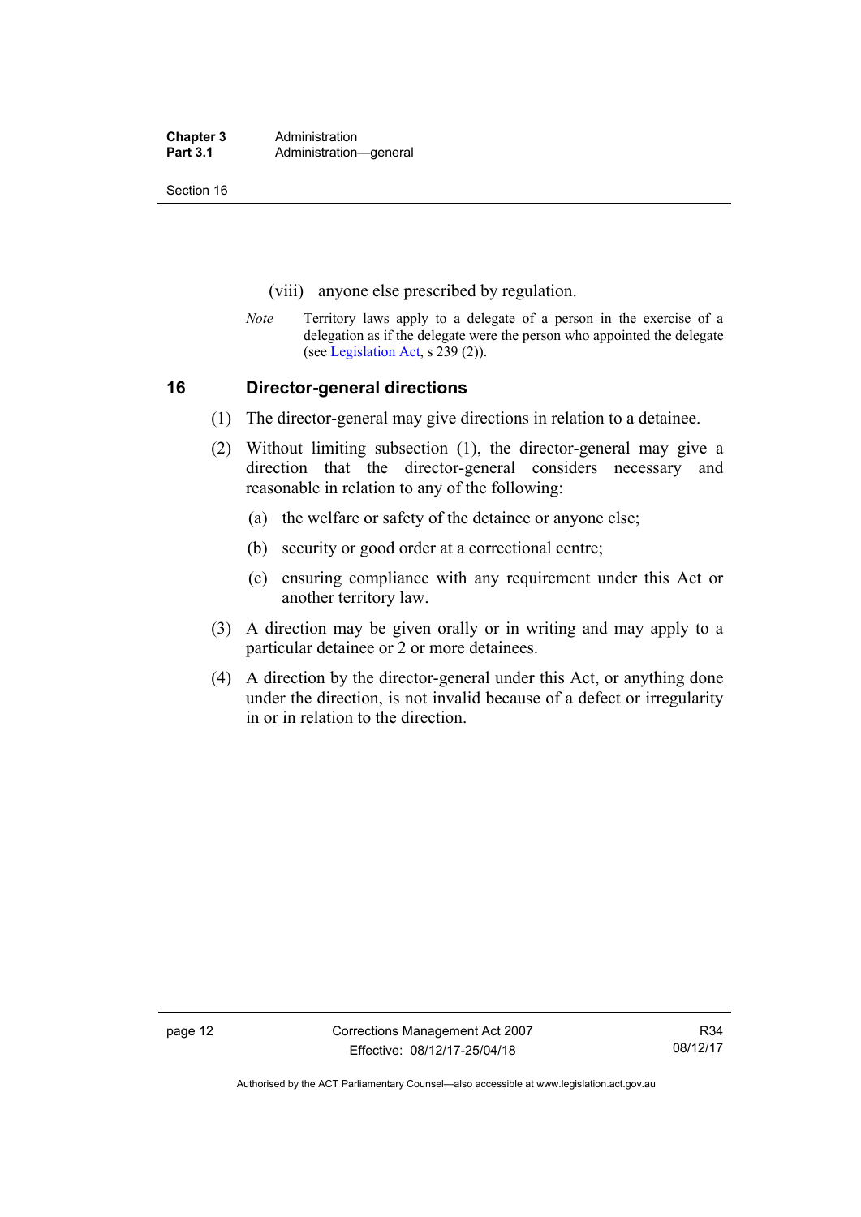(viii) anyone else prescribed by regulation.

*Note* Territory laws apply to a delegate of a person in the exercise of a delegation as if the delegate were the person who appointed the delegate (see Legislation Act, s 239 (2)).

## 16 Director-general directions

(1) The director-general may give directions in relation to a detainee.

(2) Without limiting subsection (1), the director-general may give a direction that the director-general considers necessary and reasonable in relation to any of the following:

(a) the welfare or safety of the detainee or anyone else;

(b) security or good order at a correctional centre;

(c) ensuring compliance with any requirement under this Act or another territory law.

(3) A direction may be given orally or in writing and may apply to a particular detainee or 2 or more detainees.

(4) A direction by the director-general under this Act, or anything done under the direction, is not invalid because of a defect or irregularity in or in relation to the direction.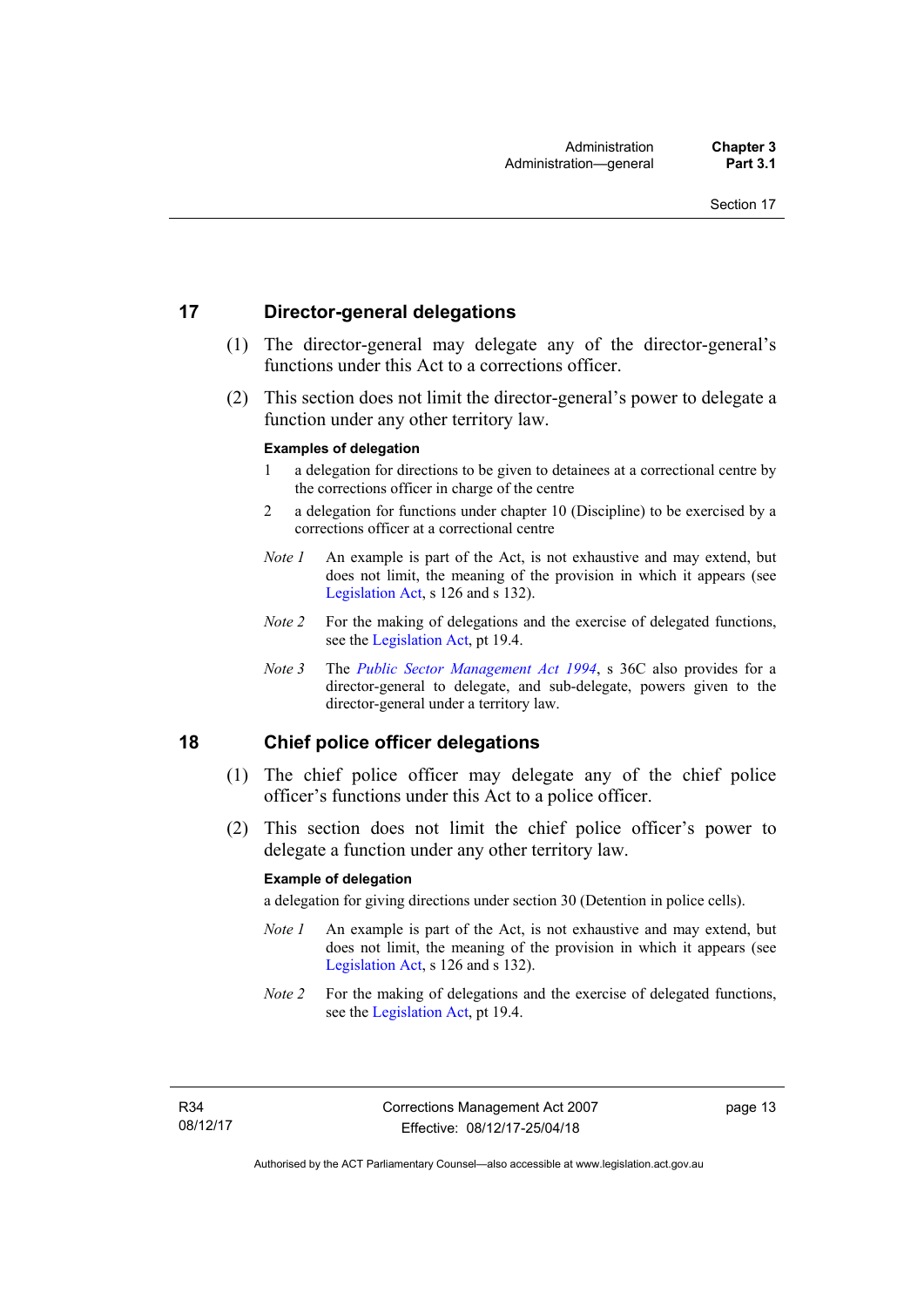## 17 Director-general delegations

(1) The director-general may delegate any of the director-general's functions under this Act to a corrections officer.

(2) This section does not limit the director-general's power to delegate a function under any other territory law.

**Examples of delegation**

1 a delegation for directions to be given to detainees at a correctional centre by the corrections officer in charge of the centre

2 a delegation for functions under chapter 10 (Discipline) to be exercised by a corrections officer at a correctional centre

*Note 1* An example is part of the Act, is not exhaustive and may extend, but does not limit, the meaning of the provision in which it appears (see Legislation Act, s 126 and s 132).

*Note 2* For the making of delegations and the exercise of delegated functions, see the Legislation Act, pt 19.4.

*Note 3* The *Public Sector Management Act 1994*, s 36C also provides for a director-general to delegate, and sub-delegate, powers given to the director-general under a territory law.

## 18 Chief police officer delegations

(1) The chief police officer may delegate any of the chief police officer's functions under this Act to a police officer.

(2) This section does not limit the chief police officer's power to delegate a function under any other territory law.

**Example of delegation**

a delegation for giving directions under section 30 (Detention in police cells).

*Note 1* An example is part of the Act, is not exhaustive and may extend, but does not limit, the meaning of the provision in which it appears (see Legislation Act, s 126 and s 132).

*Note 2* For the making of delegations and the exercise of delegated functions, see the Legislation Act, pt 19.4.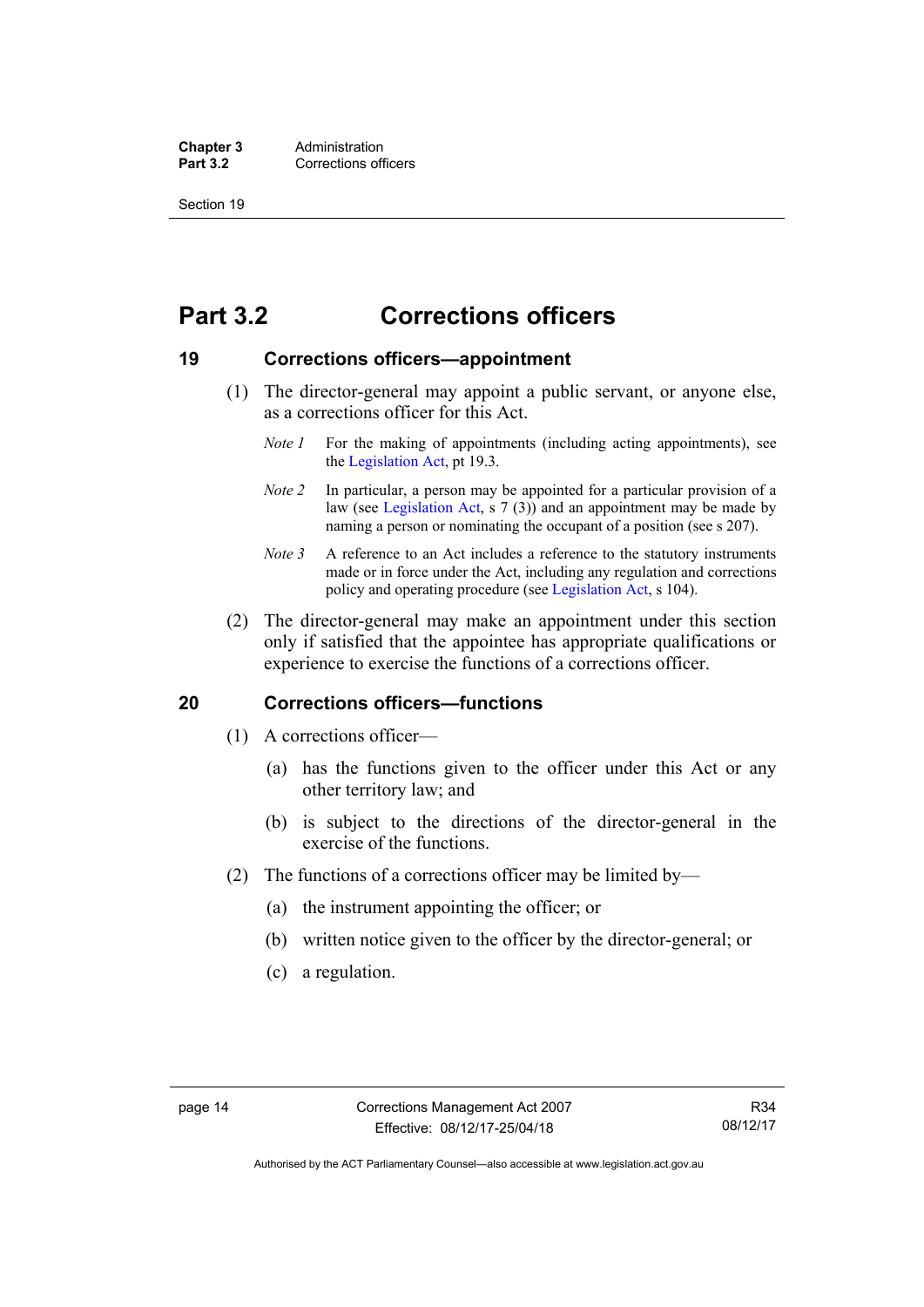# Part 3.2 Corrections officers

## 19 Corrections officers—appointment

(1) The director-general may appoint a public servant, or anyone else, as a corrections officer for this Act.

*Note 1* For the making of appointments (including acting appointments), see the Legislation Act, pt 19.3.

*Note 2* In particular, a person may be appointed for a particular provision of a law (see Legislation Act, s 7 (3)) and an appointment may be made by naming a person or nominating the occupant of a position (see s 207).

*Note 3* A reference to an Act includes a reference to the statutory instruments made or in force under the Act, including any regulation and corrections policy and operating procedure (see Legislation Act, s 104).

(2) The director-general may make an appointment under this section only if satisfied that the appointee has appropriate qualifications or experience to exercise the functions of a corrections officer.

## 20 Corrections officers—functions

(1) A corrections officer—

(a) has the functions given to the officer under this Act or any other territory law; and

(b) is subject to the directions of the director-general in the exercise of the functions.

(2) The functions of a corrections officer may be limited by—

(a) the instrument appointing the officer; or

(b) written notice given to the officer by the director-general; or

(c) a regulation.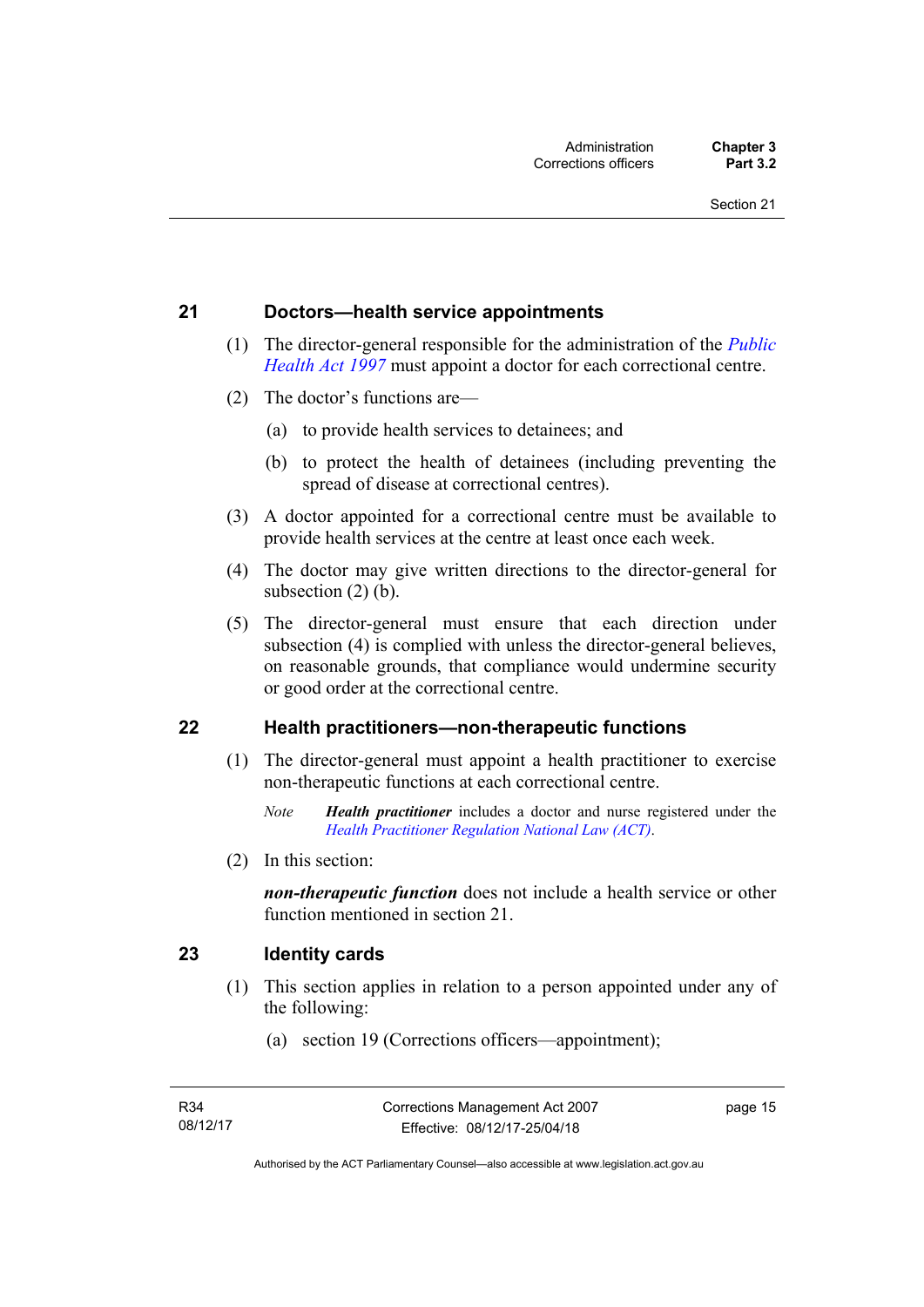## 21 Doctors—health service appointments

(1) The director-general responsible for the administration of the *Public Health Act 1997* must appoint a doctor for each correctional centre.

(2) The doctor's functions are—

(a) to provide health services to detainees; and

(b) to protect the health of detainees (including preventing the spread of disease at correctional centres).

(3) A doctor appointed for a correctional centre must be available to provide health services at the centre at least once each week.

(4) The doctor may give written directions to the director-general for subsection (2) (b).

(5) The director-general must ensure that each direction under subsection (4) is complied with unless the director-general believes, on reasonable grounds, that compliance would undermine security or good order at the correctional centre.

## 22 Health practitioners—non-therapeutic functions

(1) The director-general must appoint a health practitioner to exercise non-therapeutic functions at each correctional centre.

*Note* ***Health practitioner*** includes a doctor and nurse registered under the *Health Practitioner Regulation National Law (ACT)*.

(2) In this section:

***non-therapeutic function*** does not include a health service or other function mentioned in section 21.

## 23 Identity cards

(1) This section applies in relation to a person appointed under any of the following:

(a) section 19 (Corrections officers—appointment);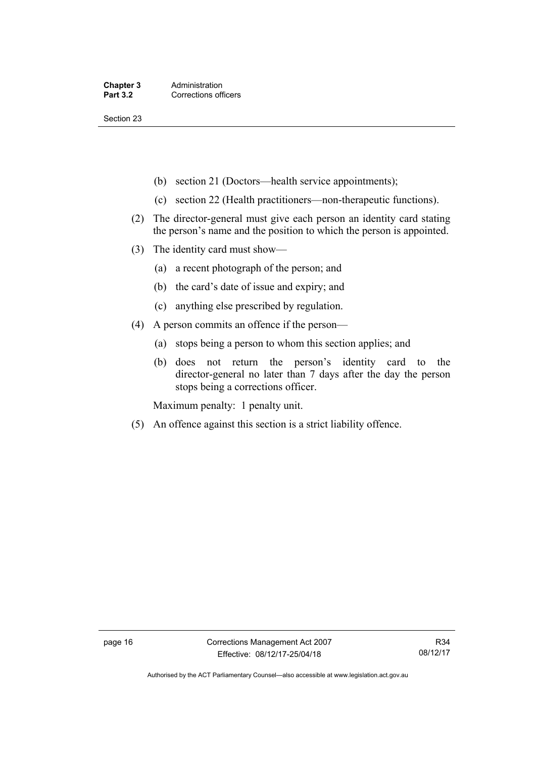(b) section 21 (Doctors—health service appointments);

(c) section 22 (Health practitioners—non-therapeutic functions).

(2) The director-general must give each person an identity card stating the person's name and the position to which the person is appointed.

(3) The identity card must show—

(a) a recent photograph of the person; and

(b) the card's date of issue and expiry; and

(c) anything else prescribed by regulation.

(4) A person commits an offence if the person—

(a) stops being a person to whom this section applies; and

(b) does not return the person's identity card to the director-general no later than 7 days after the day the person stops being a corrections officer.

Maximum penalty: 1 penalty unit.

(5) An offence against this section is a strict liability offence.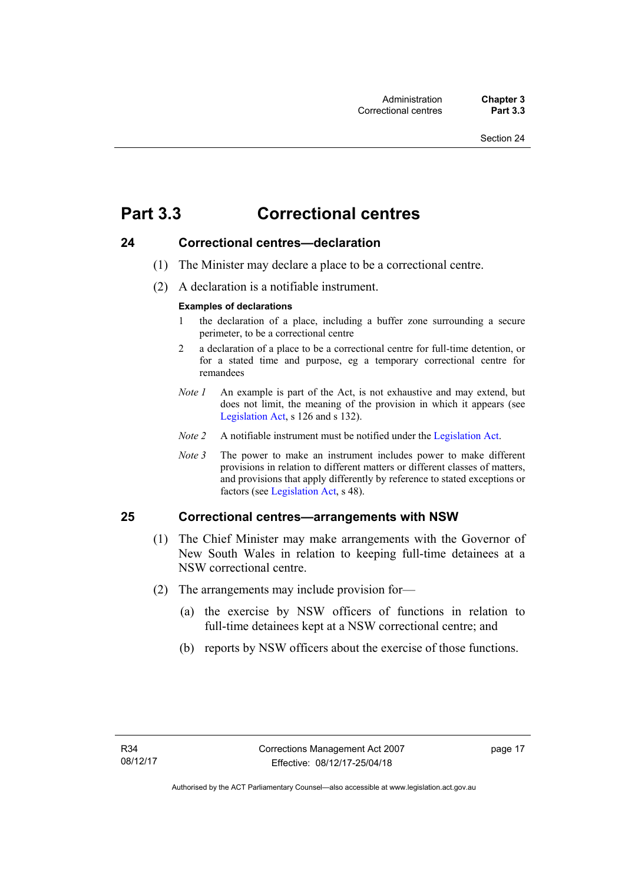# Part 3.3 Correctional centres

## 24 Correctional centres—declaration

(1) The Minister may declare a place to be a correctional centre.

(2) A declaration is a notifiable instrument.

**Examples of declarations**

1 the declaration of a place, including a buffer zone surrounding a secure perimeter, to be a correctional centre

2 a declaration of a place to be a correctional centre for full-time detention, or for a stated time and purpose, eg a temporary correctional centre for remandees

*Note 1* An example is part of the Act, is not exhaustive and may extend, but does not limit, the meaning of the provision in which it appears (see Legislation Act, s 126 and s 132).

*Note 2* A notifiable instrument must be notified under the Legislation Act.

*Note 3* The power to make an instrument includes power to make different provisions in relation to different matters or different classes of matters, and provisions that apply differently by reference to stated exceptions or factors (see Legislation Act, s 48).

## 25 Correctional centres—arrangements with NSW

(1) The Chief Minister may make arrangements with the Governor of New South Wales in relation to keeping full-time detainees at a NSW correctional centre.

(2) The arrangements may include provision for—

(a) the exercise by NSW officers of functions in relation to full-time detainees kept at a NSW correctional centre; and

(b) reports by NSW officers about the exercise of those functions.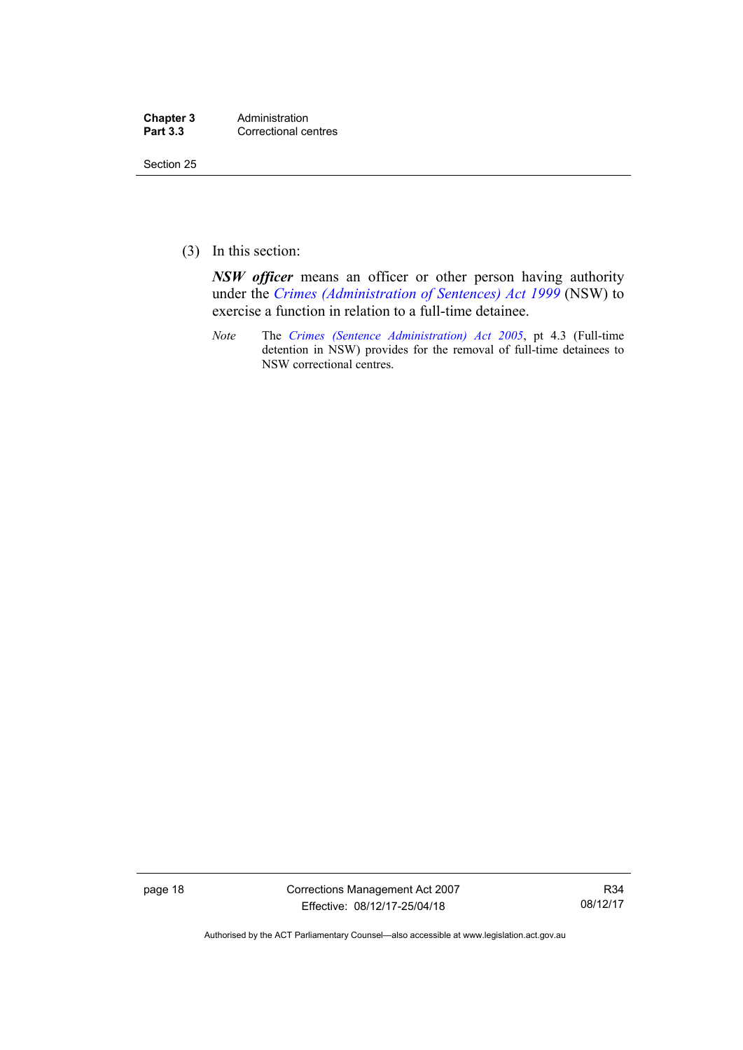(3) In this section:

***NSW officer*** means an officer or other person having authority under the *Crimes (Administration of Sentences) Act 1999* (NSW) to exercise a function in relation to a full-time detainee.

*Note* The *Crimes (Sentence Administration) Act 2005*, pt 4.3 (Full-time detention in NSW) provides for the removal of full-time detainees to NSW correctional centres.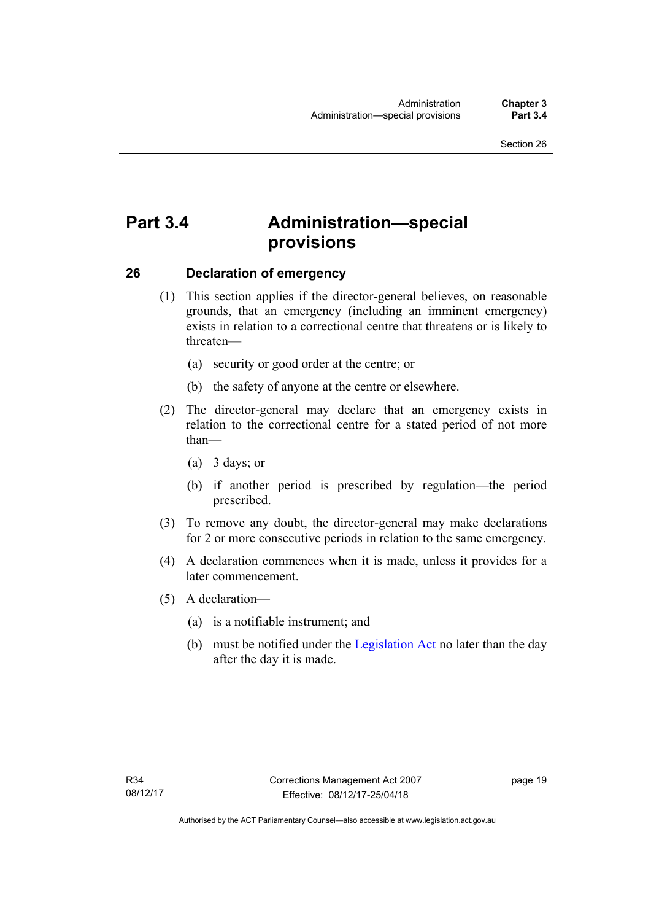# Part 3.4 Administration—special provisions

## 26 Declaration of emergency

(1) This section applies if the director-general believes, on reasonable grounds, that an emergency (including an imminent emergency) exists in relation to a correctional centre that threatens or is likely to threaten—

(a) security or good order at the centre; or

(b) the safety of anyone at the centre or elsewhere.

(2) The director-general may declare that an emergency exists in relation to the correctional centre for a stated period of not more than—

(a) 3 days; or

(b) if another period is prescribed by regulation—the period prescribed.

(3) To remove any doubt, the director-general may make declarations for 2 or more consecutive periods in relation to the same emergency.

(4) A declaration commences when it is made, unless it provides for a later commencement.

(5) A declaration—

(a) is a notifiable instrument; and

(b) must be notified under the Legislation Act no later than the day after the day it is made.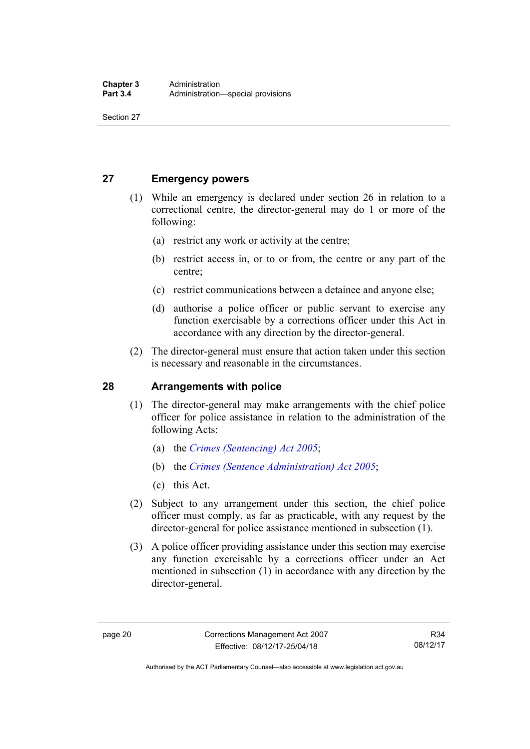## 27 Emergency powers

(1) While an emergency is declared under section 26 in relation to a correctional centre, the director-general may do 1 or more of the following:

(a) restrict any work or activity at the centre;

(b) restrict access in, or to or from, the centre or any part of the centre;

(c) restrict communications between a detainee and anyone else;

(d) authorise a police officer or public servant to exercise any function exercisable by a corrections officer under this Act in accordance with any direction by the director-general.

(2) The director-general must ensure that action taken under this section is necessary and reasonable in the circumstances.

## 28 Arrangements with police

(1) The director-general may make arrangements with the chief police officer for police assistance in relation to the administration of the following Acts:

(a) the *Crimes (Sentencing) Act 2005*;

(b) the *Crimes (Sentence Administration) Act 2005*;

(c) this Act.

(2) Subject to any arrangement under this section, the chief police officer must comply, as far as practicable, with any request by the director-general for police assistance mentioned in subsection (1).

(3) A police officer providing assistance under this section may exercise any function exercisable by a corrections officer under an Act mentioned in subsection (1) in accordance with any direction by the director-general.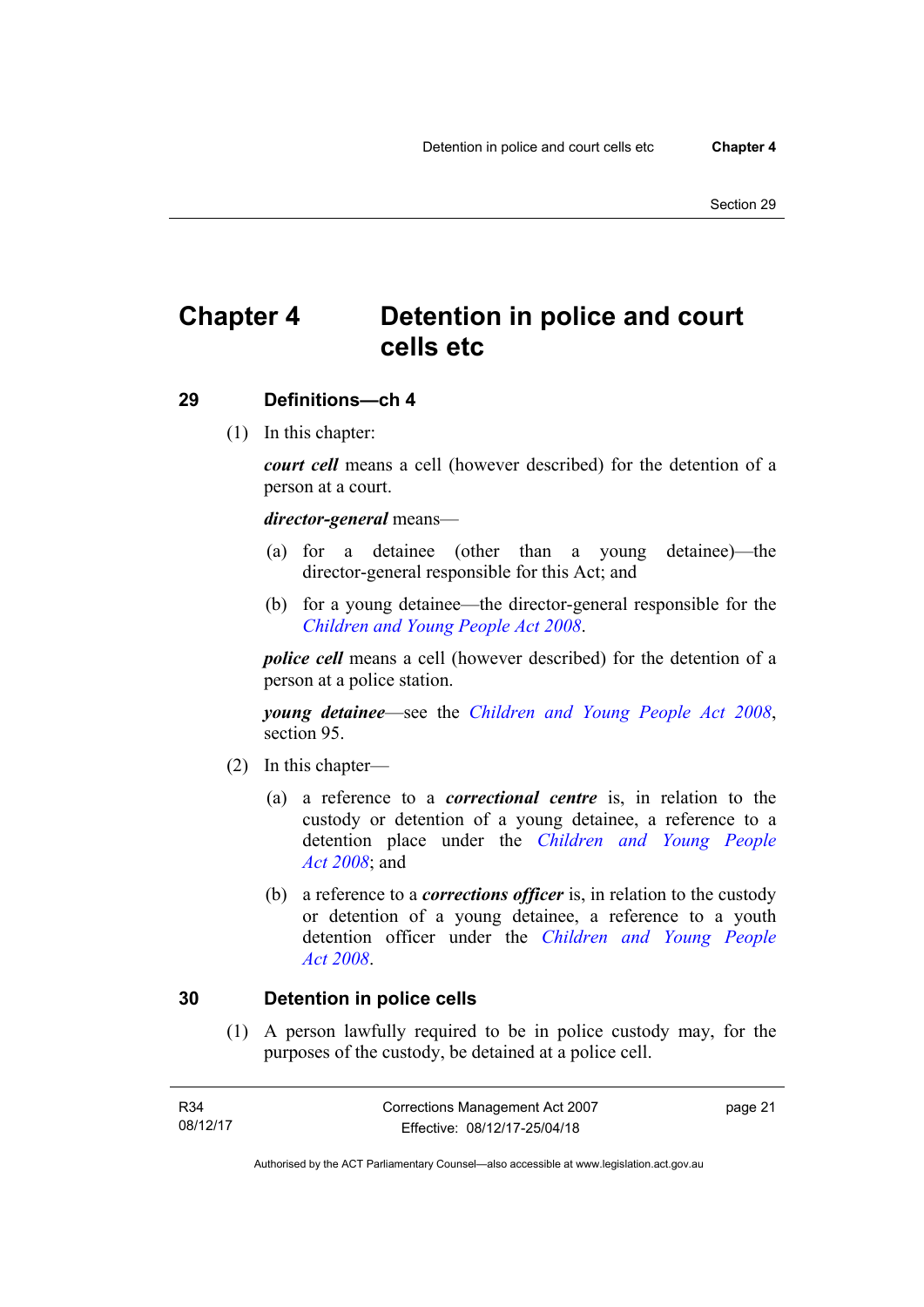# Chapter 4 Detention in police and court cells etc

## 29 Definitions—ch 4

(1) In this chapter:

***court cell*** means a cell (however described) for the detention of a person at a court.

***director-general*** means—

(a) for a detainee (other than a young detainee)—the director-general responsible for this Act; and

(b) for a young detainee—the director-general responsible for the *Children and Young People Act 2008*.

***police cell*** means a cell (however described) for the detention of a person at a police station.

***young detainee***—see the *Children and Young People Act 2008*, section 95.

(2) In this chapter—

(a) a reference to a ***correctional centre*** is, in relation to the custody or detention of a young detainee, a reference to a detention place under the *Children and Young People Act 2008*; and

(b) a reference to a ***corrections officer*** is, in relation to the custody or detention of a young detainee, a reference to a youth detention officer under the *Children and Young People Act 2008*.

## 30 Detention in police cells

(1) A person lawfully required to be in police custody may, for the purposes of the custody, be detained at a police cell.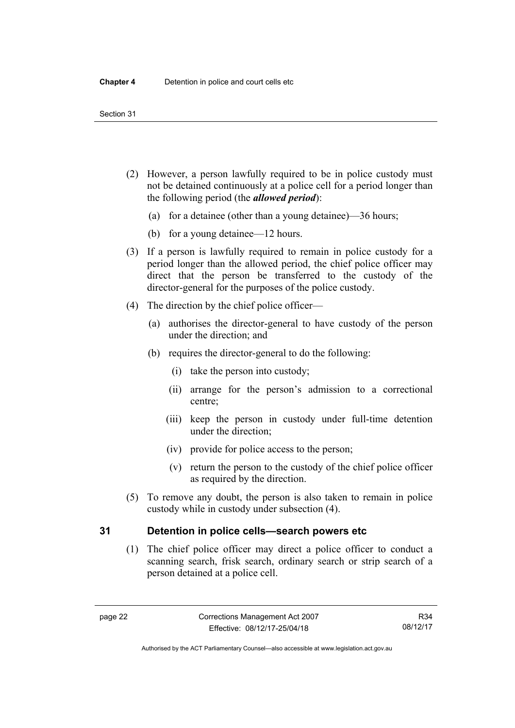(2) However, a person lawfully required to be in police custody must not be detained continuously at a police cell for a period longer than the following period (the ***allowed period***):

(a) for a detainee (other than a young detainee)—36 hours;

(b) for a young detainee—12 hours.

(3) If a person is lawfully required to remain in police custody for a period longer than the allowed period, the chief police officer may direct that the person be transferred to the custody of the director-general for the purposes of the police custody.

(4) The direction by the chief police officer—

(a) authorises the director-general to have custody of the person under the direction; and

(b) requires the director-general to do the following:

(i) take the person into custody;

(ii) arrange for the person's admission to a correctional centre;

(iii) keep the person in custody under full-time detention under the direction;

(iv) provide for police access to the person;

(v) return the person to the custody of the chief police officer as required by the direction.

(5) To remove any doubt, the person is also taken to remain in police custody while in custody under subsection (4).

## 31 Detention in police cells—search powers etc

(1) The chief police officer may direct a police officer to conduct a scanning search, frisk search, ordinary search or strip search of a person detained at a police cell.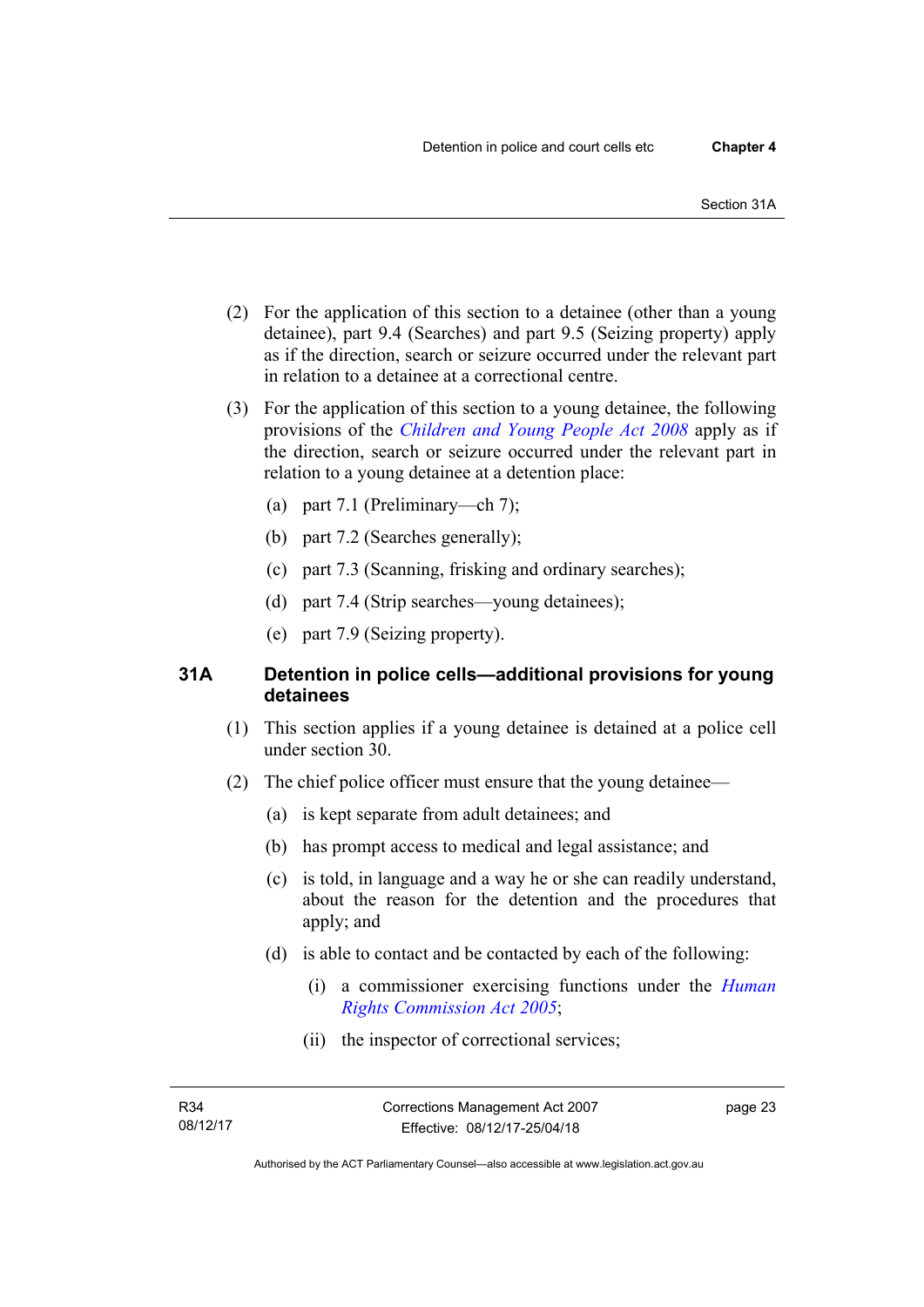(2) For the application of this section to a detainee (other than a young detainee), part 9.4 (Searches) and part 9.5 (Seizing property) apply as if the direction, search or seizure occurred under the relevant part in relation to a detainee at a correctional centre.

(3) For the application of this section to a young detainee, the following provisions of the *Children and Young People Act 2008* apply as if the direction, search or seizure occurred under the relevant part in relation to a young detainee at a detention place:

(a) part 7.1 (Preliminary—ch 7);

(b) part 7.2 (Searches generally);

(c) part 7.3 (Scanning, frisking and ordinary searches);

(d) part 7.4 (Strip searches—young detainees);

(e) part 7.9 (Seizing property).

### 31A Detention in police cells—additional provisions for young detainees

(1) This section applies if a young detainee is detained at a police cell under section 30.

(2) The chief police officer must ensure that the young detainee—

(a) is kept separate from adult detainees; and

(b) has prompt access to medical and legal assistance; and

(c) is told, in language and a way he or she can readily understand, about the reason for the detention and the procedures that apply; and

(d) is able to contact and be contacted by each of the following:

(i) a commissioner exercising functions under the *Human Rights Commission Act 2005*;

(ii) the inspector of correctional services;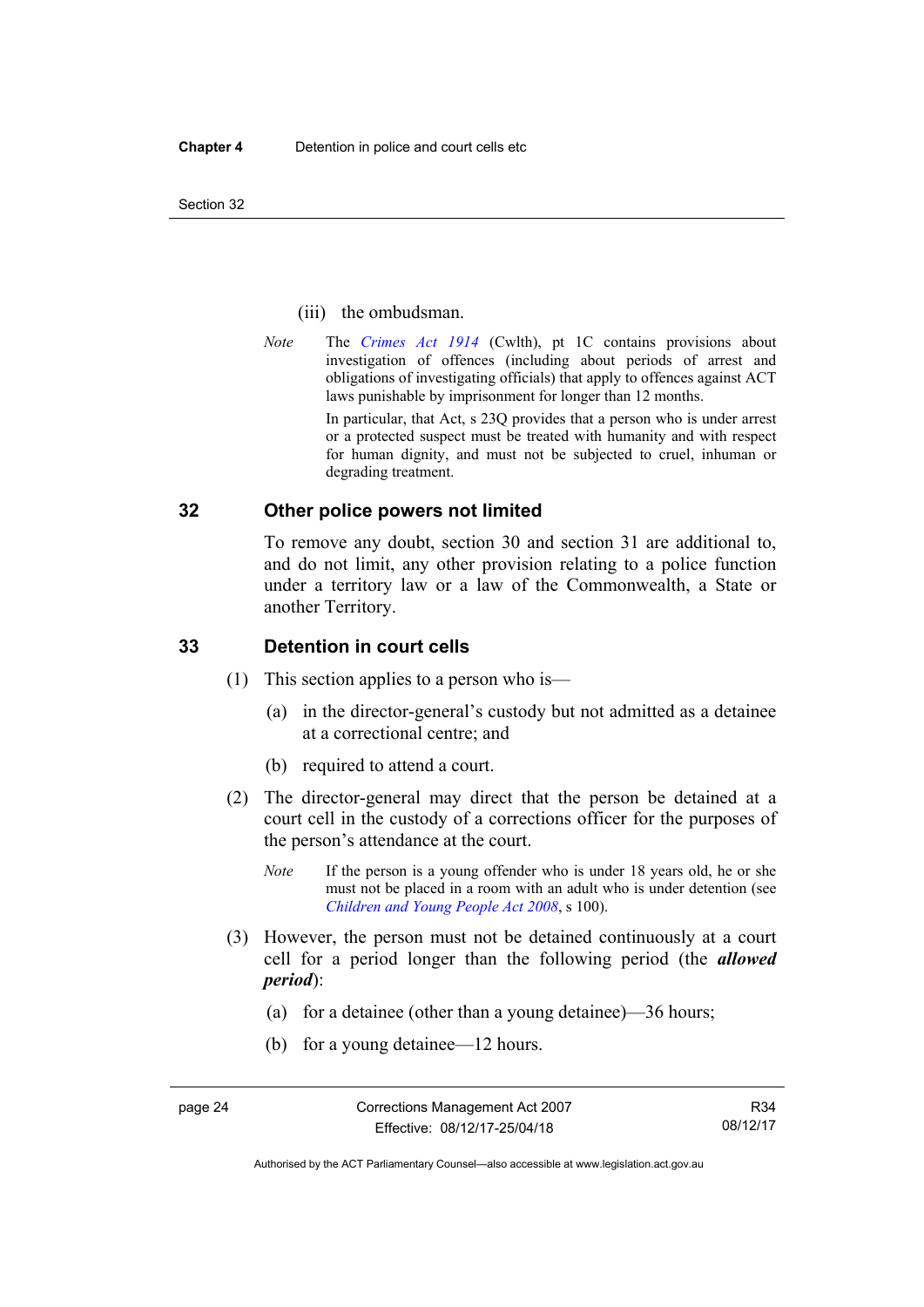(iii) the ombudsman.

*Note* The *Crimes Act 1914* (Cwlth), pt 1C contains provisions about investigation of offences (including about periods of arrest and obligations of investigating officials) that apply to offences against ACT laws punishable by imprisonment for longer than 12 months.

In particular, that Act, s 23Q provides that a person who is under arrest or a protected suspect must be treated with humanity and with respect for human dignity, and must not be subjected to cruel, inhuman or degrading treatment.

### 32 Other police powers not limited

To remove any doubt, section 30 and section 31 are additional to, and do not limit, any other provision relating to a police function under a territory law or a law of the Commonwealth, a State or another Territory.

### 33 Detention in court cells

(1) This section applies to a person who is—

(a) in the director-general's custody but not admitted as a detainee at a correctional centre; and

(b) required to attend a court.

(2) The director-general may direct that the person be detained at a court cell in the custody of a corrections officer for the purposes of the person's attendance at the court.

*Note* If the person is a young offender who is under 18 years old, he or she must not be placed in a room with an adult who is under detention (see *Children and Young People Act 2008*, s 100).

(3) However, the person must not be detained continuously at a court cell for a period longer than the following period (the ***allowed period***):

(a) for a detainee (other than a young detainee)—36 hours;

(b) for a young detainee—12 hours.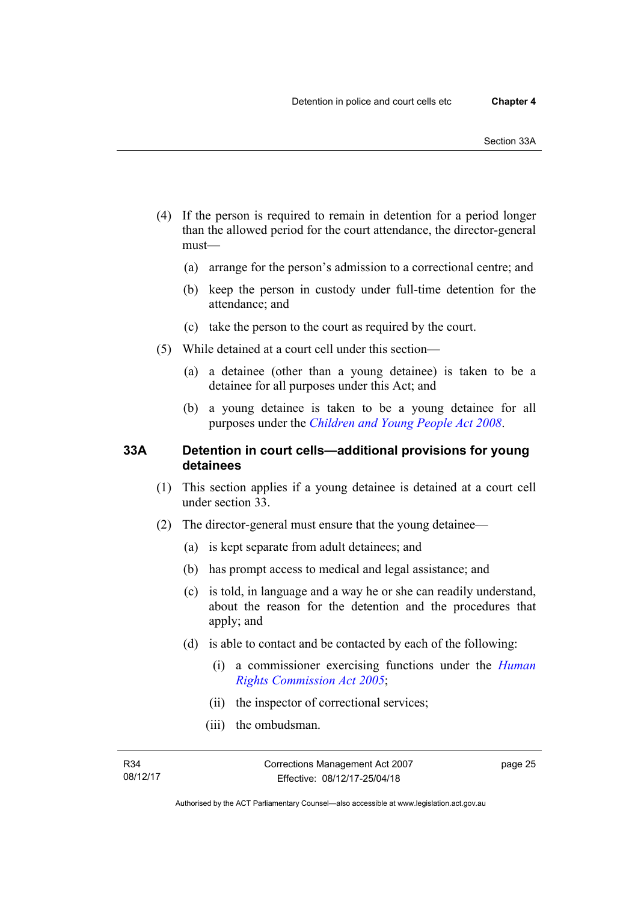(4) If the person is required to remain in detention for a period longer than the allowed period for the court attendance, the director-general must—

(a) arrange for the person's admission to a correctional centre; and

(b) keep the person in custody under full-time detention for the attendance; and

(c) take the person to the court as required by the court.

(5) While detained at a court cell under this section—

(a) a detainee (other than a young detainee) is taken to be a detainee for all purposes under this Act; and

(b) a young detainee is taken to be a young detainee for all purposes under the *Children and Young People Act 2008*.

## 33A Detention in court cells—additional provisions for young detainees

(1) This section applies if a young detainee is detained at a court cell under section 33.

(2) The director-general must ensure that the young detainee—

(a) is kept separate from adult detainees; and

(b) has prompt access to medical and legal assistance; and

(c) is told, in language and a way he or she can readily understand, about the reason for the detention and the procedures that apply; and

(d) is able to contact and be contacted by each of the following:

(i) a commissioner exercising functions under the *Human Rights Commission Act 2005*;

(ii) the inspector of correctional services;

(iii) the ombudsman.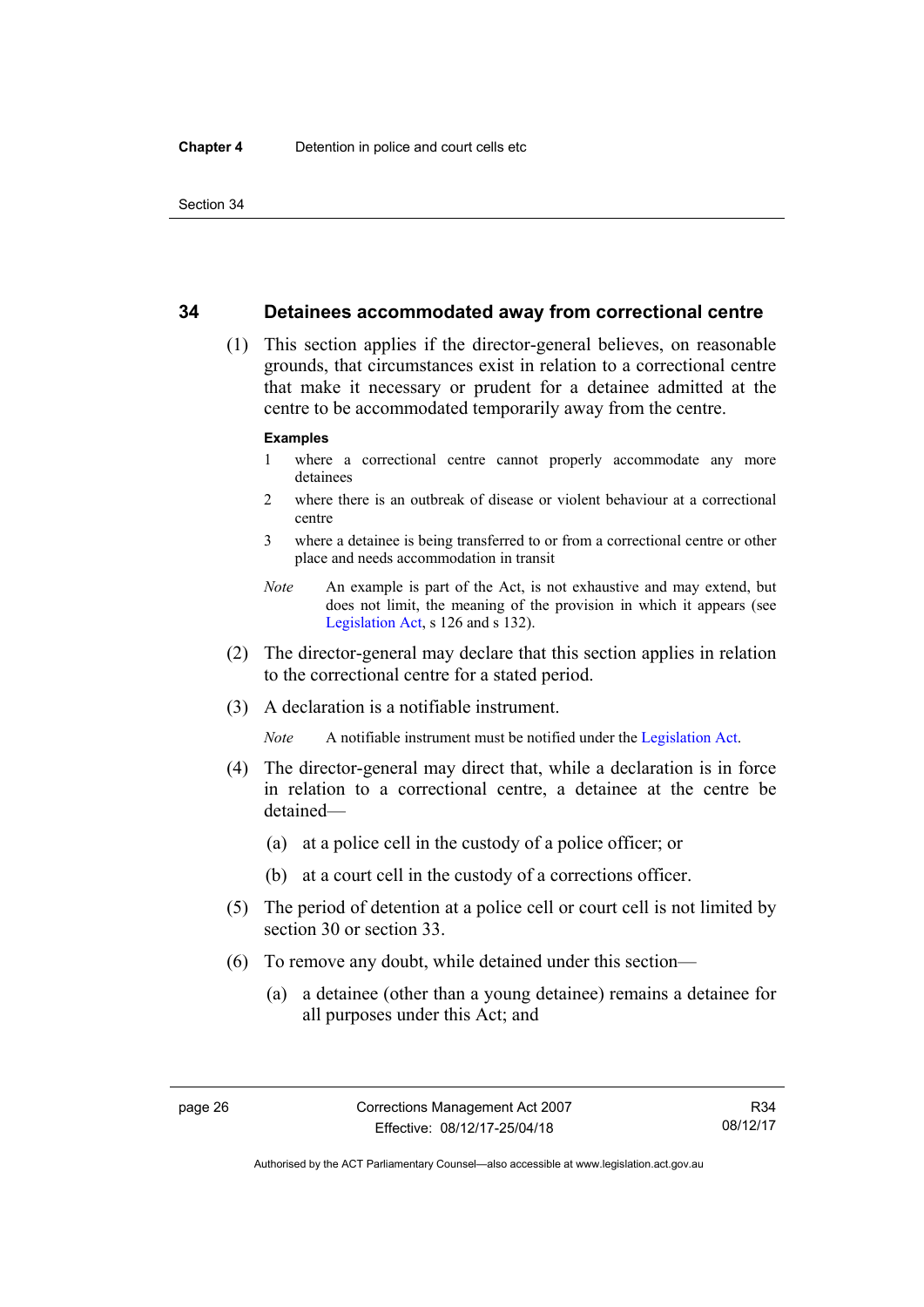## 34 Detainees accommodated away from correctional centre

(1) This section applies if the director-general believes, on reasonable grounds, that circumstances exist in relation to a correctional centre that make it necessary or prudent for a detainee admitted at the centre to be accommodated temporarily away from the centre.

**Examples**

1 where a correctional centre cannot properly accommodate any more detainees

2 where there is an outbreak of disease or violent behaviour at a correctional centre

3 where a detainee is being transferred to or from a correctional centre or other place and needs accommodation in transit

*Note* An example is part of the Act, is not exhaustive and may extend, but does not limit, the meaning of the provision in which it appears (see Legislation Act, s 126 and s 132).

(2) The director-general may declare that this section applies in relation to the correctional centre for a stated period.

(3) A declaration is a notifiable instrument.

*Note* A notifiable instrument must be notified under the Legislation Act.

(4) The director-general may direct that, while a declaration is in force in relation to a correctional centre, a detainee at the centre be detained—

(a) at a police cell in the custody of a police officer; or

(b) at a court cell in the custody of a corrections officer.

(5) The period of detention at a police cell or court cell is not limited by section 30 or section 33.

(6) To remove any doubt, while detained under this section—

(a) a detainee (other than a young detainee) remains a detainee for all purposes under this Act; and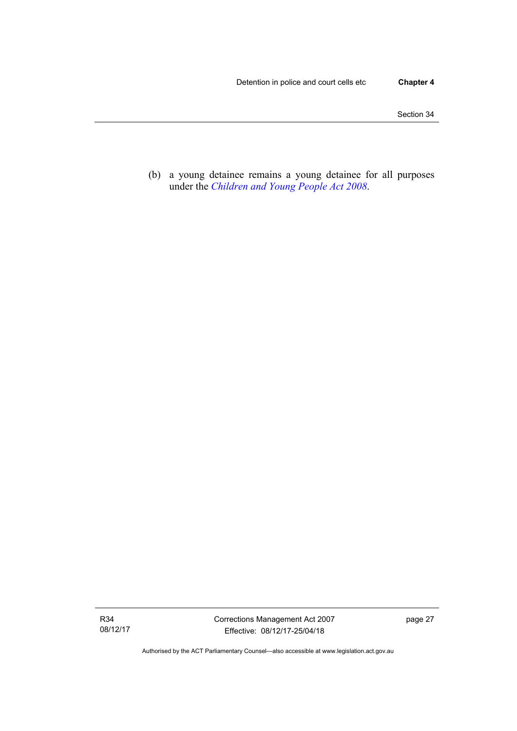(b) a young detainee remains a young detainee for all purposes under the *Children and Young People Act 2008*.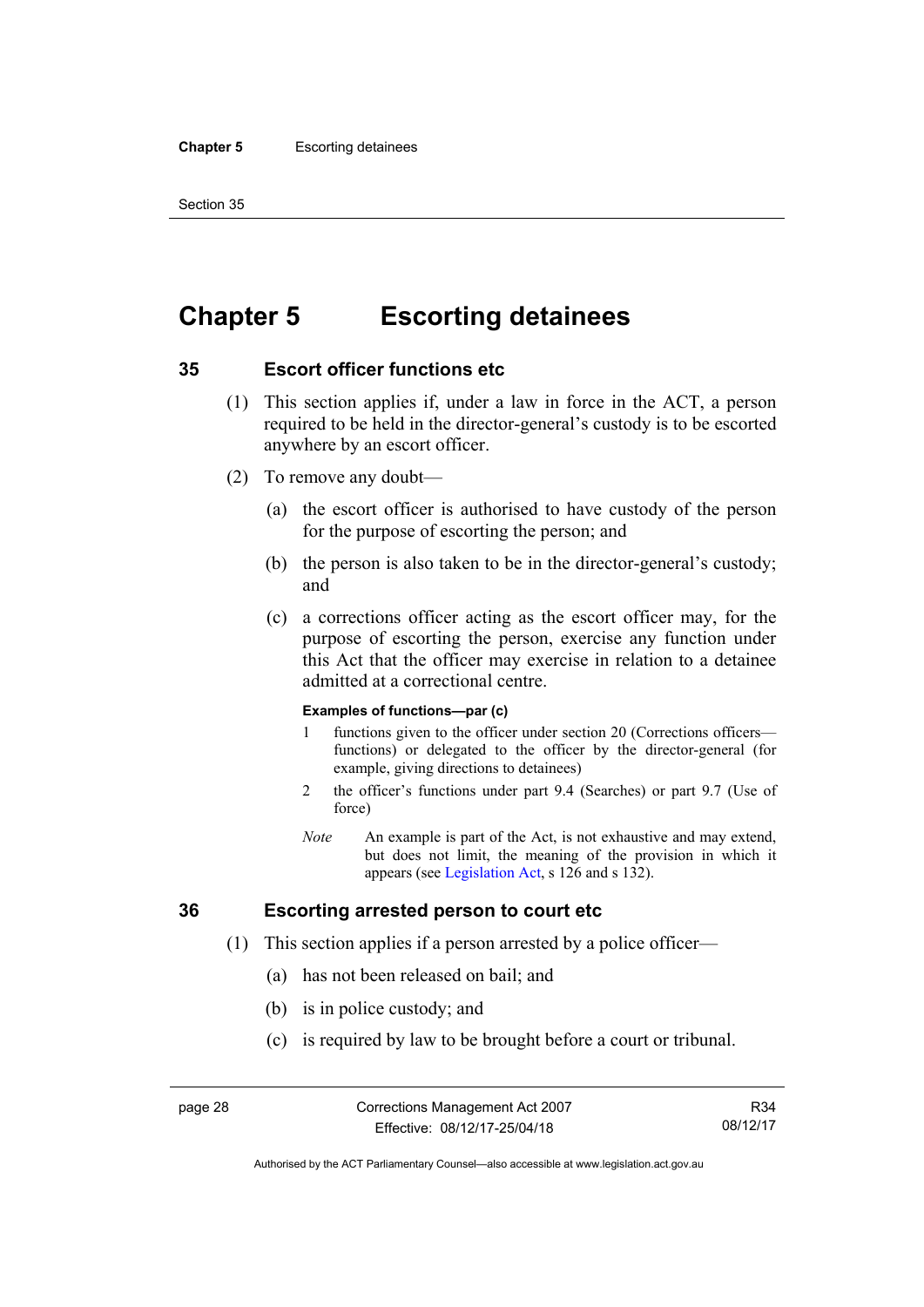# Chapter 5 Escorting detainees

## 35 Escort officer functions etc

(1) This section applies if, under a law in force in the ACT, a person required to be held in the director-general's custody is to be escorted anywhere by an escort officer.

(2) To remove any doubt—

(a) the escort officer is authorised to have custody of the person for the purpose of escorting the person; and

(b) the person is also taken to be in the director-general's custody; and

(c) a corrections officer acting as the escort officer may, for the purpose of escorting the person, exercise any function under this Act that the officer may exercise in relation to a detainee admitted at a correctional centre.

**Examples of functions—par (c)**

1 functions given to the officer under section 20 (Corrections officers—functions) or delegated to the officer by the director-general (for example, giving directions to detainees)

2 the officer's functions under part 9.4 (Searches) or part 9.7 (Use of force)

*Note* An example is part of the Act, is not exhaustive and may extend, but does not limit, the meaning of the provision in which it appears (see Legislation Act, s 126 and s 132).

## 36 Escorting arrested person to court etc

(1) This section applies if a person arrested by a police officer—

(a) has not been released on bail; and

(b) is in police custody; and

(c) is required by law to be brought before a court or tribunal.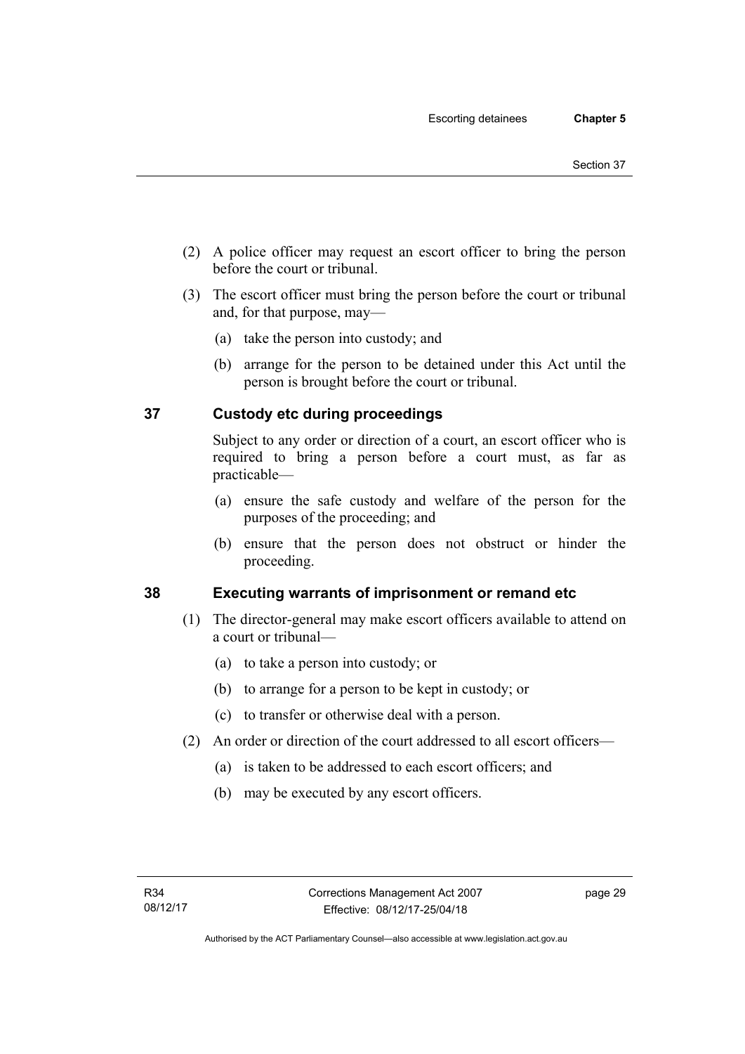(2) A police officer may request an escort officer to bring the person before the court or tribunal.

(3) The escort officer must bring the person before the court or tribunal and, for that purpose, may—

(a) take the person into custody; and

(b) arrange for the person to be detained under this Act until the person is brought before the court or tribunal.

## 37 Custody etc during proceedings

Subject to any order or direction of a court, an escort officer who is required to bring a person before a court must, as far as practicable—

(a) ensure the safe custody and welfare of the person for the purposes of the proceeding; and

(b) ensure that the person does not obstruct or hinder the proceeding.

## 38 Executing warrants of imprisonment or remand etc

(1) The director-general may make escort officers available to attend on a court or tribunal—

(a) to take a person into custody; or

(b) to arrange for a person to be kept in custody; or

(c) to transfer or otherwise deal with a person.

(2) An order or direction of the court addressed to all escort officers—

(a) is taken to be addressed to each escort officers; and

(b) may be executed by any escort officers.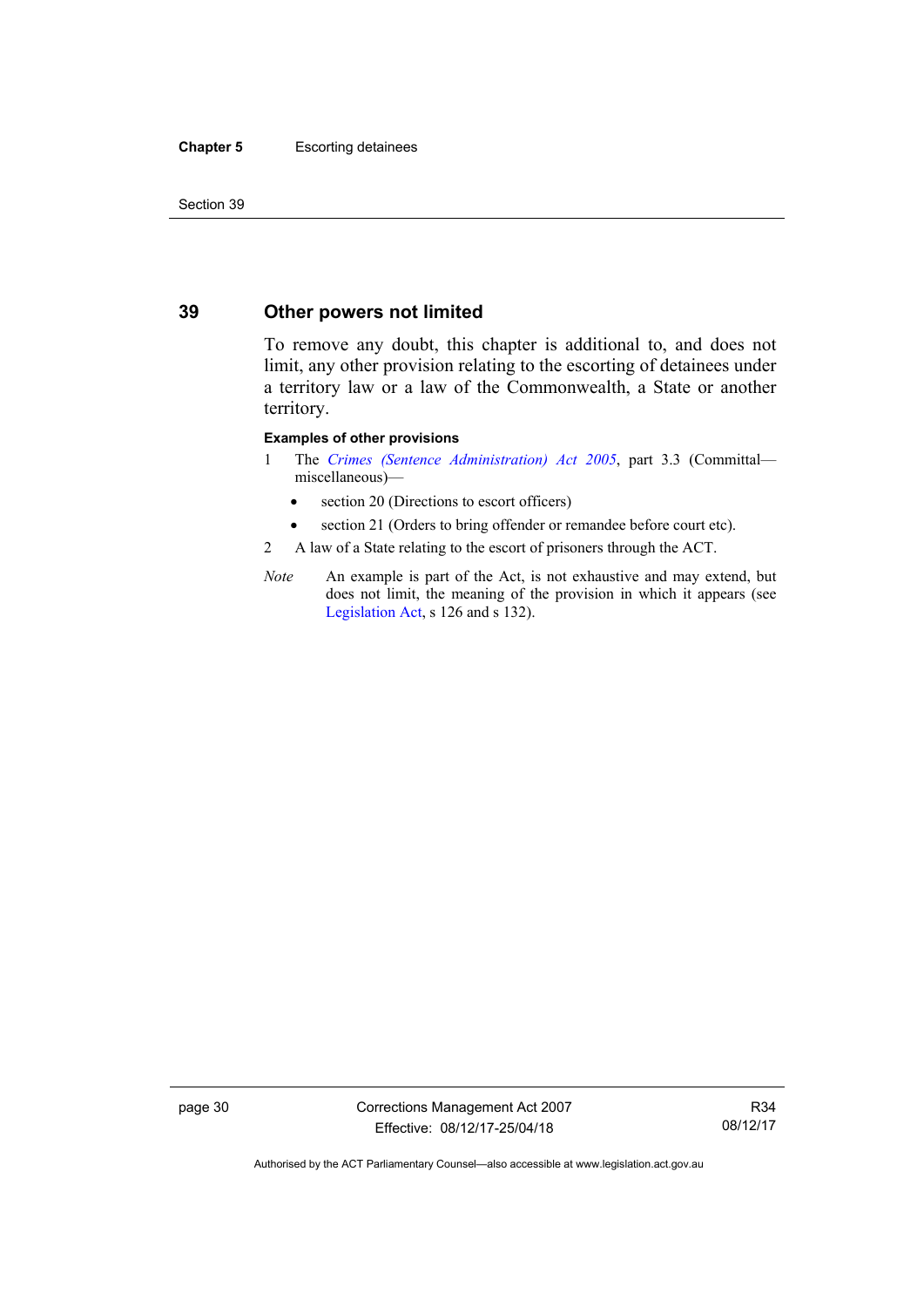## 39 Other powers not limited

To remove any doubt, this chapter is additional to, and does not limit, any other provision relating to the escorting of detainees under a territory law or a law of the Commonwealth, a State or another territory.

**Examples of other provisions**

1 The *Crimes (Sentence Administration) Act 2005*, part 3.3 (Committal—miscellaneous)—

- section 20 (Directions to escort officers)
- section 21 (Orders to bring offender or remandee before court etc).

2 A law of a State relating to the escort of prisoners through the ACT.

*Note* An example is part of the Act, is not exhaustive and may extend, but does not limit, the meaning of the provision in which it appears (see Legislation Act, s 126 and s 132).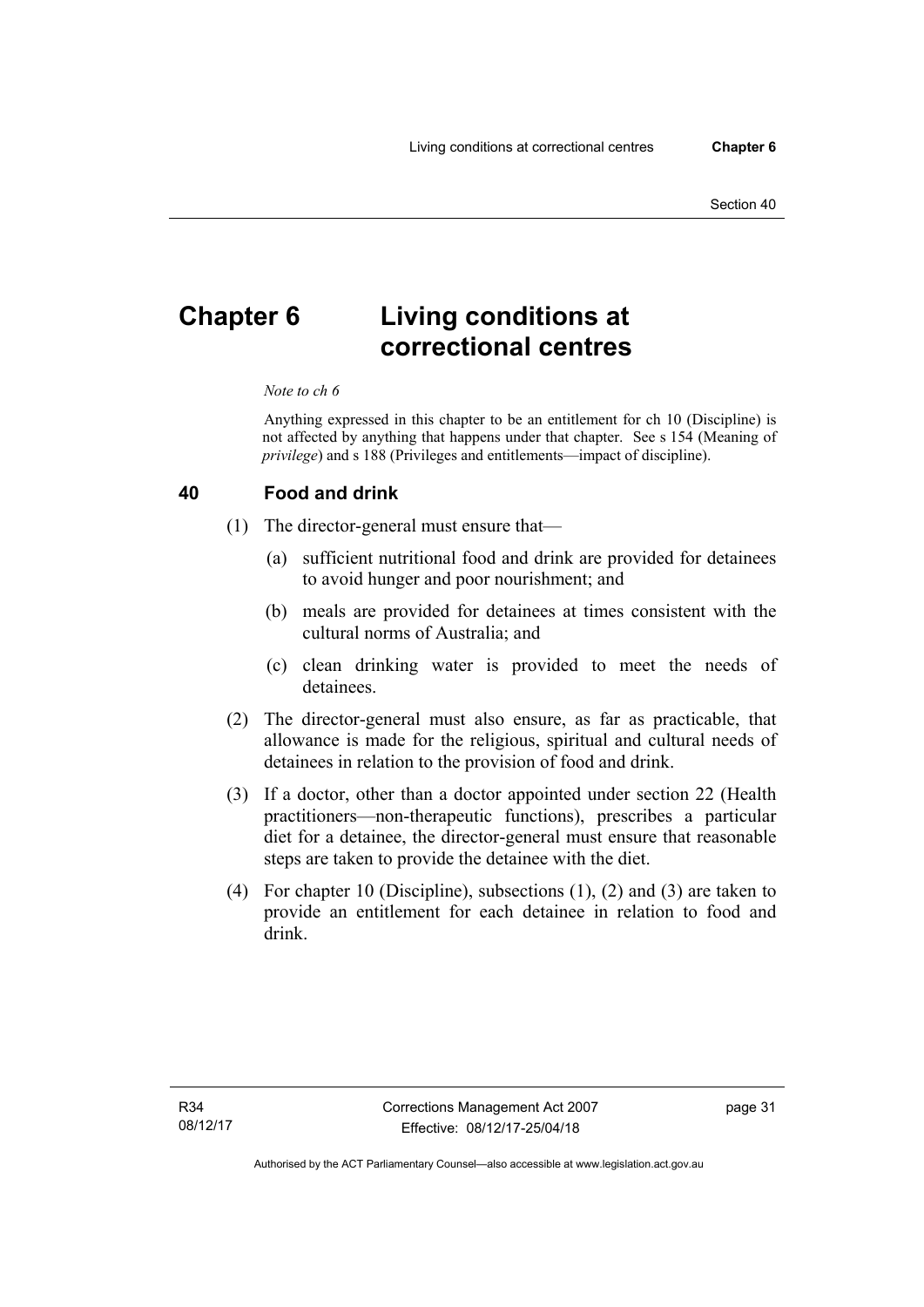# Chapter 6 Living conditions at correctional centres

*Note to ch 6*

Anything expressed in this chapter to be an entitlement for ch 10 (Discipline) is not affected by anything that happens under that chapter. See s 154 (Meaning of *privilege*) and s 188 (Privileges and entitlements—impact of discipline).

## 40 Food and drink

(1) The director-general must ensure that—

(a) sufficient nutritional food and drink are provided for detainees to avoid hunger and poor nourishment; and

(b) meals are provided for detainees at times consistent with the cultural norms of Australia; and

(c) clean drinking water is provided to meet the needs of detainees.

(2) The director-general must also ensure, as far as practicable, that allowance is made for the religious, spiritual and cultural needs of detainees in relation to the provision of food and drink.

(3) If a doctor, other than a doctor appointed under section 22 (Health practitioners—non-therapeutic functions), prescribes a particular diet for a detainee, the director-general must ensure that reasonable steps are taken to provide the detainee with the diet.

(4) For chapter 10 (Discipline), subsections (1), (2) and (3) are taken to provide an entitlement for each detainee in relation to food and drink.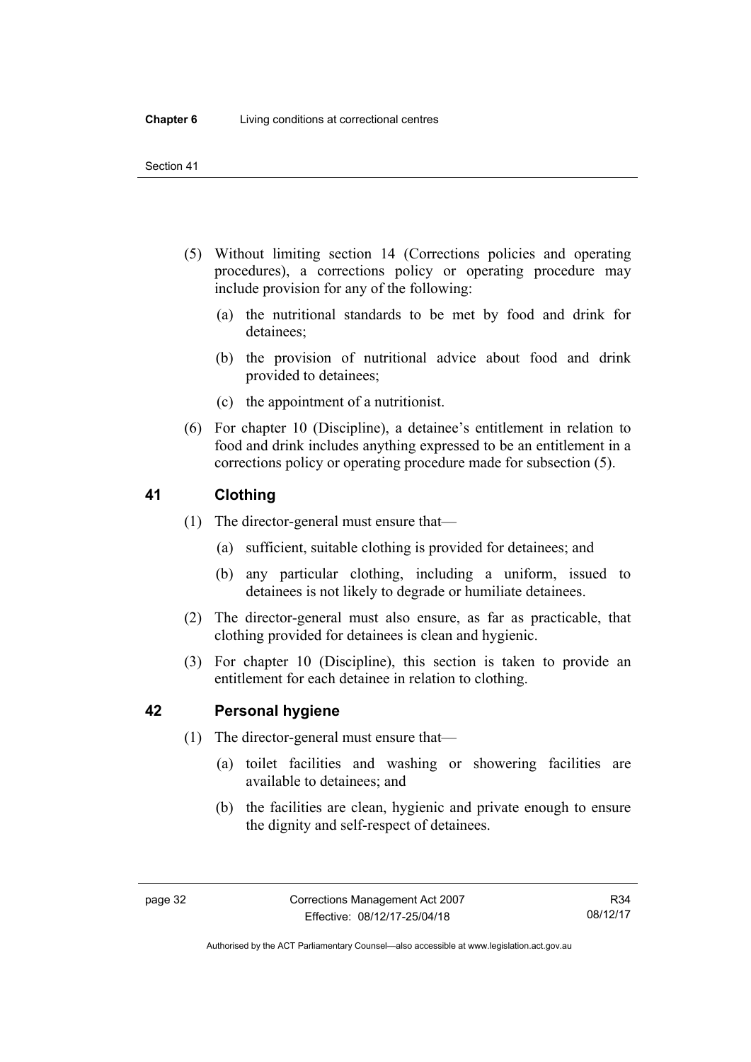(5) Without limiting section 14 (Corrections policies and operating procedures), a corrections policy or operating procedure may include provision for any of the following:

(a) the nutritional standards to be met by food and drink for detainees;

(b) the provision of nutritional advice about food and drink provided to detainees;

(c) the appointment of a nutritionist.

(6) For chapter 10 (Discipline), a detainee's entitlement in relation to food and drink includes anything expressed to be an entitlement in a corrections policy or operating procedure made for subsection (5).

## 41 Clothing

(1) The director-general must ensure that—

(a) sufficient, suitable clothing is provided for detainees; and

(b) any particular clothing, including a uniform, issued to detainees is not likely to degrade or humiliate detainees.

(2) The director-general must also ensure, as far as practicable, that clothing provided for detainees is clean and hygienic.

(3) For chapter 10 (Discipline), this section is taken to provide an entitlement for each detainee in relation to clothing.

## 42 Personal hygiene

(1) The director-general must ensure that—

(a) toilet facilities and washing or showering facilities are available to detainees; and

(b) the facilities are clean, hygienic and private enough to ensure the dignity and self-respect of detainees.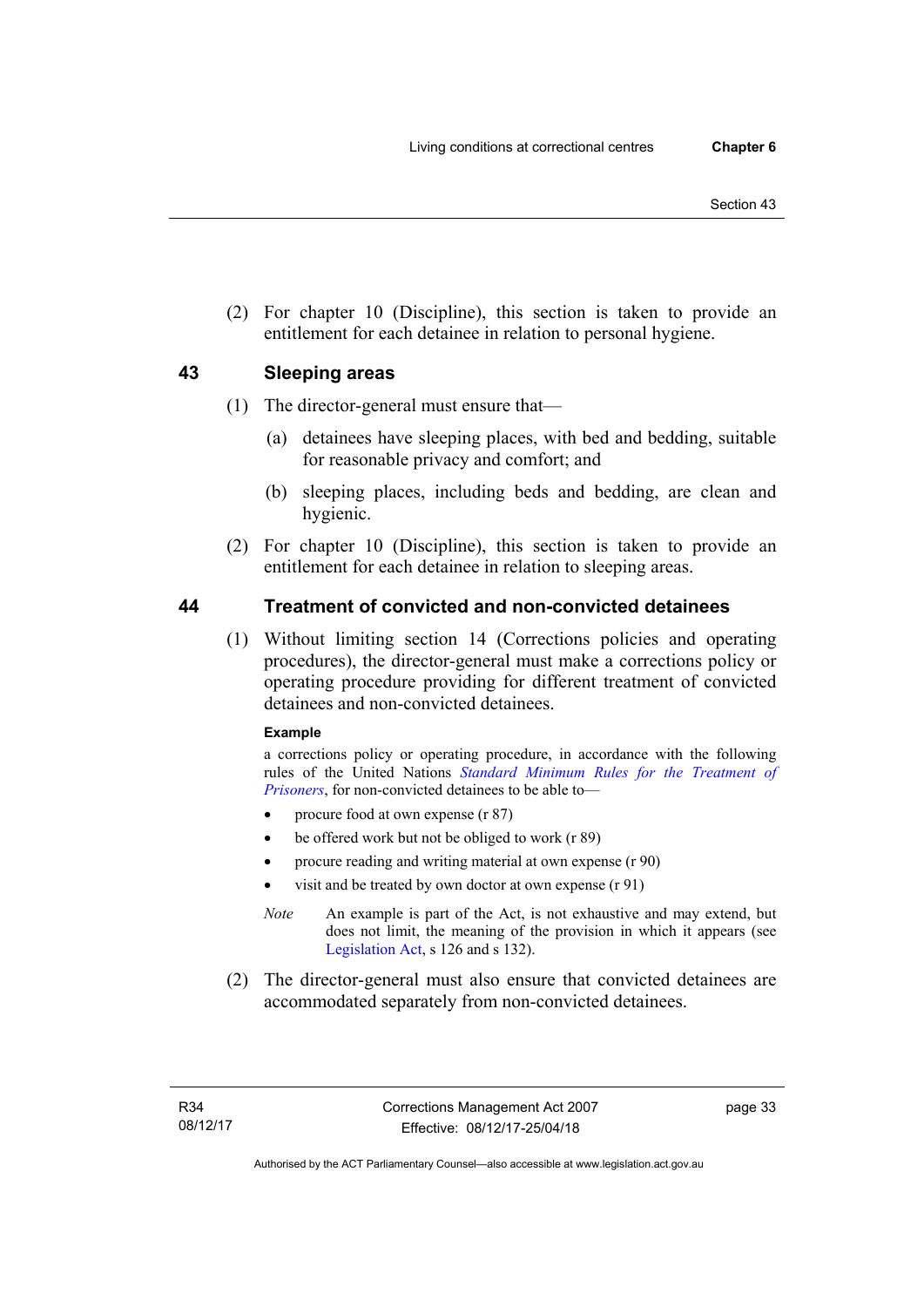(2) For chapter 10 (Discipline), this section is taken to provide an entitlement for each detainee in relation to personal hygiene.

## 43 Sleeping areas

(1) The director-general must ensure that—

(a) detainees have sleeping places, with bed and bedding, suitable for reasonable privacy and comfort; and

(b) sleeping places, including beds and bedding, are clean and hygienic.

(2) For chapter 10 (Discipline), this section is taken to provide an entitlement for each detainee in relation to sleeping areas.

## 44 Treatment of convicted and non-convicted detainees

(1) Without limiting section 14 (Corrections policies and operating procedures), the director-general must make a corrections policy or operating procedure providing for different treatment of convicted detainees and non-convicted detainees.

**Example**

a corrections policy or operating procedure, in accordance with the following rules of the United Nations *Standard Minimum Rules for the Treatment of Prisoners*, for non-convicted detainees to be able to—

- procure food at own expense (r 87)
- be offered work but not be obliged to work (r 89)
- procure reading and writing material at own expense (r 90)
- visit and be treated by own doctor at own expense (r 91)

*Note* An example is part of the Act, is not exhaustive and may extend, but does not limit, the meaning of the provision in which it appears (see Legislation Act, s 126 and s 132).

(2) The director-general must also ensure that convicted detainees are accommodated separately from non-convicted detainees.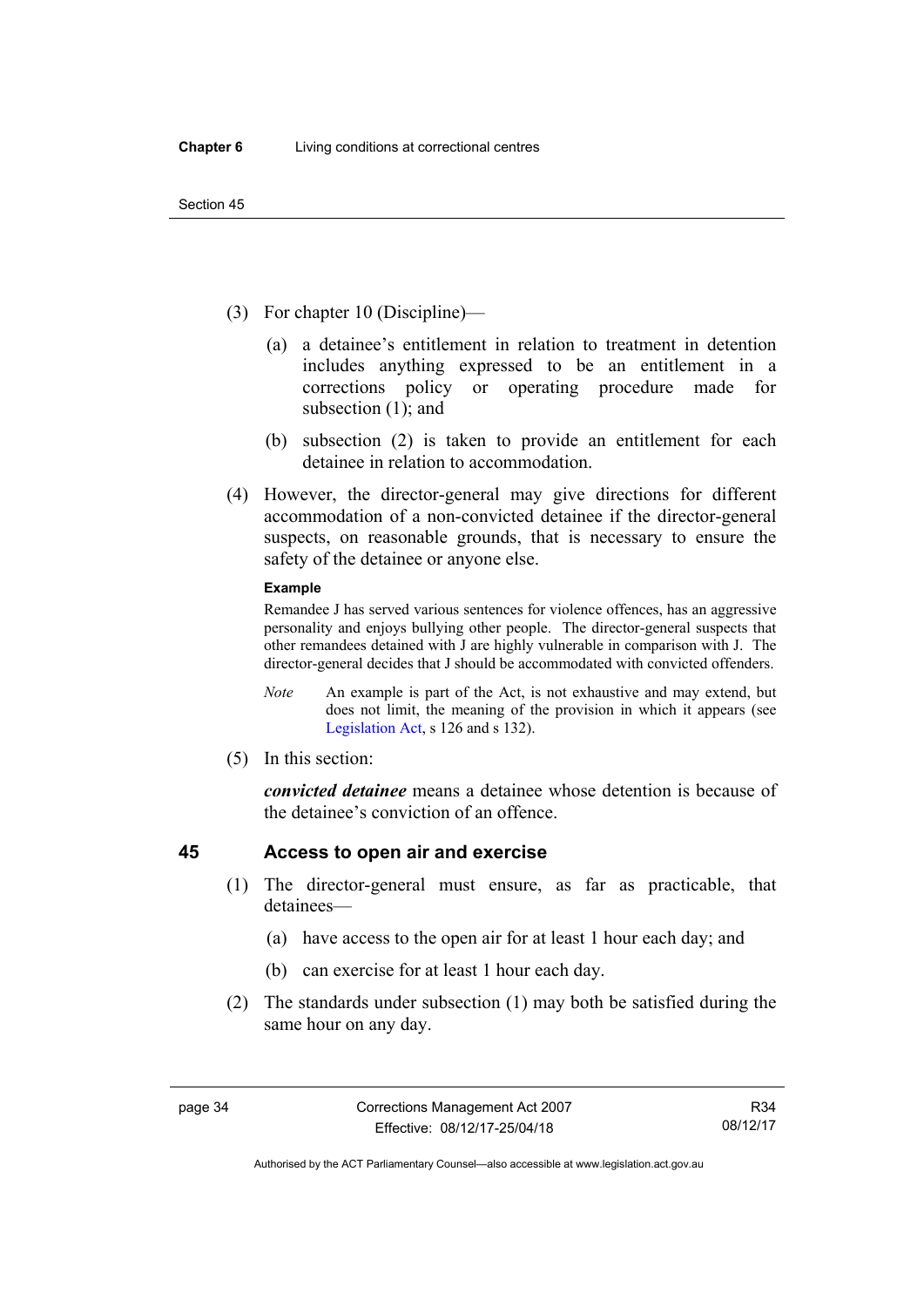(3) For chapter 10 (Discipline)—

(a) a detainee's entitlement in relation to treatment in detention includes anything expressed to be an entitlement in a corrections policy or operating procedure made for subsection (1); and

(b) subsection (2) is taken to provide an entitlement for each detainee in relation to accommodation.

(4) However, the director-general may give directions for different accommodation of a non-convicted detainee if the director-general suspects, on reasonable grounds, that is necessary to ensure the safety of the detainee or anyone else.

**Example**

Remandee J has served various sentences for violence offences, has an aggressive personality and enjoys bullying other people. The director-general suspects that other remandees detained with J are highly vulnerable in comparison with J. The director-general decides that J should be accommodated with convicted offenders.

*Note* An example is part of the Act, is not exhaustive and may extend, but does not limit, the meaning of the provision in which it appears (see Legislation Act, s 126 and s 132).

(5) In this section:

***convicted detainee*** means a detainee whose detention is because of the detainee's conviction of an offence.

## 45 Access to open air and exercise

(1) The director-general must ensure, as far as practicable, that detainees—

(a) have access to the open air for at least 1 hour each day; and

(b) can exercise for at least 1 hour each day.

(2) The standards under subsection (1) may both be satisfied during the same hour on any day.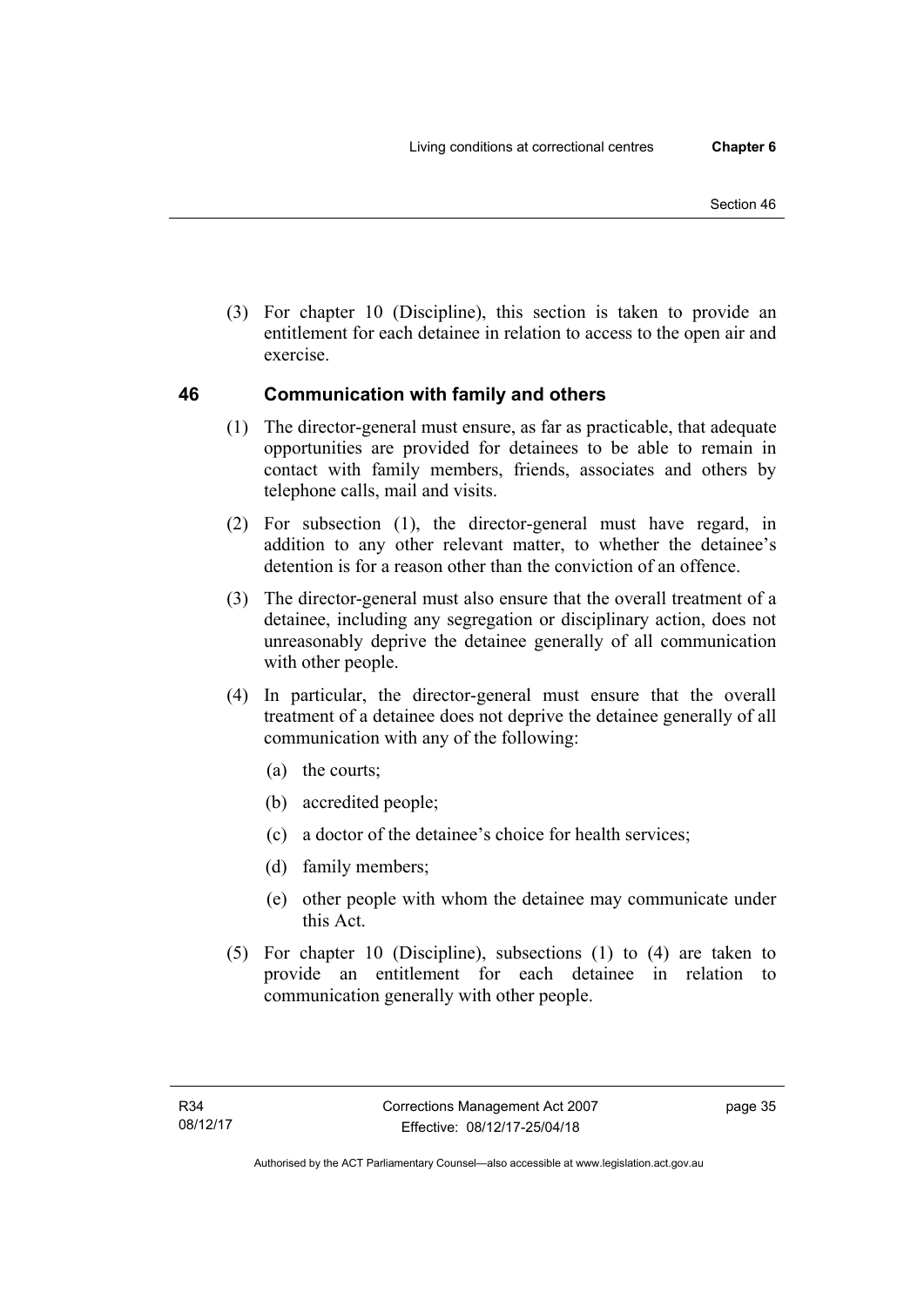(3) For chapter 10 (Discipline), this section is taken to provide an entitlement for each detainee in relation to access to the open air and exercise.

## 46 Communication with family and others

(1) The director-general must ensure, as far as practicable, that adequate opportunities are provided for detainees to be able to remain in contact with family members, friends, associates and others by telephone calls, mail and visits.

(2) For subsection (1), the director-general must have regard, in addition to any other relevant matter, to whether the detainee's detention is for a reason other than the conviction of an offence.

(3) The director-general must also ensure that the overall treatment of a detainee, including any segregation or disciplinary action, does not unreasonably deprive the detainee generally of all communication with other people.

(4) In particular, the director-general must ensure that the overall treatment of a detainee does not deprive the detainee generally of all communication with any of the following:

(a) the courts;

(b) accredited people;

(c) a doctor of the detainee's choice for health services;

(d) family members;

(e) other people with whom the detainee may communicate under this Act.

(5) For chapter 10 (Discipline), subsections (1) to (4) are taken to provide an entitlement for each detainee in relation to communication generally with other people.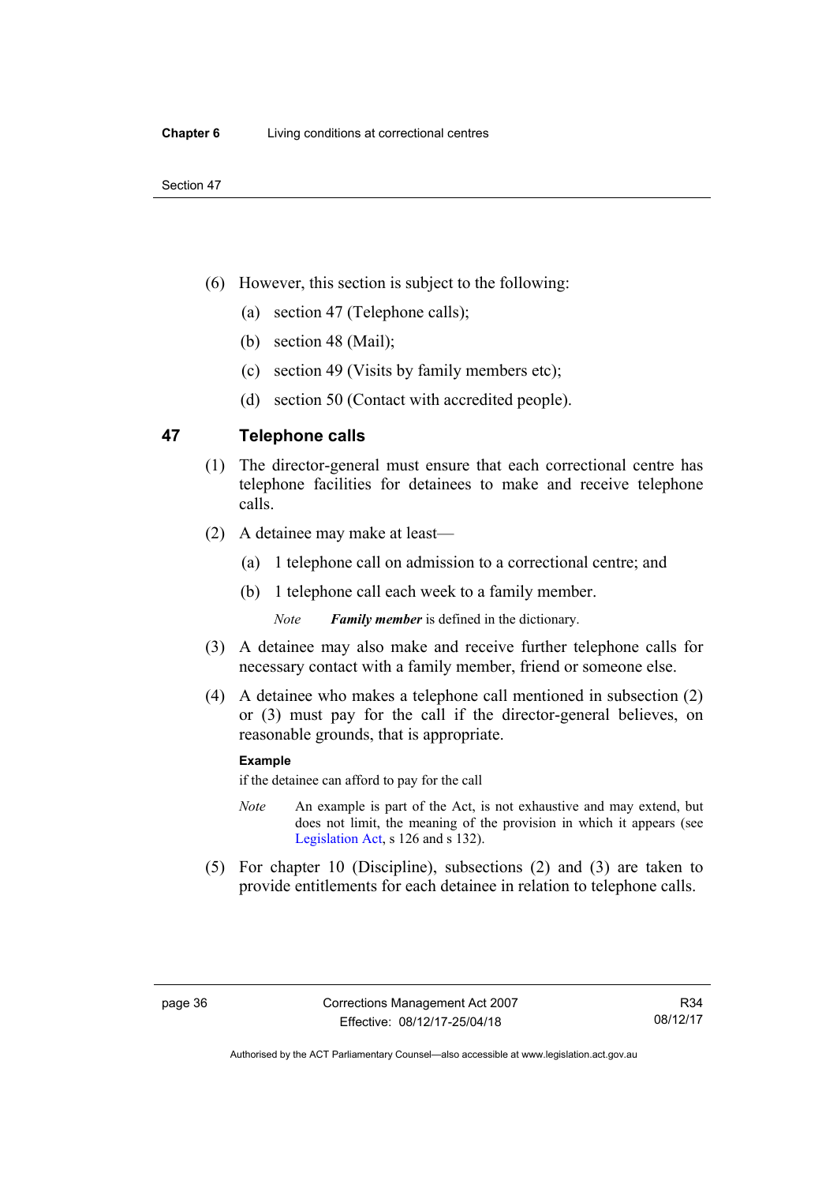(6) However, this section is subject to the following:

  (a) section 47 (Telephone calls);

  (b) section 48 (Mail);

  (c) section 49 (Visits by family members etc);

  (d) section 50 (Contact with accredited people).

## 47 Telephone calls

(1) The director-general must ensure that each correctional centre has telephone facilities for detainees to make and receive telephone calls.

(2) A detainee may make at least—

  (a) 1 telephone call on admission to a correctional centre; and

  (b) 1 telephone call each week to a family member.

  *Note* ***Family member*** is defined in the dictionary.

(3) A detainee may also make and receive further telephone calls for necessary contact with a family member, friend or someone else.

(4) A detainee who makes a telephone call mentioned in subsection (2) or (3) must pay for the call if the director-general believes, on reasonable grounds, that is appropriate.

**Example**

if the detainee can afford to pay for the call

*Note* An example is part of the Act, is not exhaustive and may extend, but does not limit, the meaning of the provision in which it appears (see Legislation Act, s 126 and s 132).

(5) For chapter 10 (Discipline), subsections (2) and (3) are taken to provide entitlements for each detainee in relation to telephone calls.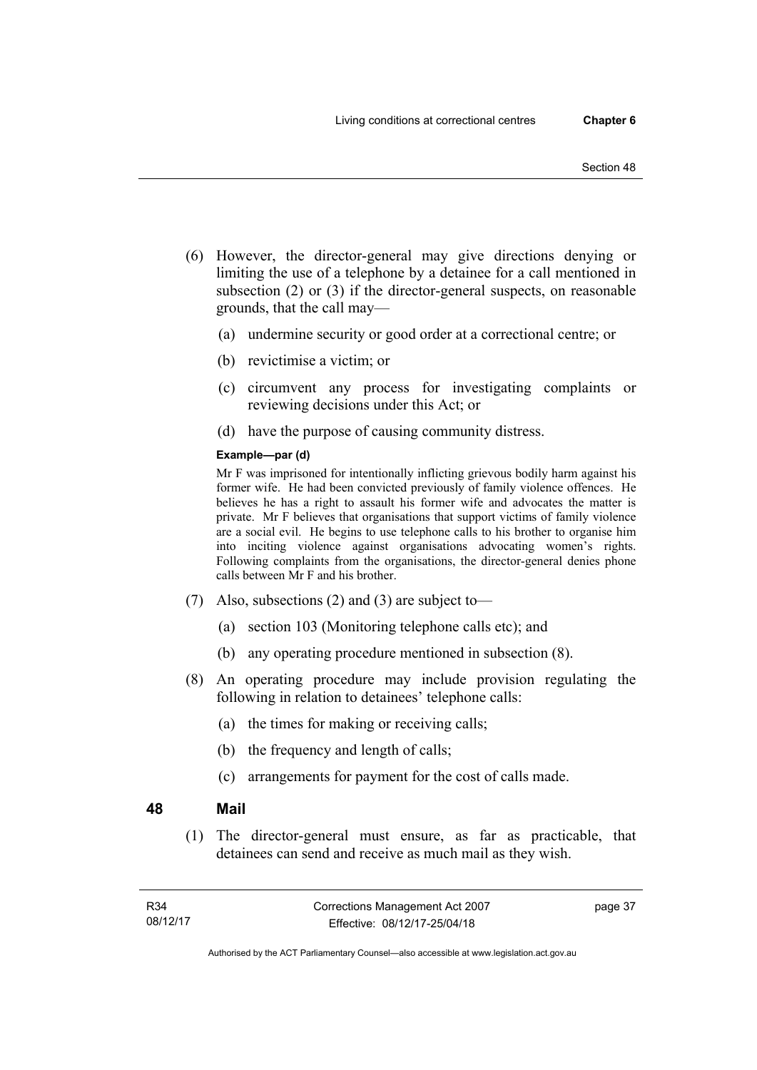(6) However, the director-general may give directions denying or limiting the use of a telephone by a detainee for a call mentioned in subsection (2) or (3) if the director-general suspects, on reasonable grounds, that the call may—

(a) undermine security or good order at a correctional centre; or

(b) revictimise a victim; or

(c) circumvent any process for investigating complaints or reviewing decisions under this Act; or

(d) have the purpose of causing community distress.

**Example—par (d)**

Mr F was imprisoned for intentionally inflicting grievous bodily harm against his former wife. He had been convicted previously of family violence offences. He believes he has a right to assault his former wife and advocates the matter is private. Mr F believes that organisations that support victims of family violence are a social evil. He begins to use telephone calls to his brother to organise him into inciting violence against organisations advocating women's rights. Following complaints from the organisations, the director-general denies phone calls between Mr F and his brother.

(7) Also, subsections (2) and (3) are subject to—

(a) section 103 (Monitoring telephone calls etc); and

(b) any operating procedure mentioned in subsection (8).

(8) An operating procedure may include provision regulating the following in relation to detainees' telephone calls:

(a) the times for making or receiving calls;

(b) the frequency and length of calls;

(c) arrangements for payment for the cost of calls made.

## 48 Mail

(1) The director-general must ensure, as far as practicable, that detainees can send and receive as much mail as they wish.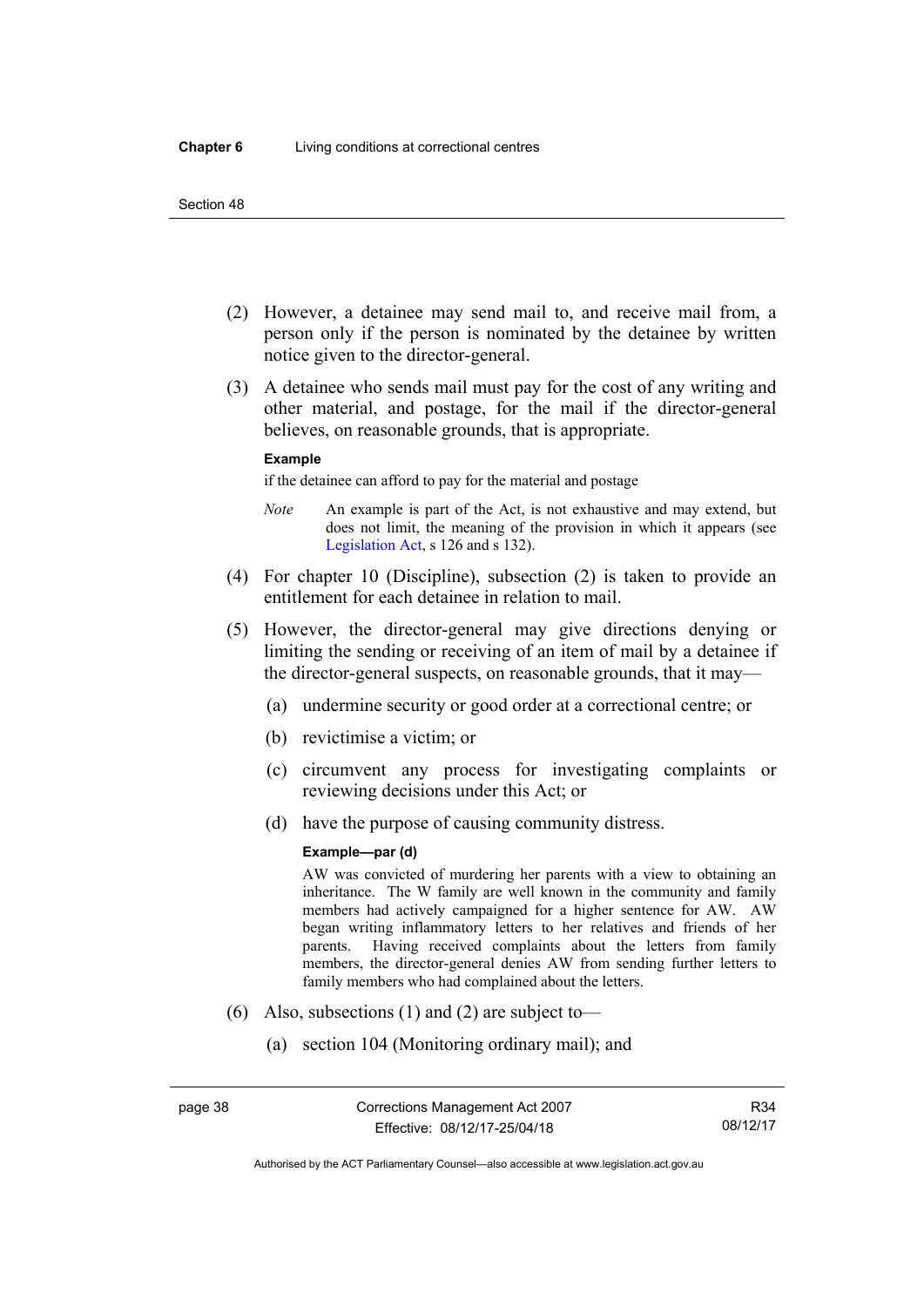(2) However, a detainee may send mail to, and receive mail from, a person only if the person is nominated by the detainee by written notice given to the director-general.

(3) A detainee who sends mail must pay for the cost of any writing and other material, and postage, for the mail if the director-general believes, on reasonable grounds, that is appropriate.

**Example**

if the detainee can afford to pay for the material and postage

*Note* An example is part of the Act, is not exhaustive and may extend, but does not limit, the meaning of the provision in which it appears (see Legislation Act, s 126 and s 132).

(4) For chapter 10 (Discipline), subsection (2) is taken to provide an entitlement for each detainee in relation to mail.

(5) However, the director-general may give directions denying or limiting the sending or receiving of an item of mail by a detainee if the director-general suspects, on reasonable grounds, that it may—

(a) undermine security or good order at a correctional centre; or

(b) revictimise a victim; or

(c) circumvent any process for investigating complaints or reviewing decisions under this Act; or

(d) have the purpose of causing community distress.

**Example—par (d)**

AW was convicted of murdering her parents with a view to obtaining an inheritance. The W family are well known in the community and family members had actively campaigned for a higher sentence for AW. AW began writing inflammatory letters to her relatives and friends of her parents. Having received complaints about the letters from family members, the director-general denies AW from sending further letters to family members who had complained about the letters.

(6) Also, subsections (1) and (2) are subject to—

(a) section 104 (Monitoring ordinary mail); and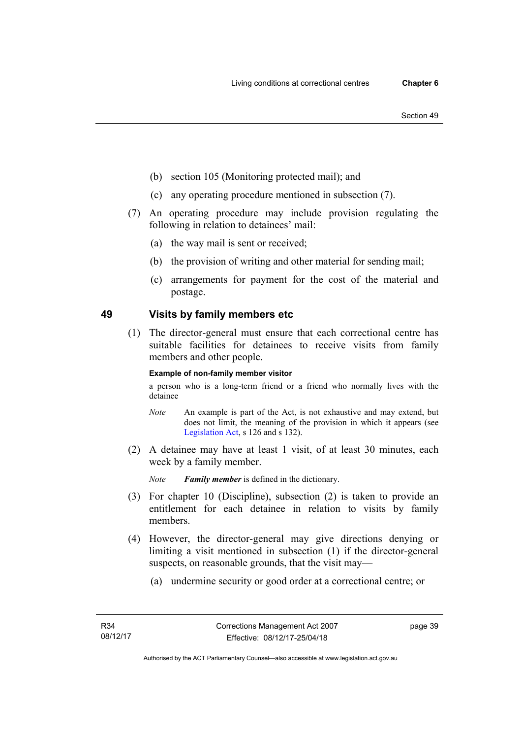(b) section 105 (Monitoring protected mail); and

(c) any operating procedure mentioned in subsection (7).

(7) An operating procedure may include provision regulating the following in relation to detainees' mail:

(a) the way mail is sent or received;

(b) the provision of writing and other material for sending mail;

(c) arrangements for payment for the cost of the material and postage.

## 49 Visits by family members etc

(1) The director-general must ensure that each correctional centre has suitable facilities for detainees to receive visits from family members and other people.

**Example of non-family member visitor**

a person who is a long-term friend or a friend who normally lives with the detainee

*Note* An example is part of the Act, is not exhaustive and may extend, but does not limit, the meaning of the provision in which it appears (see Legislation Act, s 126 and s 132).

(2) A detainee may have at least 1 visit, of at least 30 minutes, each week by a family member.

*Note* ***Family member*** is defined in the dictionary.

(3) For chapter 10 (Discipline), subsection (2) is taken to provide an entitlement for each detainee in relation to visits by family members.

(4) However, the director-general may give directions denying or limiting a visit mentioned in subsection (1) if the director-general suspects, on reasonable grounds, that the visit may—

(a) undermine security or good order at a correctional centre; or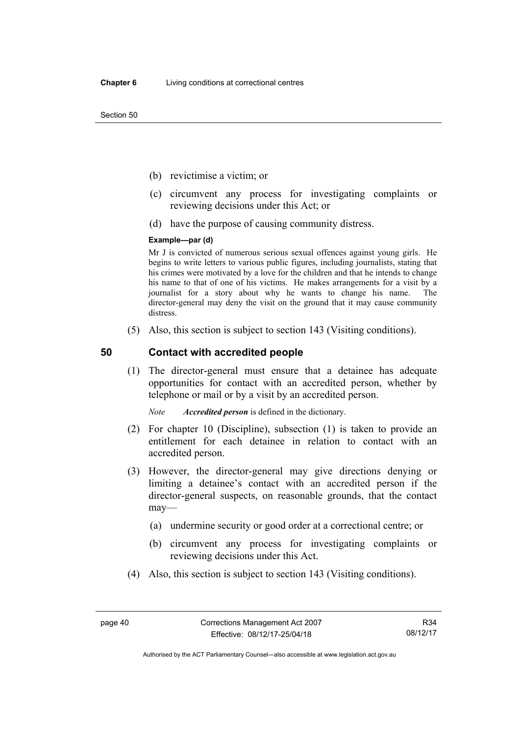- (b) revictimise a victim; or
- (c) circumvent any process for investigating complaints or reviewing decisions under this Act; or
- (d) have the purpose of causing community distress.

**Example—par (d)**

Mr J is convicted of numerous serious sexual offences against young girls. He begins to write letters to various public figures, including journalists, stating that his crimes were motivated by a love for the children and that he intends to change his name to that of one of his victims. He makes arrangements for a visit by a journalist for a story about why he wants to change his name. The director-general may deny the visit on the ground that it may cause community distress.

(5) Also, this section is subject to section 143 (Visiting conditions).

## 50 Contact with accredited people

(1) The director-general must ensure that a detainee has adequate opportunities for contact with an accredited person, whether by telephone or mail or by a visit by an accredited person.

*Note* ***Accredited person*** is defined in the dictionary.

(2) For chapter 10 (Discipline), subsection (1) is taken to provide an entitlement for each detainee in relation to contact with an accredited person.

(3) However, the director-general may give directions denying or limiting a detainee's contact with an accredited person if the director-general suspects, on reasonable grounds, that the contact may—

- (a) undermine security or good order at a correctional centre; or
- (b) circumvent any process for investigating complaints or reviewing decisions under this Act.

(4) Also, this section is subject to section 143 (Visiting conditions).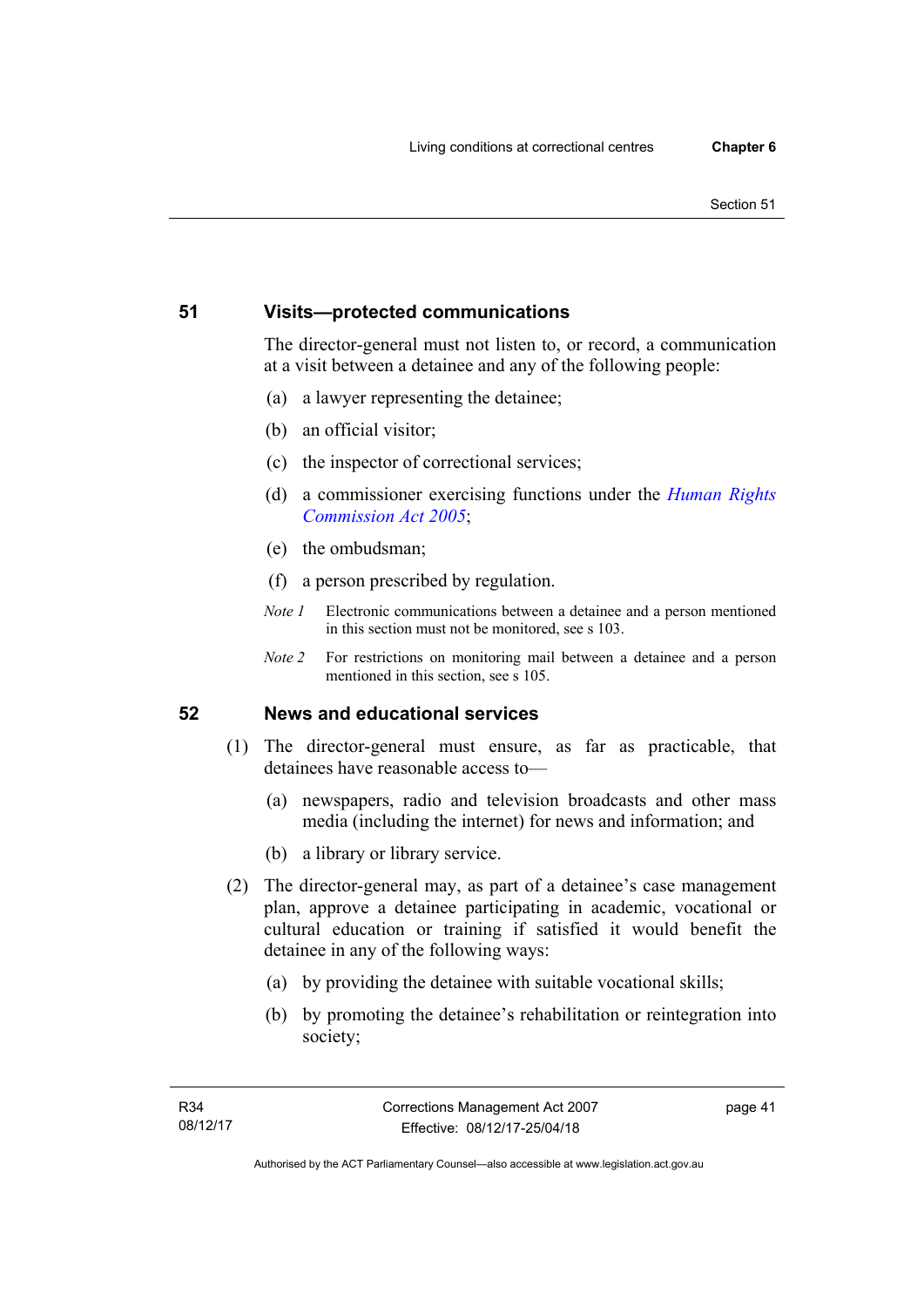### 51 Visits—protected communications

The director-general must not listen to, or record, a communication at a visit between a detainee and any of the following people:

(a) a lawyer representing the detainee;

(b) an official visitor;

(c) the inspector of correctional services;

(d) a commissioner exercising functions under the *Human Rights Commission Act 2005*;

(e) the ombudsman;

(f) a person prescribed by regulation.

*Note 1* Electronic communications between a detainee and a person mentioned in this section must not be monitored, see s 103.

*Note 2* For restrictions on monitoring mail between a detainee and a person mentioned in this section, see s 105.

### 52 News and educational services

(1) The director-general must ensure, as far as practicable, that detainees have reasonable access to—

(a) newspapers, radio and television broadcasts and other mass media (including the internet) for news and information; and

(b) a library or library service.

(2) The director-general may, as part of a detainee's case management plan, approve a detainee participating in academic, vocational or cultural education or training if satisfied it would benefit the detainee in any of the following ways:

(a) by providing the detainee with suitable vocational skills;

(b) by promoting the detainee's rehabilitation or reintegration into society;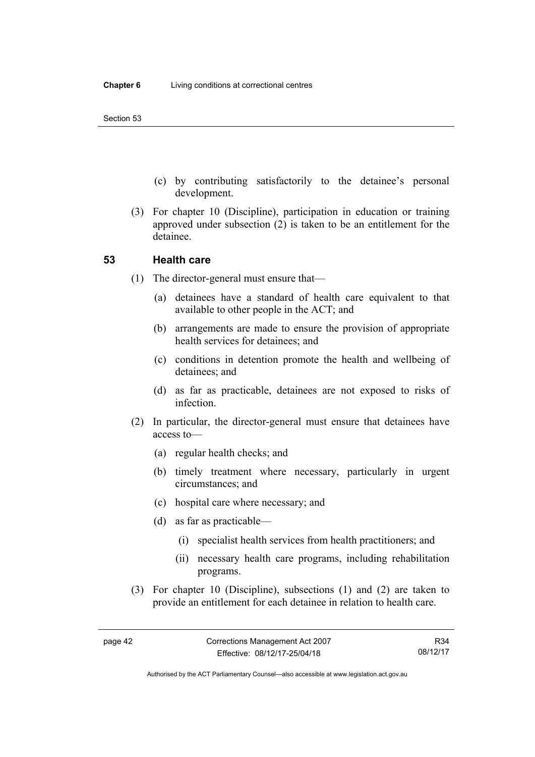(c) by contributing satisfactorily to the detainee's personal development.

(3) For chapter 10 (Discipline), participation in education or training approved under subsection (2) is taken to be an entitlement for the detainee.

## 53 Health care

(1) The director-general must ensure that—

(a) detainees have a standard of health care equivalent to that available to other people in the ACT; and

(b) arrangements are made to ensure the provision of appropriate health services for detainees; and

(c) conditions in detention promote the health and wellbeing of detainees; and

(d) as far as practicable, detainees are not exposed to risks of infection.

(2) In particular, the director-general must ensure that detainees have access to—

(a) regular health checks; and

(b) timely treatment where necessary, particularly in urgent circumstances; and

(c) hospital care where necessary; and

(d) as far as practicable—

(i) specialist health services from health practitioners; and

(ii) necessary health care programs, including rehabilitation programs.

(3) For chapter 10 (Discipline), subsections (1) and (2) are taken to provide an entitlement for each detainee in relation to health care.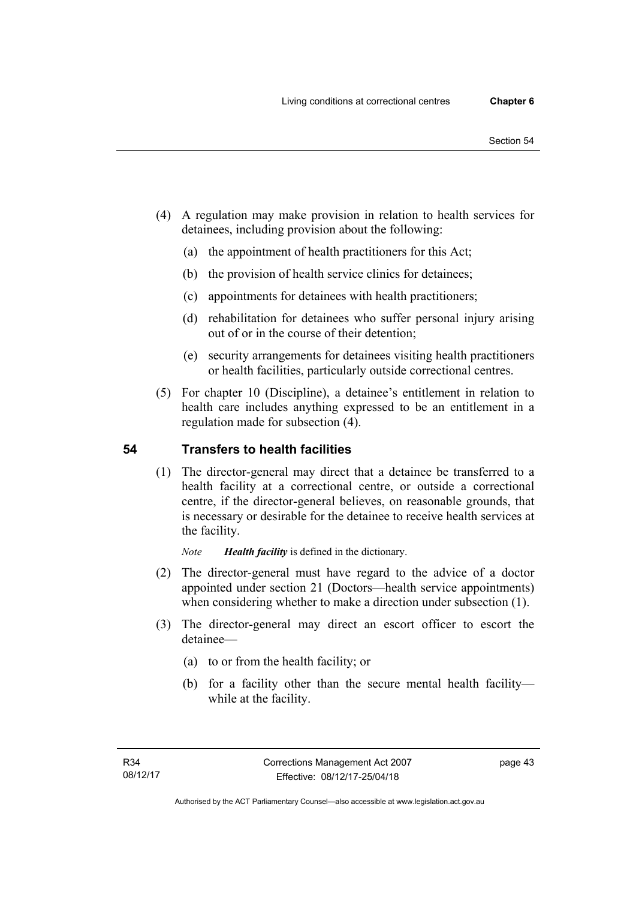(4) A regulation may make provision in relation to health services for detainees, including provision about the following:

(a) the appointment of health practitioners for this Act;

(b) the provision of health service clinics for detainees;

(c) appointments for detainees with health practitioners;

(d) rehabilitation for detainees who suffer personal injury arising out of or in the course of their detention;

(e) security arrangements for detainees visiting health practitioners or health facilities, particularly outside correctional centres.

(5) For chapter 10 (Discipline), a detainee's entitlement in relation to health care includes anything expressed to be an entitlement in a regulation made for subsection (4).

## 54 Transfers to health facilities

(1) The director-general may direct that a detainee be transferred to a health facility at a correctional centre, or outside a correctional centre, if the director-general believes, on reasonable grounds, that is necessary or desirable for the detainee to receive health services at the facility.

*Note* ***Health facility*** is defined in the dictionary.

(2) The director-general must have regard to the advice of a doctor appointed under section 21 (Doctors—health service appointments) when considering whether to make a direction under subsection (1).

(3) The director-general may direct an escort officer to escort the detainee—

(a) to or from the health facility; or

(b) for a facility other than the secure mental health facility—while at the facility.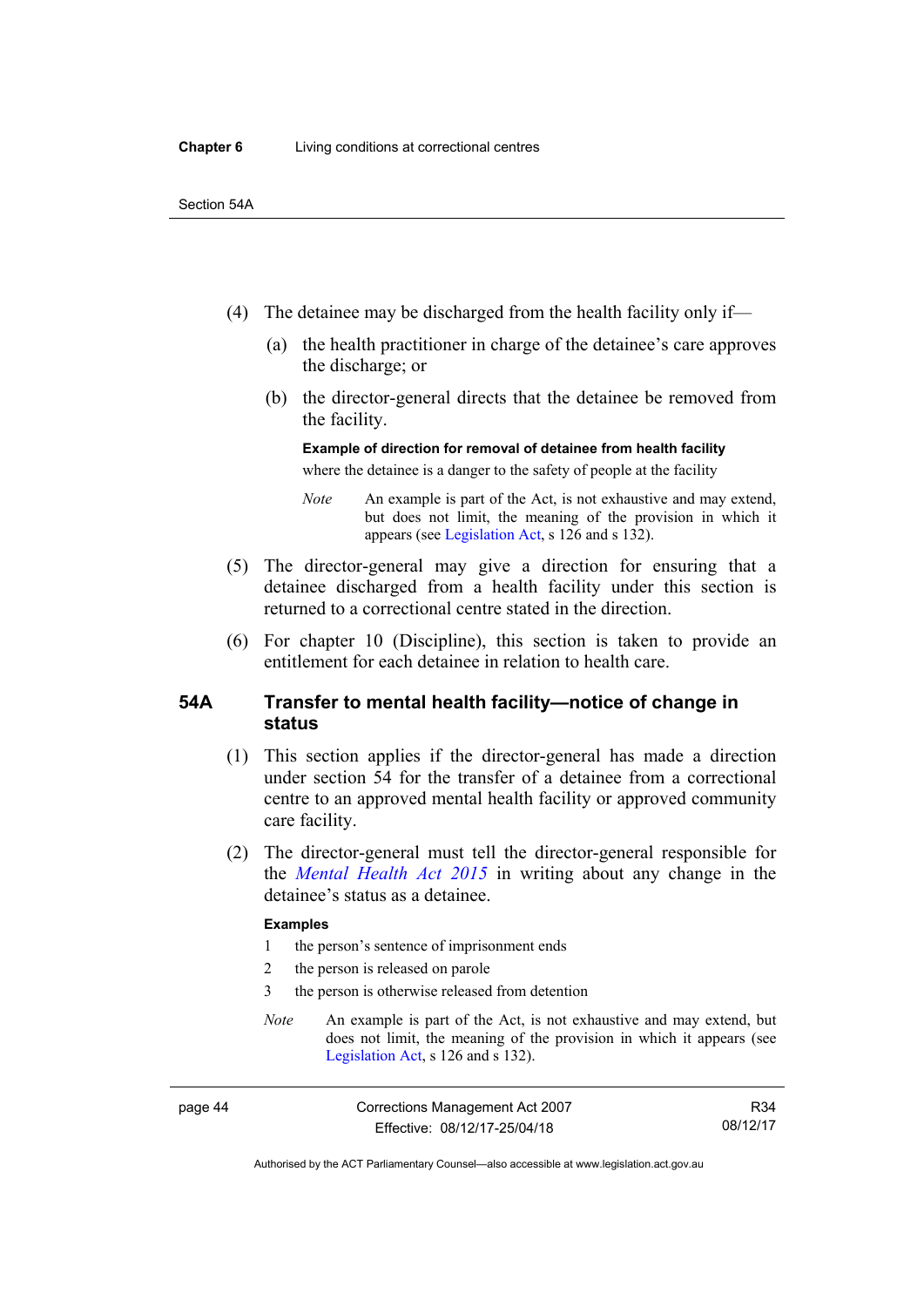(4) The detainee may be discharged from the health facility only if—

(a) the health practitioner in charge of the detainee's care approves the discharge; or

(b) the director-general directs that the detainee be removed from the facility.

**Example of direction for removal of detainee from health facility**

where the detainee is a danger to the safety of people at the facility

*Note* An example is part of the Act, is not exhaustive and may extend, but does not limit, the meaning of the provision in which it appears (see Legislation Act, s 126 and s 132).

(5) The director-general may give a direction for ensuring that a detainee discharged from a health facility under this section is returned to a correctional centre stated in the direction.

(6) For chapter 10 (Discipline), this section is taken to provide an entitlement for each detainee in relation to health care.

## 54A Transfer to mental health facility—notice of change in status

(1) This section applies if the director-general has made a direction under section 54 for the transfer of a detainee from a correctional centre to an approved mental health facility or approved community care facility.

(2) The director-general must tell the director-general responsible for the *Mental Health Act 2015* in writing about any change in the detainee's status as a detainee.

**Examples**

1 the person's sentence of imprisonment ends

2 the person is released on parole

3 the person is otherwise released from detention

*Note* An example is part of the Act, is not exhaustive and may extend, but does not limit, the meaning of the provision in which it appears (see Legislation Act, s 126 and s 132).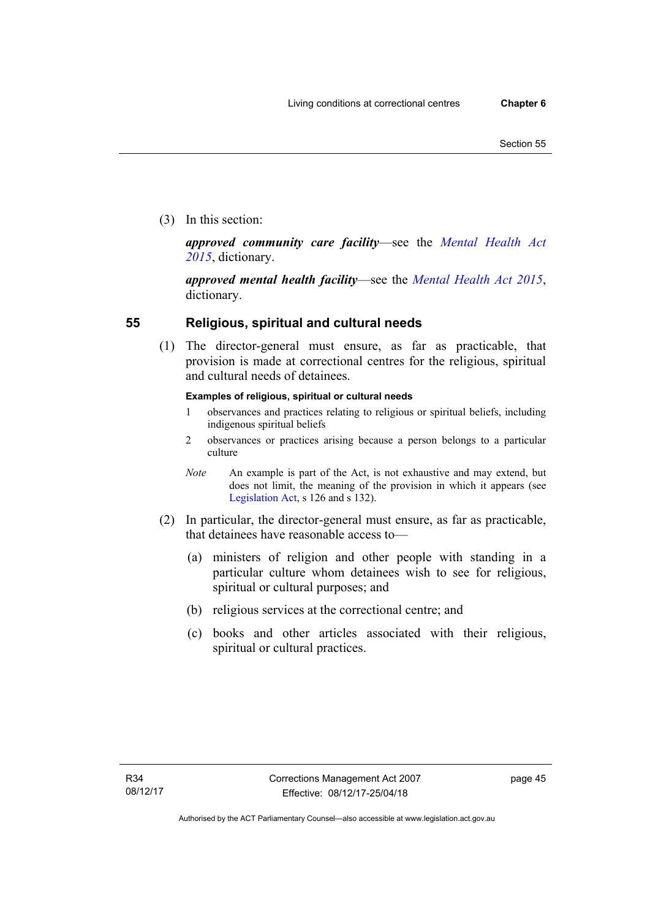(3) In this section:

***approved community care facility***—see the *Mental Health Act 2015*, dictionary.

***approved mental health facility***—see the *Mental Health Act 2015*, dictionary.

## 55 Religious, spiritual and cultural needs

(1) The director-general must ensure, as far as practicable, that provision is made at correctional centres for the religious, spiritual and cultural needs of detainees.

**Examples of religious, spiritual or cultural needs**

1 observances and practices relating to religious or spiritual beliefs, including indigenous spiritual beliefs

2 observances or practices arising because a person belongs to a particular culture

*Note* An example is part of the Act, is not exhaustive and may extend, but does not limit, the meaning of the provision in which it appears (see Legislation Act, s 126 and s 132).

(2) In particular, the director-general must ensure, as far as practicable, that detainees have reasonable access to—

(a) ministers of religion and other people with standing in a particular culture whom detainees wish to see for religious, spiritual or cultural purposes; and

(b) religious services at the correctional centre; and

(c) books and other articles associated with their religious, spiritual or cultural practices.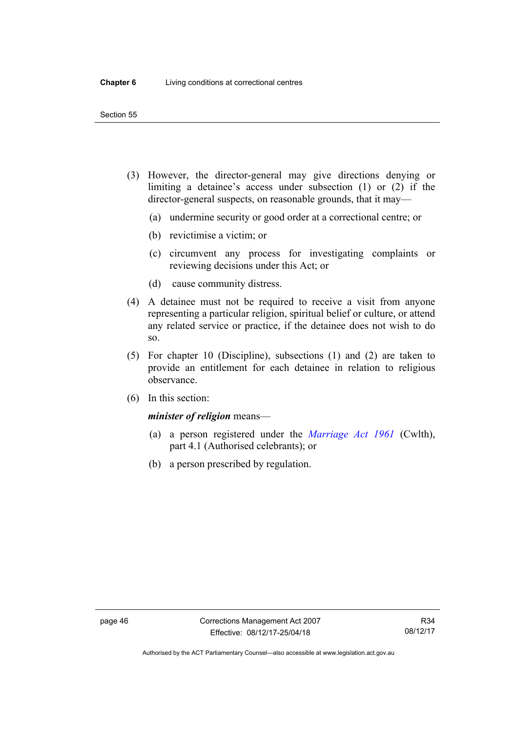(3) However, the director-general may give directions denying or limiting a detainee's access under subsection (1) or (2) if the director-general suspects, on reasonable grounds, that it may—

(a) undermine security or good order at a correctional centre; or

(b) revictimise a victim; or

(c) circumvent any process for investigating complaints or reviewing decisions under this Act; or

(d) cause community distress.

(4) A detainee must not be required to receive a visit from anyone representing a particular religion, spiritual belief or culture, or attend any related service or practice, if the detainee does not wish to do so.

(5) For chapter 10 (Discipline), subsections (1) and (2) are taken to provide an entitlement for each detainee in relation to religious observance.

(6) In this section:

***minister of religion*** means—

(a) a person registered under the *Marriage Act 1961* (Cwlth), part 4.1 (Authorised celebrants); or

(b) a person prescribed by regulation.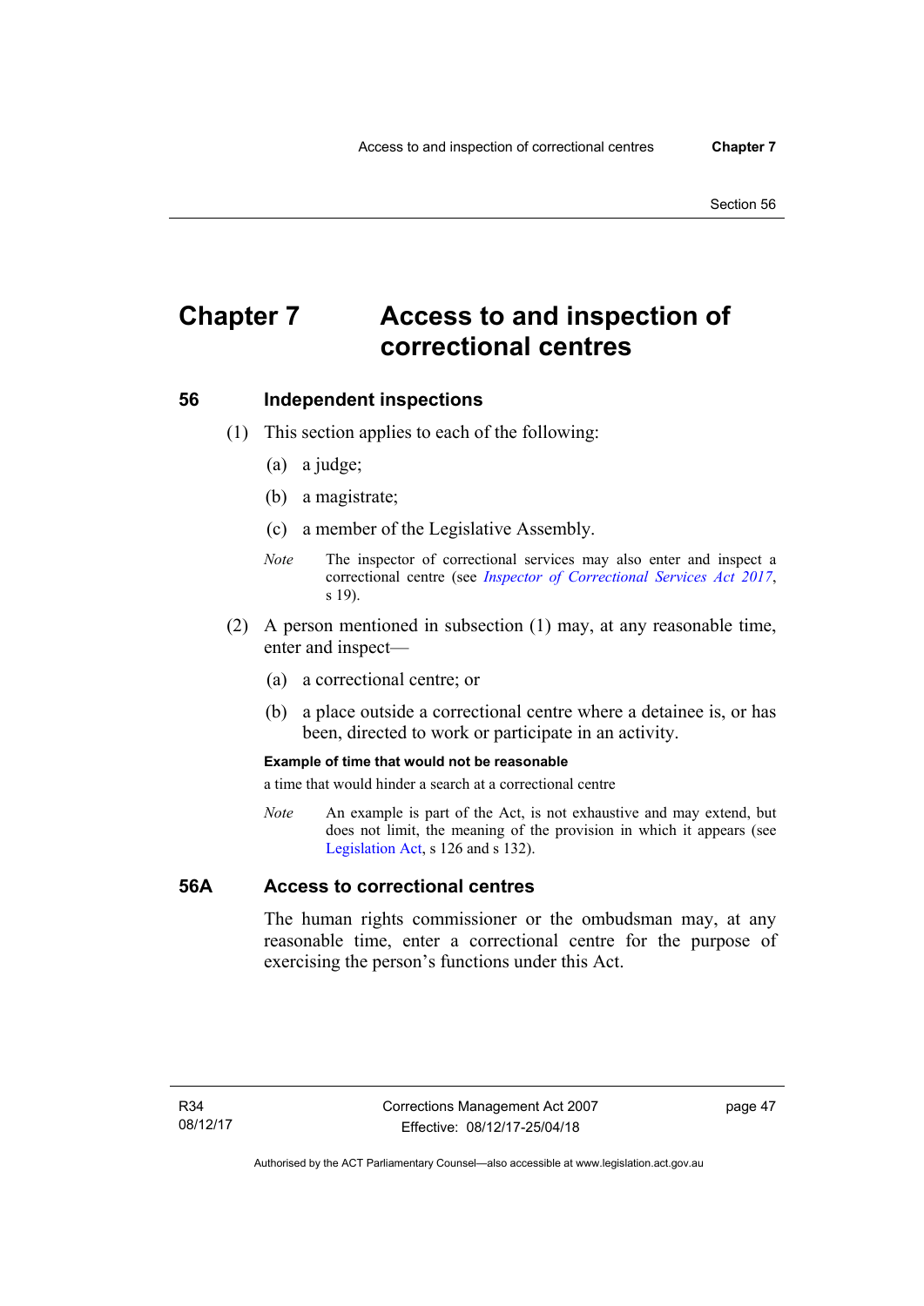# Chapter 7 Access to and inspection of correctional centres

## 56 Independent inspections

(1) This section applies to each of the following:

(a) a judge;

(b) a magistrate;

(c) a member of the Legislative Assembly.

*Note* The inspector of correctional services may also enter and inspect a correctional centre (see *Inspector of Correctional Services Act 2017*, s 19).

(2) A person mentioned in subsection (1) may, at any reasonable time, enter and inspect—

(a) a correctional centre; or

(b) a place outside a correctional centre where a detainee is, or has been, directed to work or participate in an activity.

**Example of time that would not be reasonable**

a time that would hinder a search at a correctional centre

*Note* An example is part of the Act, is not exhaustive and may extend, but does not limit, the meaning of the provision in which it appears (see Legislation Act, s 126 and s 132).

## 56A Access to correctional centres

The human rights commissioner or the ombudsman may, at any reasonable time, enter a correctional centre for the purpose of exercising the person's functions under this Act.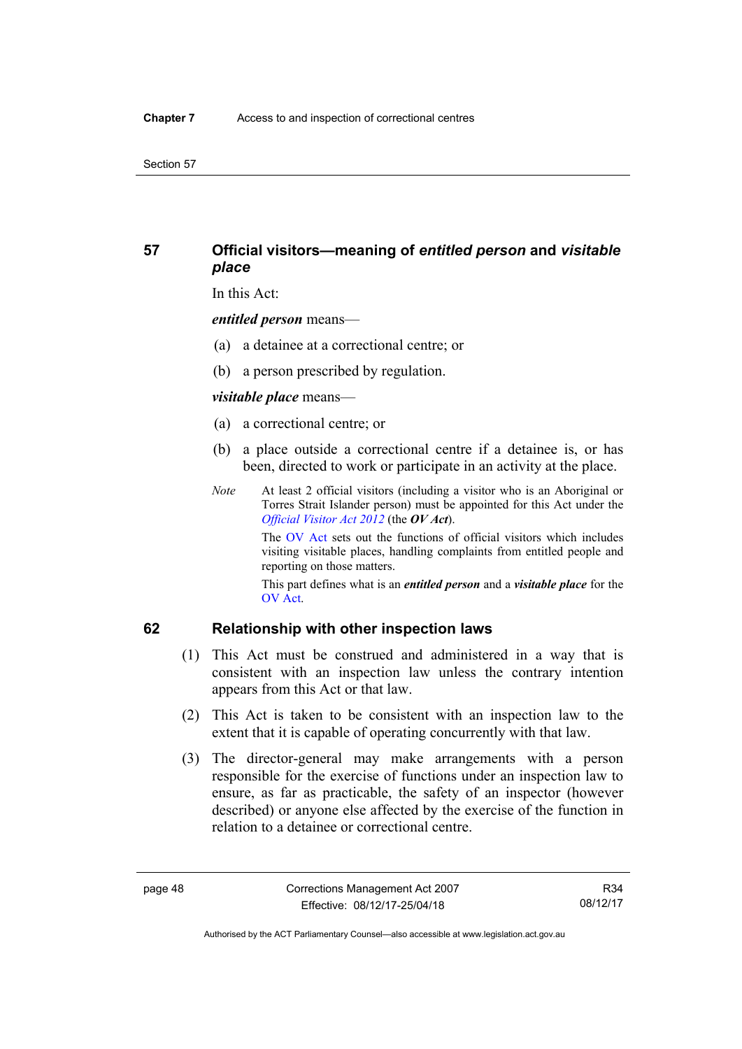## 57 Official visitors—meaning of *entitled person* and *visitable place*

In this Act:

***entitled person*** means—

(a) a detainee at a correctional centre; or

(b) a person prescribed by regulation.

***visitable place*** means—

(a) a correctional centre; or

(b) a place outside a correctional centre if a detainee is, or has been, directed to work or participate in an activity at the place.

*Note* At least 2 official visitors (including a visitor who is an Aboriginal or Torres Strait Islander person) must be appointed for this Act under the *Official Visitor Act 2012* (the ***OV Act***).

The OV Act sets out the functions of official visitors which includes visiting visitable places, handling complaints from entitled people and reporting on those matters.

This part defines what is an ***entitled person*** and a ***visitable place*** for the OV Act.

## 62 Relationship with other inspection laws

(1) This Act must be construed and administered in a way that is consistent with an inspection law unless the contrary intention appears from this Act or that law.

(2) This Act is taken to be consistent with an inspection law to the extent that it is capable of operating concurrently with that law.

(3) The director-general may make arrangements with a person responsible for the exercise of functions under an inspection law to ensure, as far as practicable, the safety of an inspector (however described) or anyone else affected by the exercise of the function in relation to a detainee or correctional centre.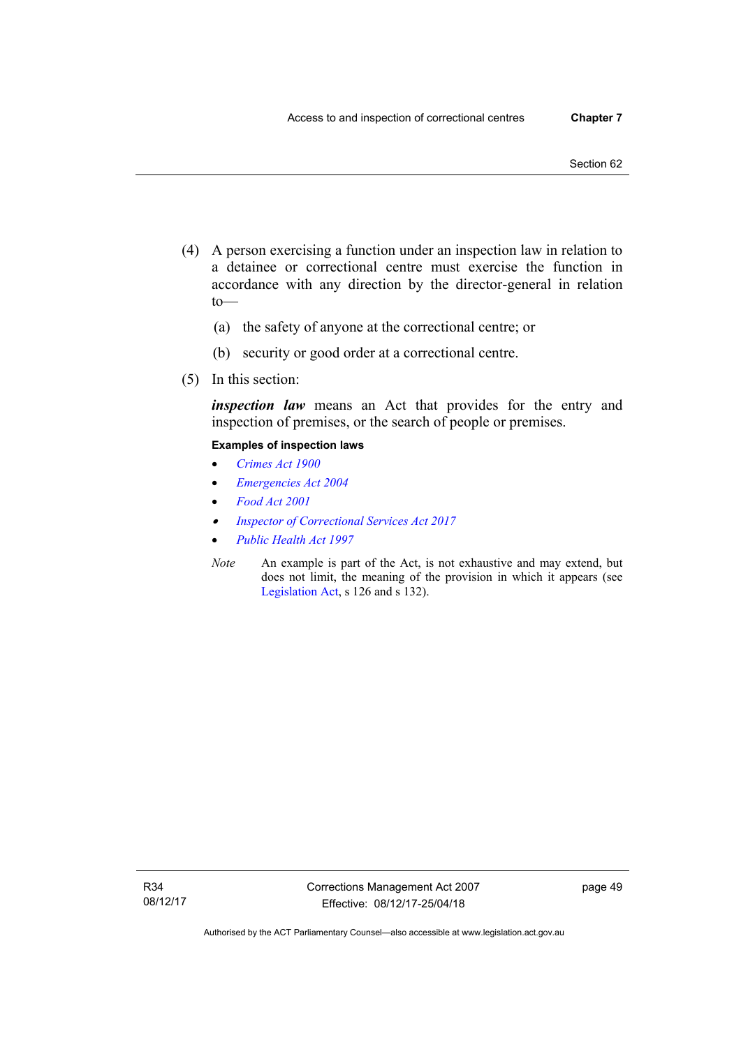(4) A person exercising a function under an inspection law in relation to a detainee or correctional centre must exercise the function in accordance with any direction by the director-general in relation to—

(a) the safety of anyone at the correctional centre; or

(b) security or good order at a correctional centre.

(5) In this section:

***inspection law*** means an Act that provides for the entry and inspection of premises, or the search of people or premises.

**Examples of inspection laws**

- *Crimes Act 1900*
- *Emergencies Act 2004*
- *Food Act 2001*
- *Inspector of Correctional Services Act 2017*
- *Public Health Act 1997*

*Note* An example is part of the Act, is not exhaustive and may extend, but does not limit, the meaning of the provision in which it appears (see Legislation Act, s 126 and s 132).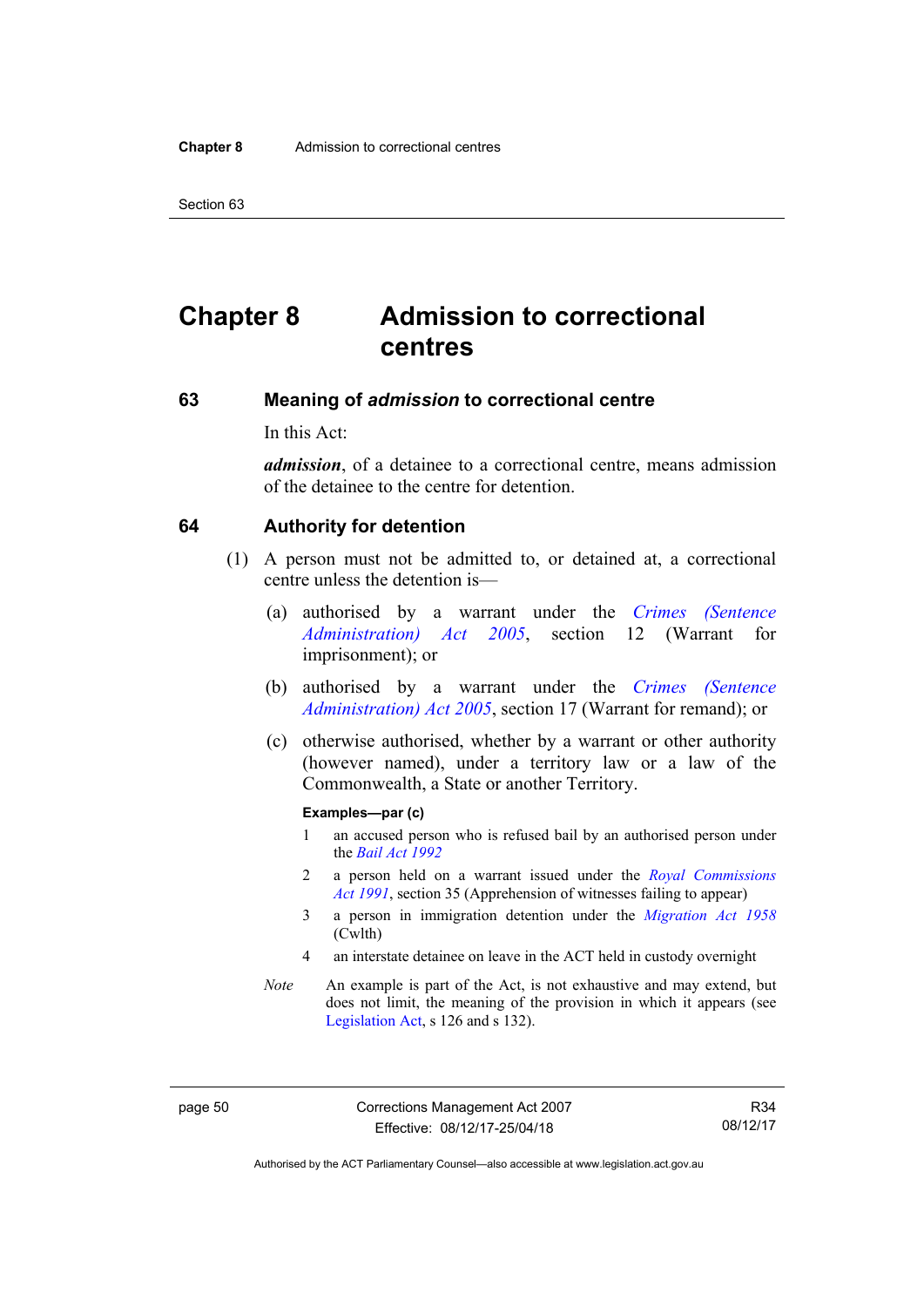# Chapter 8 Admission to correctional centres

## 63 Meaning of *admission* to correctional centre

In this Act:

***admission***, of a detainee to a correctional centre, means admission of the detainee to the centre for detention.

## 64 Authority for detention

(1) A person must not be admitted to, or detained at, a correctional centre unless the detention is—

(a) authorised by a warrant under the *Crimes (Sentence Administration) Act 2005*, section 12 (Warrant for imprisonment); or

(b) authorised by a warrant under the *Crimes (Sentence Administration) Act 2005*, section 17 (Warrant for remand); or

(c) otherwise authorised, whether by a warrant or other authority (however named), under a territory law or a law of the Commonwealth, a State or another Territory.

**Examples—par (c)**

1. an accused person who is refused bail by an authorised person under the *Bail Act 1992*
2. a person held on a warrant issued under the *Royal Commissions Act 1991*, section 35 (Apprehension of witnesses failing to appear)
3. a person in immigration detention under the *Migration Act 1958* (Cwlth)
4. an interstate detainee on leave in the ACT held in custody overnight

*Note* An example is part of the Act, is not exhaustive and may extend, but does not limit, the meaning of the provision in which it appears (see Legislation Act, s 126 and s 132).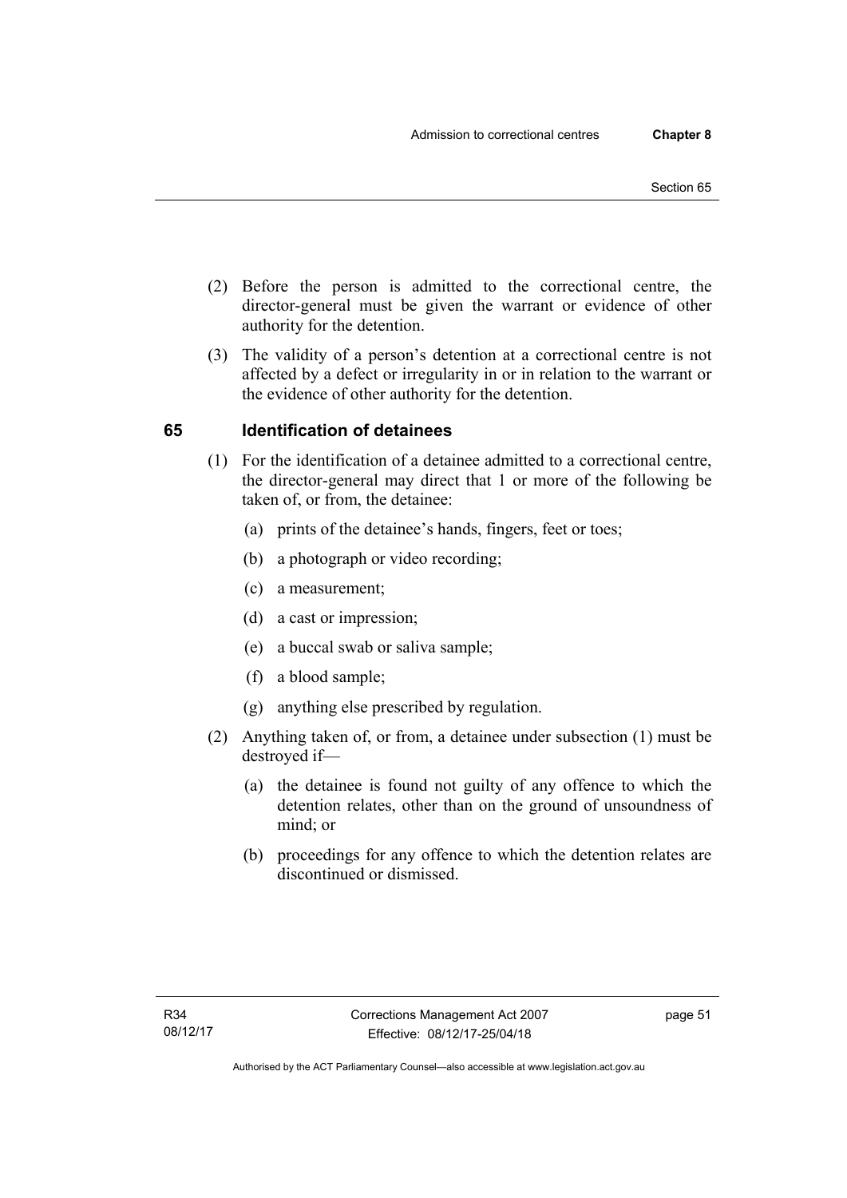(2) Before the person is admitted to the correctional centre, the director-general must be given the warrant or evidence of other authority for the detention.

(3) The validity of a person's detention at a correctional centre is not affected by a defect or irregularity in or in relation to the warrant or the evidence of other authority for the detention.

## 65 Identification of detainees

(1) For the identification of a detainee admitted to a correctional centre, the director-general may direct that 1 or more of the following be taken of, or from, the detainee:

   (a) prints of the detainee's hands, fingers, feet or toes;

   (b) a photograph or video recording;

   (c) a measurement;

   (d) a cast or impression;

   (e) a buccal swab or saliva sample;

   (f) a blood sample;

   (g) anything else prescribed by regulation.

(2) Anything taken of, or from, a detainee under subsection (1) must be destroyed if—

   (a) the detainee is found not guilty of any offence to which the detention relates, other than on the ground of unsoundness of mind; or

   (b) proceedings for any offence to which the detention relates are discontinued or dismissed.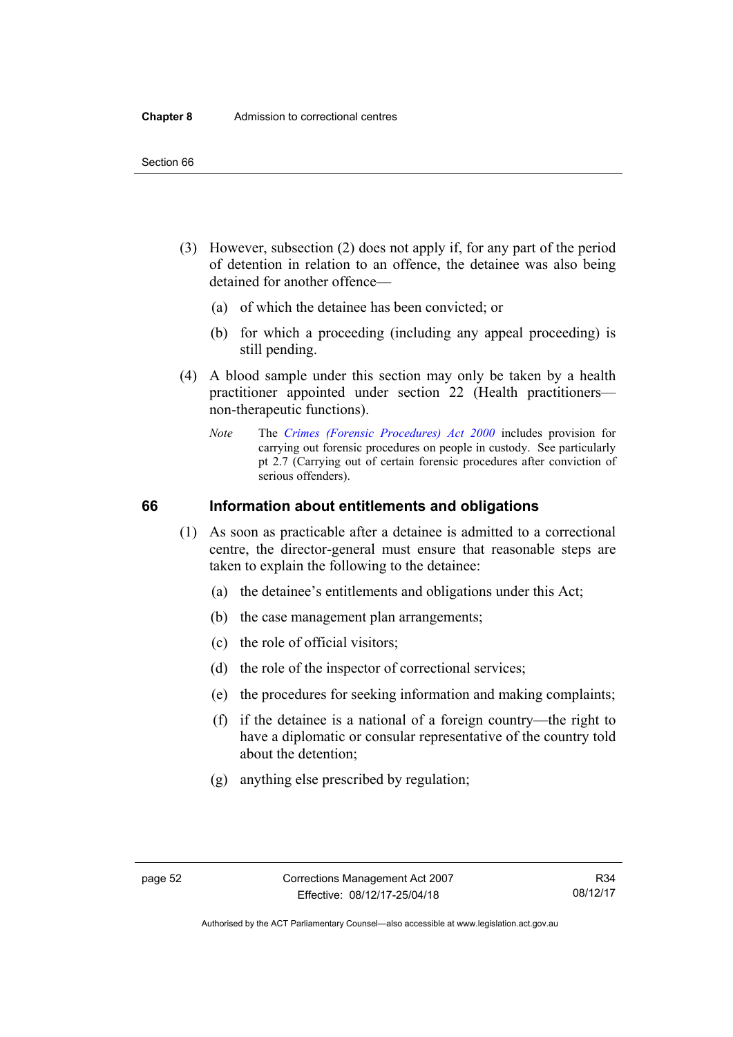(3) However, subsection (2) does not apply if, for any part of the period of detention in relation to an offence, the detainee was also being detained for another offence—

(a) of which the detainee has been convicted; or

(b) for which a proceeding (including any appeal proceeding) is still pending.

(4) A blood sample under this section may only be taken by a health practitioner appointed under section 22 (Health practitioners—non-therapeutic functions).

*Note* The *Crimes (Forensic Procedures) Act 2000* includes provision for carrying out forensic procedures on people in custody. See particularly pt 2.7 (Carrying out of certain forensic procedures after conviction of serious offenders).

## 66 Information about entitlements and obligations

(1) As soon as practicable after a detainee is admitted to a correctional centre, the director-general must ensure that reasonable steps are taken to explain the following to the detainee:

(a) the detainee's entitlements and obligations under this Act;

(b) the case management plan arrangements;

(c) the role of official visitors;

(d) the role of the inspector of correctional services;

(e) the procedures for seeking information and making complaints;

(f) if the detainee is a national of a foreign country—the right to have a diplomatic or consular representative of the country told about the detention;

(g) anything else prescribed by regulation;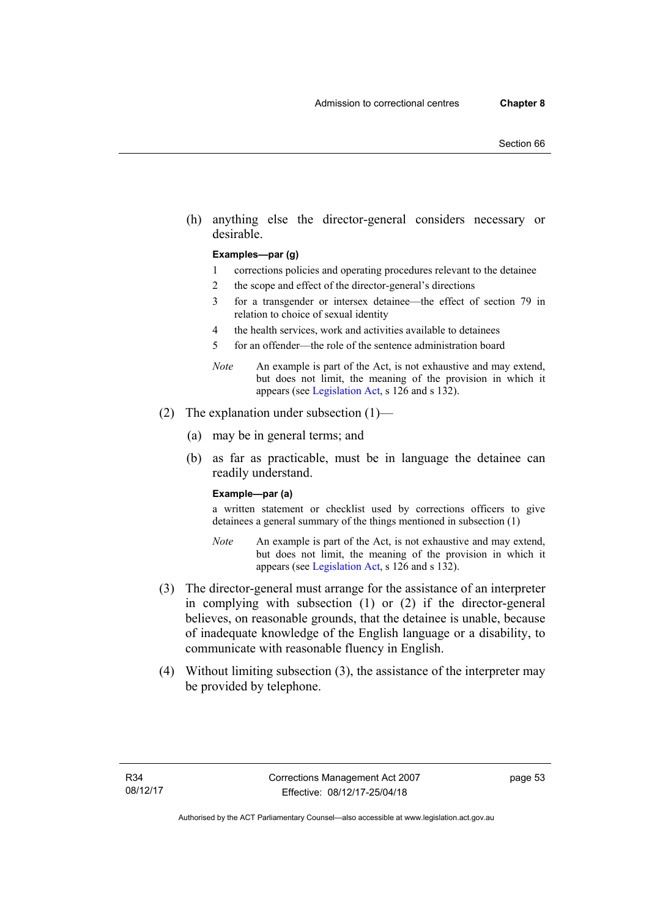(h) anything else the director-general considers necessary or desirable.

**Examples—par (g)**

1 corrections policies and operating procedures relevant to the detainee

2 the scope and effect of the director-general's directions

3 for a transgender or intersex detainee—the effect of section 79 in relation to choice of sexual identity

4 the health services, work and activities available to detainees

5 for an offender—the role of the sentence administration board

*Note* An example is part of the Act, is not exhaustive and may extend, but does not limit, the meaning of the provision in which it appears (see Legislation Act, s 126 and s 132).

(2) The explanation under subsection (1)—

(a) may be in general terms; and

(b) as far as practicable, must be in language the detainee can readily understand.

**Example—par (a)**

a written statement or checklist used by corrections officers to give detainees a general summary of the things mentioned in subsection (1)

*Note* An example is part of the Act, is not exhaustive and may extend, but does not limit, the meaning of the provision in which it appears (see Legislation Act, s 126 and s 132).

(3) The director-general must arrange for the assistance of an interpreter in complying with subsection (1) or (2) if the director-general believes, on reasonable grounds, that the detainee is unable, because of inadequate knowledge of the English language or a disability, to communicate with reasonable fluency in English.

(4) Without limiting subsection (3), the assistance of the interpreter may be provided by telephone.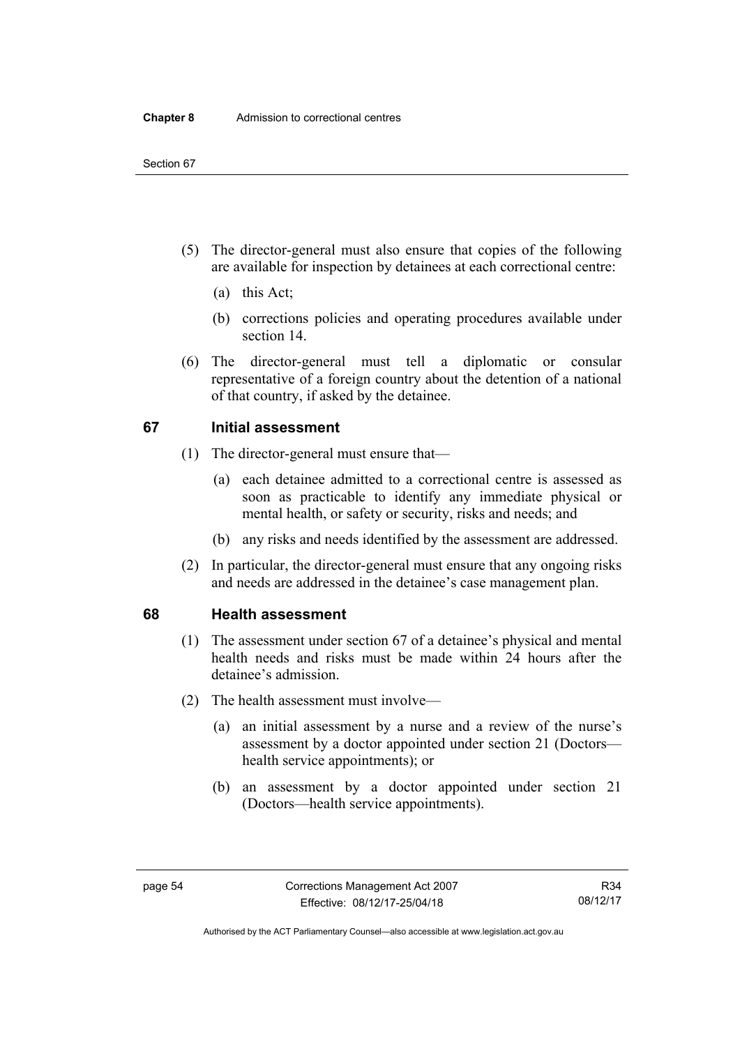(5) The director-general must also ensure that copies of the following are available for inspection by detainees at each correctional centre:

(a) this Act;

(b) corrections policies and operating procedures available under section 14.

(6) The director-general must tell a diplomatic or consular representative of a foreign country about the detention of a national of that country, if asked by the detainee.

## 67 Initial assessment

(1) The director-general must ensure that—

(a) each detainee admitted to a correctional centre is assessed as soon as practicable to identify any immediate physical or mental health, or safety or security, risks and needs; and

(b) any risks and needs identified by the assessment are addressed.

(2) In particular, the director-general must ensure that any ongoing risks and needs are addressed in the detainee's case management plan.

## 68 Health assessment

(1) The assessment under section 67 of a detainee's physical and mental health needs and risks must be made within 24 hours after the detainee's admission.

(2) The health assessment must involve—

(a) an initial assessment by a nurse and a review of the nurse's assessment by a doctor appointed under section 21 (Doctors—health service appointments); or

(b) an assessment by a doctor appointed under section 21 (Doctors—health service appointments).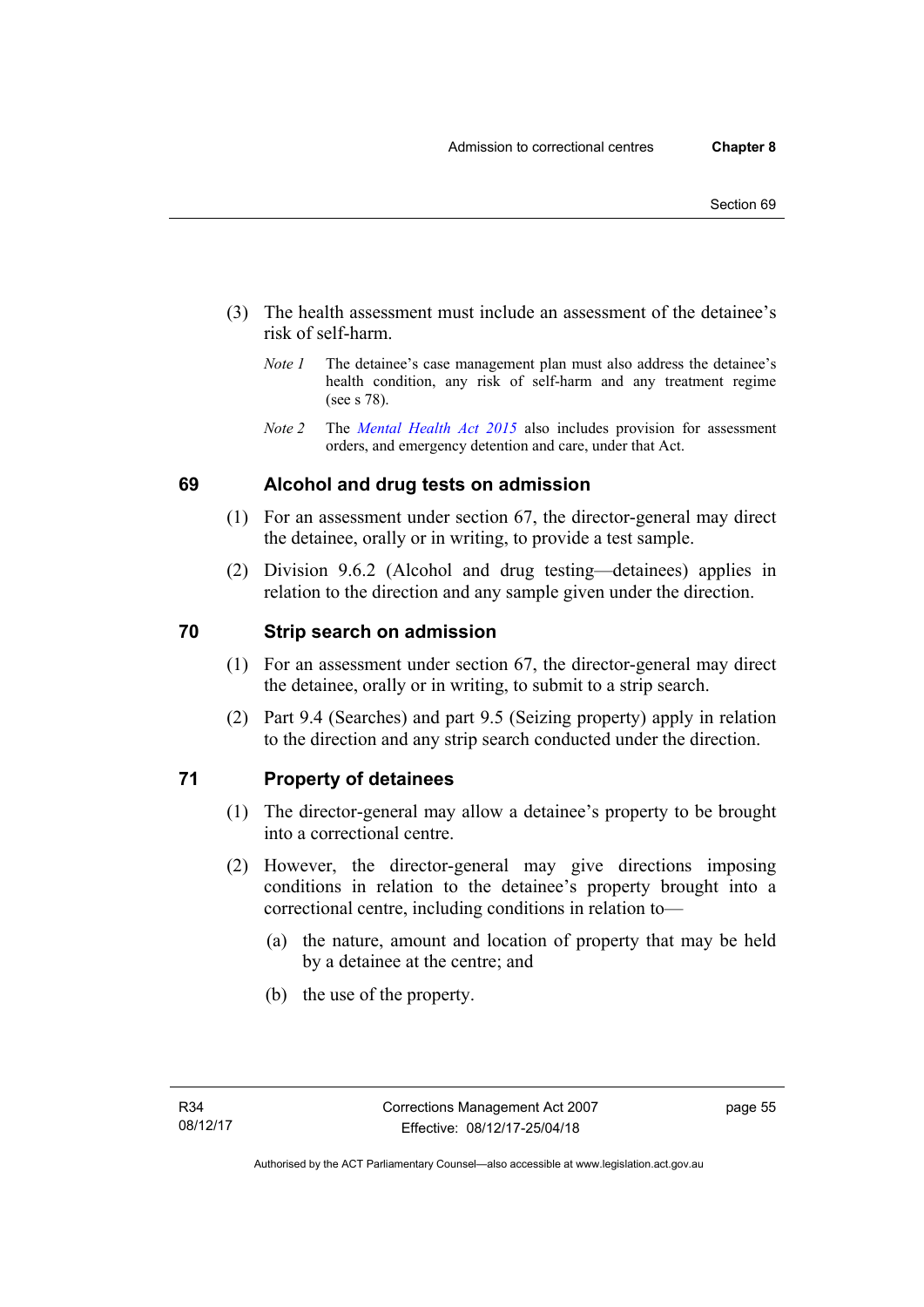(3) The health assessment must include an assessment of the detainee's risk of self-harm.

*Note 1* The detainee's case management plan must also address the detainee's health condition, any risk of self-harm and any treatment regime (see s 78).

*Note 2* The *Mental Health Act 2015* also includes provision for assessment orders, and emergency detention and care, under that Act.

## 69 Alcohol and drug tests on admission

(1) For an assessment under section 67, the director-general may direct the detainee, orally or in writing, to provide a test sample.

(2) Division 9.6.2 (Alcohol and drug testing—detainees) applies in relation to the direction and any sample given under the direction.

## 70 Strip search on admission

(1) For an assessment under section 67, the director-general may direct the detainee, orally or in writing, to submit to a strip search.

(2) Part 9.4 (Searches) and part 9.5 (Seizing property) apply in relation to the direction and any strip search conducted under the direction.

## 71 Property of detainees

(1) The director-general may allow a detainee's property to be brought into a correctional centre.

(2) However, the director-general may give directions imposing conditions in relation to the detainee's property brought into a correctional centre, including conditions in relation to—

(a) the nature, amount and location of property that may be held by a detainee at the centre; and

(b) the use of the property.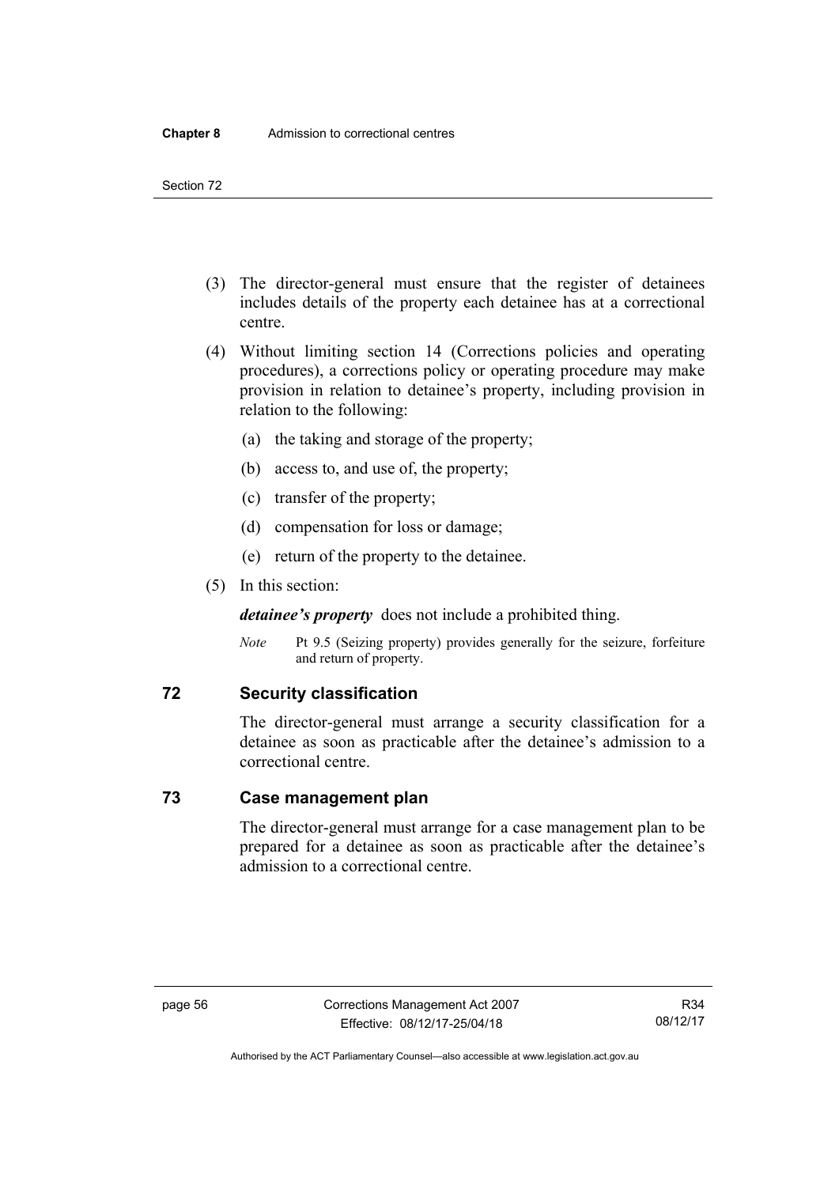(3) The director-general must ensure that the register of detainees includes details of the property each detainee has at a correctional centre.

(4) Without limiting section 14 (Corrections policies and operating procedures), a corrections policy or operating procedure may make provision in relation to detainee's property, including provision in relation to the following:

  (a) the taking and storage of the property;

  (b) access to, and use of, the property;

  (c) transfer of the property;

  (d) compensation for loss or damage;

  (e) return of the property to the detainee.

(5) In this section:

***detainee's property*** does not include a prohibited thing.

*Note* Pt 9.5 (Seizing property) provides generally for the seizure, forfeiture and return of property.

## 72 Security classification

The director-general must arrange a security classification for a detainee as soon as practicable after the detainee's admission to a correctional centre.

## 73 Case management plan

The director-general must arrange for a case management plan to be prepared for a detainee as soon as practicable after the detainee's admission to a correctional centre.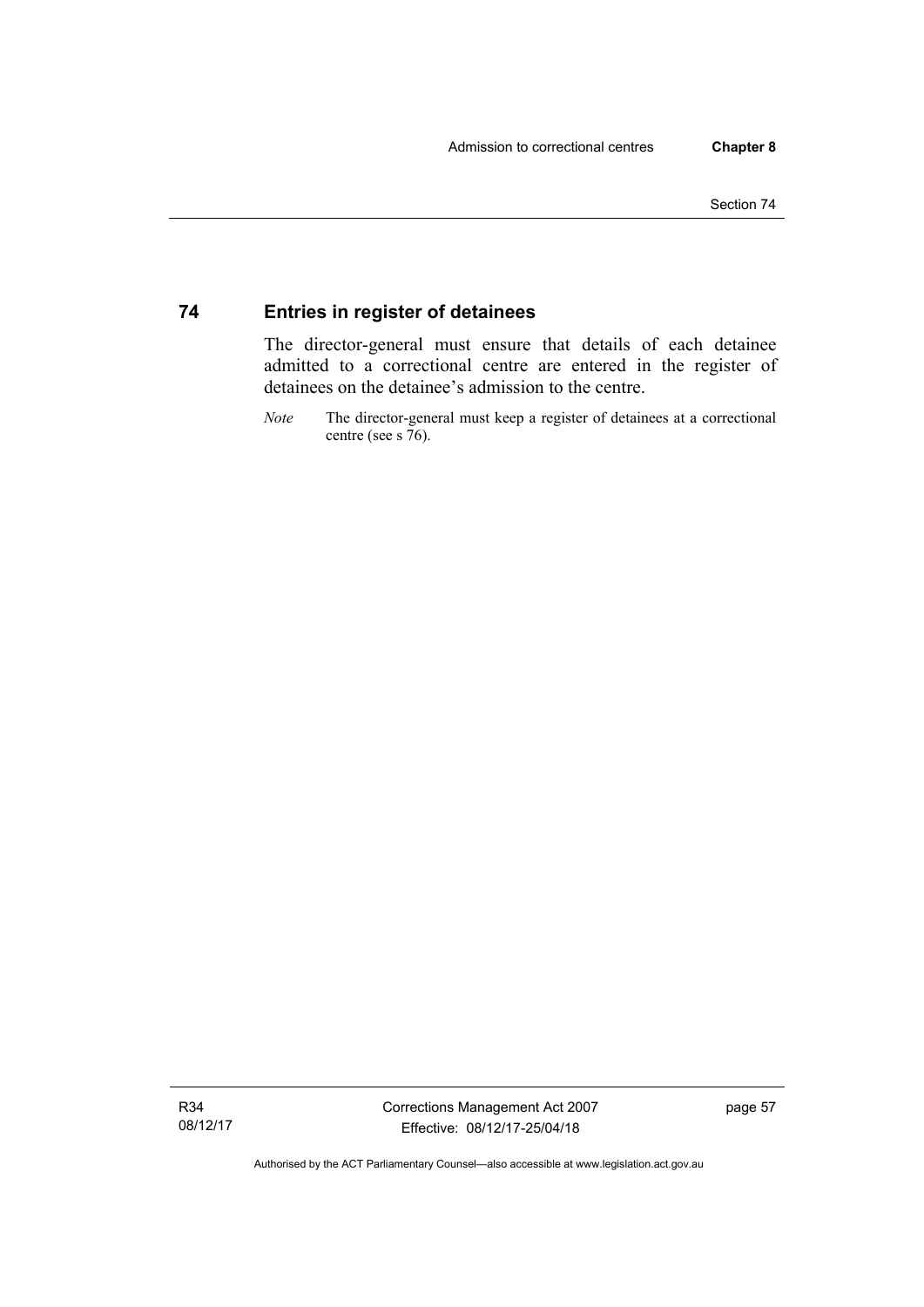## 74 Entries in register of detainees

The director-general must ensure that details of each detainee admitted to a correctional centre are entered in the register of detainees on the detainee's admission to the centre.

*Note* The director-general must keep a register of detainees at a correctional centre (see s 76).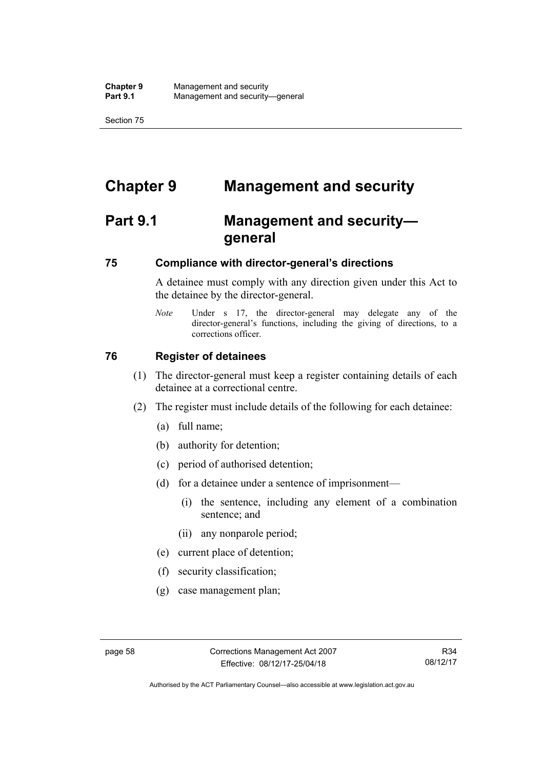# Chapter 9 Management and security

## Part 9.1 Management and security—general

### 75 Compliance with director-general's directions

A detainee must comply with any direction given under this Act to the detainee by the director-general.

*Note* Under s 17, the director-general may delegate any of the director-general's functions, including the giving of directions, to a corrections officer.

### 76 Register of detainees

(1) The director-general must keep a register containing details of each detainee at a correctional centre.

(2) The register must include details of the following for each detainee:

(a) full name;

(b) authority for detention;

(c) period of authorised detention;

(d) for a detainee under a sentence of imprisonment—

(i) the sentence, including any element of a combination sentence; and

(ii) any nonparole period;

(e) current place of detention;

(f) security classification;

(g) case management plan;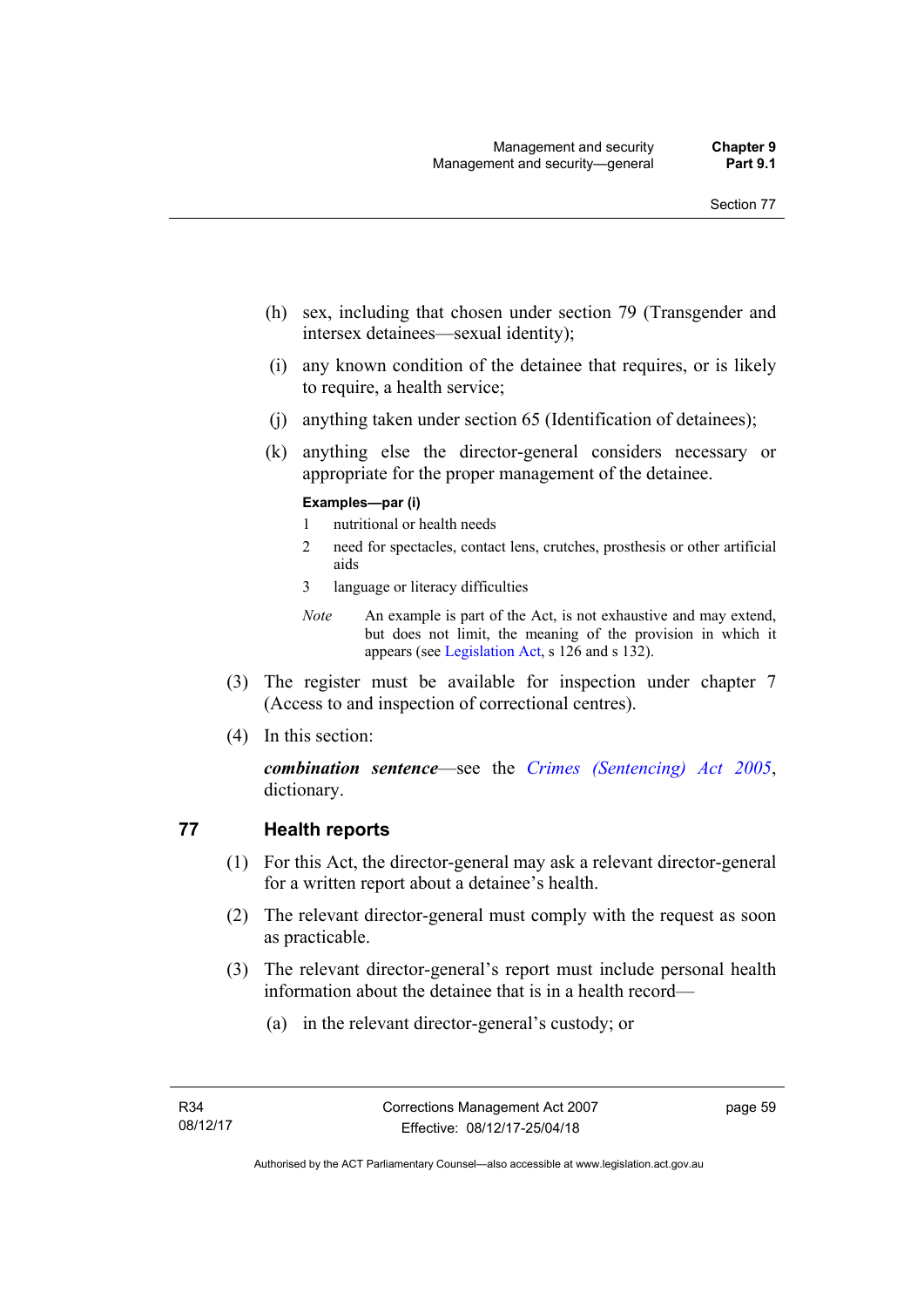(h) sex, including that chosen under section 79 (Transgender and intersex detainees—sexual identity);

(i) any known condition of the detainee that requires, or is likely to require, a health service;

(j) anything taken under section 65 (Identification of detainees);

(k) anything else the director-general considers necessary or appropriate for the proper management of the detainee.

**Examples—par (i)**

1 nutritional or health needs

2 need for spectacles, contact lens, crutches, prosthesis or other artificial aids

3 language or literacy difficulties

*Note* An example is part of the Act, is not exhaustive and may extend, but does not limit, the meaning of the provision in which it appears (see Legislation Act, s 126 and s 132).

(3) The register must be available for inspection under chapter 7 (Access to and inspection of correctional centres).

(4) In this section:

***combination sentence***—see the *Crimes (Sentencing) Act 2005*, dictionary.

## 77 Health reports

(1) For this Act, the director-general may ask a relevant director-general for a written report about a detainee's health.

(2) The relevant director-general must comply with the request as soon as practicable.

(3) The relevant director-general's report must include personal health information about the detainee that is in a health record—

(a) in the relevant director-general's custody; or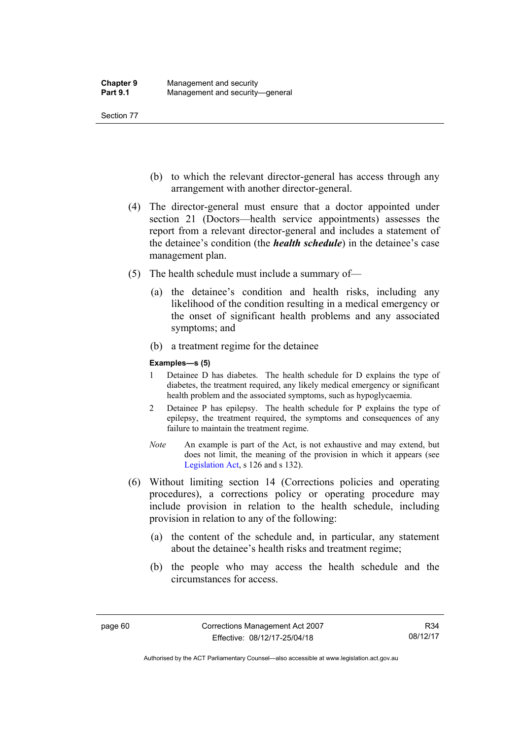(b) to which the relevant director-general has access through any arrangement with another director-general.

(4) The director-general must ensure that a doctor appointed under section 21 (Doctors—health service appointments) assesses the report from a relevant director-general and includes a statement of the detainee's condition (the ***health schedule***) in the detainee's case management plan.

(5) The health schedule must include a summary of—

(a) the detainee's condition and health risks, including any likelihood of the condition resulting in a medical emergency or the onset of significant health problems and any associated symptoms; and

(b) a treatment regime for the detainee

**Examples—s (5)**

1 Detainee D has diabetes. The health schedule for D explains the type of diabetes, the treatment required, any likely medical emergency or significant health problem and the associated symptoms, such as hypoglycaemia.

2 Detainee P has epilepsy. The health schedule for P explains the type of epilepsy, the treatment required, the symptoms and consequences of any failure to maintain the treatment regime.

*Note* An example is part of the Act, is not exhaustive and may extend, but does not limit, the meaning of the provision in which it appears (see Legislation Act, s 126 and s 132).

(6) Without limiting section 14 (Corrections policies and operating procedures), a corrections policy or operating procedure may include provision in relation to the health schedule, including provision in relation to any of the following:

(a) the content of the schedule and, in particular, any statement about the detainee's health risks and treatment regime;

(b) the people who may access the health schedule and the circumstances for access.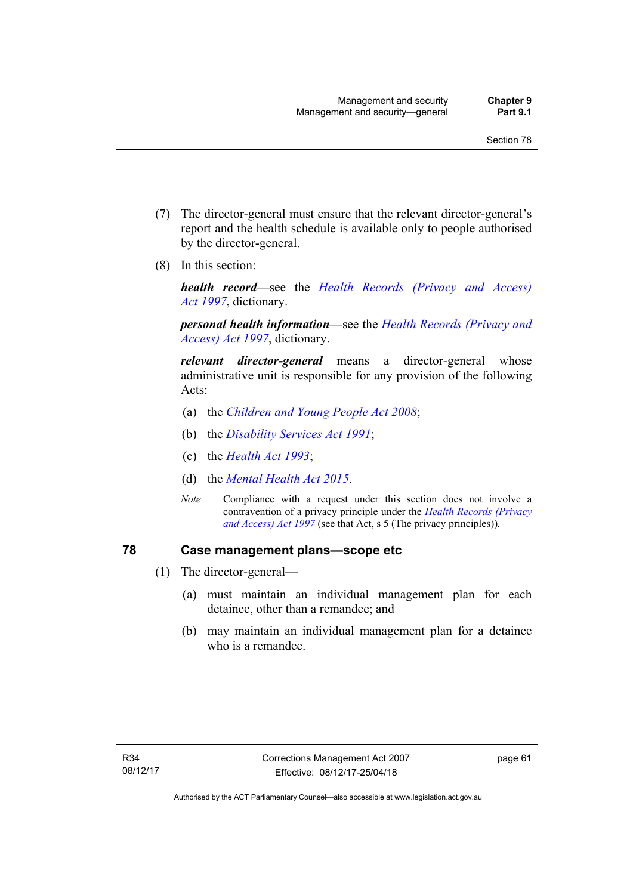(7) The director-general must ensure that the relevant director-general's report and the health schedule is available only to people authorised by the director-general.

(8) In this section:

***health record***—see the *Health Records (Privacy and Access) Act 1997*, dictionary.

***personal health information***—see the *Health Records (Privacy and Access) Act 1997*, dictionary.

***relevant director-general*** means a director-general whose administrative unit is responsible for any provision of the following Acts:

(a) the *Children and Young People Act 2008*;

(b) the *Disability Services Act 1991*;

(c) the *Health Act 1993*;

(d) the *Mental Health Act 2015*.

*Note* Compliance with a request under this section does not involve a contravention of a privacy principle under the *Health Records (Privacy and Access) Act 1997* (see that Act, s 5 (The privacy principles)).

## 78 Case management plans—scope etc

(1) The director-general—

(a) must maintain an individual management plan for each detainee, other than a remandee; and

(b) may maintain an individual management plan for a detainee who is a remandee.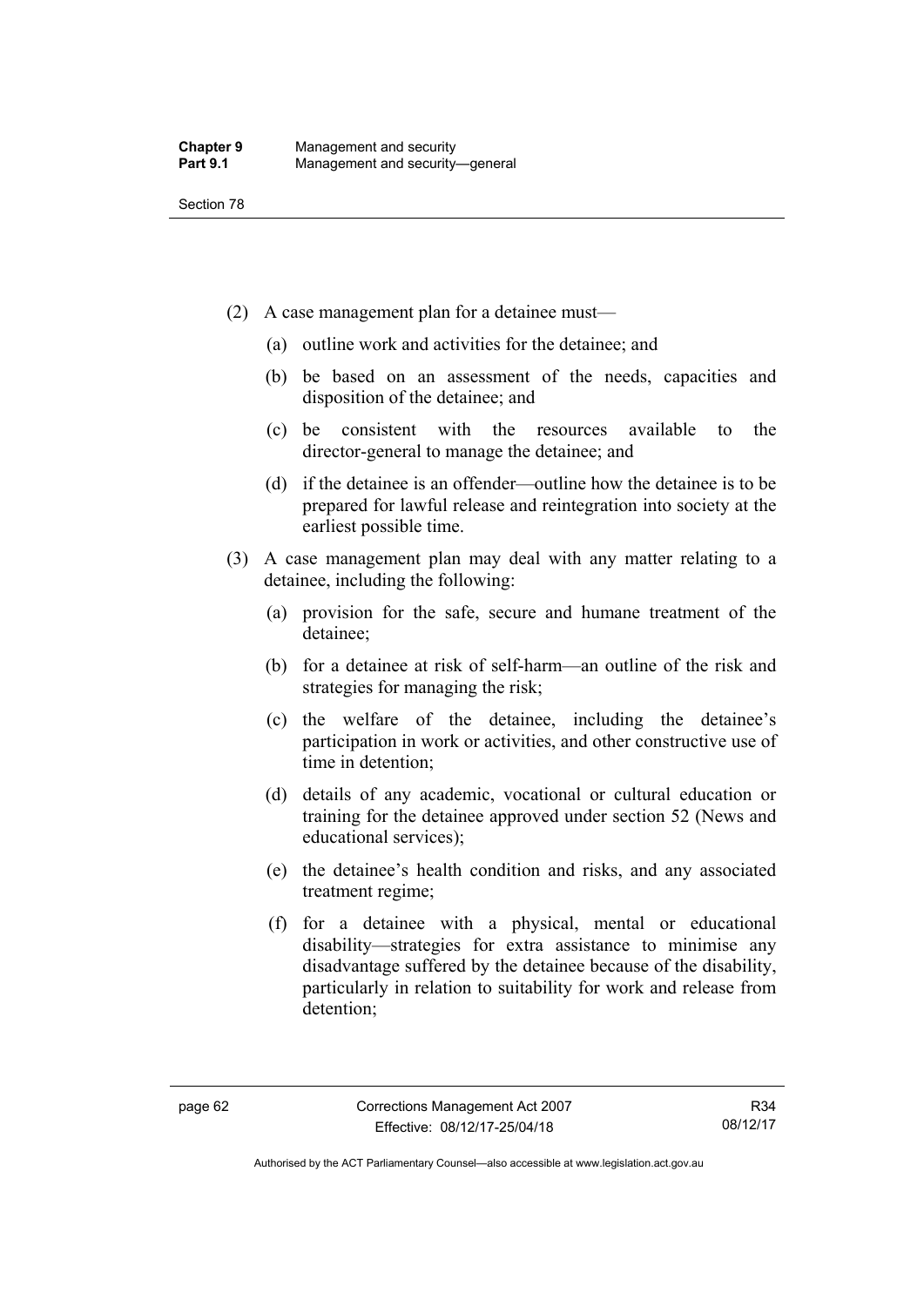(2) A case management plan for a detainee must—

(a) outline work and activities for the detainee; and

(b) be based on an assessment of the needs, capacities and disposition of the detainee; and

(c) be consistent with the resources available to the director-general to manage the detainee; and

(d) if the detainee is an offender—outline how the detainee is to be prepared for lawful release and reintegration into society at the earliest possible time.

(3) A case management plan may deal with any matter relating to a detainee, including the following:

(a) provision for the safe, secure and humane treatment of the detainee;

(b) for a detainee at risk of self-harm—an outline of the risk and strategies for managing the risk;

(c) the welfare of the detainee, including the detainee's participation in work or activities, and other constructive use of time in detention;

(d) details of any academic, vocational or cultural education or training for the detainee approved under section 52 (News and educational services);

(e) the detainee's health condition and risks, and any associated treatment regime;

(f) for a detainee with a physical, mental or educational disability—strategies for extra assistance to minimise any disadvantage suffered by the detainee because of the disability, particularly in relation to suitability for work and release from detention;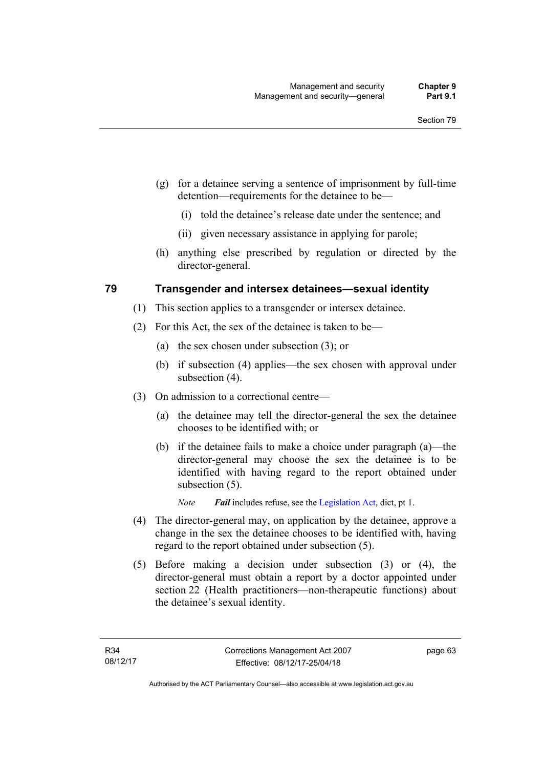(g) for a detainee serving a sentence of imprisonment by full-time detention—requirements for the detainee to be—

(i) told the detainee's release date under the sentence; and

(ii) given necessary assistance in applying for parole;

(h) anything else prescribed by regulation or directed by the director-general.

### 79 Transgender and intersex detainees—sexual identity

(1) This section applies to a transgender or intersex detainee.

(2) For this Act, the sex of the detainee is taken to be—

(a) the sex chosen under subsection (3); or

(b) if subsection (4) applies—the sex chosen with approval under subsection (4).

(3) On admission to a correctional centre—

(a) the detainee may tell the director-general the sex the detainee chooses to be identified with; or

(b) if the detainee fails to make a choice under paragraph (a)—the director-general may choose the sex the detainee is to be identified with having regard to the report obtained under subsection (5).

*Note* ***Fail*** includes refuse, see the Legislation Act, dict, pt 1.

(4) The director-general may, on application by the detainee, approve a change in the sex the detainee chooses to be identified with, having regard to the report obtained under subsection (5).

(5) Before making a decision under subsection (3) or (4), the director-general must obtain a report by a doctor appointed under section 22 (Health practitioners—non-therapeutic functions) about the detainee's sexual identity.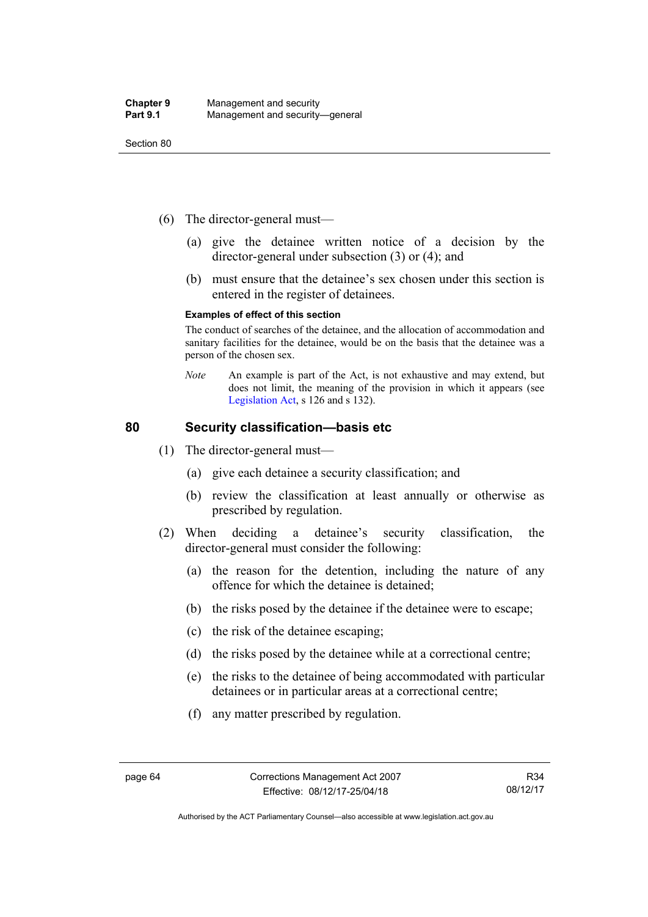(6) The director-general must—

(a) give the detainee written notice of a decision by the director-general under subsection (3) or (4); and

(b) must ensure that the detainee's sex chosen under this section is entered in the register of detainees.

**Examples of effect of this section**

The conduct of searches of the detainee, and the allocation of accommodation and sanitary facilities for the detainee, would be on the basis that the detainee was a person of the chosen sex.

*Note* An example is part of the Act, is not exhaustive and may extend, but does not limit, the meaning of the provision in which it appears (see Legislation Act, s 126 and s 132).

## 80 Security classification—basis etc

(1) The director-general must—

(a) give each detainee a security classification; and

(b) review the classification at least annually or otherwise as prescribed by regulation.

(2) When deciding a detainee's security classification, the director-general must consider the following:

(a) the reason for the detention, including the nature of any offence for which the detainee is detained;

(b) the risks posed by the detainee if the detainee were to escape;

(c) the risk of the detainee escaping;

(d) the risks posed by the detainee while at a correctional centre;

(e) the risks to the detainee of being accommodated with particular detainees or in particular areas at a correctional centre;

(f) any matter prescribed by regulation.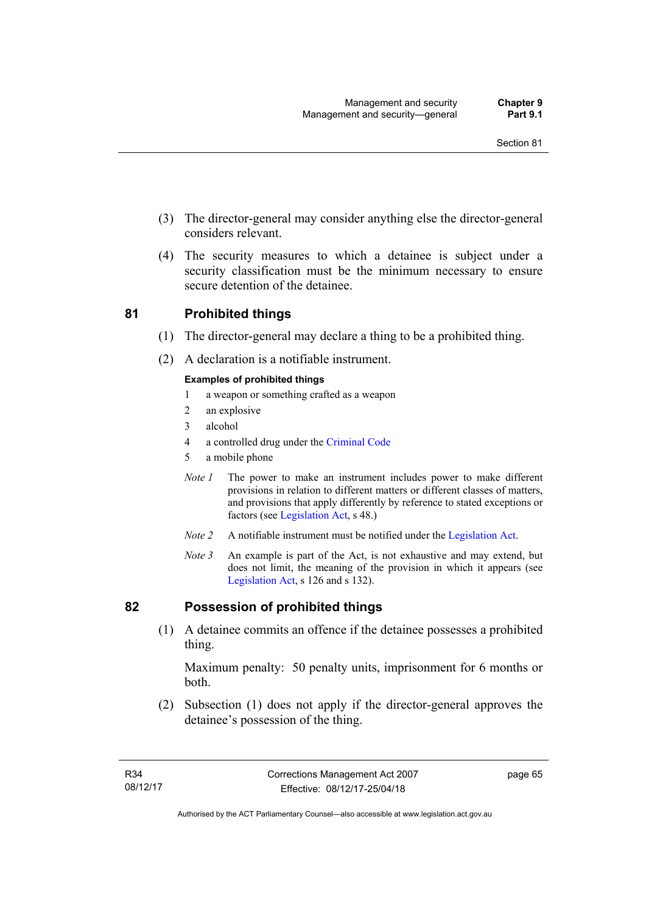(3) The director-general may consider anything else the director-general considers relevant.

(4) The security measures to which a detainee is subject under a security classification must be the minimum necessary to ensure secure detention of the detainee.

## 81 Prohibited things

(1) The director-general may declare a thing to be a prohibited thing.

(2) A declaration is a notifiable instrument.

**Examples of prohibited things**

1 a weapon or something crafted as a weapon
2 an explosive
3 alcohol
4 a controlled drug under the Criminal Code
5 a mobile phone

*Note 1* The power to make an instrument includes power to make different provisions in relation to different matters or different classes of matters, and provisions that apply differently by reference to stated exceptions or factors (see Legislation Act, s 48.)

*Note 2* A notifiable instrument must be notified under the Legislation Act.

*Note 3* An example is part of the Act, is not exhaustive and may extend, but does not limit, the meaning of the provision in which it appears (see Legislation Act, s 126 and s 132).

## 82 Possession of prohibited things

(1) A detainee commits an offence if the detainee possesses a prohibited thing.

Maximum penalty: 50 penalty units, imprisonment for 6 months or both.

(2) Subsection (1) does not apply if the director-general approves the detainee's possession of the thing.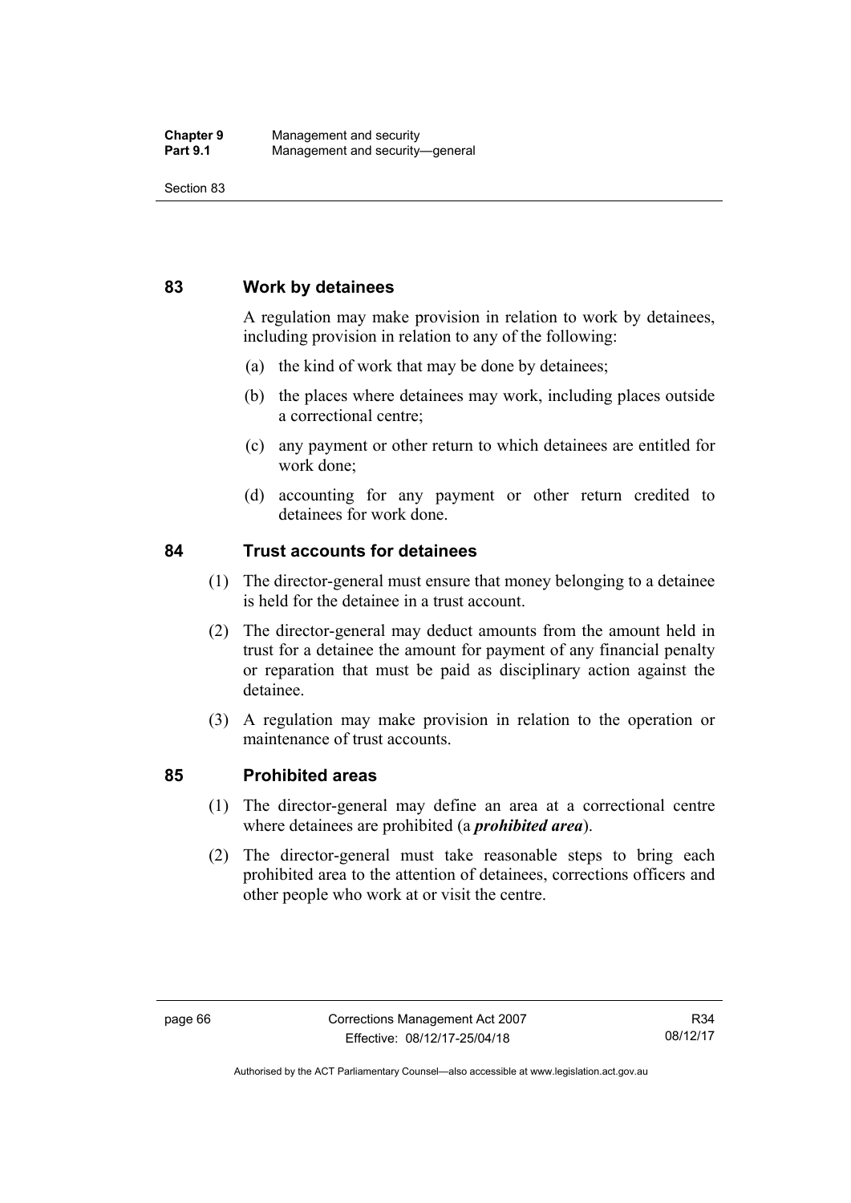## 83 Work by detainees

A regulation may make provision in relation to work by detainees, including provision in relation to any of the following:

(a) the kind of work that may be done by detainees;

(b) the places where detainees may work, including places outside a correctional centre;

(c) any payment or other return to which detainees are entitled for work done;

(d) accounting for any payment or other return credited to detainees for work done.

## 84 Trust accounts for detainees

(1) The director-general must ensure that money belonging to a detainee is held for the detainee in a trust account.

(2) The director-general may deduct amounts from the amount held in trust for a detainee the amount for payment of any financial penalty or reparation that must be paid as disciplinary action against the detainee.

(3) A regulation may make provision in relation to the operation or maintenance of trust accounts.

## 85 Prohibited areas

(1) The director-general may define an area at a correctional centre where detainees are prohibited (a ***prohibited area***).

(2) The director-general must take reasonable steps to bring each prohibited area to the attention of detainees, corrections officers and other people who work at or visit the centre.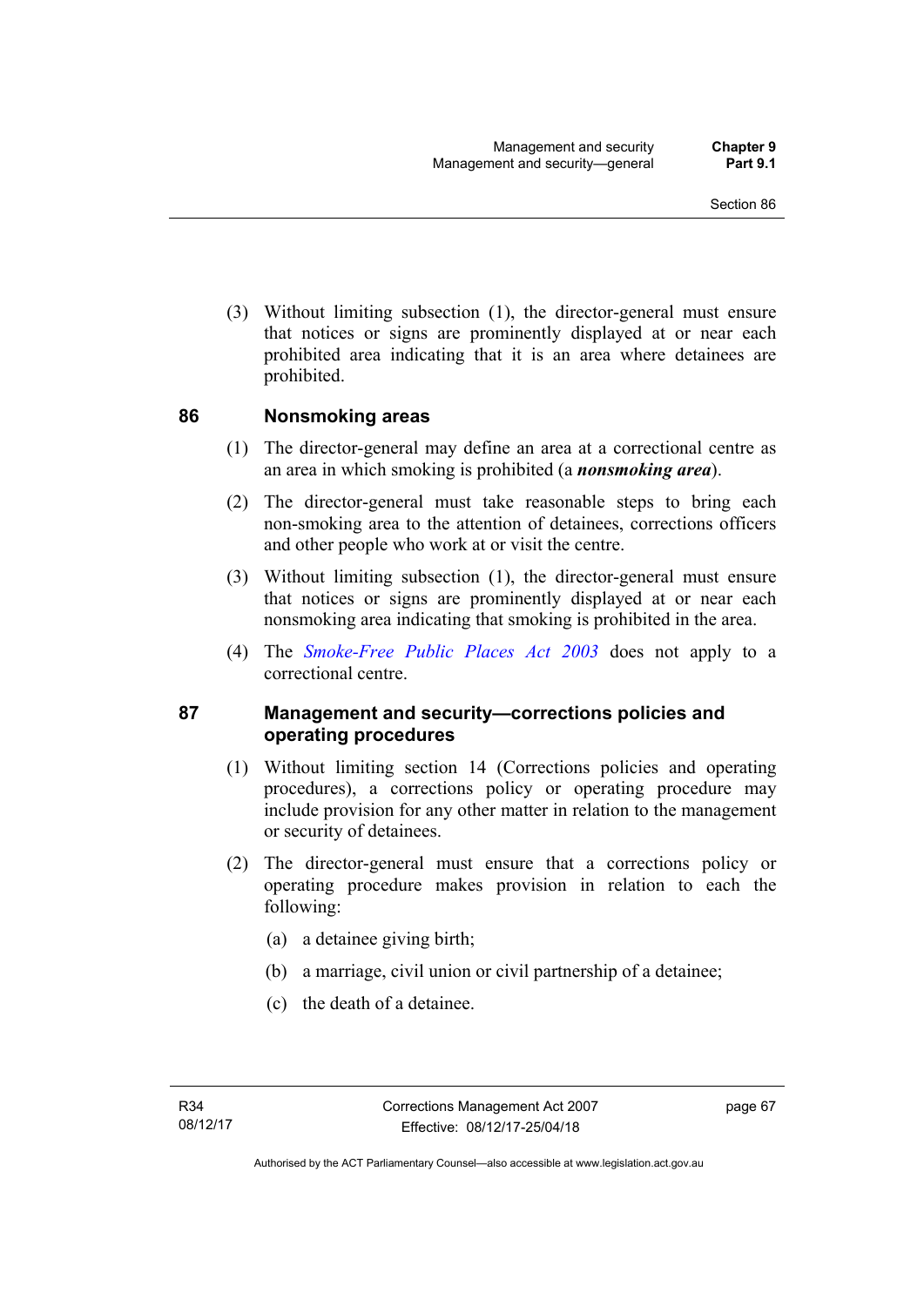(3) Without limiting subsection (1), the director-general must ensure that notices or signs are prominently displayed at or near each prohibited area indicating that it is an area where detainees are prohibited.

## 86 Nonsmoking areas

(1) The director-general may define an area at a correctional centre as an area in which smoking is prohibited (a ***nonsmoking area***).

(2) The director-general must take reasonable steps to bring each non-smoking area to the attention of detainees, corrections officers and other people who work at or visit the centre.

(3) Without limiting subsection (1), the director-general must ensure that notices or signs are prominently displayed at or near each nonsmoking area indicating that smoking is prohibited in the area.

(4) The *Smoke-Free Public Places Act 2003* does not apply to a correctional centre.

## 87 Management and security—corrections policies and operating procedures

(1) Without limiting section 14 (Corrections policies and operating procedures), a corrections policy or operating procedure may include provision for any other matter in relation to the management or security of detainees.

(2) The director-general must ensure that a corrections policy or operating procedure makes provision in relation to each the following:

(a) a detainee giving birth;

(b) a marriage, civil union or civil partnership of a detainee;

(c) the death of a detainee.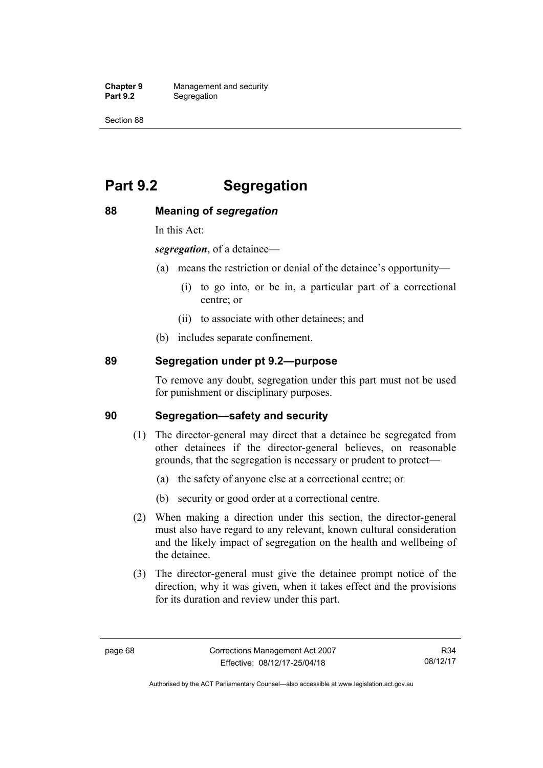# Part 9.2 Segregation

## 88 Meaning of *segregation*

In this Act:

***segregation***, of a detainee—

(a) means the restriction or denial of the detainee's opportunity—

(i) to go into, or be in, a particular part of a correctional centre; or

(ii) to associate with other detainees; and

(b) includes separate confinement.

## 89 Segregation under pt 9.2—purpose

To remove any doubt, segregation under this part must not be used for punishment or disciplinary purposes.

## 90 Segregation—safety and security

(1) The director-general may direct that a detainee be segregated from other detainees if the director-general believes, on reasonable grounds, that the segregation is necessary or prudent to protect—

(a) the safety of anyone else at a correctional centre; or

(b) security or good order at a correctional centre.

(2) When making a direction under this section, the director-general must also have regard to any relevant, known cultural consideration and the likely impact of segregation on the health and wellbeing of the detainee.

(3) The director-general must give the detainee prompt notice of the direction, why it was given, when it takes effect and the provisions for its duration and review under this part.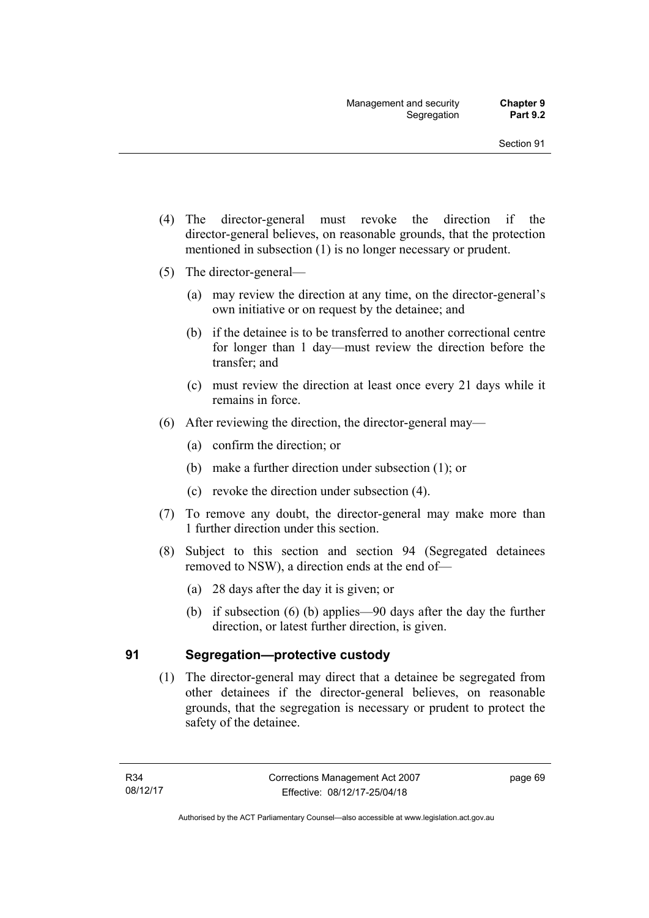(4) The director-general must revoke the direction if the director-general believes, on reasonable grounds, that the protection mentioned in subsection (1) is no longer necessary or prudent.

(5) The director-general—

(a) may review the direction at any time, on the director-general's own initiative or on request by the detainee; and

(b) if the detainee is to be transferred to another correctional centre for longer than 1 day—must review the direction before the transfer; and

(c) must review the direction at least once every 21 days while it remains in force.

(6) After reviewing the direction, the director-general may—

(a) confirm the direction; or

(b) make a further direction under subsection (1); or

(c) revoke the direction under subsection (4).

(7) To remove any doubt, the director-general may make more than 1 further direction under this section.

(8) Subject to this section and section 94 (Segregated detainees removed to NSW), a direction ends at the end of—

(a) 28 days after the day it is given; or

(b) if subsection (6) (b) applies—90 days after the day the further direction, or latest further direction, is given.

## 91 Segregation—protective custody

(1) The director-general may direct that a detainee be segregated from other detainees if the director-general believes, on reasonable grounds, that the segregation is necessary or prudent to protect the safety of the detainee.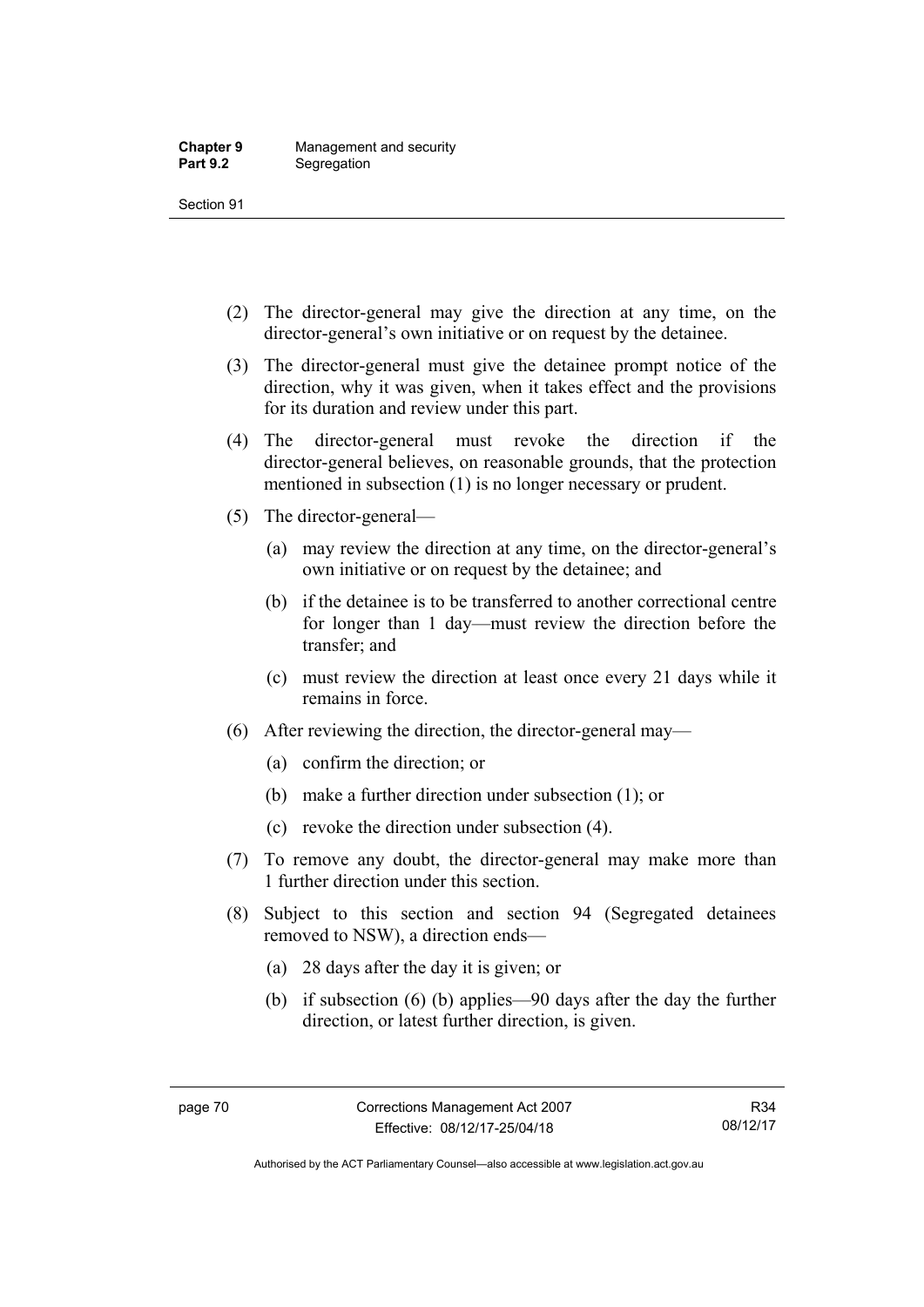(2) The director-general may give the direction at any time, on the director-general's own initiative or on request by the detainee.

(3) The director-general must give the detainee prompt notice of the direction, why it was given, when it takes effect and the provisions for its duration and review under this part.

(4) The director-general must revoke the direction if the director-general believes, on reasonable grounds, that the protection mentioned in subsection (1) is no longer necessary or prudent.

(5) The director-general—

(a) may review the direction at any time, on the director-general's own initiative or on request by the detainee; and

(b) if the detainee is to be transferred to another correctional centre for longer than 1 day—must review the direction before the transfer; and

(c) must review the direction at least once every 21 days while it remains in force.

(6) After reviewing the direction, the director-general may—

(a) confirm the direction; or

(b) make a further direction under subsection (1); or

(c) revoke the direction under subsection (4).

(7) To remove any doubt, the director-general may make more than 1 further direction under this section.

(8) Subject to this section and section 94 (Segregated detainees removed to NSW), a direction ends—

(a) 28 days after the day it is given; or

(b) if subsection (6) (b) applies—90 days after the day the further direction, or latest further direction, is given.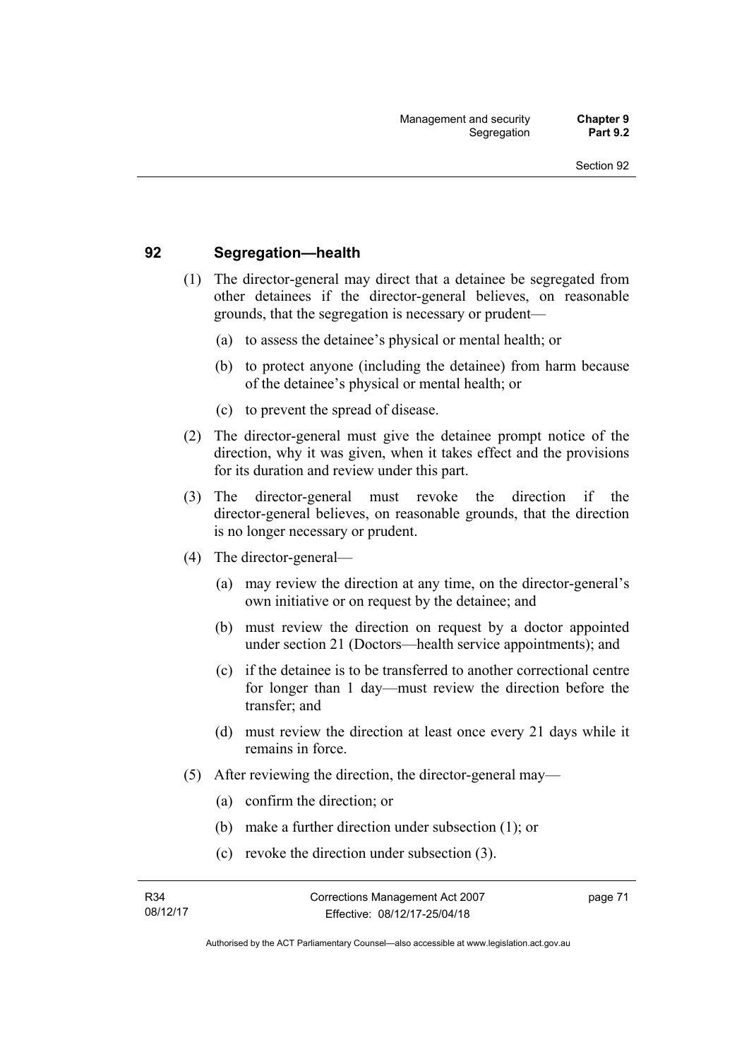## 92 Segregation—health

(1) The director-general may direct that a detainee be segregated from other detainees if the director-general believes, on reasonable grounds, that the segregation is necessary or prudent—

(a) to assess the detainee's physical or mental health; or

(b) to protect anyone (including the detainee) from harm because of the detainee's physical or mental health; or

(c) to prevent the spread of disease.

(2) The director-general must give the detainee prompt notice of the direction, why it was given, when it takes effect and the provisions for its duration and review under this part.

(3) The director-general must revoke the direction if the director-general believes, on reasonable grounds, that the direction is no longer necessary or prudent.

(4) The director-general—

(a) may review the direction at any time, on the director-general's own initiative or on request by the detainee; and

(b) must review the direction on request by a doctor appointed under section 21 (Doctors—health service appointments); and

(c) if the detainee is to be transferred to another correctional centre for longer than 1 day—must review the direction before the transfer; and

(d) must review the direction at least once every 21 days while it remains in force.

(5) After reviewing the direction, the director-general may—

(a) confirm the direction; or

(b) make a further direction under subsection (1); or

(c) revoke the direction under subsection (3).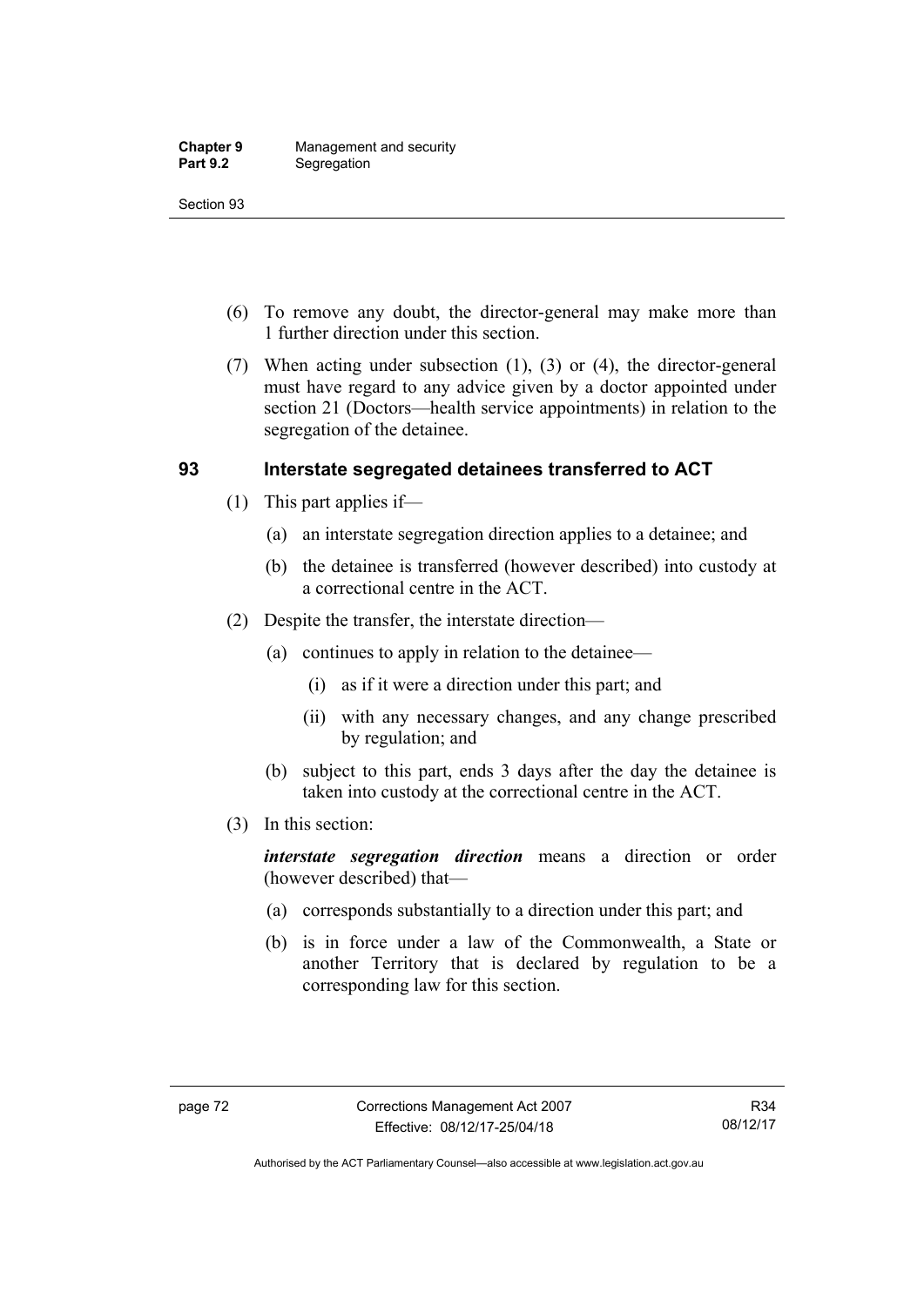(6) To remove any doubt, the director-general may make more than 1 further direction under this section.

(7) When acting under subsection (1), (3) or (4), the director-general must have regard to any advice given by a doctor appointed under section 21 (Doctors—health service appointments) in relation to the segregation of the detainee.

### 93 Interstate segregated detainees transferred to ACT

(1) This part applies if—

(a) an interstate segregation direction applies to a detainee; and

(b) the detainee is transferred (however described) into custody at a correctional centre in the ACT.

(2) Despite the transfer, the interstate direction—

(a) continues to apply in relation to the detainee—

(i) as if it were a direction under this part; and

(ii) with any necessary changes, and any change prescribed by regulation; and

(b) subject to this part, ends 3 days after the day the detainee is taken into custody at the correctional centre in the ACT.

(3) In this section:

***interstate segregation direction*** means a direction or order (however described) that—

(a) corresponds substantially to a direction under this part; and

(b) is in force under a law of the Commonwealth, a State or another Territory that is declared by regulation to be a corresponding law for this section.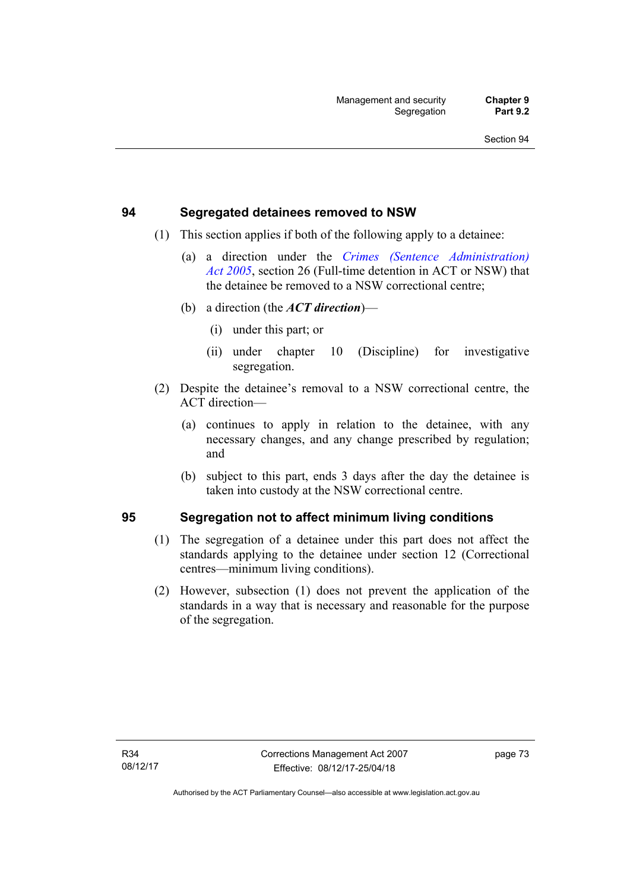## 94 Segregated detainees removed to NSW

(1) This section applies if both of the following apply to a detainee:

(a) a direction under the *Crimes (Sentence Administration) Act 2005*, section 26 (Full-time detention in ACT or NSW) that the detainee be removed to a NSW correctional centre;

(b) a direction (the ***ACT direction***)—

(i) under this part; or

(ii) under chapter 10 (Discipline) for investigative segregation.

(2) Despite the detainee's removal to a NSW correctional centre, the ACT direction—

(a) continues to apply in relation to the detainee, with any necessary changes, and any change prescribed by regulation; and

(b) subject to this part, ends 3 days after the day the detainee is taken into custody at the NSW correctional centre.

## 95 Segregation not to affect minimum living conditions

(1) The segregation of a detainee under this part does not affect the standards applying to the detainee under section 12 (Correctional centres—minimum living conditions).

(2) However, subsection (1) does not prevent the application of the standards in a way that is necessary and reasonable for the purpose of the segregation.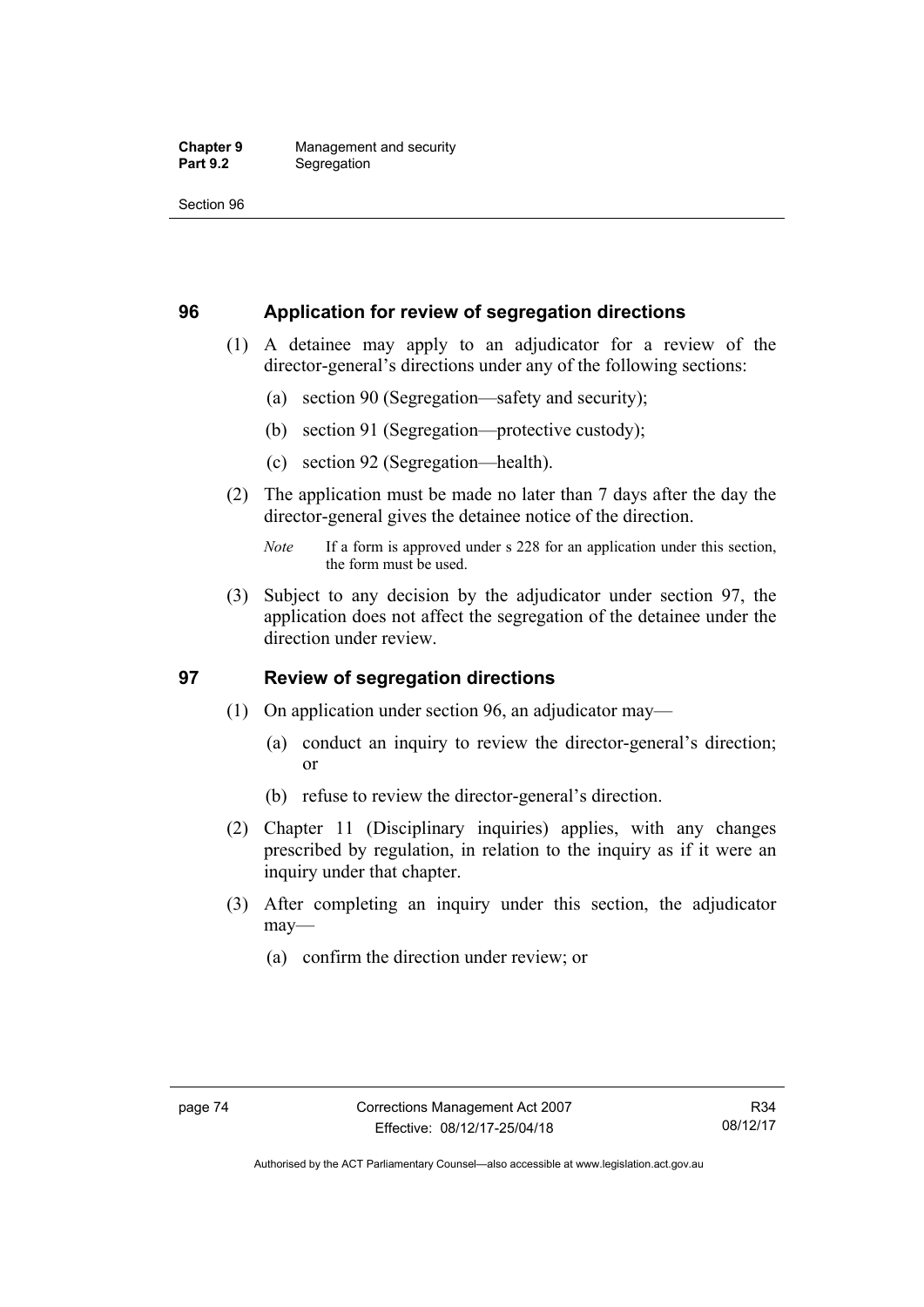## 96 Application for review of segregation directions

(1) A detainee may apply to an adjudicator for a review of the director-general's directions under any of the following sections:

(a) section 90 (Segregation—safety and security);

(b) section 91 (Segregation—protective custody);

(c) section 92 (Segregation—health).

(2) The application must be made no later than 7 days after the day the director-general gives the detainee notice of the direction.

*Note* If a form is approved under s 228 for an application under this section, the form must be used.

(3) Subject to any decision by the adjudicator under section 97, the application does not affect the segregation of the detainee under the direction under review.

## 97 Review of segregation directions

(1) On application under section 96, an adjudicator may—

(a) conduct an inquiry to review the director-general's direction; or

(b) refuse to review the director-general's direction.

(2) Chapter 11 (Disciplinary inquiries) applies, with any changes prescribed by regulation, in relation to the inquiry as if it were an inquiry under that chapter.

(3) After completing an inquiry under this section, the adjudicator may—

(a) confirm the direction under review; or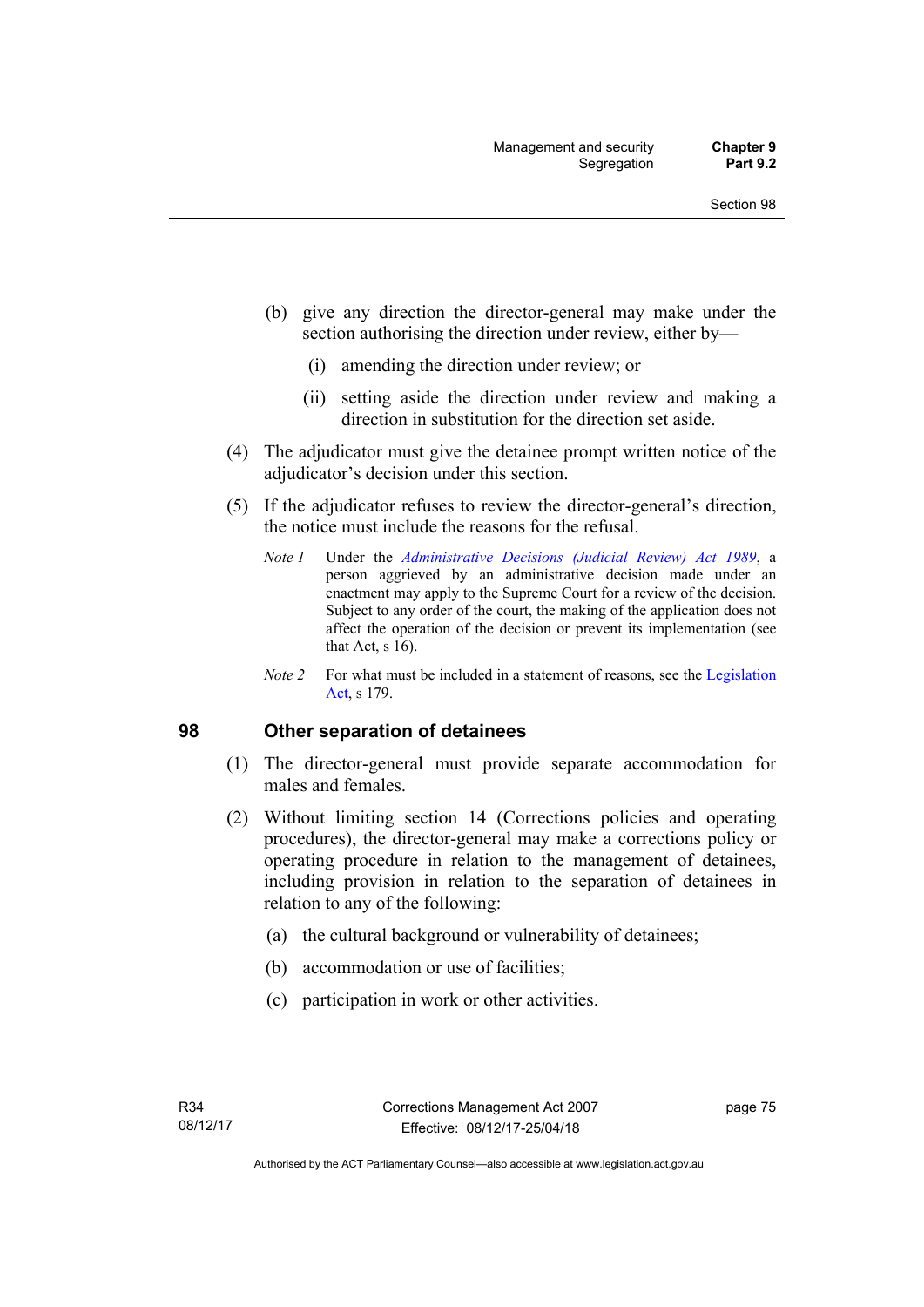(b) give any direction the director-general may make under the section authorising the direction under review, either by—

   (i) amending the direction under review; or

   (ii) setting aside the direction under review and making a direction in substitution for the direction set aside.

(4) The adjudicator must give the detainee prompt written notice of the adjudicator's decision under this section.

(5) If the adjudicator refuses to review the director-general's direction, the notice must include the reasons for the refusal.

*Note 1* Under the *Administrative Decisions (Judicial Review) Act 1989*, a person aggrieved by an administrative decision made under an enactment may apply to the Supreme Court for a review of the decision. Subject to any order of the court, the making of the application does not affect the operation of the decision or prevent its implementation (see that Act, s 16).

*Note 2* For what must be included in a statement of reasons, see the Legislation Act, s 179.

## 98 Other separation of detainees

(1) The director-general must provide separate accommodation for males and females.

(2) Without limiting section 14 (Corrections policies and operating procedures), the director-general may make a corrections policy or operating procedure in relation to the management of detainees, including provision in relation to the separation of detainees in relation to any of the following:

   (a) the cultural background or vulnerability of detainees;

   (b) accommodation or use of facilities;

   (c) participation in work or other activities.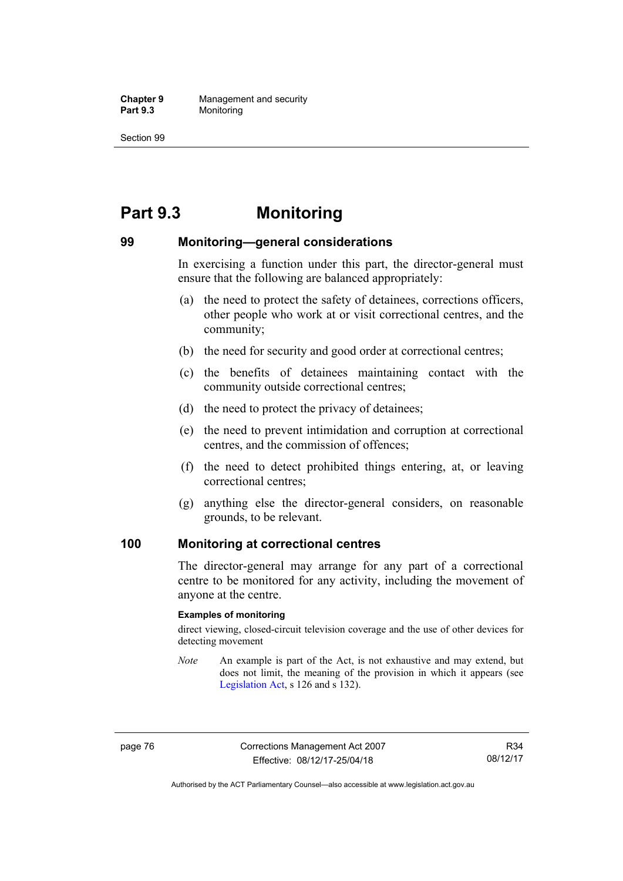# Part 9.3 Monitoring

## 99 Monitoring—general considerations

In exercising a function under this part, the director-general must ensure that the following are balanced appropriately:

(a) the need to protect the safety of detainees, corrections officers, other people who work at or visit correctional centres, and the community;

(b) the need for security and good order at correctional centres;

(c) the benefits of detainees maintaining contact with the community outside correctional centres;

(d) the need to protect the privacy of detainees;

(e) the need to prevent intimidation and corruption at correctional centres, and the commission of offences;

(f) the need to detect prohibited things entering, at, or leaving correctional centres;

(g) anything else the director-general considers, on reasonable grounds, to be relevant.

## 100 Monitoring at correctional centres

The director-general may arrange for any part of a correctional centre to be monitored for any activity, including the movement of anyone at the centre.

**Examples of monitoring**

direct viewing, closed-circuit television coverage and the use of other devices for detecting movement

*Note* An example is part of the Act, is not exhaustive and may extend, but does not limit, the meaning of the provision in which it appears (see Legislation Act, s 126 and s 132).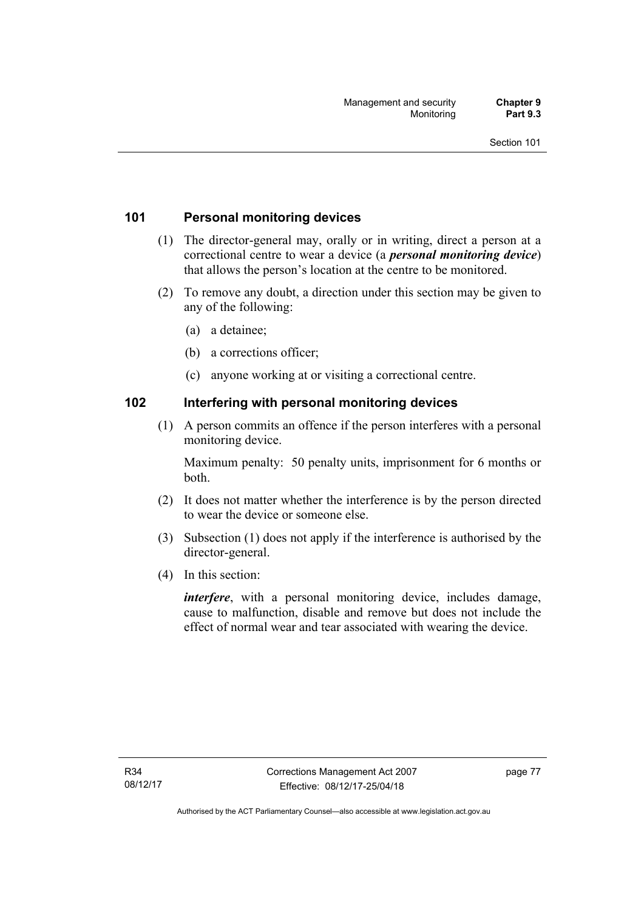## 101 Personal monitoring devices

(1) The director-general may, orally or in writing, direct a person at a correctional centre to wear a device (a ***personal monitoring device***) that allows the person's location at the centre to be monitored.

(2) To remove any doubt, a direction under this section may be given to any of the following:

(a) a detainee;

(b) a corrections officer;

(c) anyone working at or visiting a correctional centre.

## 102 Interfering with personal monitoring devices

(1) A person commits an offence if the person interferes with a personal monitoring device.

Maximum penalty: 50 penalty units, imprisonment for 6 months or both.

(2) It does not matter whether the interference is by the person directed to wear the device or someone else.

(3) Subsection (1) does not apply if the interference is authorised by the director-general.

(4) In this section:

***interfere***, with a personal monitoring device, includes damage, cause to malfunction, disable and remove but does not include the effect of normal wear and tear associated with wearing the device.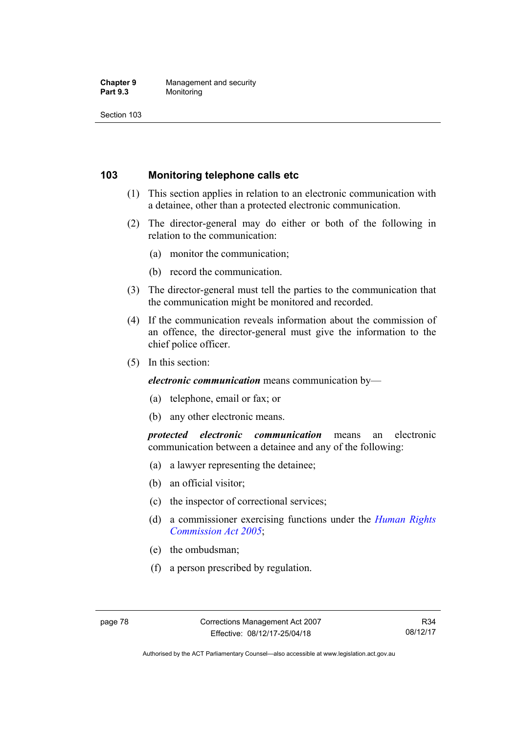## 103 Monitoring telephone calls etc

(1) This section applies in relation to an electronic communication with a detainee, other than a protected electronic communication.

(2) The director-general may do either or both of the following in relation to the communication:

(a) monitor the communication;

(b) record the communication.

(3) The director-general must tell the parties to the communication that the communication might be monitored and recorded.

(4) If the communication reveals information about the commission of an offence, the director-general must give the information to the chief police officer.

(5) In this section:

***electronic communication*** means communication by—

(a) telephone, email or fax; or

(b) any other electronic means.

***protected electronic communication*** means an electronic communication between a detainee and any of the following:

(a) a lawyer representing the detainee;

(b) an official visitor;

(c) the inspector of correctional services;

(d) a commissioner exercising functions under the *Human Rights Commission Act 2005*;

(e) the ombudsman;

(f) a person prescribed by regulation.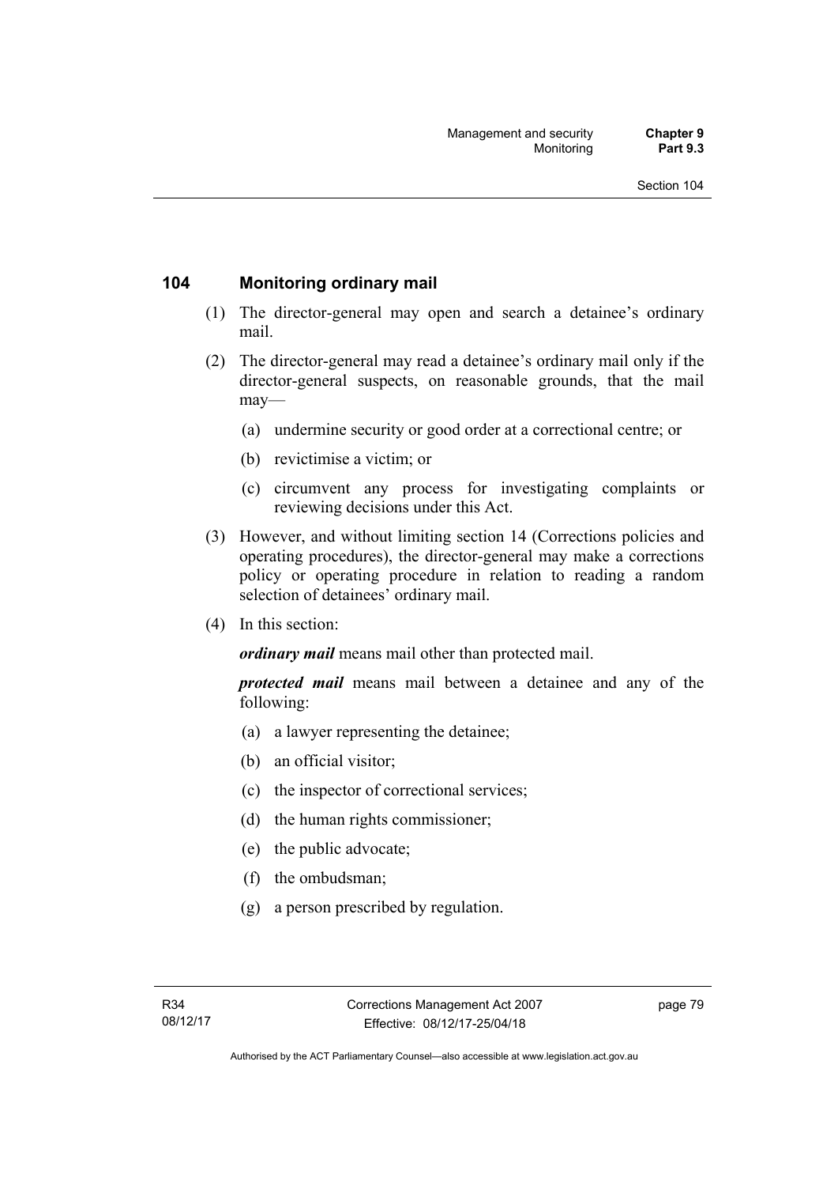## 104 Monitoring ordinary mail

(1) The director-general may open and search a detainee's ordinary mail.

(2) The director-general may read a detainee's ordinary mail only if the director-general suspects, on reasonable grounds, that the mail may—

(a) undermine security or good order at a correctional centre; or

(b) revictimise a victim; or

(c) circumvent any process for investigating complaints or reviewing decisions under this Act.

(3) However, and without limiting section 14 (Corrections policies and operating procedures), the director-general may make a corrections policy or operating procedure in relation to reading a random selection of detainees' ordinary mail.

(4) In this section:

***ordinary mail*** means mail other than protected mail.

***protected mail*** means mail between a detainee and any of the following:

(a) a lawyer representing the detainee;

(b) an official visitor;

(c) the inspector of correctional services;

(d) the human rights commissioner;

(e) the public advocate;

(f) the ombudsman;

(g) a person prescribed by regulation.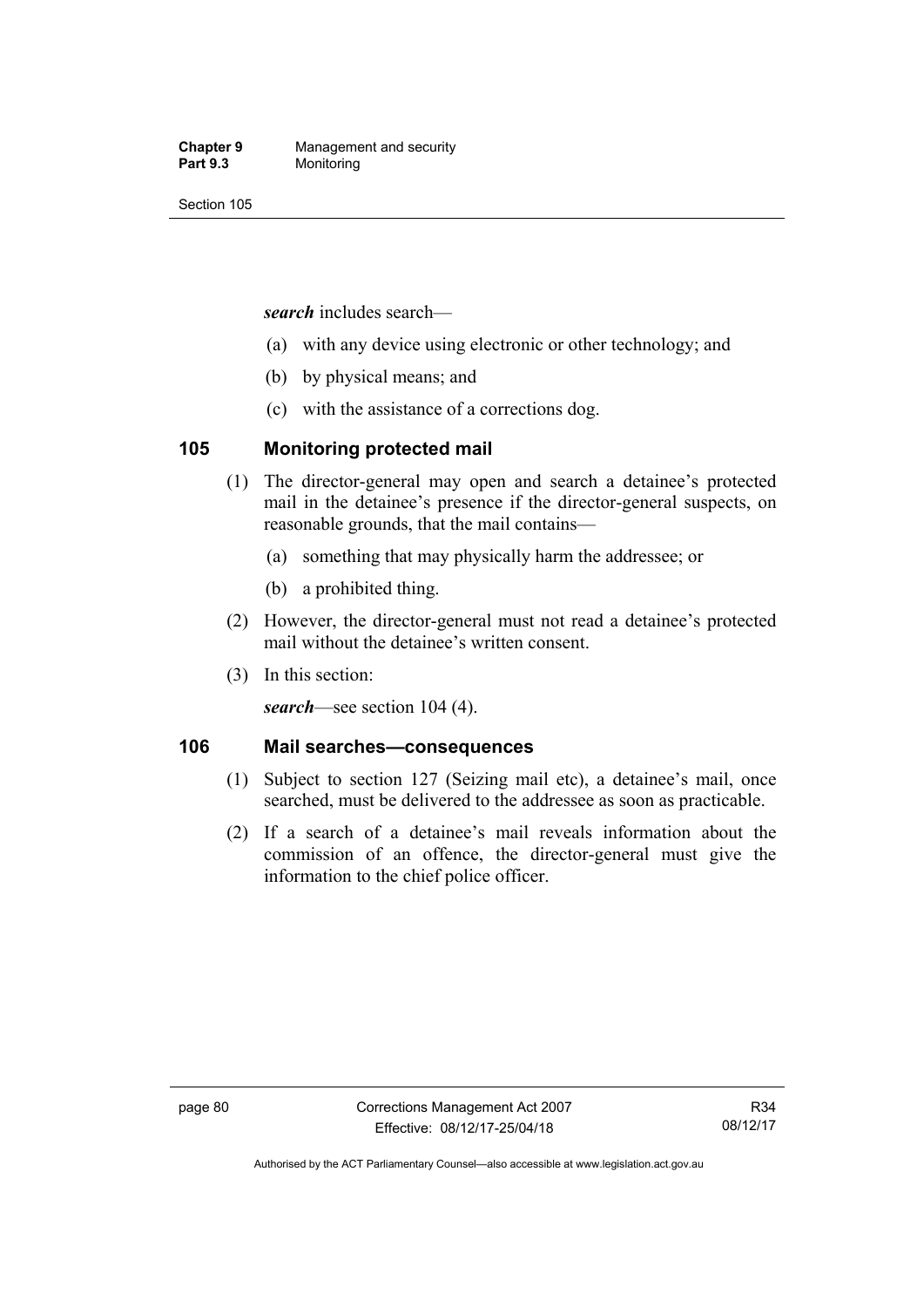***search*** includes search—

(a) with any device using electronic or other technology; and

(b) by physical means; and

(c) with the assistance of a corrections dog.

## 105 Monitoring protected mail

(1) The director-general may open and search a detainee's protected mail in the detainee's presence if the director-general suspects, on reasonable grounds, that the mail contains—

(a) something that may physically harm the addressee; or

(b) a prohibited thing.

(2) However, the director-general must not read a detainee's protected mail without the detainee's written consent.

(3) In this section:

***search***—see section 104 (4).

## 106 Mail searches—consequences

(1) Subject to section 127 (Seizing mail etc), a detainee's mail, once searched, must be delivered to the addressee as soon as practicable.

(2) If a search of a detainee's mail reveals information about the commission of an offence, the director-general must give the information to the chief police officer.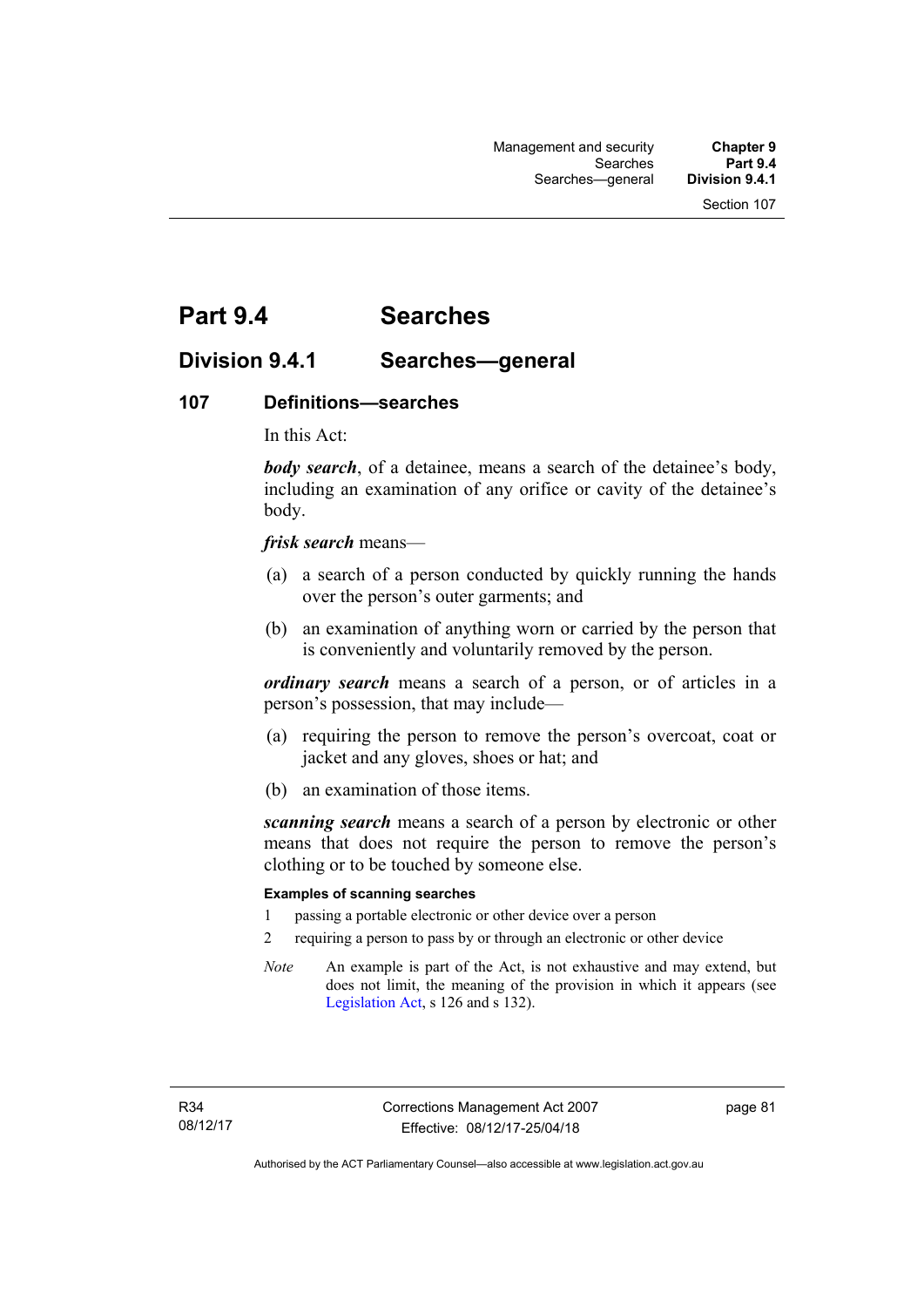# Part 9.4 Searches

## Division 9.4.1 Searches—general

### 107 Definitions—searches

In this Act:

***body search***, of a detainee, means a search of the detainee's body, including an examination of any orifice or cavity of the detainee's body.

***frisk search*** means—

(a) a search of a person conducted by quickly running the hands over the person's outer garments; and

(b) an examination of anything worn or carried by the person that is conveniently and voluntarily removed by the person.

***ordinary search*** means a search of a person, or of articles in a person's possession, that may include—

(a) requiring the person to remove the person's overcoat, coat or jacket and any gloves, shoes or hat; and

(b) an examination of those items.

***scanning search*** means a search of a person by electronic or other means that does not require the person to remove the person's clothing or to be touched by someone else.

**Examples of scanning searches**

1 passing a portable electronic or other device over a person

2 requiring a person to pass by or through an electronic or other device

*Note* An example is part of the Act, is not exhaustive and may extend, but does not limit, the meaning of the provision in which it appears (see Legislation Act, s 126 and s 132).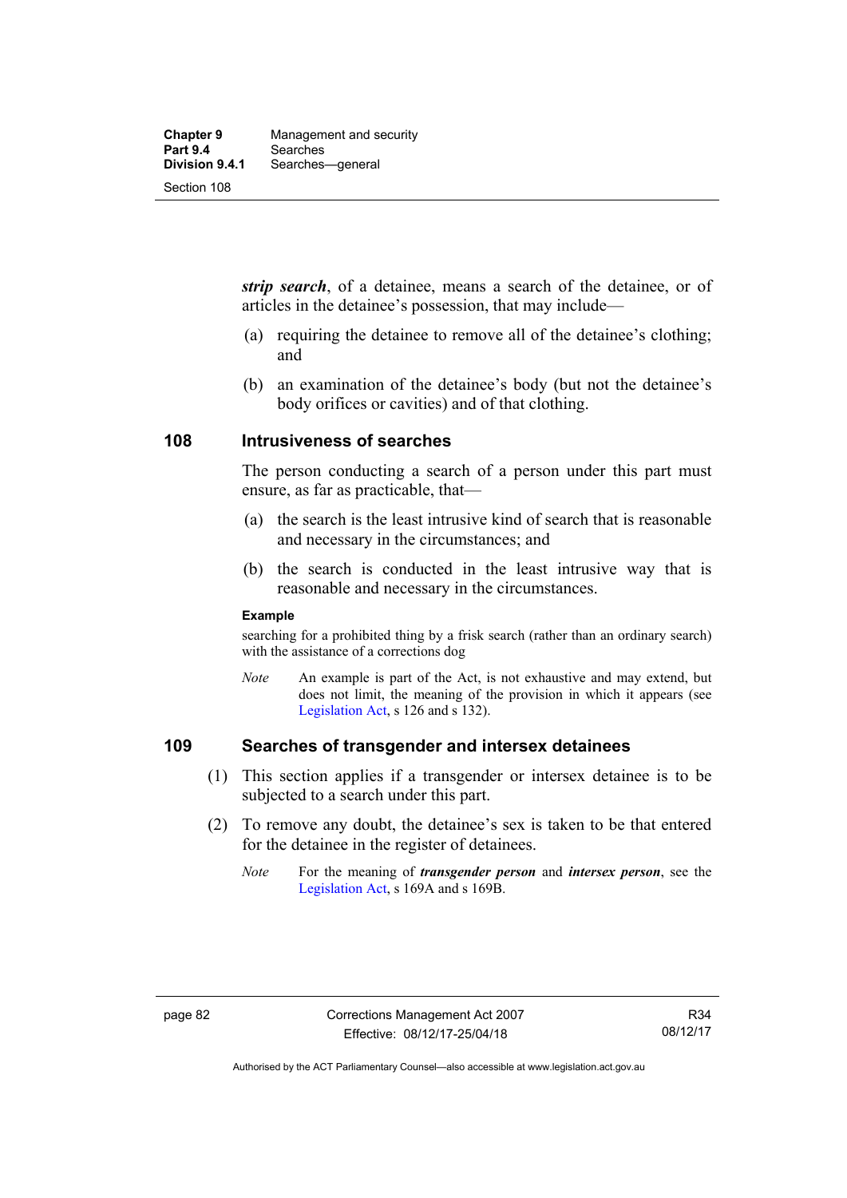***strip search***, of a detainee, means a search of the detainee, or of articles in the detainee's possession, that may include—

(a) requiring the detainee to remove all of the detainee's clothing; and

(b) an examination of the detainee's body (but not the detainee's body orifices or cavities) and of that clothing.

## 108 Intrusiveness of searches

The person conducting a search of a person under this part must ensure, as far as practicable, that—

(a) the search is the least intrusive kind of search that is reasonable and necessary in the circumstances; and

(b) the search is conducted in the least intrusive way that is reasonable and necessary in the circumstances.

**Example**

searching for a prohibited thing by a frisk search (rather than an ordinary search) with the assistance of a corrections dog

*Note* An example is part of the Act, is not exhaustive and may extend, but does not limit, the meaning of the provision in which it appears (see Legislation Act, s 126 and s 132).

## 109 Searches of transgender and intersex detainees

(1) This section applies if a transgender or intersex detainee is to be subjected to a search under this part.

(2) To remove any doubt, the detainee's sex is taken to be that entered for the detainee in the register of detainees.

*Note* For the meaning of ***transgender person*** and ***intersex person***, see the Legislation Act, s 169A and s 169B.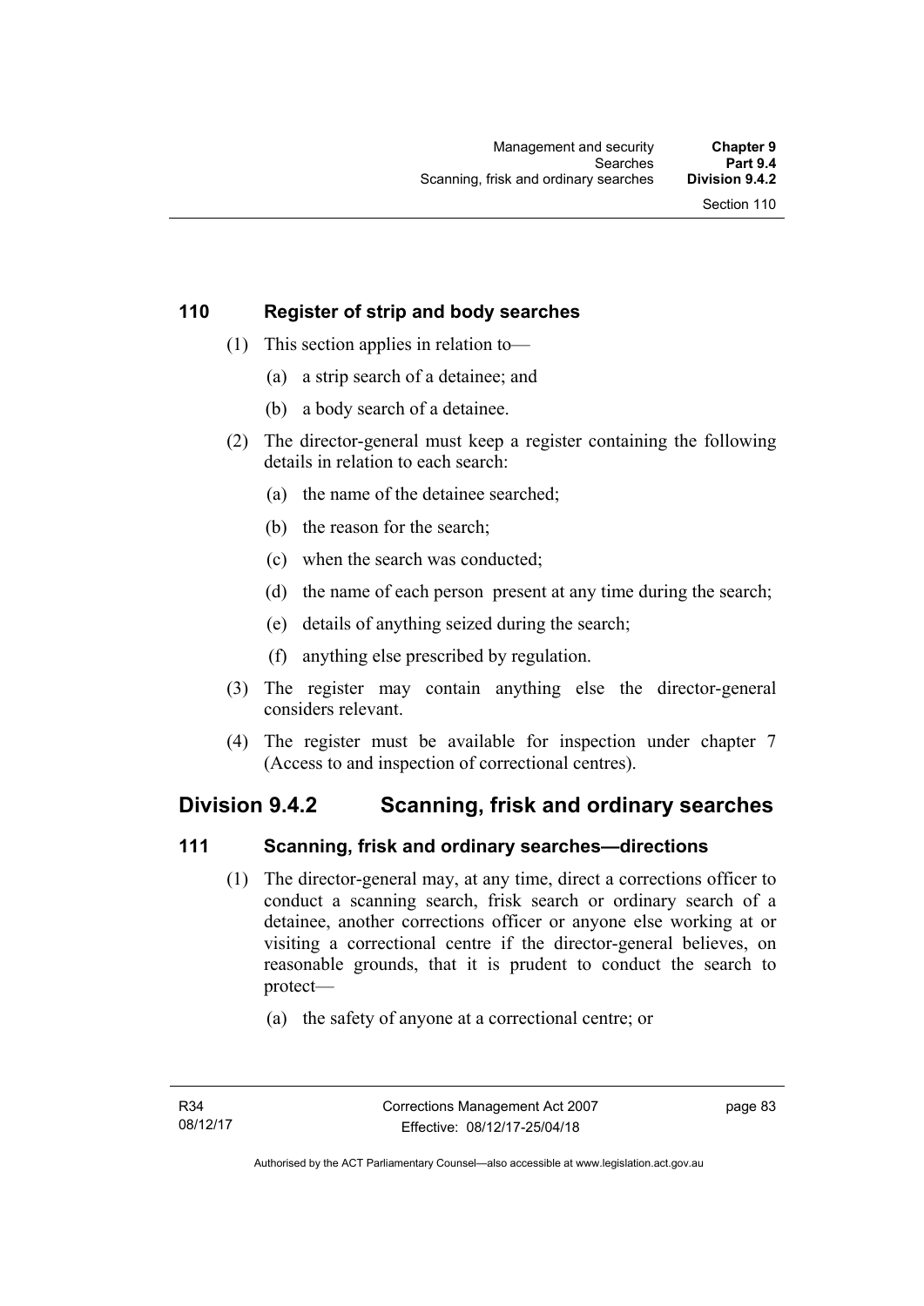### 110 Register of strip and body searches

(1) This section applies in relation to—

(a) a strip search of a detainee; and

(b) a body search of a detainee.

(2) The director-general must keep a register containing the following details in relation to each search:

(a) the name of the detainee searched;

(b) the reason for the search;

(c) when the search was conducted;

(d) the name of each person present at any time during the search;

(e) details of anything seized during the search;

(f) anything else prescribed by regulation.

(3) The register may contain anything else the director-general considers relevant.

(4) The register must be available for inspection under chapter 7 (Access to and inspection of correctional centres).

## Division 9.4.2 Scanning, frisk and ordinary searches

### 111 Scanning, frisk and ordinary searches—directions

(1) The director-general may, at any time, direct a corrections officer to conduct a scanning search, frisk search or ordinary search of a detainee, another corrections officer or anyone else working at or visiting a correctional centre if the director-general believes, on reasonable grounds, that it is prudent to conduct the search to protect—

(a) the safety of anyone at a correctional centre; or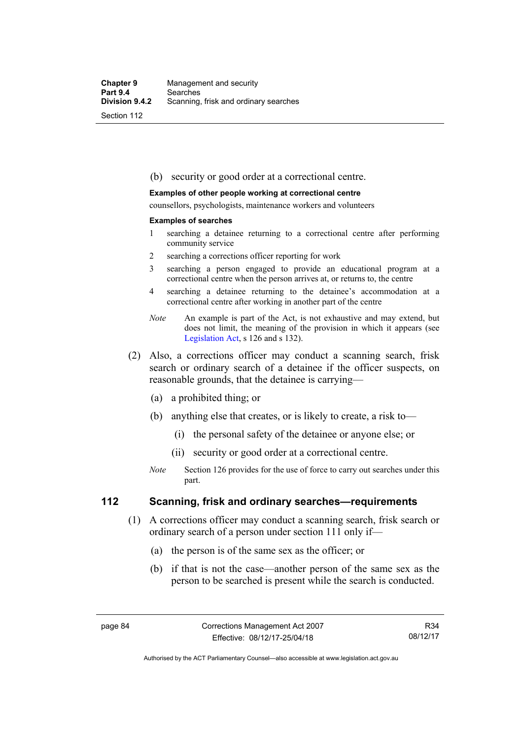(b) security or good order at a correctional centre.

**Examples of other people working at correctional centre**

counsellors, psychologists, maintenance workers and volunteers

**Examples of searches**

1. searching a detainee returning to a correctional centre after performing community service
2. searching a corrections officer reporting for work
3. searching a person engaged to provide an educational program at a correctional centre when the person arrives at, or returns to, the centre
4. searching a detainee returning to the detainee's accommodation at a correctional centre after working in another part of the centre

*Note* An example is part of the Act, is not exhaustive and may extend, but does not limit, the meaning of the provision in which it appears (see Legislation Act, s 126 and s 132).

(2) Also, a corrections officer may conduct a scanning search, frisk search or ordinary search of a detainee if the officer suspects, on reasonable grounds, that the detainee is carrying—

(a) a prohibited thing; or

(b) anything else that creates, or is likely to create, a risk to—

(i) the personal safety of the detainee or anyone else; or

(ii) security or good order at a correctional centre.

*Note* Section 126 provides for the use of force to carry out searches under this part.

### 112 Scanning, frisk and ordinary searches—requirements

(1) A corrections officer may conduct a scanning search, frisk search or ordinary search of a person under section 111 only if—

(a) the person is of the same sex as the officer; or

(b) if that is not the case—another person of the same sex as the person to be searched is present while the search is conducted.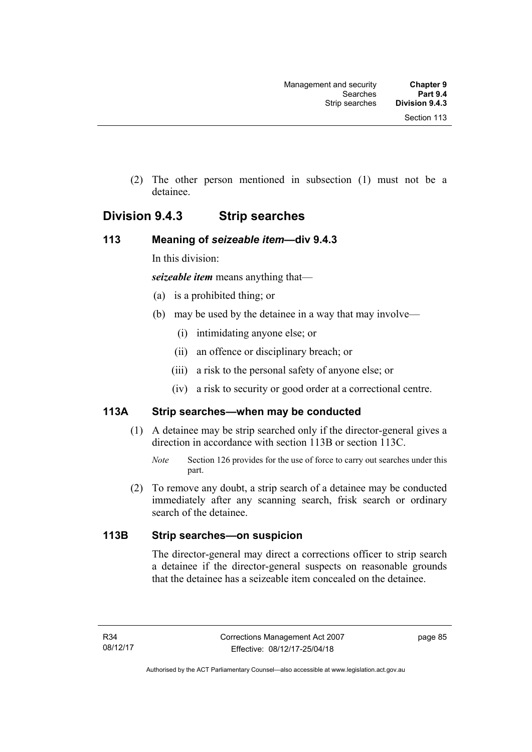(2) The other person mentioned in subsection (1) must not be a detainee.

## Division 9.4.3 Strip searches

### 113 Meaning of *seizeable item*—div 9.4.3

In this division:

***seizeable item*** means anything that—

(a) is a prohibited thing; or

(b) may be used by the detainee in a way that may involve—

(i) intimidating anyone else; or

(ii) an offence or disciplinary breach; or

(iii) a risk to the personal safety of anyone else; or

(iv) a risk to security or good order at a correctional centre.

### 113A Strip searches—when may be conducted

(1) A detainee may be strip searched only if the director-general gives a direction in accordance with section 113B or section 113C.

*Note* Section 126 provides for the use of force to carry out searches under this part.

(2) To remove any doubt, a strip search of a detainee may be conducted immediately after any scanning search, frisk search or ordinary search of the detainee.

### 113B Strip searches—on suspicion

The director-general may direct a corrections officer to strip search a detainee if the director-general suspects on reasonable grounds that the detainee has a seizeable item concealed on the detainee.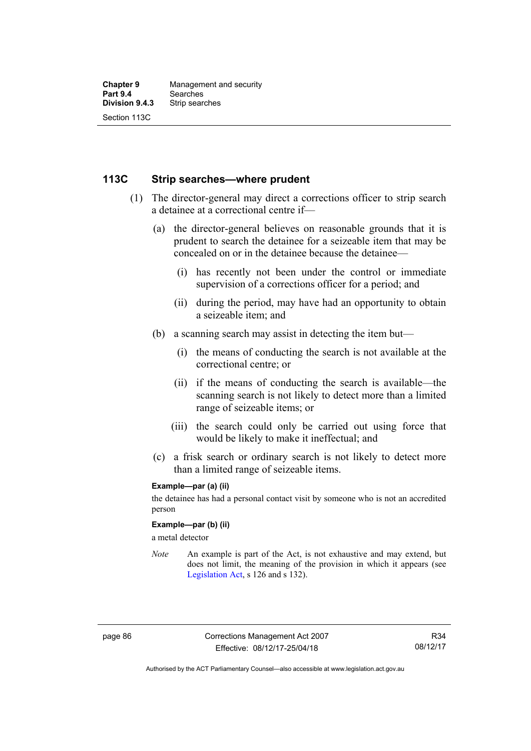## 113C Strip searches—where prudent

(1) The director-general may direct a corrections officer to strip search a detainee at a correctional centre if—

(a) the director-general believes on reasonable grounds that it is prudent to search the detainee for a seizeable item that may be concealed on or in the detainee because the detainee—

(i) has recently not been under the control or immediate supervision of a corrections officer for a period; and

(ii) during the period, may have had an opportunity to obtain a seizeable item; and

(b) a scanning search may assist in detecting the item but—

(i) the means of conducting the search is not available at the correctional centre; or

(ii) if the means of conducting the search is available—the scanning search is not likely to detect more than a limited range of seizeable items; or

(iii) the search could only be carried out using force that would be likely to make it ineffectual; and

(c) a frisk search or ordinary search is not likely to detect more than a limited range of seizeable items.

**Example—par (a) (ii)**

the detainee has had a personal contact visit by someone who is not an accredited person

**Example—par (b) (ii)**

a metal detector

*Note* An example is part of the Act, is not exhaustive and may extend, but does not limit, the meaning of the provision in which it appears (see Legislation Act, s 126 and s 132).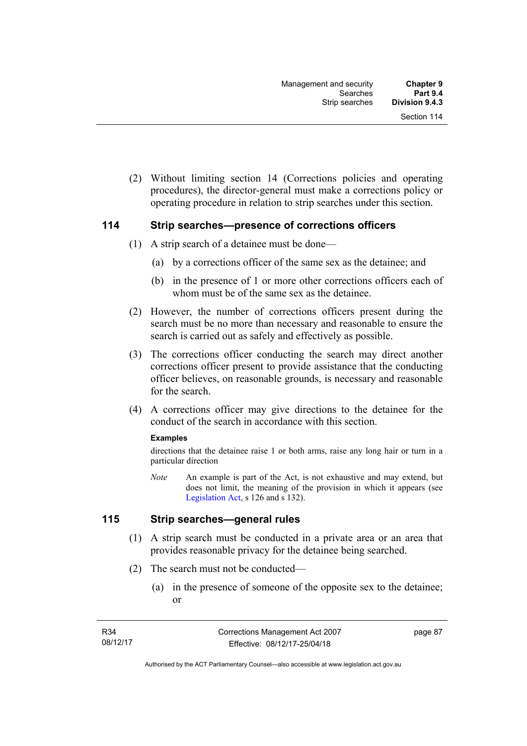(2) Without limiting section 14 (Corrections policies and operating procedures), the director-general must make a corrections policy or operating procedure in relation to strip searches under this section.

## 114 Strip searches—presence of corrections officers

(1) A strip search of a detainee must be done—

(a) by a corrections officer of the same sex as the detainee; and

(b) in the presence of 1 or more other corrections officers each of whom must be of the same sex as the detainee.

(2) However, the number of corrections officers present during the search must be no more than necessary and reasonable to ensure the search is carried out as safely and effectively as possible.

(3) The corrections officer conducting the search may direct another corrections officer present to provide assistance that the conducting officer believes, on reasonable grounds, is necessary and reasonable for the search.

(4) A corrections officer may give directions to the detainee for the conduct of the search in accordance with this section.

**Examples**

directions that the detainee raise 1 or both arms, raise any long hair or turn in a particular direction

*Note* An example is part of the Act, is not exhaustive and may extend, but does not limit, the meaning of the provision in which it appears (see Legislation Act, s 126 and s 132).

## 115 Strip searches—general rules

(1) A strip search must be conducted in a private area or an area that provides reasonable privacy for the detainee being searched.

(2) The search must not be conducted—

(a) in the presence of someone of the opposite sex to the detainee; or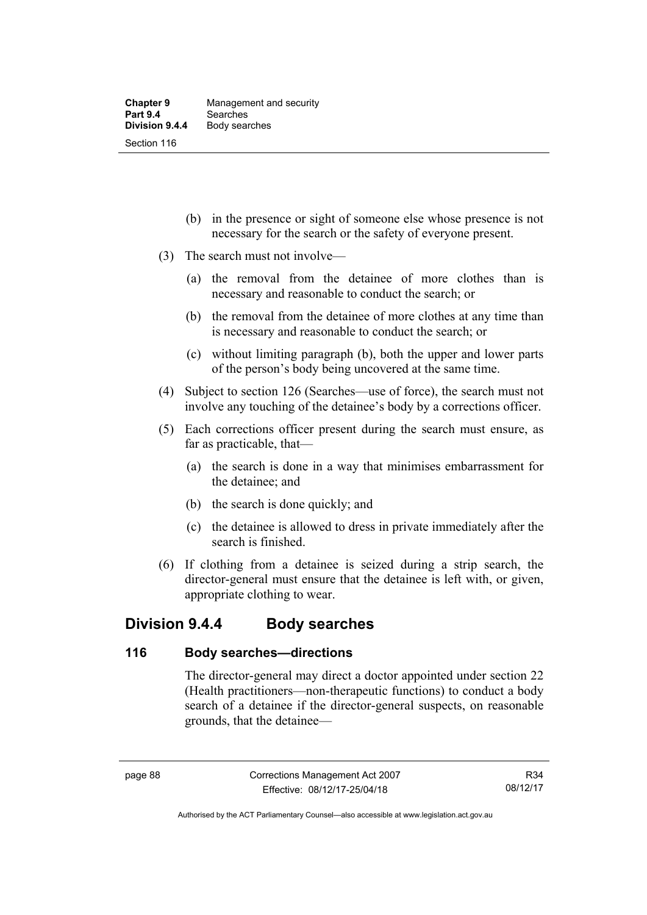(b) in the presence or sight of someone else whose presence is not necessary for the search or the safety of everyone present.

(3) The search must not involve—

(a) the removal from the detainee of more clothes than is necessary and reasonable to conduct the search; or

(b) the removal from the detainee of more clothes at any time than is necessary and reasonable to conduct the search; or

(c) without limiting paragraph (b), both the upper and lower parts of the person's body being uncovered at the same time.

(4) Subject to section 126 (Searches—use of force), the search must not involve any touching of the detainee's body by a corrections officer.

(5) Each corrections officer present during the search must ensure, as far as practicable, that—

(a) the search is done in a way that minimises embarrassment for the detainee; and

(b) the search is done quickly; and

(c) the detainee is allowed to dress in private immediately after the search is finished.

(6) If clothing from a detainee is seized during a strip search, the director-general must ensure that the detainee is left with, or given, appropriate clothing to wear.

## Division 9.4.4 Body searches

### 116 Body searches—directions

The director-general may direct a doctor appointed under section 22 (Health practitioners—non-therapeutic functions) to conduct a body search of a detainee if the director-general suspects, on reasonable grounds, that the detainee—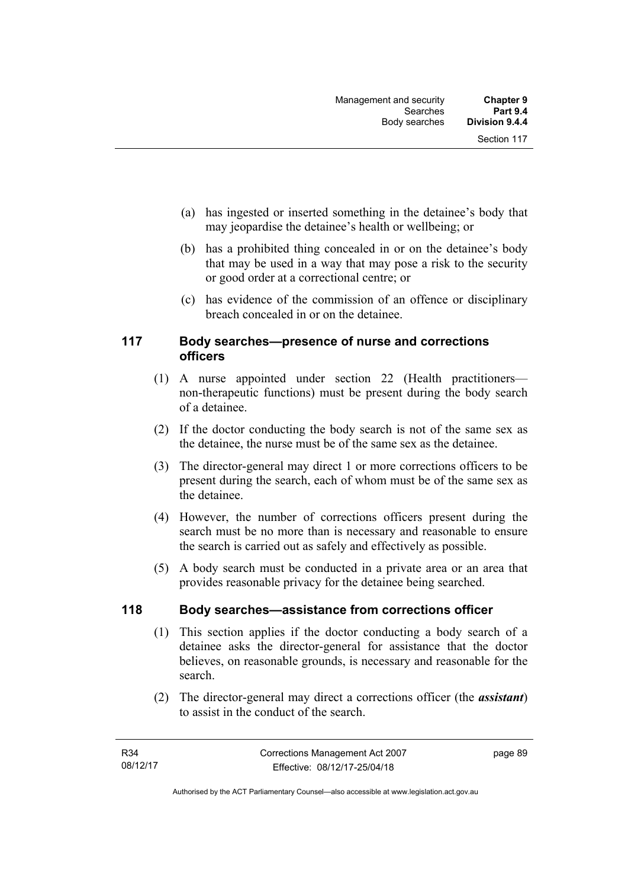(a) has ingested or inserted something in the detainee's body that may jeopardise the detainee's health or wellbeing; or

(b) has a prohibited thing concealed in or on the detainee's body that may be used in a way that may pose a risk to the security or good order at a correctional centre; or

(c) has evidence of the commission of an offence or disciplinary breach concealed in or on the detainee.

## 117 Body searches—presence of nurse and corrections officers

(1) A nurse appointed under section 22 (Health practitioners—non-therapeutic functions) must be present during the body search of a detainee.

(2) If the doctor conducting the body search is not of the same sex as the detainee, the nurse must be of the same sex as the detainee.

(3) The director-general may direct 1 or more corrections officers to be present during the search, each of whom must be of the same sex as the detainee.

(4) However, the number of corrections officers present during the search must be no more than is necessary and reasonable to ensure the search is carried out as safely and effectively as possible.

(5) A body search must be conducted in a private area or an area that provides reasonable privacy for the detainee being searched.

## 118 Body searches—assistance from corrections officer

(1) This section applies if the doctor conducting a body search of a detainee asks the director-general for assistance that the doctor believes, on reasonable grounds, is necessary and reasonable for the search.

(2) The director-general may direct a corrections officer (the ***assistant***) to assist in the conduct of the search.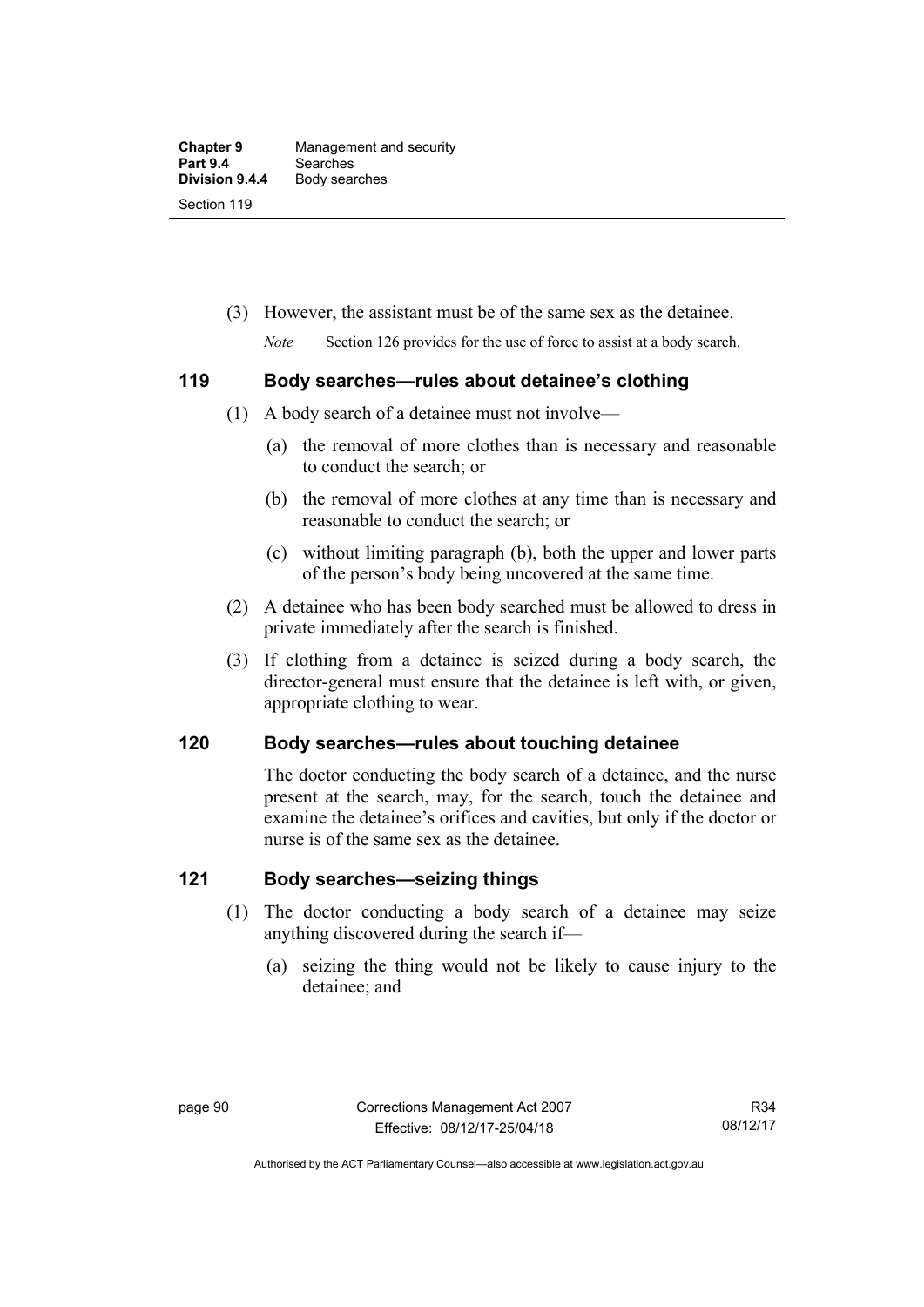(3) However, the assistant must be of the same sex as the detainee.

*Note* Section 126 provides for the use of force to assist at a body search.

## 119 Body searches—rules about detainee's clothing

(1) A body search of a detainee must not involve—

(a) the removal of more clothes than is necessary and reasonable to conduct the search; or

(b) the removal of more clothes at any time than is necessary and reasonable to conduct the search; or

(c) without limiting paragraph (b), both the upper and lower parts of the person's body being uncovered at the same time.

(2) A detainee who has been body searched must be allowed to dress in private immediately after the search is finished.

(3) If clothing from a detainee is seized during a body search, the director-general must ensure that the detainee is left with, or given, appropriate clothing to wear.

## 120 Body searches—rules about touching detainee

The doctor conducting the body search of a detainee, and the nurse present at the search, may, for the search, touch the detainee and examine the detainee's orifices and cavities, but only if the doctor or nurse is of the same sex as the detainee.

## 121 Body searches—seizing things

(1) The doctor conducting a body search of a detainee may seize anything discovered during the search if—

(a) seizing the thing would not be likely to cause injury to the detainee; and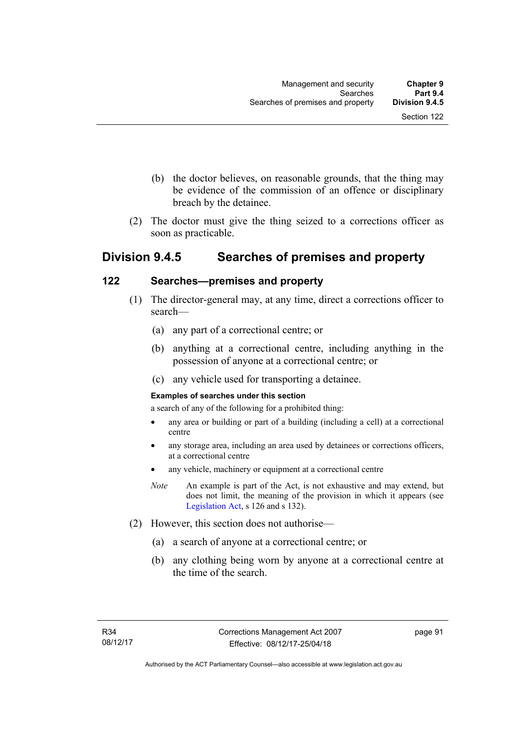(b) the doctor believes, on reasonable grounds, that the thing may be evidence of the commission of an offence or disciplinary breach by the detainee.

(2) The doctor must give the thing seized to a corrections officer as soon as practicable.

## Division 9.4.5 Searches of premises and property

### 122 Searches—premises and property

(1) The director-general may, at any time, direct a corrections officer to search—

(a) any part of a correctional centre; or

(b) anything at a correctional centre, including anything in the possession of anyone at a correctional centre; or

(c) any vehicle used for transporting a detainee.

**Examples of searches under this section**

a search of any of the following for a prohibited thing:

- any area or building or part of a building (including a cell) at a correctional centre
- any storage area, including an area used by detainees or corrections officers, at a correctional centre
- any vehicle, machinery or equipment at a correctional centre

*Note* An example is part of the Act, is not exhaustive and may extend, but does not limit, the meaning of the provision in which it appears (see Legislation Act, s 126 and s 132).

(2) However, this section does not authorise—

(a) a search of anyone at a correctional centre; or

(b) any clothing being worn by anyone at a correctional centre at the time of the search.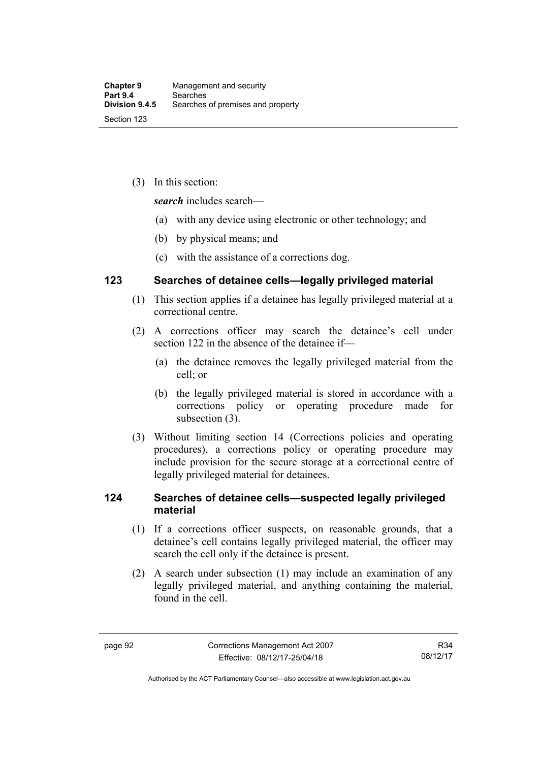(3) In this section:

***search*** includes search—

(a) with any device using electronic or other technology; and

(b) by physical means; and

(c) with the assistance of a corrections dog.

## 123 Searches of detainee cells—legally privileged material

(1) This section applies if a detainee has legally privileged material at a correctional centre.

(2) A corrections officer may search the detainee's cell under section 122 in the absence of the detainee if—

(a) the detainee removes the legally privileged material from the cell; or

(b) the legally privileged material is stored in accordance with a corrections policy or operating procedure made for subsection (3).

(3) Without limiting section 14 (Corrections policies and operating procedures), a corrections policy or operating procedure may include provision for the secure storage at a correctional centre of legally privileged material for detainees.

## 124 Searches of detainee cells—suspected legally privileged material

(1) If a corrections officer suspects, on reasonable grounds, that a detainee's cell contains legally privileged material, the officer may search the cell only if the detainee is present.

(2) A search under subsection (1) may include an examination of any legally privileged material, and anything containing the material, found in the cell.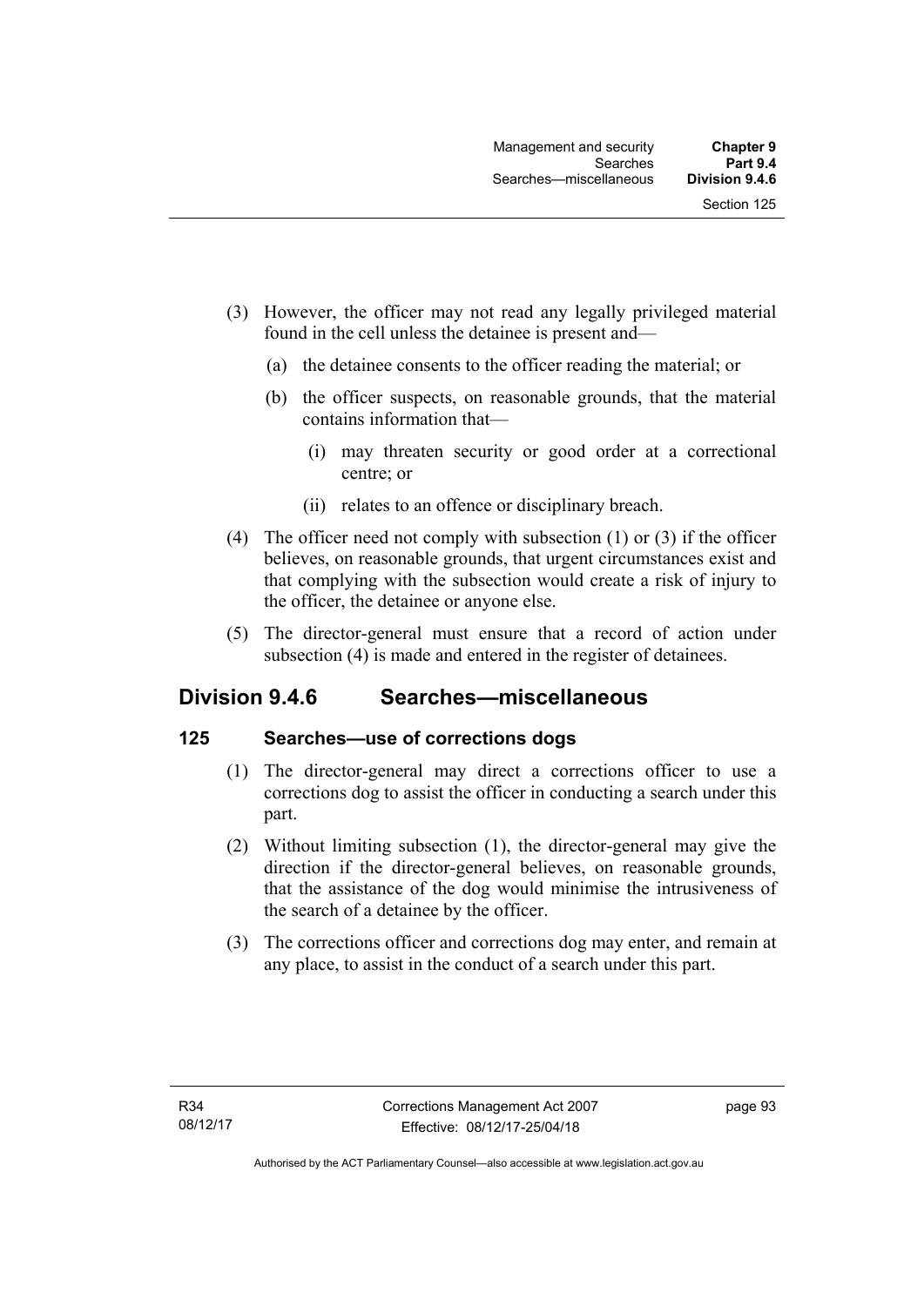(3) However, the officer may not read any legally privileged material found in the cell unless the detainee is present and—

(a) the detainee consents to the officer reading the material; or

(b) the officer suspects, on reasonable grounds, that the material contains information that—

(i) may threaten security or good order at a correctional centre; or

(ii) relates to an offence or disciplinary breach.

(4) The officer need not comply with subsection (1) or (3) if the officer believes, on reasonable grounds, that urgent circumstances exist and that complying with the subsection would create a risk of injury to the officer, the detainee or anyone else.

(5) The director-general must ensure that a record of action under subsection (4) is made and entered in the register of detainees.

## Division 9.4.6 Searches—miscellaneous

### 125 Searches—use of corrections dogs

(1) The director-general may direct a corrections officer to use a corrections dog to assist the officer in conducting a search under this part.

(2) Without limiting subsection (1), the director-general may give the direction if the director-general believes, on reasonable grounds, that the assistance of the dog would minimise the intrusiveness of the search of a detainee by the officer.

(3) The corrections officer and corrections dog may enter, and remain at any place, to assist in the conduct of a search under this part.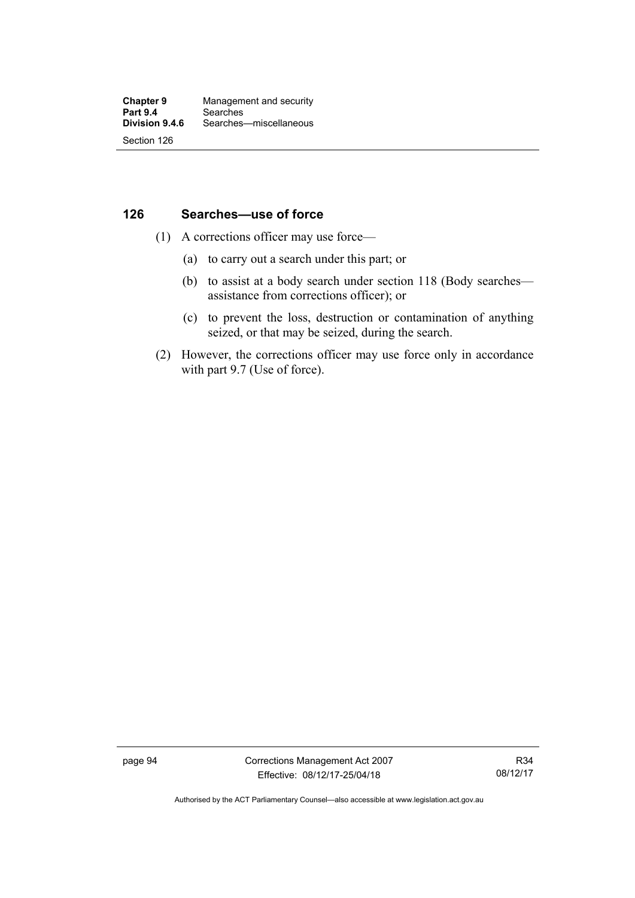## 126 Searches—use of force

(1) A corrections officer may use force—

(a) to carry out a search under this part; or

(b) to assist at a body search under section 118 (Body searches—assistance from corrections officer); or

(c) to prevent the loss, destruction or contamination of anything seized, or that may be seized, during the search.

(2) However, the corrections officer may use force only in accordance with part 9.7 (Use of force).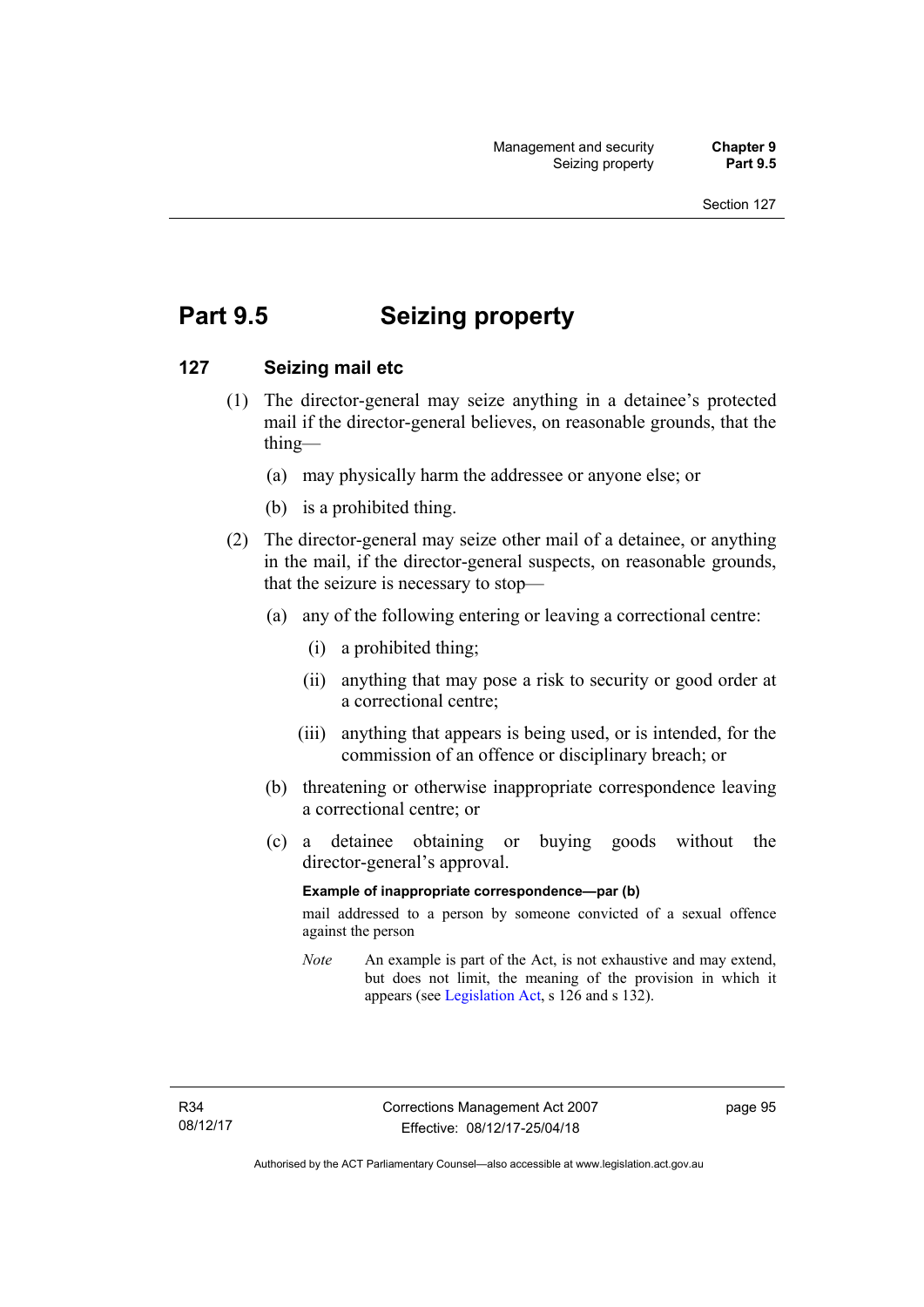# Part 9.5 Seizing property

## 127 Seizing mail etc

(1) The director-general may seize anything in a detainee's protected mail if the director-general believes, on reasonable grounds, that the thing—

(a) may physically harm the addressee or anyone else; or

(b) is a prohibited thing.

(2) The director-general may seize other mail of a detainee, or anything in the mail, if the director-general suspects, on reasonable grounds, that the seizure is necessary to stop—

(a) any of the following entering or leaving a correctional centre:

(i) a prohibited thing;

(ii) anything that may pose a risk to security or good order at a correctional centre;

(iii) anything that appears is being used, or is intended, for the commission of an offence or disciplinary breach; or

(b) threatening or otherwise inappropriate correspondence leaving a correctional centre; or

(c) a detainee obtaining or buying goods without the director-general's approval.

**Example of inappropriate correspondence—par (b)**

mail addressed to a person by someone convicted of a sexual offence against the person

*Note* An example is part of the Act, is not exhaustive and may extend, but does not limit, the meaning of the provision in which it appears (see Legislation Act, s 126 and s 132).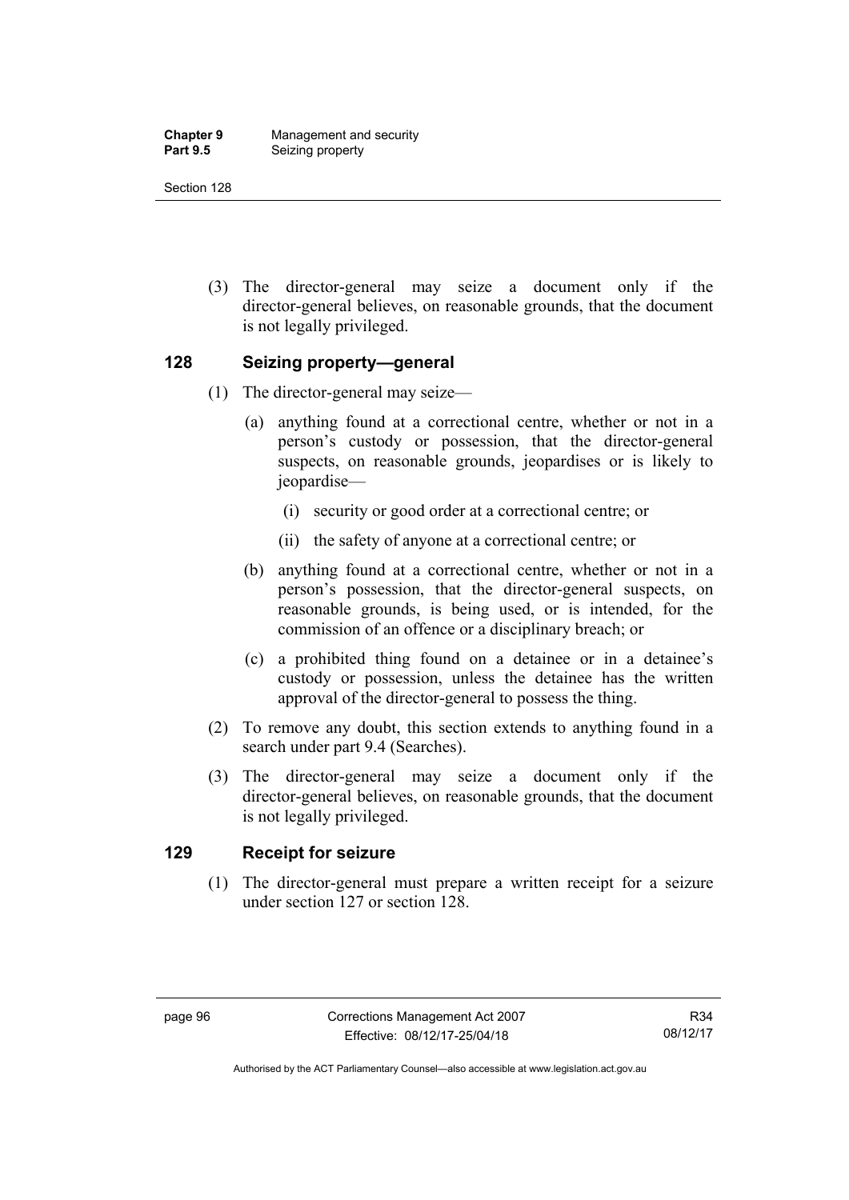(3) The director-general may seize a document only if the director-general believes, on reasonable grounds, that the document is not legally privileged.

## 128 Seizing property—general

(1) The director-general may seize—

  (a) anything found at a correctional centre, whether or not in a person's custody or possession, that the director-general suspects, on reasonable grounds, jeopardises or is likely to jeopardise—

    (i) security or good order at a correctional centre; or

    (ii) the safety of anyone at a correctional centre; or

  (b) anything found at a correctional centre, whether or not in a person's possession, that the director-general suspects, on reasonable grounds, is being used, or is intended, for the commission of an offence or a disciplinary breach; or

  (c) a prohibited thing found on a detainee or in a detainee's custody or possession, unless the detainee has the written approval of the director-general to possess the thing.

(2) To remove any doubt, this section extends to anything found in a search under part 9.4 (Searches).

(3) The director-general may seize a document only if the director-general believes, on reasonable grounds, that the document is not legally privileged.

## 129 Receipt for seizure

(1) The director-general must prepare a written receipt for a seizure under section 127 or section 128.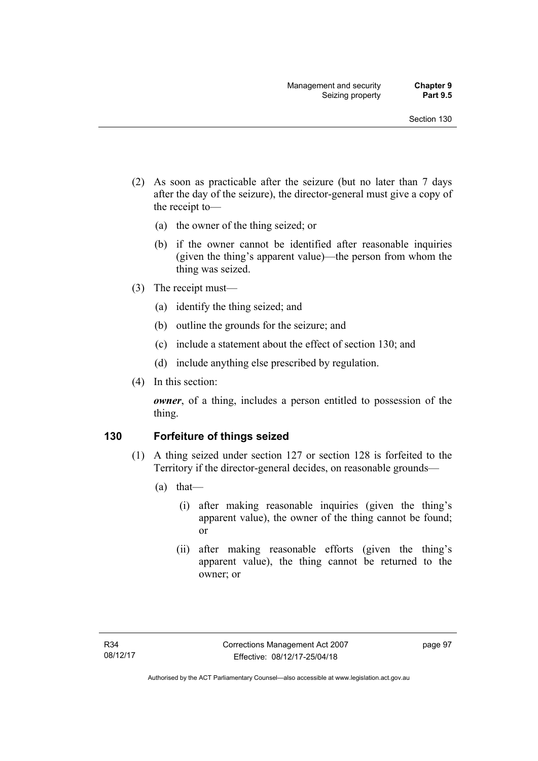(2) As soon as practicable after the seizure (but no later than 7 days after the day of the seizure), the director-general must give a copy of the receipt to—

(a) the owner of the thing seized; or

(b) if the owner cannot be identified after reasonable inquiries (given the thing's apparent value)—the person from whom the thing was seized.

(3) The receipt must—

(a) identify the thing seized; and

(b) outline the grounds for the seizure; and

(c) include a statement about the effect of section 130; and

(d) include anything else prescribed by regulation.

(4) In this section:

***owner***, of a thing, includes a person entitled to possession of the thing.

### 130 Forfeiture of things seized

(1) A thing seized under section 127 or section 128 is forfeited to the Territory if the director-general decides, on reasonable grounds—

(a) that—

(i) after making reasonable inquiries (given the thing's apparent value), the owner of the thing cannot be found; or

(ii) after making reasonable efforts (given the thing's apparent value), the thing cannot be returned to the owner; or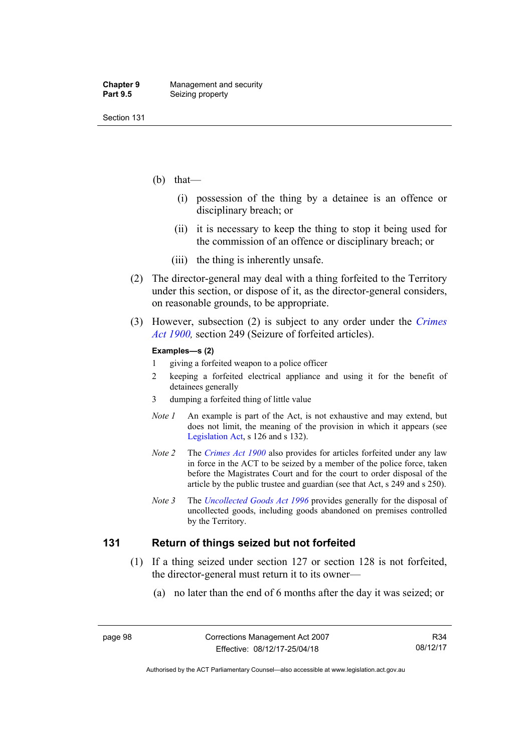(b) that—

(i) possession of the thing by a detainee is an offence or disciplinary breach; or

(ii) it is necessary to keep the thing to stop it being used for the commission of an offence or disciplinary breach; or

(iii) the thing is inherently unsafe.

(2) The director-general may deal with a thing forfeited to the Territory under this section, or dispose of it, as the director-general considers, on reasonable grounds, to be appropriate.

(3) However, subsection (2) is subject to any order under the *Crimes Act 1900,* section 249 (Seizure of forfeited articles).

**Examples—s (2)**

1 giving a forfeited weapon to a police officer

2 keeping a forfeited electrical appliance and using it for the benefit of detainees generally

3 dumping a forfeited thing of little value

*Note 1* An example is part of the Act, is not exhaustive and may extend, but does not limit, the meaning of the provision in which it appears (see Legislation Act, s 126 and s 132).

*Note 2* The *Crimes Act 1900* also provides for articles forfeited under any law in force in the ACT to be seized by a member of the police force, taken before the Magistrates Court and for the court to order disposal of the article by the public trustee and guardian (see that Act, s 249 and s 250).

*Note 3* The *Uncollected Goods Act 1996* provides generally for the disposal of uncollected goods, including goods abandoned on premises controlled by the Territory.

## 131 Return of things seized but not forfeited

(1) If a thing seized under section 127 or section 128 is not forfeited, the director-general must return it to its owner—

(a) no later than the end of 6 months after the day it was seized; or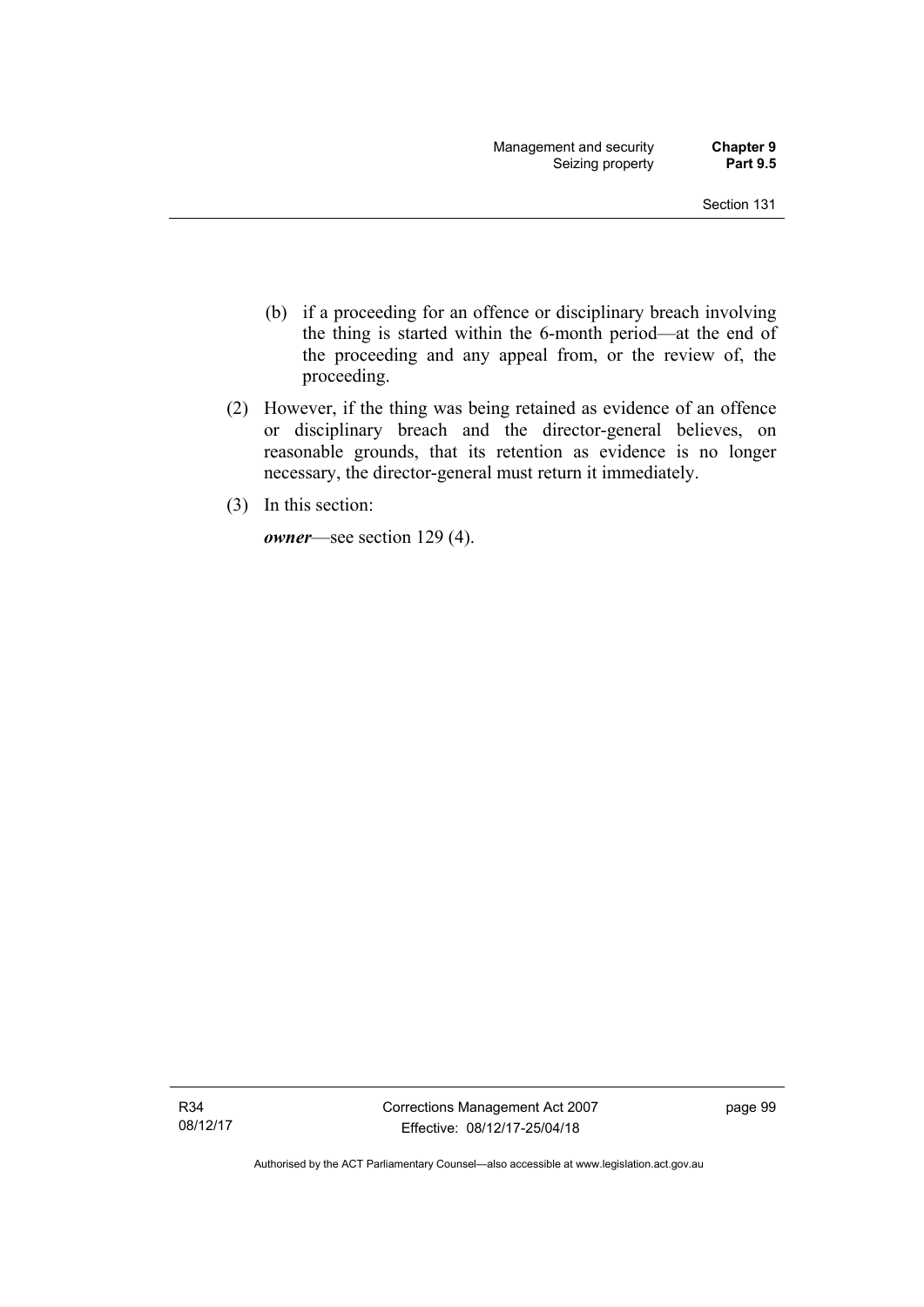(b) if a proceeding for an offence or disciplinary breach involving the thing is started within the 6-month period—at the end of the proceeding and any appeal from, or the review of, the proceeding.

(2) However, if the thing was being retained as evidence of an offence or disciplinary breach and the director-general believes, on reasonable grounds, that its retention as evidence is no longer necessary, the director-general must return it immediately.

(3) In this section:

***owner***—see section 129 (4).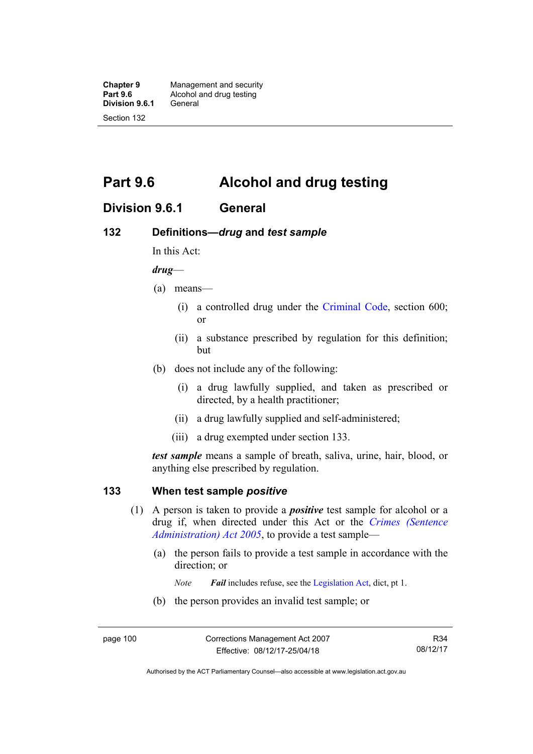# Part 9.6 Alcohol and drug testing

## Division 9.6.1 General

### 132 Definitions—*drug* and *test sample*

In this Act:

***drug***—

(a) means—

(i) a controlled drug under the Criminal Code, section 600; or

(ii) a substance prescribed by regulation for this definition; but

(b) does not include any of the following:

(i) a drug lawfully supplied, and taken as prescribed or directed, by a health practitioner;

(ii) a drug lawfully supplied and self-administered;

(iii) a drug exempted under section 133.

***test sample*** means a sample of breath, saliva, urine, hair, blood, or anything else prescribed by regulation.

### 133 When test sample *positive*

(1) A person is taken to provide a ***positive*** test sample for alcohol or a drug if, when directed under this Act or the *Crimes (Sentence Administration) Act 2005*, to provide a test sample—

(a) the person fails to provide a test sample in accordance with the direction; or

*Note* ***Fail*** includes refuse, see the Legislation Act, dict, pt 1.

(b) the person provides an invalid test sample; or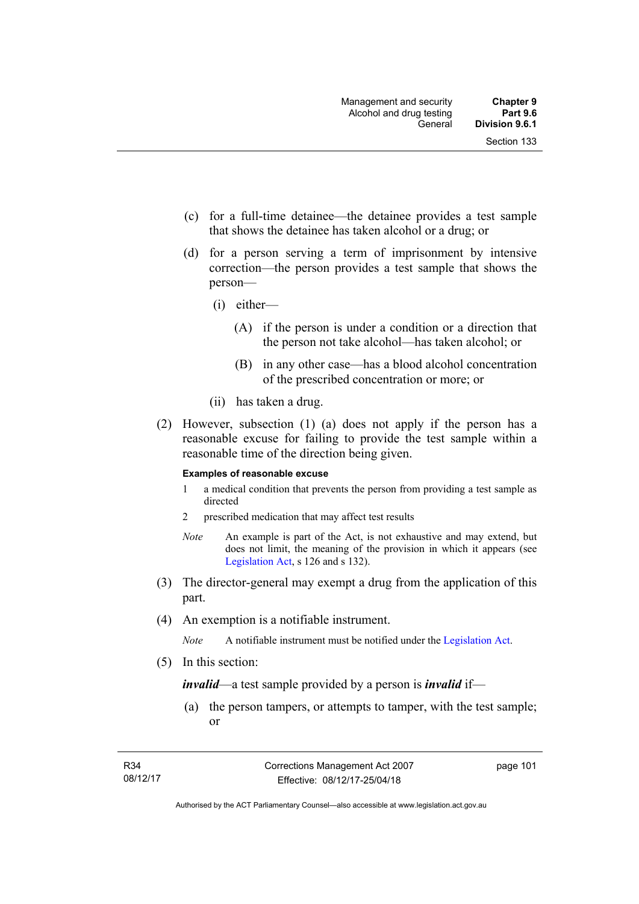(c) for a full-time detainee—the detainee provides a test sample that shows the detainee has taken alcohol or a drug; or

(d) for a person serving a term of imprisonment by intensive correction—the person provides a test sample that shows the person—

(i) either—

(A) if the person is under a condition or a direction that the person not take alcohol—has taken alcohol; or

(B) in any other case—has a blood alcohol concentration of the prescribed concentration or more; or

(ii) has taken a drug.

(2) However, subsection (1) (a) does not apply if the person has a reasonable excuse for failing to provide the test sample within a reasonable time of the direction being given.

**Examples of reasonable excuse**

1 a medical condition that prevents the person from providing a test sample as directed

2 prescribed medication that may affect test results

*Note* An example is part of the Act, is not exhaustive and may extend, but does not limit, the meaning of the provision in which it appears (see Legislation Act, s 126 and s 132).

(3) The director-general may exempt a drug from the application of this part.

(4) An exemption is a notifiable instrument.

*Note* A notifiable instrument must be notified under the Legislation Act.

(5) In this section:

***invalid***—a test sample provided by a person is ***invalid*** if—

(a) the person tampers, or attempts to tamper, with the test sample; or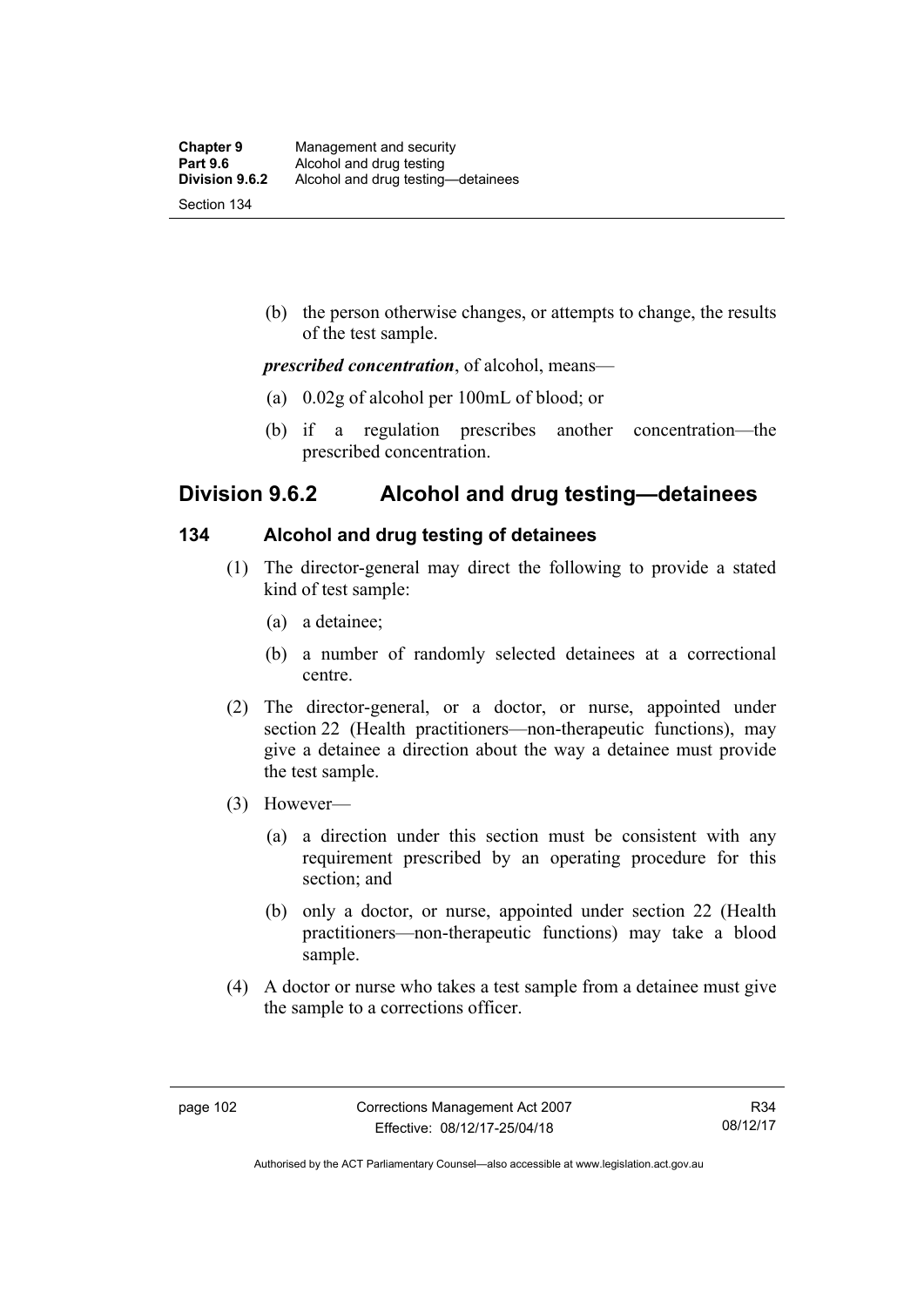(b) the person otherwise changes, or attempts to change, the results of the test sample.

***prescribed concentration***, of alcohol, means—

(a) 0.02g of alcohol per 100mL of blood; or

(b) if a regulation prescribes another concentration—the prescribed concentration.

## Division 9.6.2 Alcohol and drug testing—detainees

### 134 Alcohol and drug testing of detainees

(1) The director-general may direct the following to provide a stated kind of test sample:

(a) a detainee;

(b) a number of randomly selected detainees at a correctional centre.

(2) The director-general, or a doctor, or nurse, appointed under section 22 (Health practitioners—non-therapeutic functions), may give a detainee a direction about the way a detainee must provide the test sample.

(3) However—

(a) a direction under this section must be consistent with any requirement prescribed by an operating procedure for this section; and

(b) only a doctor, or nurse, appointed under section 22 (Health practitioners—non-therapeutic functions) may take a blood sample.

(4) A doctor or nurse who takes a test sample from a detainee must give the sample to a corrections officer.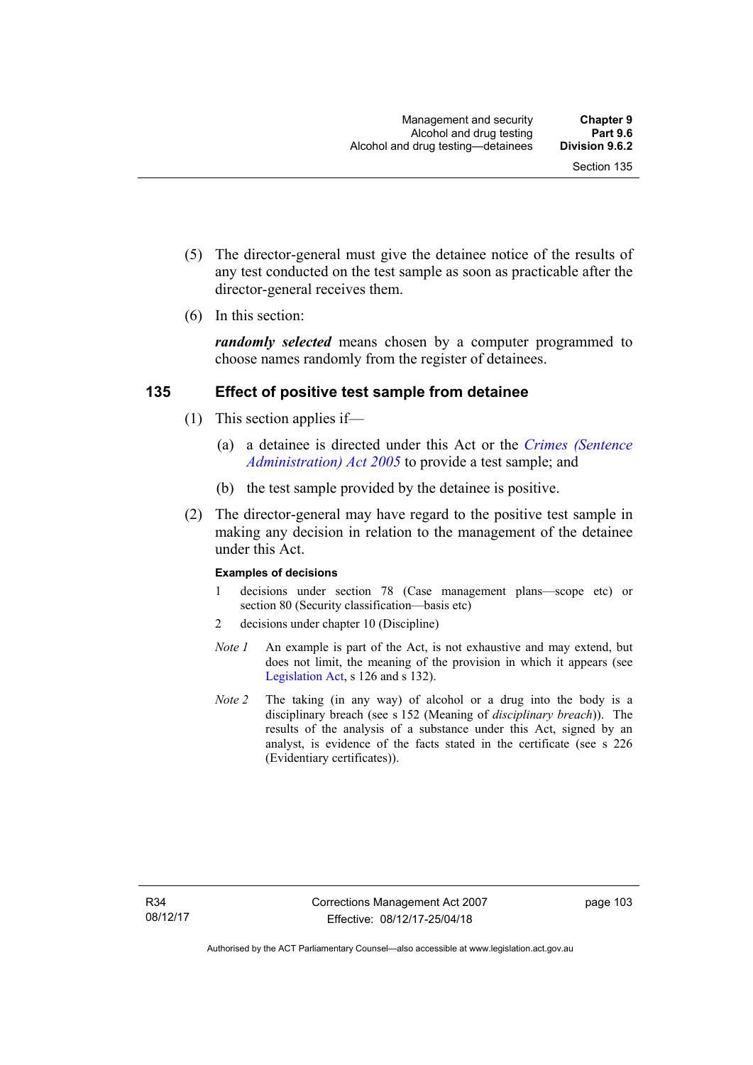(5) The director-general must give the detainee notice of the results of any test conducted on the test sample as soon as practicable after the director-general receives them.

(6) In this section:

***randomly selected*** means chosen by a computer programmed to choose names randomly from the register of detainees.

## 135 Effect of positive test sample from detainee

(1) This section applies if—

(a) a detainee is directed under this Act or the *Crimes (Sentence Administration) Act 2005* to provide a test sample; and

(b) the test sample provided by the detainee is positive.

(2) The director-general may have regard to the positive test sample in making any decision in relation to the management of the detainee under this Act.

**Examples of decisions**

1 decisions under section 78 (Case management plans—scope etc) or section 80 (Security classification—basis etc)

2 decisions under chapter 10 (Discipline)

*Note 1* An example is part of the Act, is not exhaustive and may extend, but does not limit, the meaning of the provision in which it appears (see Legislation Act, s 126 and s 132).

*Note 2* The taking (in any way) of alcohol or a drug into the body is a disciplinary breach (see s 152 (Meaning of *disciplinary breach*)). The results of the analysis of a substance under this Act, signed by an analyst, is evidence of the facts stated in the certificate (see s 226 (Evidentiary certificates)).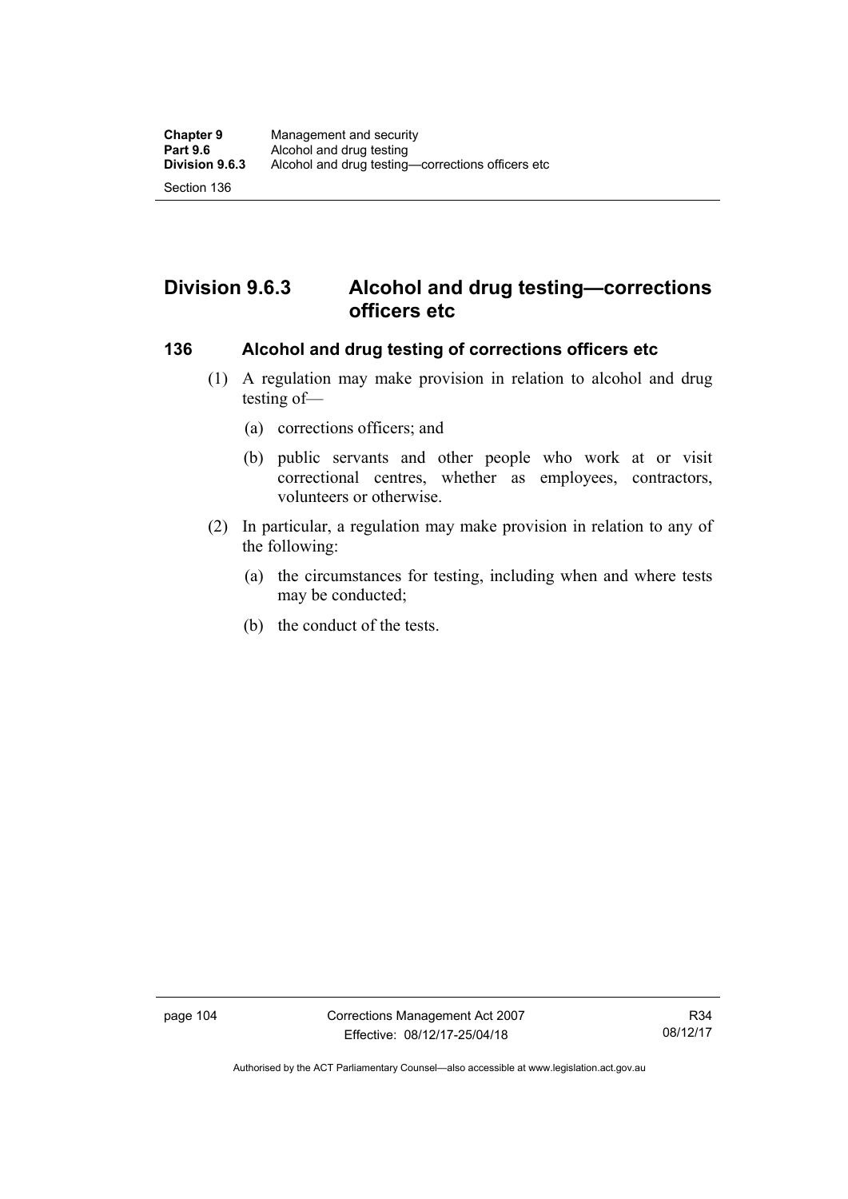## Division 9.6.3 Alcohol and drug testing—corrections officers etc

### 136 Alcohol and drug testing of corrections officers etc

(1) A regulation may make provision in relation to alcohol and drug testing of—

(a) corrections officers; and

(b) public servants and other people who work at or visit correctional centres, whether as employees, contractors, volunteers or otherwise.

(2) In particular, a regulation may make provision in relation to any of the following:

(a) the circumstances for testing, including when and where tests may be conducted;

(b) the conduct of the tests.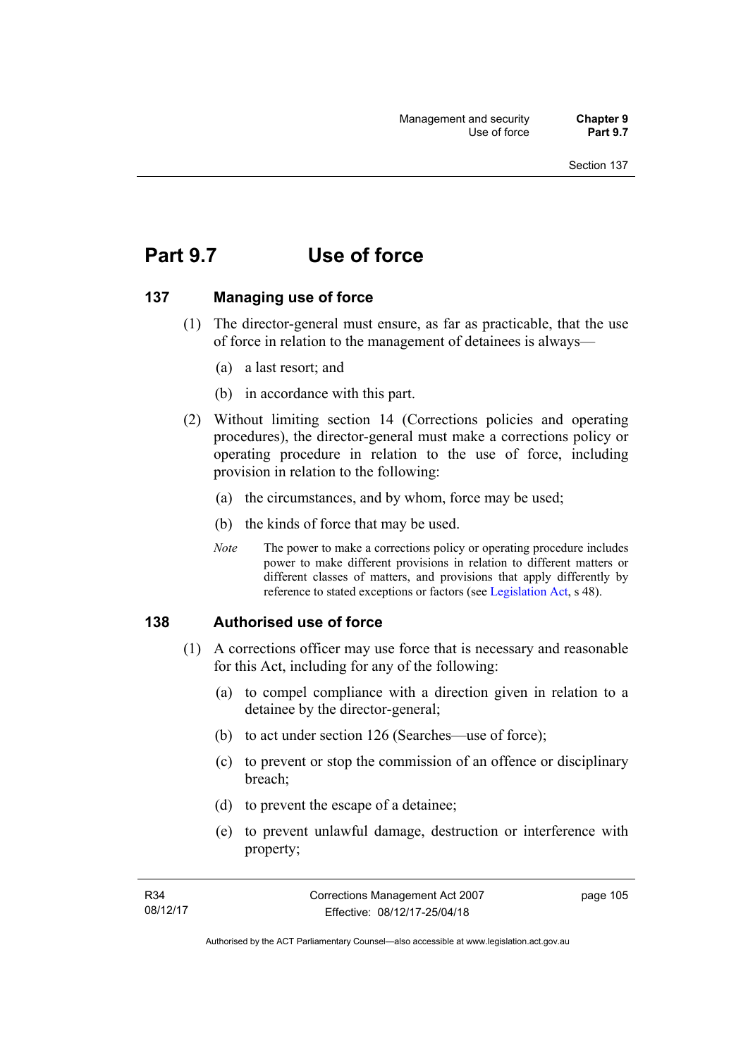# Part 9.7 Use of force

## 137 Managing use of force

(1) The director-general must ensure, as far as practicable, that the use of force in relation to the management of detainees is always—

(a) a last resort; and

(b) in accordance with this part.

(2) Without limiting section 14 (Corrections policies and operating procedures), the director-general must make a corrections policy or operating procedure in relation to the use of force, including provision in relation to the following:

(a) the circumstances, and by whom, force may be used;

(b) the kinds of force that may be used.

*Note* The power to make a corrections policy or operating procedure includes power to make different provisions in relation to different matters or different classes of matters, and provisions that apply differently by reference to stated exceptions or factors (see Legislation Act, s 48).

## 138 Authorised use of force

(1) A corrections officer may use force that is necessary and reasonable for this Act, including for any of the following:

(a) to compel compliance with a direction given in relation to a detainee by the director-general;

(b) to act under section 126 (Searches—use of force);

(c) to prevent or stop the commission of an offence or disciplinary breach;

(d) to prevent the escape of a detainee;

(e) to prevent unlawful damage, destruction or interference with property;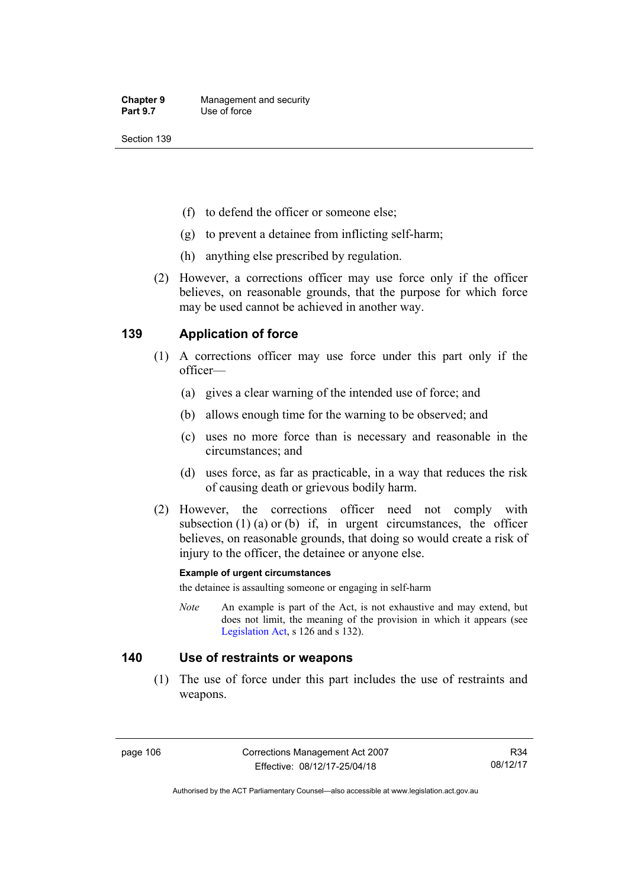(f) to defend the officer or someone else;

(g) to prevent a detainee from inflicting self-harm;

(h) anything else prescribed by regulation.

(2) However, a corrections officer may use force only if the officer believes, on reasonable grounds, that the purpose for which force may be used cannot be achieved in another way.

## 139 Application of force

(1) A corrections officer may use force under this part only if the officer—

(a) gives a clear warning of the intended use of force; and

(b) allows enough time for the warning to be observed; and

(c) uses no more force than is necessary and reasonable in the circumstances; and

(d) uses force, as far as practicable, in a way that reduces the risk of causing death or grievous bodily harm.

(2) However, the corrections officer need not comply with subsection (1) (a) or (b) if, in urgent circumstances, the officer believes, on reasonable grounds, that doing so would create a risk of injury to the officer, the detainee or anyone else.

**Example of urgent circumstances**

the detainee is assaulting someone or engaging in self-harm

*Note* An example is part of the Act, is not exhaustive and may extend, but does not limit, the meaning of the provision in which it appears (see Legislation Act, s 126 and s 132).

## 140 Use of restraints or weapons

(1) The use of force under this part includes the use of restraints and weapons.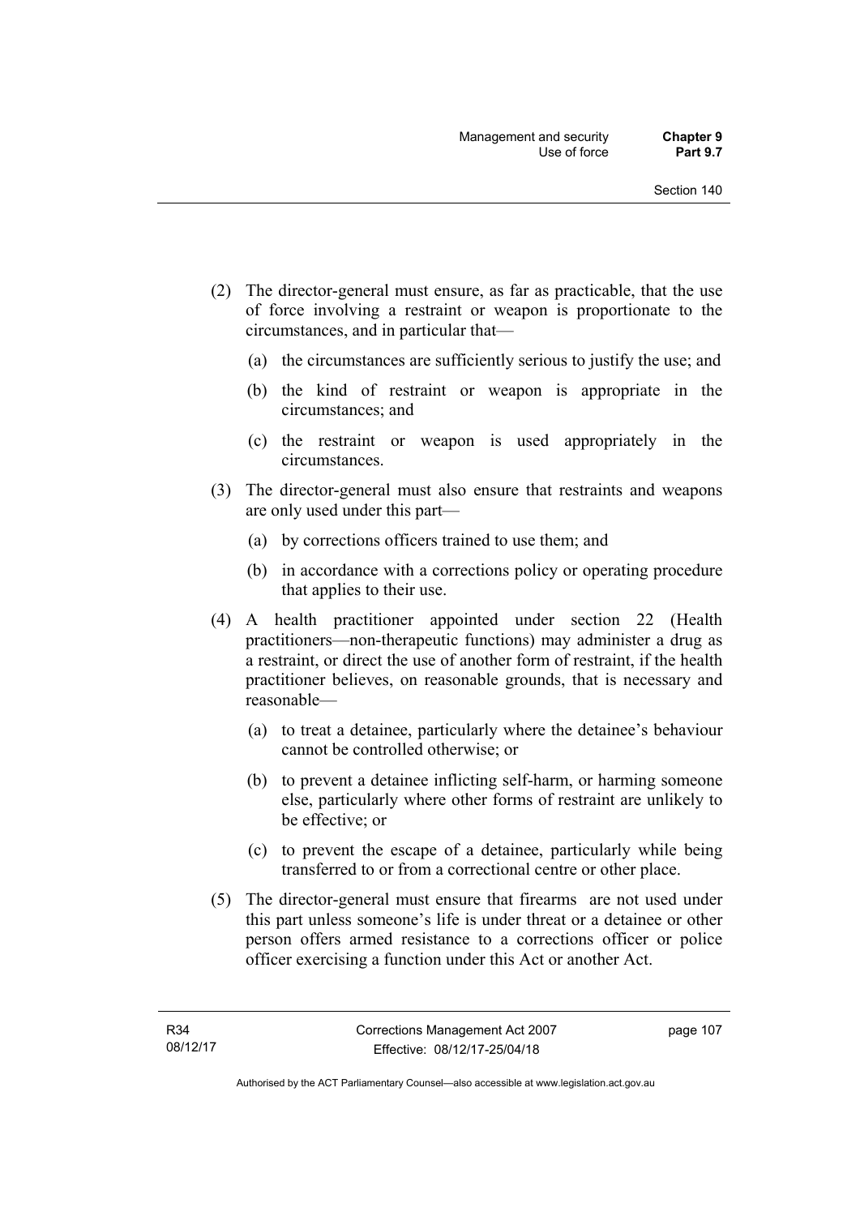(2) The director-general must ensure, as far as practicable, that the use of force involving a restraint or weapon is proportionate to the circumstances, and in particular that—

(a) the circumstances are sufficiently serious to justify the use; and

(b) the kind of restraint or weapon is appropriate in the circumstances; and

(c) the restraint or weapon is used appropriately in the circumstances.

(3) The director-general must also ensure that restraints and weapons are only used under this part—

(a) by corrections officers trained to use them; and

(b) in accordance with a corrections policy or operating procedure that applies to their use.

(4) A health practitioner appointed under section 22 (Health practitioners—non-therapeutic functions) may administer a drug as a restraint, or direct the use of another form of restraint, if the health practitioner believes, on reasonable grounds, that is necessary and reasonable—

(a) to treat a detainee, particularly where the detainee's behaviour cannot be controlled otherwise; or

(b) to prevent a detainee inflicting self-harm, or harming someone else, particularly where other forms of restraint are unlikely to be effective; or

(c) to prevent the escape of a detainee, particularly while being transferred to or from a correctional centre or other place.

(5) The director-general must ensure that firearms are not used under this part unless someone's life is under threat or a detainee or other person offers armed resistance to a corrections officer or police officer exercising a function under this Act or another Act.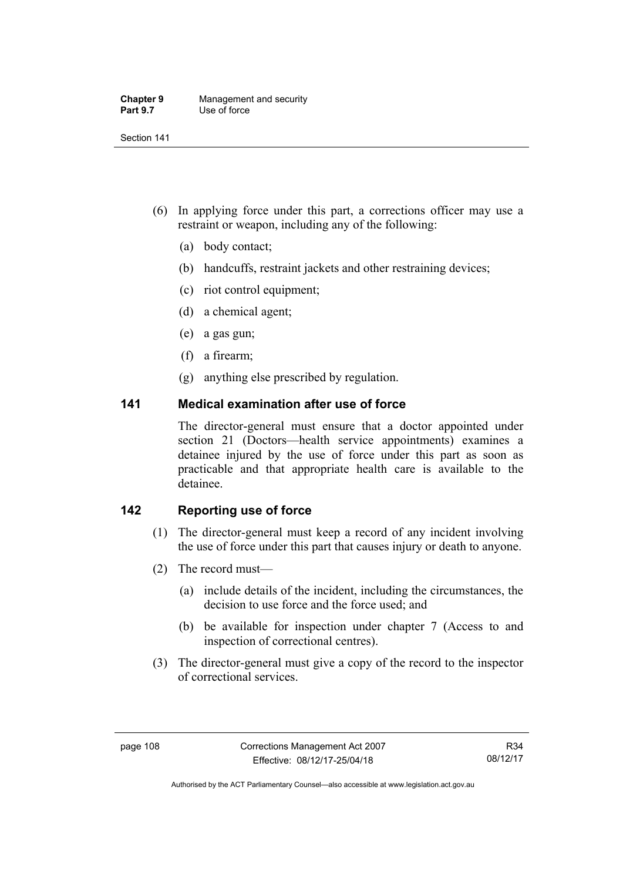(6) In applying force under this part, a corrections officer may use a restraint or weapon, including any of the following:

(a) body contact;

(b) handcuffs, restraint jackets and other restraining devices;

(c) riot control equipment;

(d) a chemical agent;

(e) a gas gun;

(f) a firearm;

(g) anything else prescribed by regulation.

## 141 Medical examination after use of force

The director-general must ensure that a doctor appointed under section 21 (Doctors—health service appointments) examines a detainee injured by the use of force under this part as soon as practicable and that appropriate health care is available to the detainee.

## 142 Reporting use of force

(1) The director-general must keep a record of any incident involving the use of force under this part that causes injury or death to anyone.

(2) The record must—

(a) include details of the incident, including the circumstances, the decision to use force and the force used; and

(b) be available for inspection under chapter 7 (Access to and inspection of correctional centres).

(3) The director-general must give a copy of the record to the inspector of correctional services.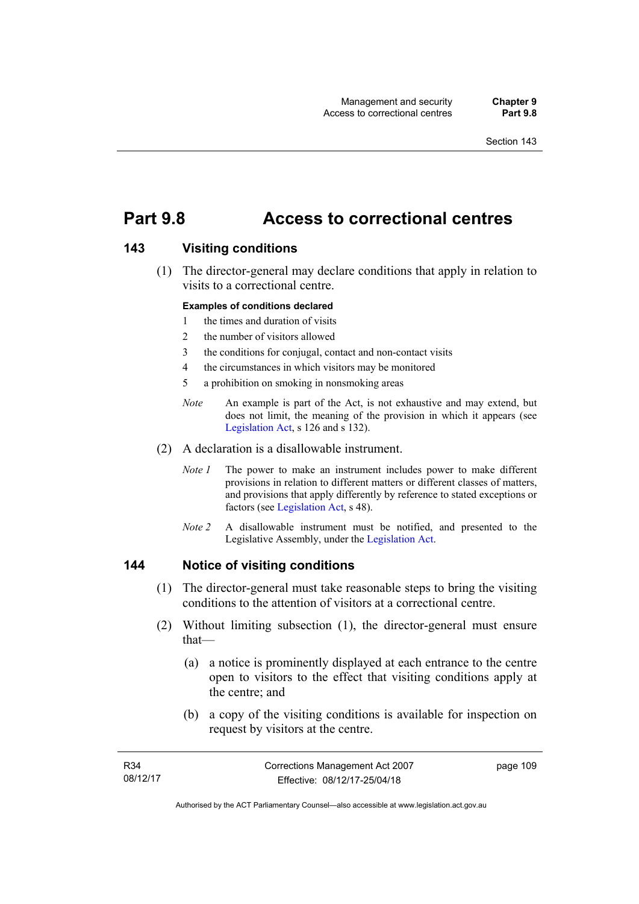# Part 9.8 Access to correctional centres

## 143 Visiting conditions

(1) The director-general may declare conditions that apply in relation to visits to a correctional centre.

**Examples of conditions declared**

1 the times and duration of visits

2 the number of visitors allowed

3 the conditions for conjugal, contact and non-contact visits

4 the circumstances in which visitors may be monitored

5 a prohibition on smoking in nonsmoking areas

*Note* An example is part of the Act, is not exhaustive and may extend, but does not limit, the meaning of the provision in which it appears (see Legislation Act, s 126 and s 132).

(2) A declaration is a disallowable instrument.

*Note 1* The power to make an instrument includes power to make different provisions in relation to different matters or different classes of matters, and provisions that apply differently by reference to stated exceptions or factors (see Legislation Act, s 48).

*Note 2* A disallowable instrument must be notified, and presented to the Legislative Assembly, under the Legislation Act.

## 144 Notice of visiting conditions

(1) The director-general must take reasonable steps to bring the visiting conditions to the attention of visitors at a correctional centre.

(2) Without limiting subsection (1), the director-general must ensure that—

(a) a notice is prominently displayed at each entrance to the centre open to visitors to the effect that visiting conditions apply at the centre; and

(b) a copy of the visiting conditions is available for inspection on request by visitors at the centre.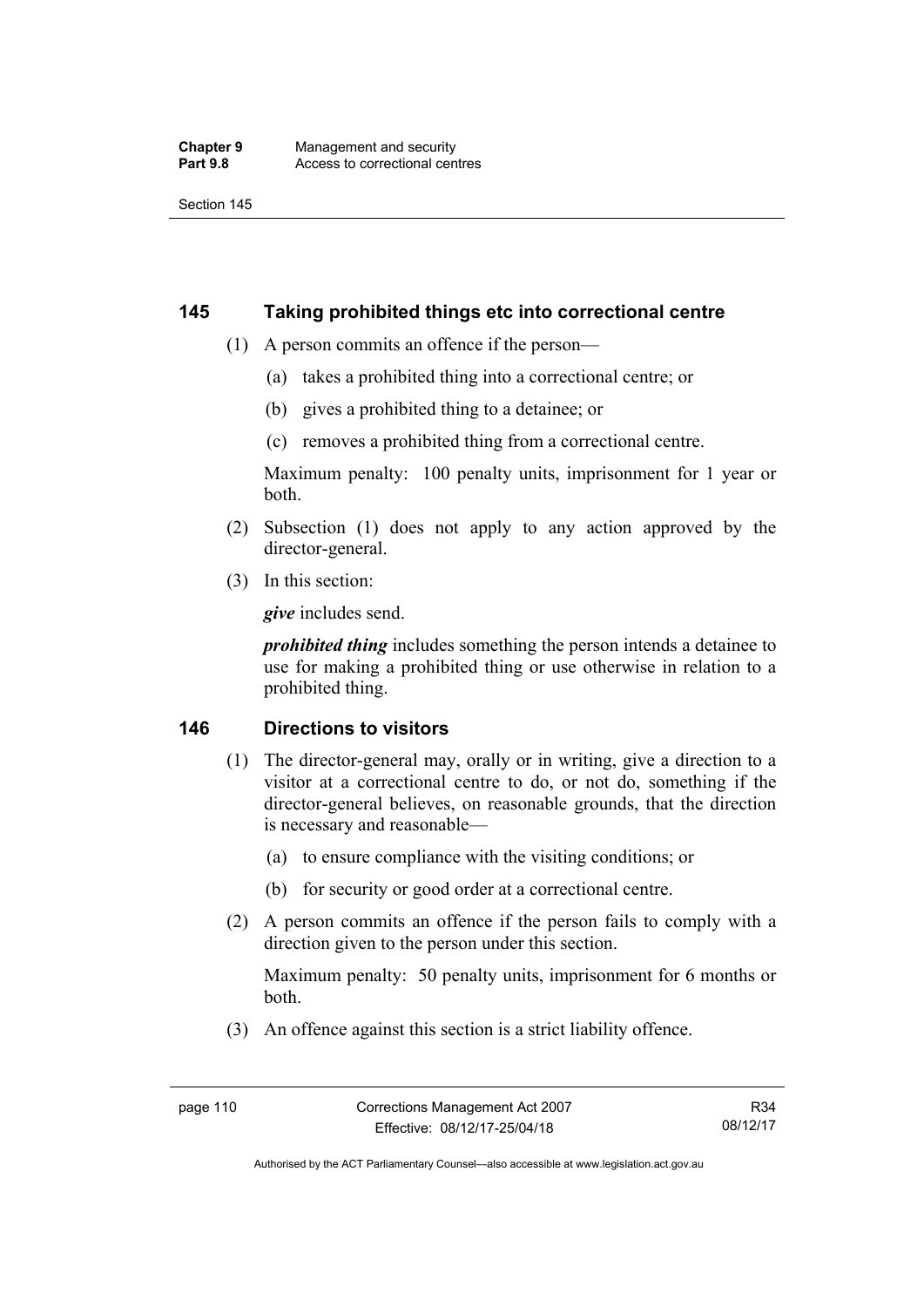## 145 Taking prohibited things etc into correctional centre

(1) A person commits an offence if the person—

(a) takes a prohibited thing into a correctional centre; or

(b) gives a prohibited thing to a detainee; or

(c) removes a prohibited thing from a correctional centre.

Maximum penalty: 100 penalty units, imprisonment for 1 year or both.

(2) Subsection (1) does not apply to any action approved by the director-general.

(3) In this section:

***give*** includes send.

***prohibited thing*** includes something the person intends a detainee to use for making a prohibited thing or use otherwise in relation to a prohibited thing.

## 146 Directions to visitors

(1) The director-general may, orally or in writing, give a direction to a visitor at a correctional centre to do, or not do, something if the director-general believes, on reasonable grounds, that the direction is necessary and reasonable—

(a) to ensure compliance with the visiting conditions; or

(b) for security or good order at a correctional centre.

(2) A person commits an offence if the person fails to comply with a direction given to the person under this section.

Maximum penalty: 50 penalty units, imprisonment for 6 months or both.

(3) An offence against this section is a strict liability offence.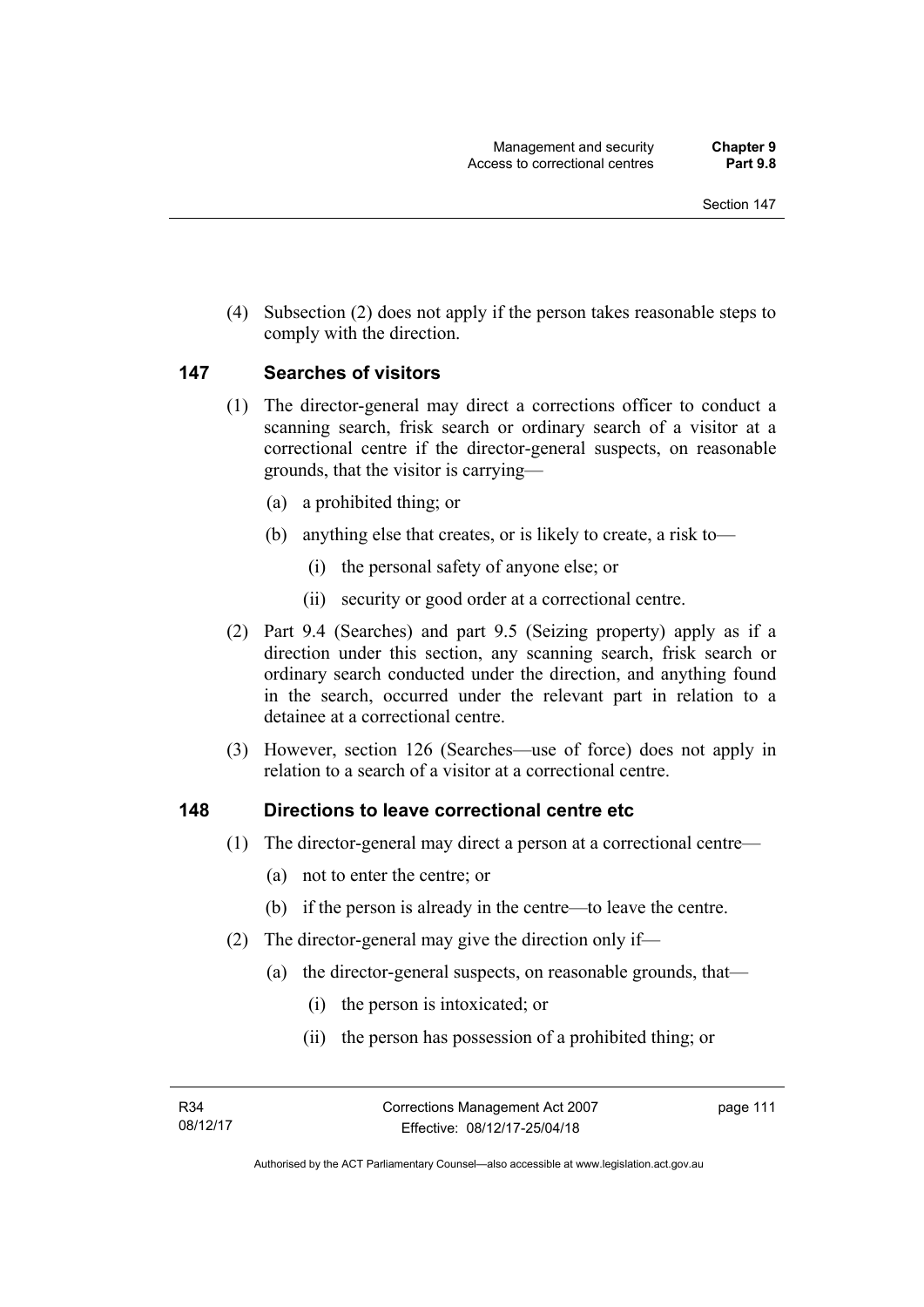(4) Subsection (2) does not apply if the person takes reasonable steps to comply with the direction.

## 147 Searches of visitors

(1) The director-general may direct a corrections officer to conduct a scanning search, frisk search or ordinary search of a visitor at a correctional centre if the director-general suspects, on reasonable grounds, that the visitor is carrying—

(a) a prohibited thing; or

(b) anything else that creates, or is likely to create, a risk to—

(i) the personal safety of anyone else; or

(ii) security or good order at a correctional centre.

(2) Part 9.4 (Searches) and part 9.5 (Seizing property) apply as if a direction under this section, any scanning search, frisk search or ordinary search conducted under the direction, and anything found in the search, occurred under the relevant part in relation to a detainee at a correctional centre.

(3) However, section 126 (Searches—use of force) does not apply in relation to a search of a visitor at a correctional centre.

## 148 Directions to leave correctional centre etc

(1) The director-general may direct a person at a correctional centre—

(a) not to enter the centre; or

(b) if the person is already in the centre—to leave the centre.

(2) The director-general may give the direction only if—

(a) the director-general suspects, on reasonable grounds, that—

(i) the person is intoxicated; or

(ii) the person has possession of a prohibited thing; or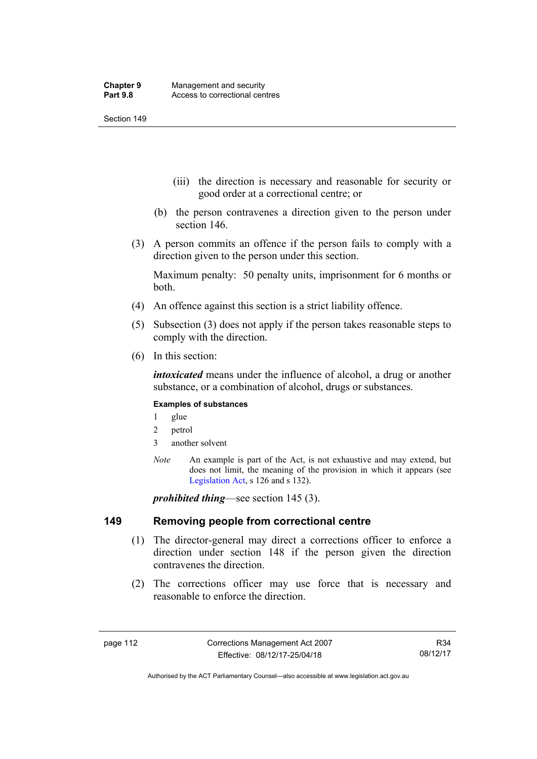(iii) the direction is necessary and reasonable for security or good order at a correctional centre; or

(b) the person contravenes a direction given to the person under section 146.

(3) A person commits an offence if the person fails to comply with a direction given to the person under this section.

Maximum penalty: 50 penalty units, imprisonment for 6 months or both.

(4) An offence against this section is a strict liability offence.

(5) Subsection (3) does not apply if the person takes reasonable steps to comply with the direction.

(6) In this section:

***intoxicated*** means under the influence of alcohol, a drug or another substance, or a combination of alcohol, drugs or substances.

**Examples of substances**

1 glue
2 petrol
3 another solvent

*Note* An example is part of the Act, is not exhaustive and may extend, but does not limit, the meaning of the provision in which it appears (see Legislation Act, s 126 and s 132).

***prohibited thing***—see section 145 (3).

## 149 Removing people from correctional centre

(1) The director-general may direct a corrections officer to enforce a direction under section 148 if the person given the direction contravenes the direction.

(2) The corrections officer may use force that is necessary and reasonable to enforce the direction.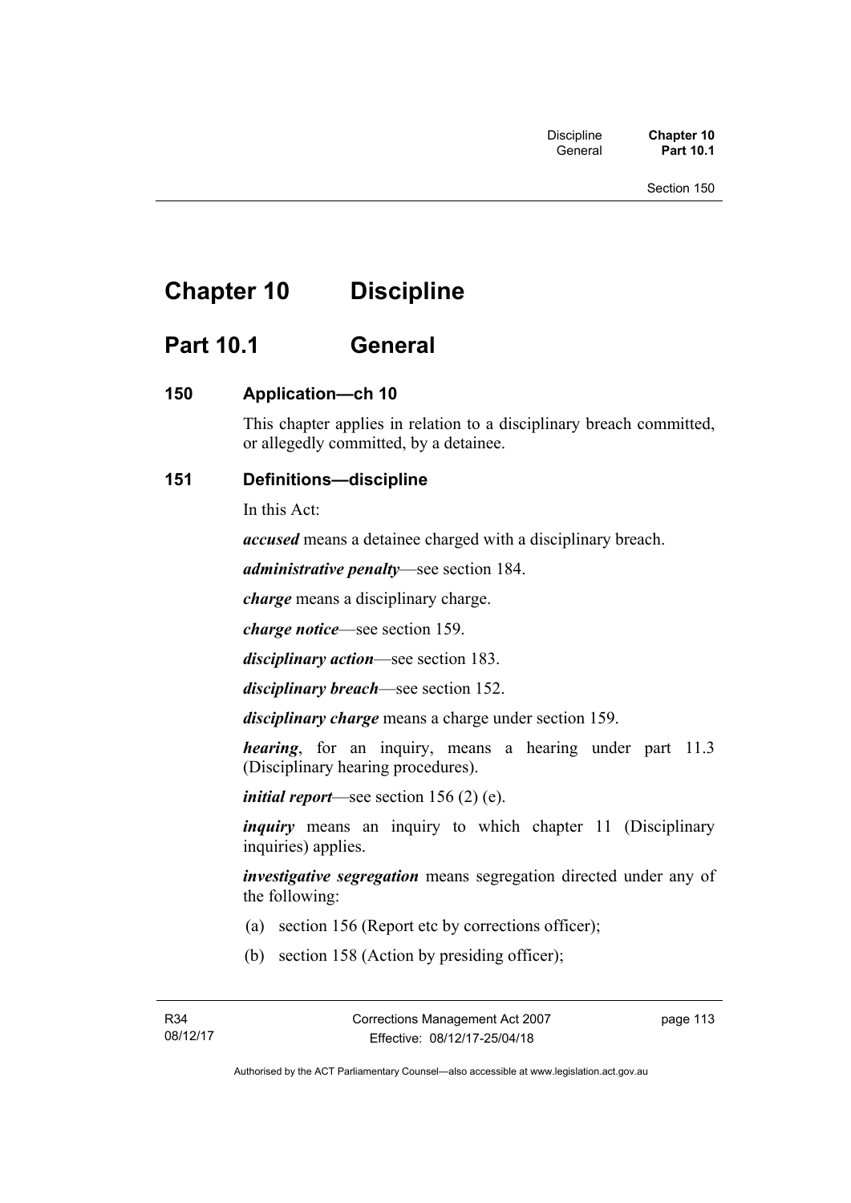# Chapter 10 Discipline

## Part 10.1 General

### 150 Application—ch 10

This chapter applies in relation to a disciplinary breach committed, or allegedly committed, by a detainee.

### 151 Definitions—discipline

In this Act:

***accused*** means a detainee charged with a disciplinary breach.

***administrative penalty***—see section 184.

***charge*** means a disciplinary charge.

***charge notice***—see section 159.

***disciplinary action***—see section 183.

***disciplinary breach***—see section 152.

***disciplinary charge*** means a charge under section 159.

***hearing***, for an inquiry, means a hearing under part 11.3 (Disciplinary hearing procedures).

***initial report***—see section 156 (2) (e).

***inquiry*** means an inquiry to which chapter 11 (Disciplinary inquiries) applies.

***investigative segregation*** means segregation directed under any of the following:

(a) section 156 (Report etc by corrections officer);

(b) section 158 (Action by presiding officer);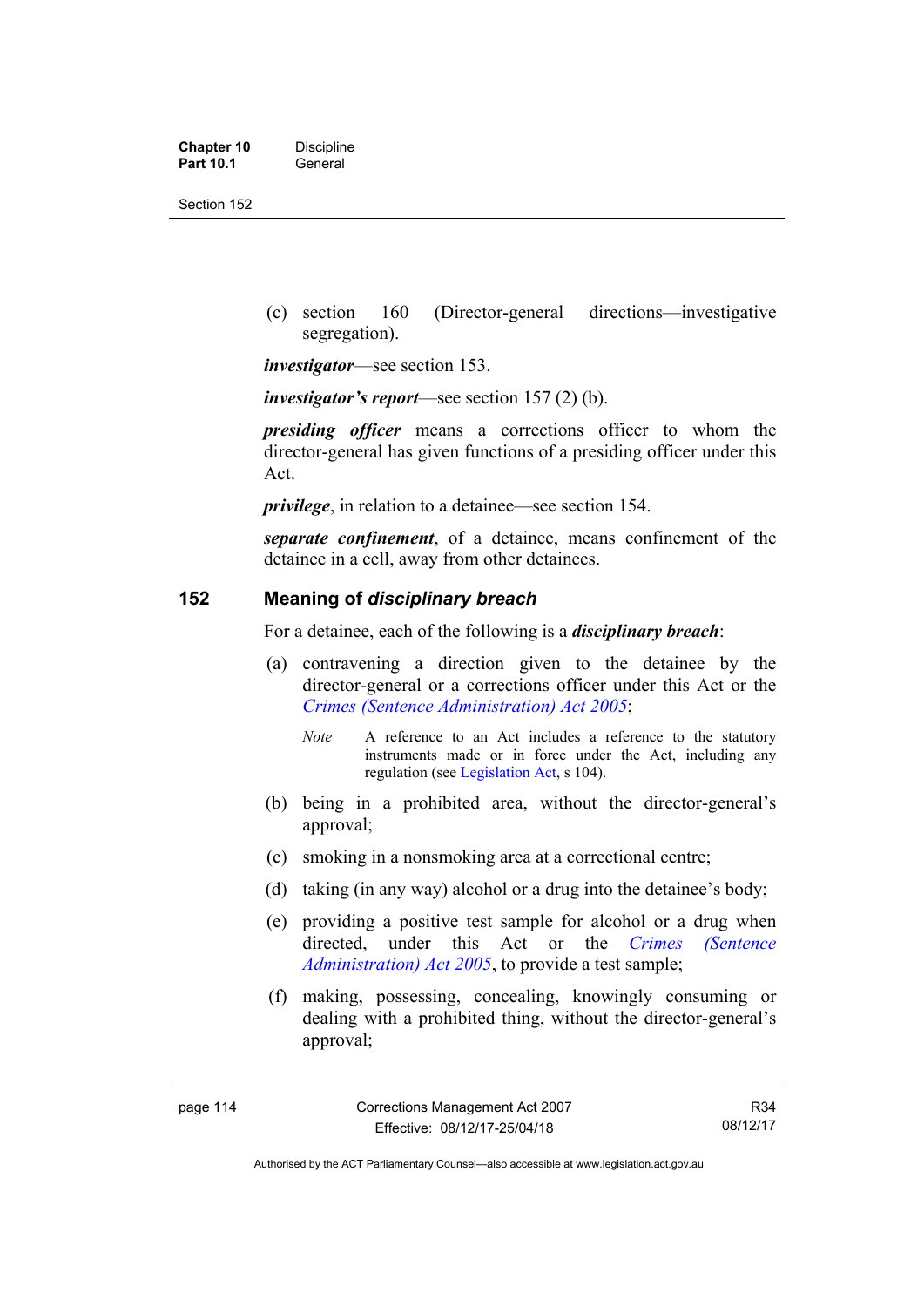(c) section 160 (Director-general directions—investigative segregation).

***investigator***—see section 153.

***investigator's report***—see section 157 (2) (b).

***presiding officer*** means a corrections officer to whom the director-general has given functions of a presiding officer under this Act.

***privilege***, in relation to a detainee—see section 154.

***separate confinement***, of a detainee, means confinement of the detainee in a cell, away from other detainees.

## 152 Meaning of *disciplinary breach*

For a detainee, each of the following is a ***disciplinary breach***:

(a) contravening a direction given to the detainee by the director-general or a corrections officer under this Act or the *Crimes (Sentence Administration) Act 2005*;

*Note* A reference to an Act includes a reference to the statutory instruments made or in force under the Act, including any regulation (see Legislation Act, s 104).

(b) being in a prohibited area, without the director-general's approval;

(c) smoking in a nonsmoking area at a correctional centre;

(d) taking (in any way) alcohol or a drug into the detainee's body;

(e) providing a positive test sample for alcohol or a drug when directed, under this Act or the *Crimes (Sentence Administration) Act 2005*, to provide a test sample;

(f) making, possessing, concealing, knowingly consuming or dealing with a prohibited thing, without the director-general's approval;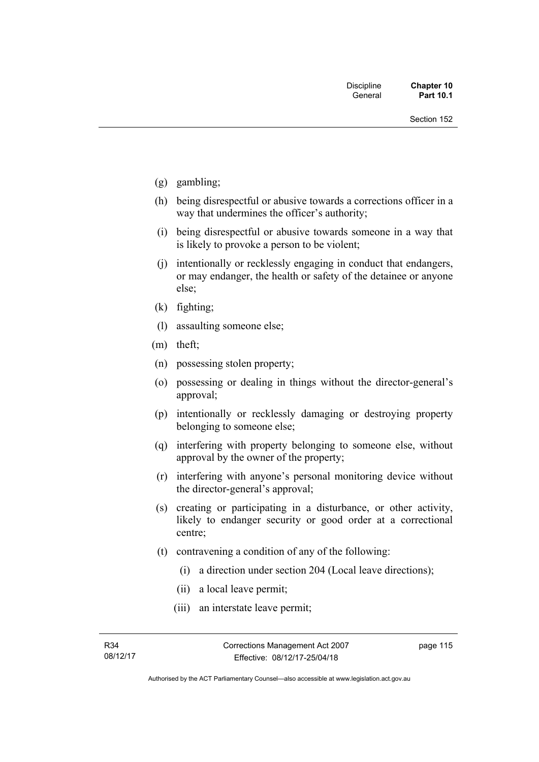(g) gambling;

(h) being disrespectful or abusive towards a corrections officer in a way that undermines the officer's authority;

(i) being disrespectful or abusive towards someone in a way that is likely to provoke a person to be violent;

(j) intentionally or recklessly engaging in conduct that endangers, or may endanger, the health or safety of the detainee or anyone else;

(k) fighting;

(l) assaulting someone else;

(m) theft;

(n) possessing stolen property;

(o) possessing or dealing in things without the director-general's approval;

(p) intentionally or recklessly damaging or destroying property belonging to someone else;

(q) interfering with property belonging to someone else, without approval by the owner of the property;

(r) interfering with anyone's personal monitoring device without the director-general's approval;

(s) creating or participating in a disturbance, or other activity, likely to endanger security or good order at a correctional centre;

(t) contravening a condition of any of the following:

  (i) a direction under section 204 (Local leave directions);

  (ii) a local leave permit;

  (iii) an interstate leave permit;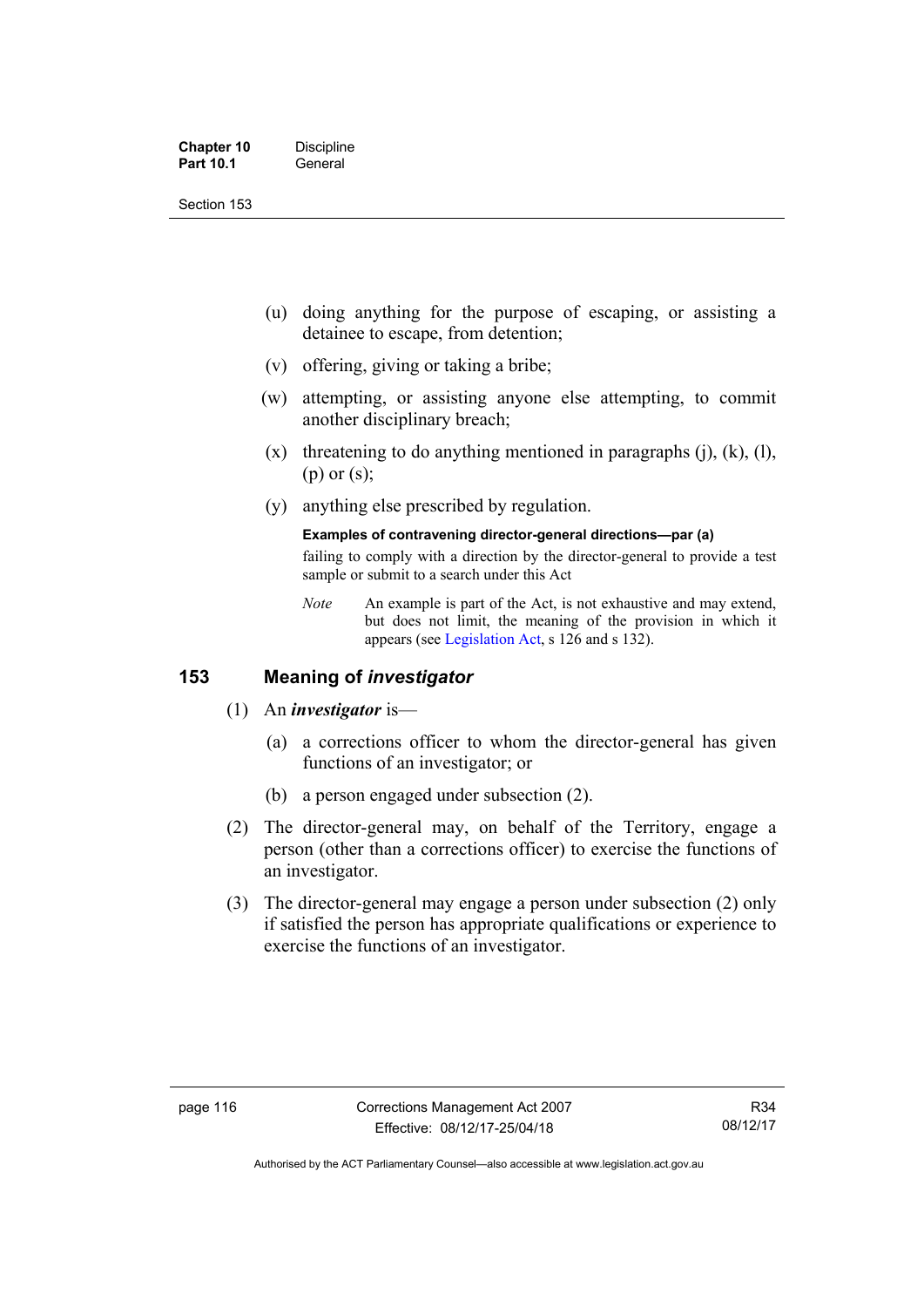(u) doing anything for the purpose of escaping, or assisting a detainee to escape, from detention;

(v) offering, giving or taking a bribe;

(w) attempting, or assisting anyone else attempting, to commit another disciplinary breach;

(x) threatening to do anything mentioned in paragraphs (j), (k), (l), (p) or (s);

(y) anything else prescribed by regulation.

**Examples of contravening director-general directions—par (a)**

failing to comply with a direction by the director-general to provide a test sample or submit to a search under this Act

*Note* An example is part of the Act, is not exhaustive and may extend, but does not limit, the meaning of the provision in which it appears (see Legislation Act, s 126 and s 132).

## 153 Meaning of *investigator*

(1) An ***investigator*** is—

(a) a corrections officer to whom the director-general has given functions of an investigator; or

(b) a person engaged under subsection (2).

(2) The director-general may, on behalf of the Territory, engage a person (other than a corrections officer) to exercise the functions of an investigator.

(3) The director-general may engage a person under subsection (2) only if satisfied the person has appropriate qualifications or experience to exercise the functions of an investigator.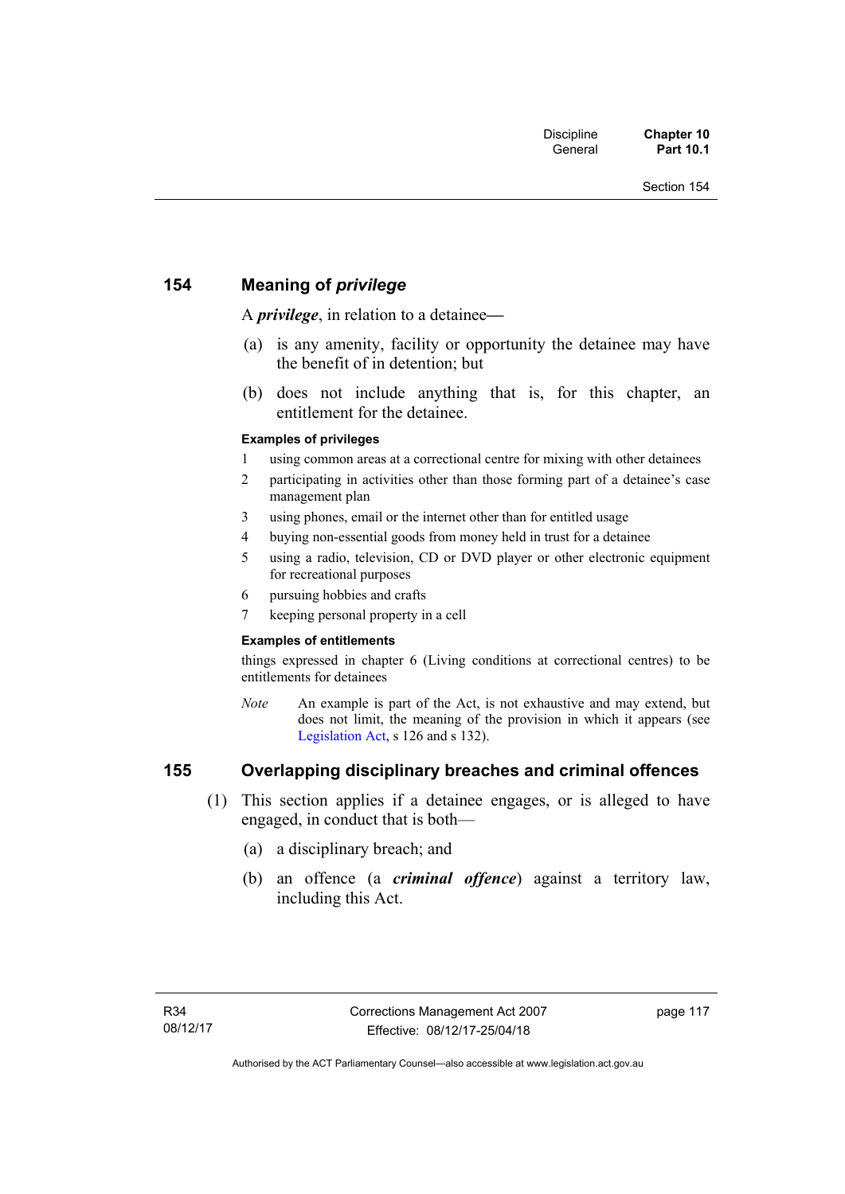## 154 Meaning of *privilege*

A ***privilege***, in relation to a detainee—

(a) is any amenity, facility or opportunity the detainee may have the benefit of in detention; but

(b) does not include anything that is, for this chapter, an entitlement for the detainee.

**Examples of privileges**

1 using common areas at a correctional centre for mixing with other detainees
2 participating in activities other than those forming part of a detainee's case management plan
3 using phones, email or the internet other than for entitled usage
4 buying non-essential goods from money held in trust for a detainee
5 using a radio, television, CD or DVD player or other electronic equipment for recreational purposes
6 pursuing hobbies and crafts
7 keeping personal property in a cell

**Examples of entitlements**

things expressed in chapter 6 (Living conditions at correctional centres) to be entitlements for detainees

*Note* An example is part of the Act, is not exhaustive and may extend, but does not limit, the meaning of the provision in which it appears (see Legislation Act, s 126 and s 132).

## 155 Overlapping disciplinary breaches and criminal offences

(1) This section applies if a detainee engages, or is alleged to have engaged, in conduct that is both—

(a) a disciplinary breach; and

(b) an offence (a ***criminal offence***) against a territory law, including this Act.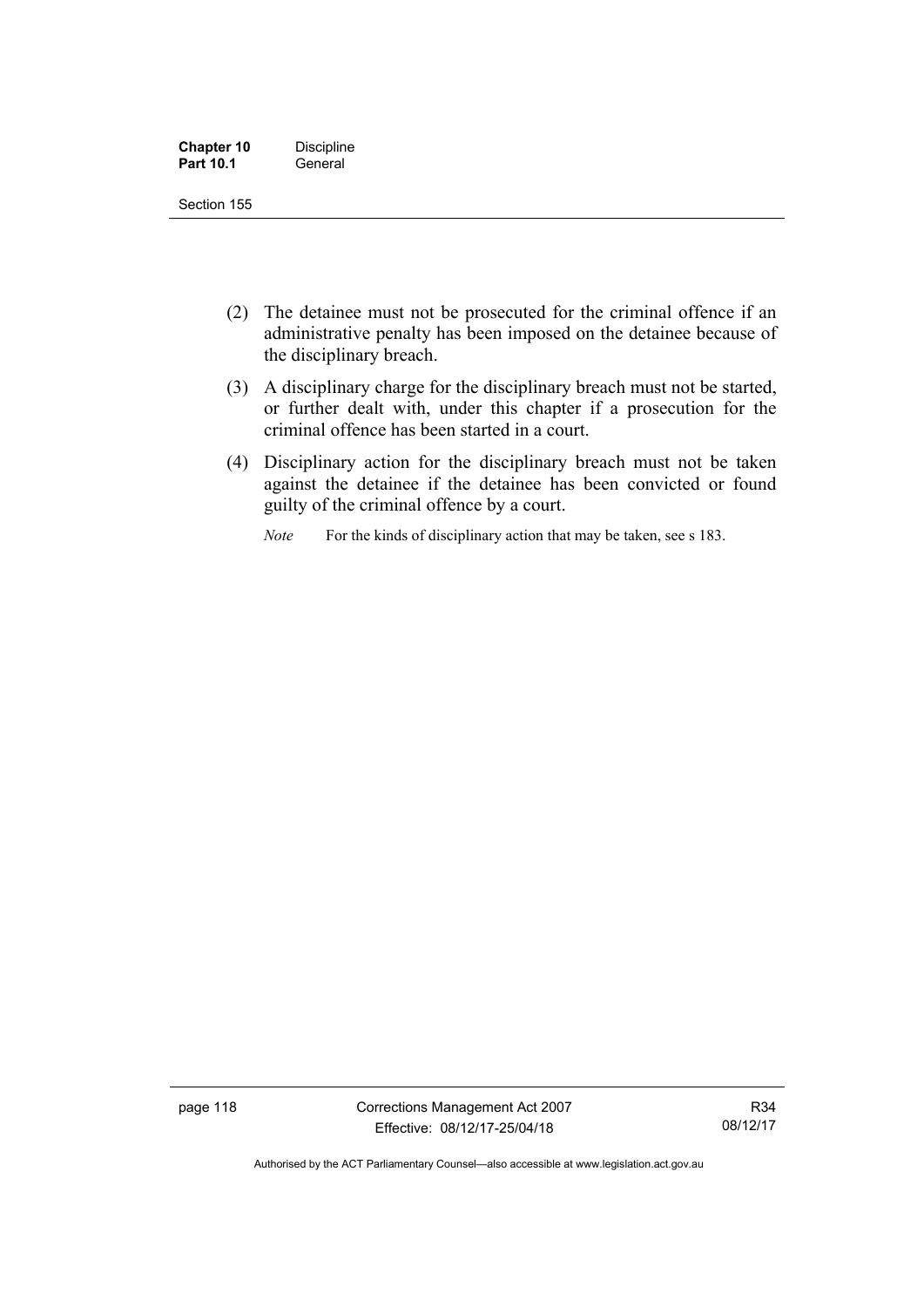(2) The detainee must not be prosecuted for the criminal offence if an administrative penalty has been imposed on the detainee because of the disciplinary breach.

(3) A disciplinary charge for the disciplinary breach must not be started, or further dealt with, under this chapter if a prosecution for the criminal offence has been started in a court.

(4) Disciplinary action for the disciplinary breach must not be taken against the detainee if the detainee has been convicted or found guilty of the criminal offence by a court.

*Note* For the kinds of disciplinary action that may be taken, see s 183.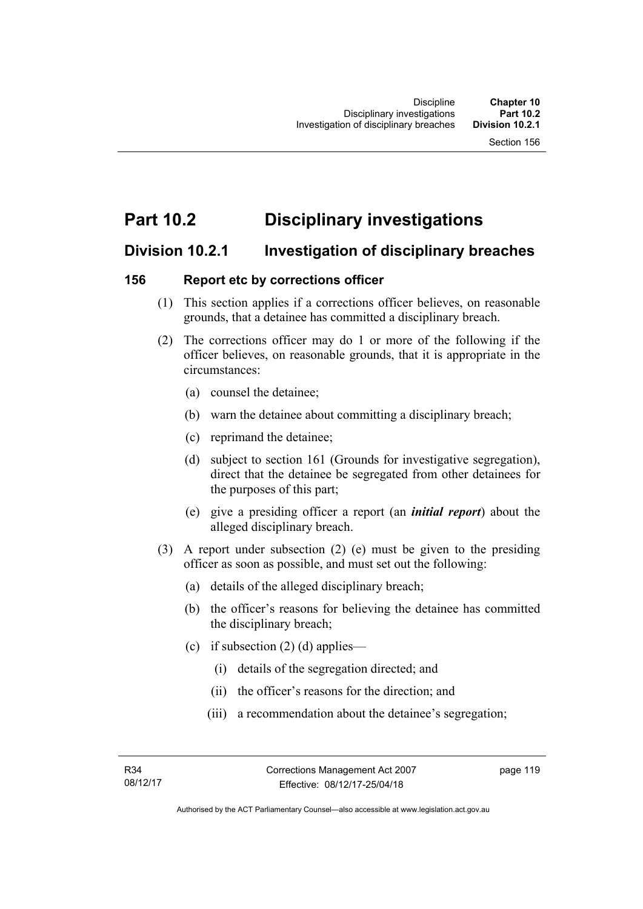# Part 10.2 Disciplinary investigations

## Division 10.2.1 Investigation of disciplinary breaches

### 156 Report etc by corrections officer

(1) This section applies if a corrections officer believes, on reasonable grounds, that a detainee has committed a disciplinary breach.

(2) The corrections officer may do 1 or more of the following if the officer believes, on reasonable grounds, that it is appropriate in the circumstances:

(a) counsel the detainee;

(b) warn the detainee about committing a disciplinary breach;

(c) reprimand the detainee;

(d) subject to section 161 (Grounds for investigative segregation), direct that the detainee be segregated from other detainees for the purposes of this part;

(e) give a presiding officer a report (an ***initial report***) about the alleged disciplinary breach.

(3) A report under subsection (2) (e) must be given to the presiding officer as soon as possible, and must set out the following:

(a) details of the alleged disciplinary breach;

(b) the officer's reasons for believing the detainee has committed the disciplinary breach;

(c) if subsection (2) (d) applies—

(i) details of the segregation directed; and

(ii) the officer's reasons for the direction; and

(iii) a recommendation about the detainee's segregation;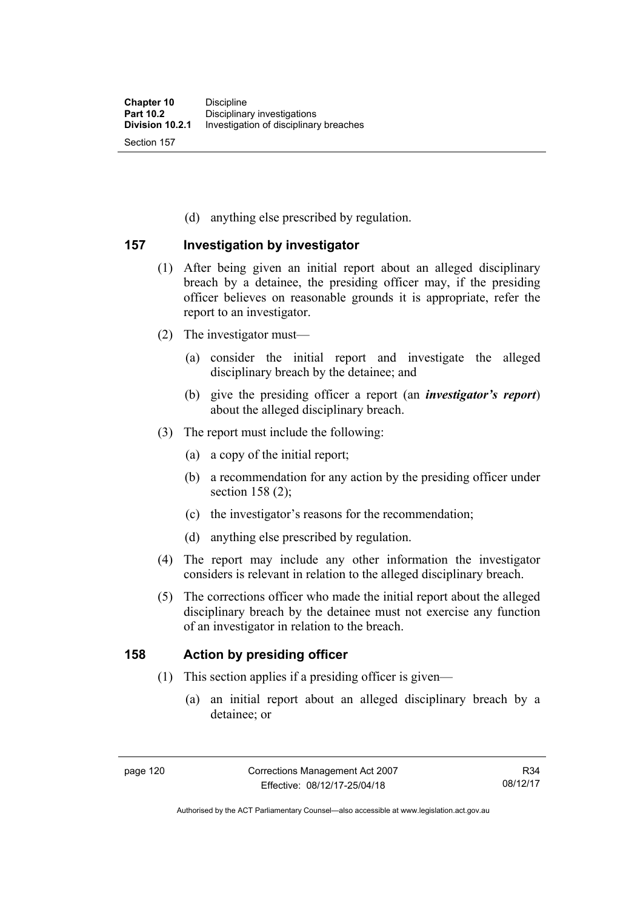(d) anything else prescribed by regulation.

## 157 Investigation by investigator

(1) After being given an initial report about an alleged disciplinary breach by a detainee, the presiding officer may, if the presiding officer believes on reasonable grounds it is appropriate, refer the report to an investigator.

(2) The investigator must—

(a) consider the initial report and investigate the alleged disciplinary breach by the detainee; and

(b) give the presiding officer a report (an ***investigator's report***) about the alleged disciplinary breach.

(3) The report must include the following:

(a) a copy of the initial report;

(b) a recommendation for any action by the presiding officer under section 158 (2);

(c) the investigator's reasons for the recommendation;

(d) anything else prescribed by regulation.

(4) The report may include any other information the investigator considers is relevant in relation to the alleged disciplinary breach.

(5) The corrections officer who made the initial report about the alleged disciplinary breach by the detainee must not exercise any function of an investigator in relation to the breach.

## 158 Action by presiding officer

(1) This section applies if a presiding officer is given—

(a) an initial report about an alleged disciplinary breach by a detainee; or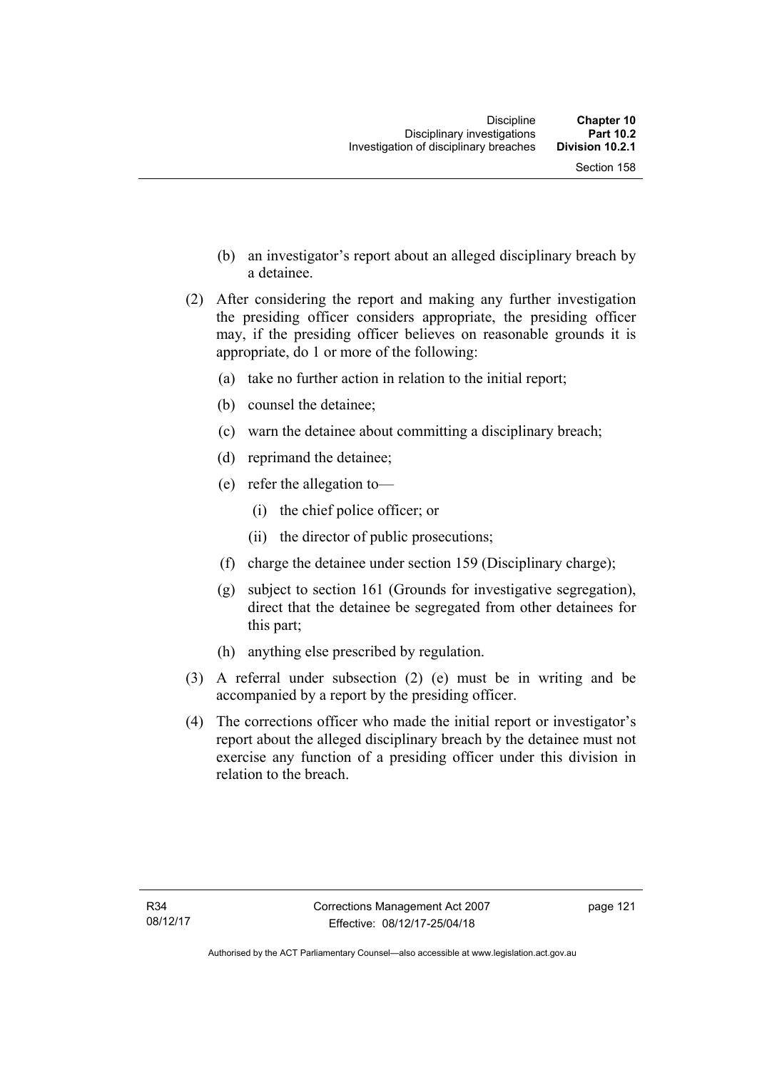(b) an investigator's report about an alleged disciplinary breach by a detainee.

(2) After considering the report and making any further investigation the presiding officer considers appropriate, the presiding officer may, if the presiding officer believes on reasonable grounds it is appropriate, do 1 or more of the following:

(a) take no further action in relation to the initial report;

(b) counsel the detainee;

(c) warn the detainee about committing a disciplinary breach;

(d) reprimand the detainee;

(e) refer the allegation to—

(i) the chief police officer; or

(ii) the director of public prosecutions;

(f) charge the detainee under section 159 (Disciplinary charge);

(g) subject to section 161 (Grounds for investigative segregation), direct that the detainee be segregated from other detainees for this part;

(h) anything else prescribed by regulation.

(3) A referral under subsection (2) (e) must be in writing and be accompanied by a report by the presiding officer.

(4) The corrections officer who made the initial report or investigator's report about the alleged disciplinary breach by the detainee must not exercise any function of a presiding officer under this division in relation to the breach.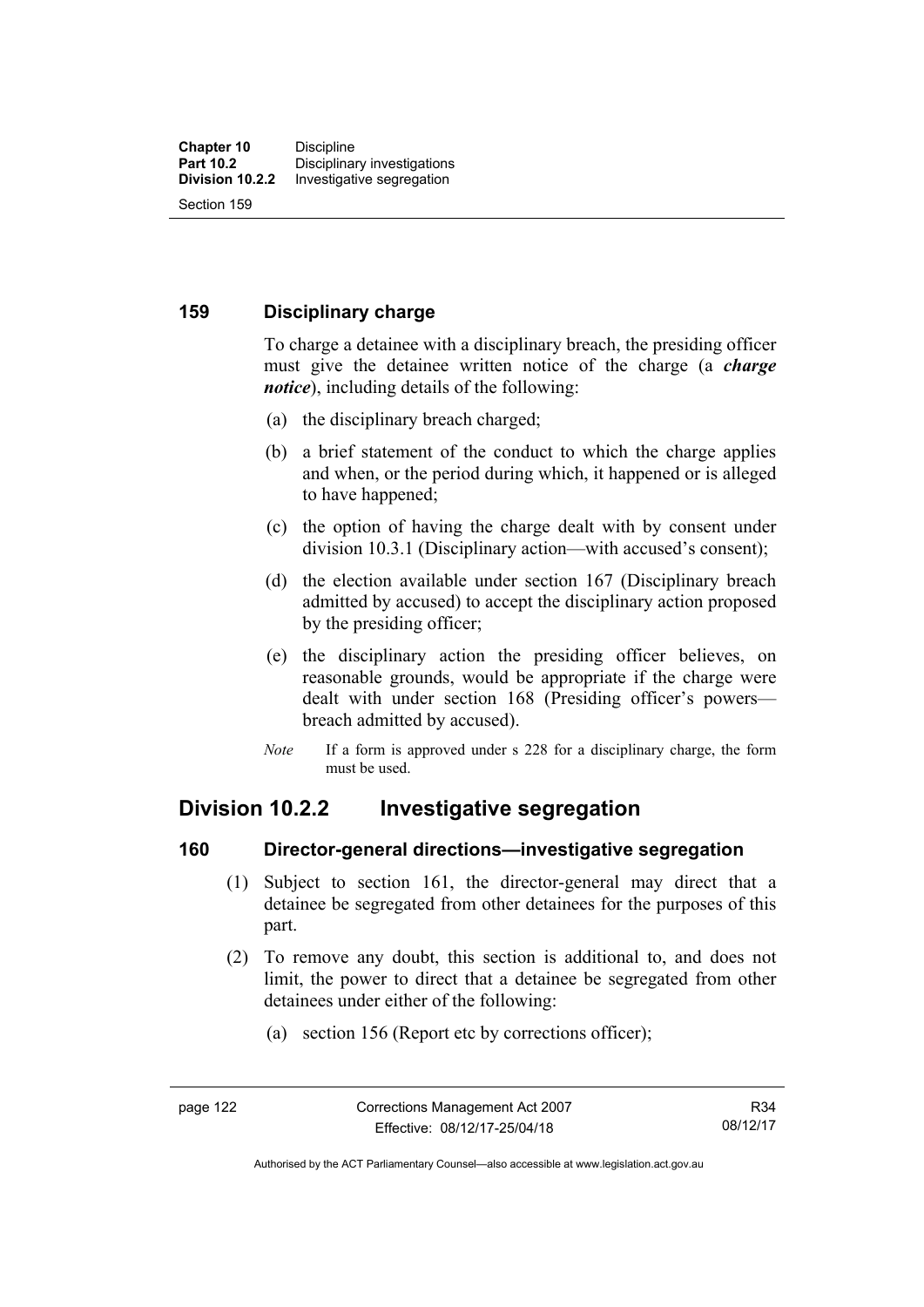## 159 Disciplinary charge

To charge a detainee with a disciplinary breach, the presiding officer must give the detainee written notice of the charge (a ***charge notice***), including details of the following:

(a) the disciplinary breach charged;

(b) a brief statement of the conduct to which the charge applies and when, or the period during which, it happened or is alleged to have happened;

(c) the option of having the charge dealt with by consent under division 10.3.1 (Disciplinary action—with accused's consent);

(d) the election available under section 167 (Disciplinary breach admitted by accused) to accept the disciplinary action proposed by the presiding officer;

(e) the disciplinary action the presiding officer believes, on reasonable grounds, would be appropriate if the charge were dealt with under section 168 (Presiding officer's powers—breach admitted by accused).

*Note* If a form is approved under s 228 for a disciplinary charge, the form must be used.

# Division 10.2.2 Investigative segregation

## 160 Director-general directions—investigative segregation

(1) Subject to section 161, the director-general may direct that a detainee be segregated from other detainees for the purposes of this part.

(2) To remove any doubt, this section is additional to, and does not limit, the power to direct that a detainee be segregated from other detainees under either of the following:

(a) section 156 (Report etc by corrections officer);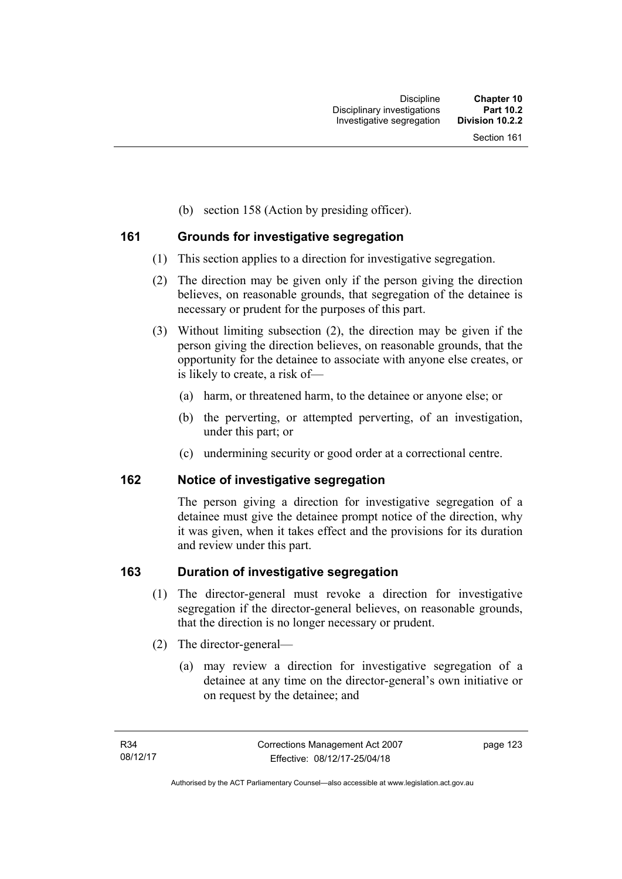(b) section 158 (Action by presiding officer).

## 161 Grounds for investigative segregation

(1) This section applies to a direction for investigative segregation.

(2) The direction may be given only if the person giving the direction believes, on reasonable grounds, that segregation of the detainee is necessary or prudent for the purposes of this part.

(3) Without limiting subsection (2), the direction may be given if the person giving the direction believes, on reasonable grounds, that the opportunity for the detainee to associate with anyone else creates, or is likely to create, a risk of—

(a) harm, or threatened harm, to the detainee or anyone else; or

(b) the perverting, or attempted perverting, of an investigation, under this part; or

(c) undermining security or good order at a correctional centre.

## 162 Notice of investigative segregation

The person giving a direction for investigative segregation of a detainee must give the detainee prompt notice of the direction, why it was given, when it takes effect and the provisions for its duration and review under this part.

## 163 Duration of investigative segregation

(1) The director-general must revoke a direction for investigative segregation if the director-general believes, on reasonable grounds, that the direction is no longer necessary or prudent.

(2) The director-general—

(a) may review a direction for investigative segregation of a detainee at any time on the director-general's own initiative or on request by the detainee; and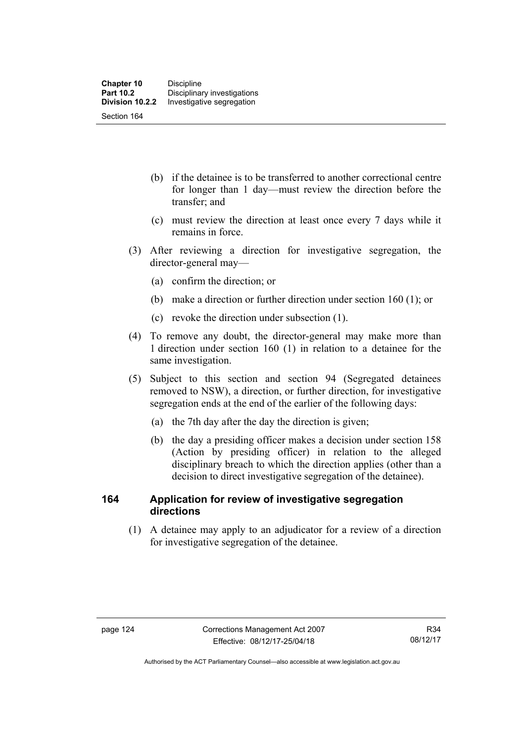(b) if the detainee is to be transferred to another correctional centre for longer than 1 day—must review the direction before the transfer; and

(c) must review the direction at least once every 7 days while it remains in force.

(3) After reviewing a direction for investigative segregation, the director-general may—

(a) confirm the direction; or

(b) make a direction or further direction under section 160 (1); or

(c) revoke the direction under subsection (1).

(4) To remove any doubt, the director-general may make more than 1 direction under section 160 (1) in relation to a detainee for the same investigation.

(5) Subject to this section and section 94 (Segregated detainees removed to NSW), a direction, or further direction, for investigative segregation ends at the end of the earlier of the following days:

(a) the 7th day after the day the direction is given;

(b) the day a presiding officer makes a decision under section 158 (Action by presiding officer) in relation to the alleged disciplinary breach to which the direction applies (other than a decision to direct investigative segregation of the detainee).

## 164 Application for review of investigative segregation directions

(1) A detainee may apply to an adjudicator for a review of a direction for investigative segregation of the detainee.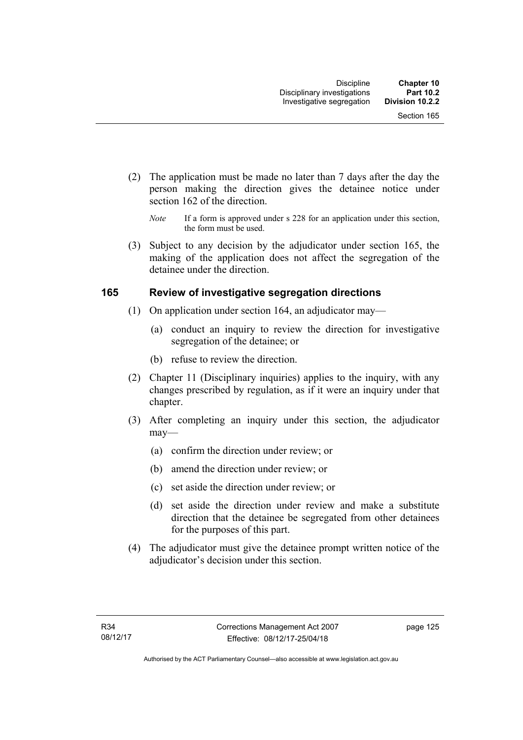(2) The application must be made no later than 7 days after the day the person making the direction gives the detainee notice under section 162 of the direction.

*Note* If a form is approved under s 228 for an application under this section, the form must be used.

(3) Subject to any decision by the adjudicator under section 165, the making of the application does not affect the segregation of the detainee under the direction.

### 165 Review of investigative segregation directions

(1) On application under section 164, an adjudicator may—

(a) conduct an inquiry to review the direction for investigative segregation of the detainee; or

(b) refuse to review the direction.

(2) Chapter 11 (Disciplinary inquiries) applies to the inquiry, with any changes prescribed by regulation, as if it were an inquiry under that chapter.

(3) After completing an inquiry under this section, the adjudicator may—

(a) confirm the direction under review; or

(b) amend the direction under review; or

(c) set aside the direction under review; or

(d) set aside the direction under review and make a substitute direction that the detainee be segregated from other detainees for the purposes of this part.

(4) The adjudicator must give the detainee prompt written notice of the adjudicator's decision under this section.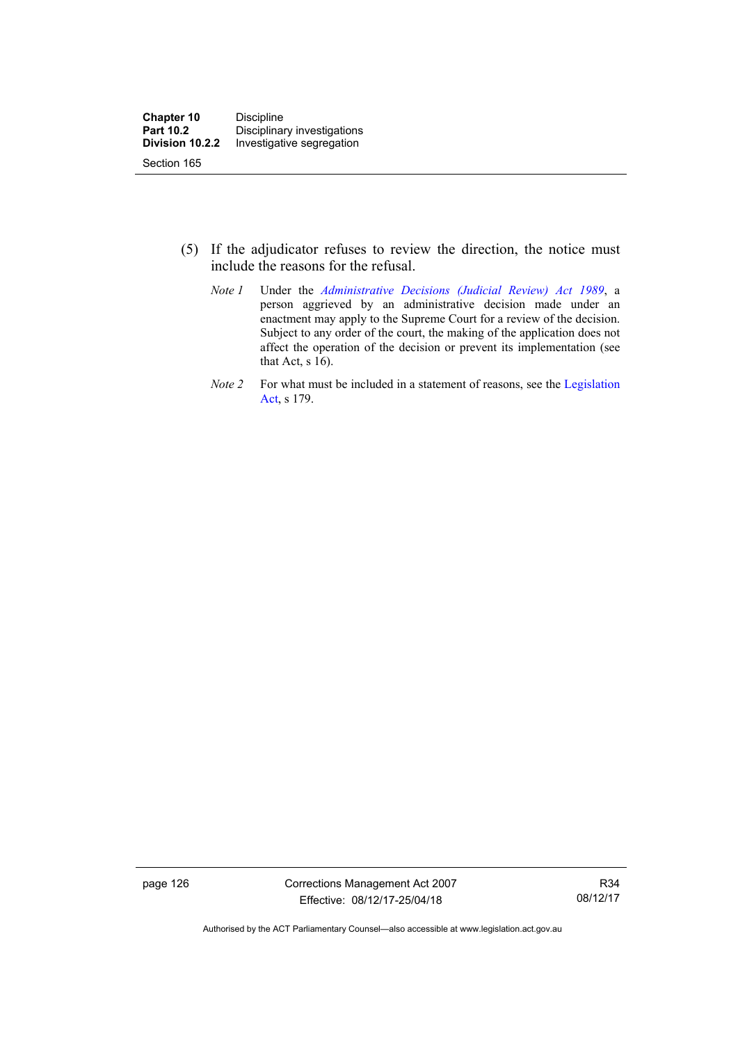(5) If the adjudicator refuses to review the direction, the notice must include the reasons for the refusal.

*Note 1* Under the *Administrative Decisions (Judicial Review) Act 1989*, a person aggrieved by an administrative decision made under an enactment may apply to the Supreme Court for a review of the decision. Subject to any order of the court, the making of the application does not affect the operation of the decision or prevent its implementation (see that Act, s 16).

*Note 2* For what must be included in a statement of reasons, see the Legislation Act, s 179.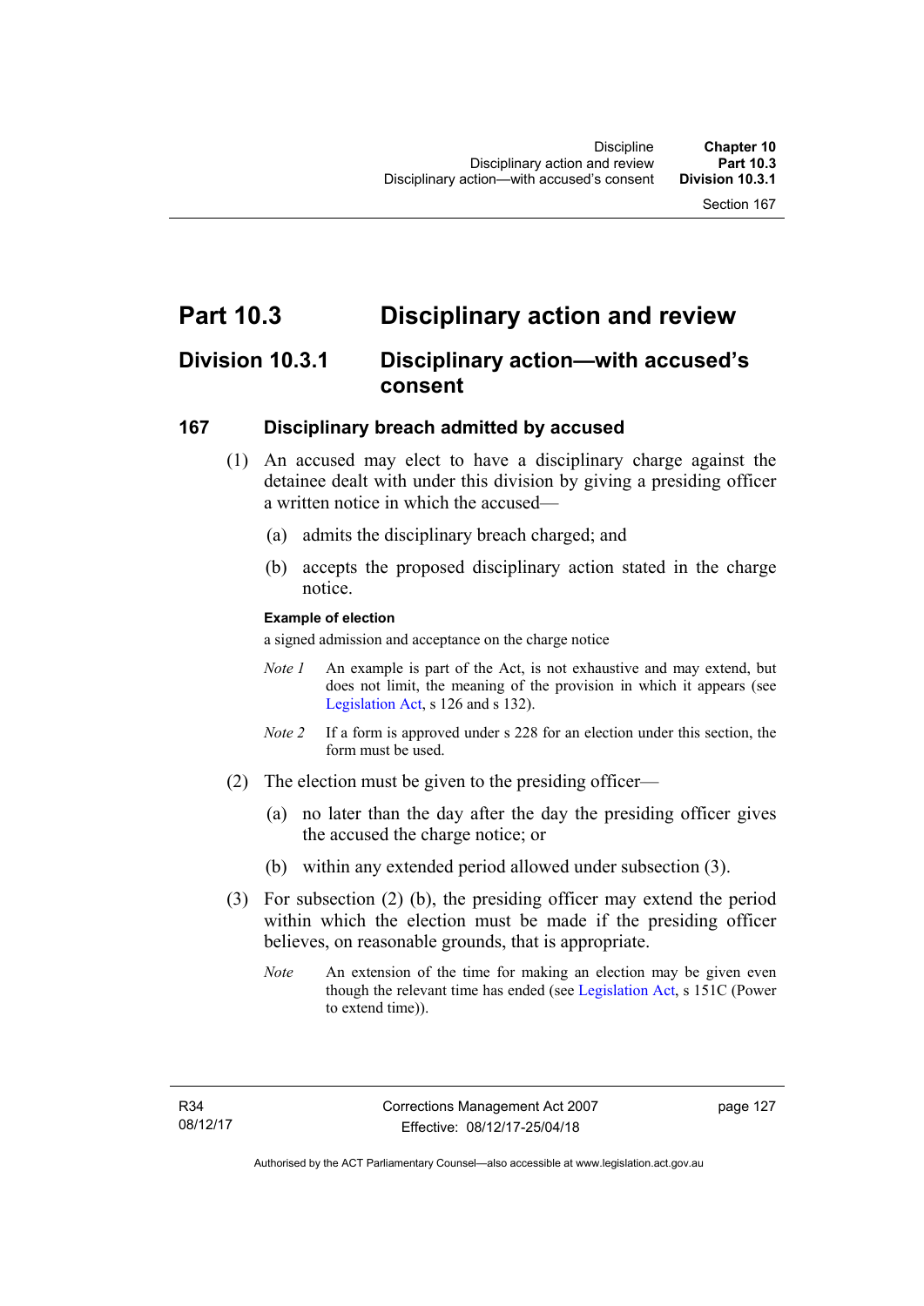# Part 10.3 Disciplinary action and review

## Division 10.3.1 Disciplinary action—with accused's consent

### 167 Disciplinary breach admitted by accused

(1) An accused may elect to have a disciplinary charge against the detainee dealt with under this division by giving a presiding officer a written notice in which the accused—

(a) admits the disciplinary breach charged; and

(b) accepts the proposed disciplinary action stated in the charge notice.

**Example of election**

a signed admission and acceptance on the charge notice

*Note 1* An example is part of the Act, is not exhaustive and may extend, but does not limit, the meaning of the provision in which it appears (see Legislation Act, s 126 and s 132).

*Note 2* If a form is approved under s 228 for an election under this section, the form must be used.

(2) The election must be given to the presiding officer—

(a) no later than the day after the day the presiding officer gives the accused the charge notice; or

(b) within any extended period allowed under subsection (3).

(3) For subsection (2) (b), the presiding officer may extend the period within which the election must be made if the presiding officer believes, on reasonable grounds, that is appropriate.

*Note* An extension of the time for making an election may be given even though the relevant time has ended (see Legislation Act, s 151C (Power to extend time)).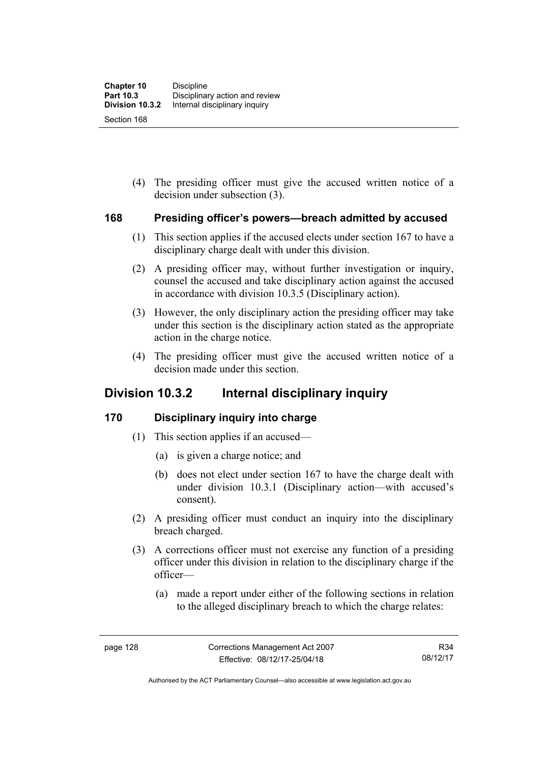(4) The presiding officer must give the accused written notice of a decision under subsection (3).

### 168 Presiding officer's powers—breach admitted by accused

(1) This section applies if the accused elects under section 167 to have a disciplinary charge dealt with under this division.

(2) A presiding officer may, without further investigation or inquiry, counsel the accused and take disciplinary action against the accused in accordance with division 10.3.5 (Disciplinary action).

(3) However, the only disciplinary action the presiding officer may take under this section is the disciplinary action stated as the appropriate action in the charge notice.

(4) The presiding officer must give the accused written notice of a decision made under this section.

## Division 10.3.2 Internal disciplinary inquiry

### 170 Disciplinary inquiry into charge

(1) This section applies if an accused—

(a) is given a charge notice; and

(b) does not elect under section 167 to have the charge dealt with under division 10.3.1 (Disciplinary action—with accused's consent).

(2) A presiding officer must conduct an inquiry into the disciplinary breach charged.

(3) A corrections officer must not exercise any function of a presiding officer under this division in relation to the disciplinary charge if the officer—

(a) made a report under either of the following sections in relation to the alleged disciplinary breach to which the charge relates: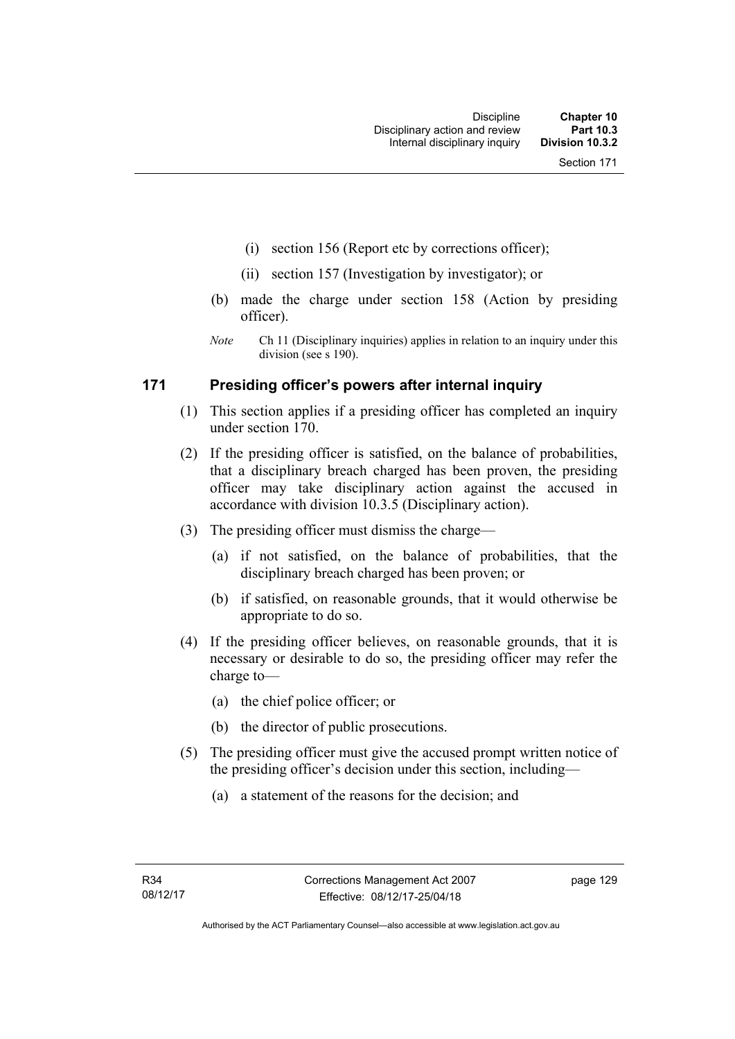(i) section 156 (Report etc by corrections officer);

(ii) section 157 (Investigation by investigator); or

(b) made the charge under section 158 (Action by presiding officer).

*Note* Ch 11 (Disciplinary inquiries) applies in relation to an inquiry under this division (see s 190).

## 171 Presiding officer's powers after internal inquiry

(1) This section applies if a presiding officer has completed an inquiry under section 170.

(2) If the presiding officer is satisfied, on the balance of probabilities, that a disciplinary breach charged has been proven, the presiding officer may take disciplinary action against the accused in accordance with division 10.3.5 (Disciplinary action).

(3) The presiding officer must dismiss the charge—

(a) if not satisfied, on the balance of probabilities, that the disciplinary breach charged has been proven; or

(b) if satisfied, on reasonable grounds, that it would otherwise be appropriate to do so.

(4) If the presiding officer believes, on reasonable grounds, that it is necessary or desirable to do so, the presiding officer may refer the charge to—

(a) the chief police officer; or

(b) the director of public prosecutions.

(5) The presiding officer must give the accused prompt written notice of the presiding officer's decision under this section, including—

(a) a statement of the reasons for the decision; and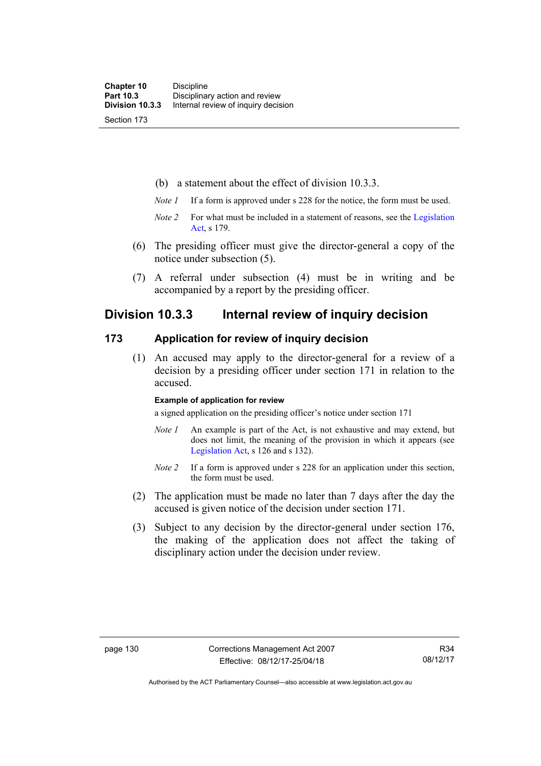(b) a statement about the effect of division 10.3.3.

*Note 1* If a form is approved under s 228 for the notice, the form must be used.

*Note 2* For what must be included in a statement of reasons, see the Legislation Act, s 179.

(6) The presiding officer must give the director-general a copy of the notice under subsection (5).

(7) A referral under subsection (4) must be in writing and be accompanied by a report by the presiding officer.

## Division 10.3.3 Internal review of inquiry decision

### 173 Application for review of inquiry decision

(1) An accused may apply to the director-general for a review of a decision by a presiding officer under section 171 in relation to the accused.

**Example of application for review**

a signed application on the presiding officer's notice under section 171

*Note 1* An example is part of the Act, is not exhaustive and may extend, but does not limit, the meaning of the provision in which it appears (see Legislation Act, s 126 and s 132).

*Note 2* If a form is approved under s 228 for an application under this section, the form must be used.

(2) The application must be made no later than 7 days after the day the accused is given notice of the decision under section 171.

(3) Subject to any decision by the director-general under section 176, the making of the application does not affect the taking of disciplinary action under the decision under review.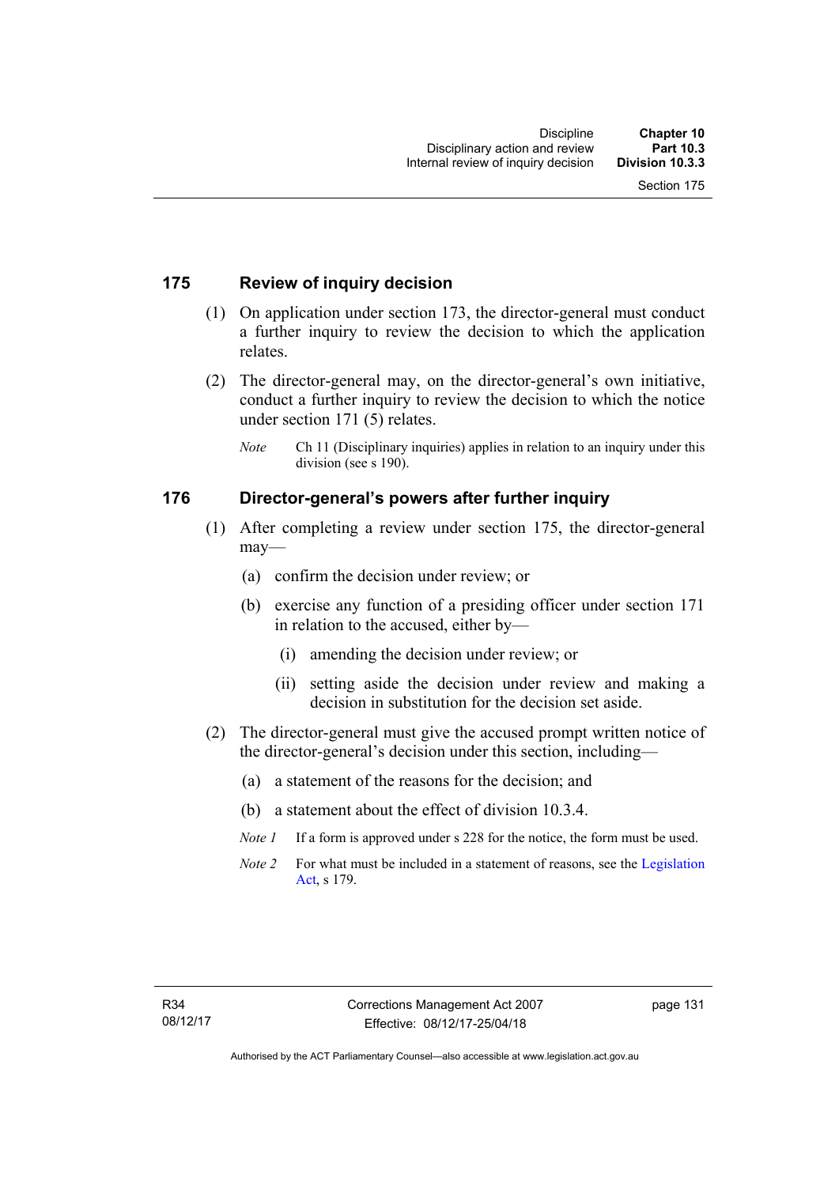## 175 Review of inquiry decision

(1) On application under section 173, the director-general must conduct a further inquiry to review the decision to which the application relates.

(2) The director-general may, on the director-general's own initiative, conduct a further inquiry to review the decision to which the notice under section 171 (5) relates.

*Note* Ch 11 (Disciplinary inquiries) applies in relation to an inquiry under this division (see s 190).

## 176 Director-general's powers after further inquiry

(1) After completing a review under section 175, the director-general may—

(a) confirm the decision under review; or

(b) exercise any function of a presiding officer under section 171 in relation to the accused, either by—

(i) amending the decision under review; or

(ii) setting aside the decision under review and making a decision in substitution for the decision set aside.

(2) The director-general must give the accused prompt written notice of the director-general's decision under this section, including—

(a) a statement of the reasons for the decision; and

(b) a statement about the effect of division 10.3.4.

*Note 1* If a form is approved under s 228 for the notice, the form must be used.

*Note 2* For what must be included in a statement of reasons, see the Legislation Act, s 179.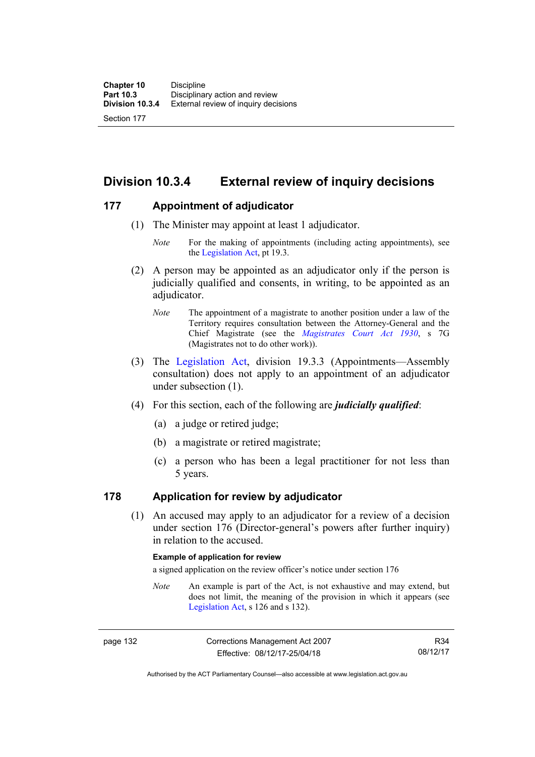## Division 10.3.4 External review of inquiry decisions

### 177 Appointment of adjudicator

(1) The Minister may appoint at least 1 adjudicator.

*Note* For the making of appointments (including acting appointments), see the Legislation Act, pt 19.3.

(2) A person may be appointed as an adjudicator only if the person is judicially qualified and consents, in writing, to be appointed as an adjudicator.

*Note* The appointment of a magistrate to another position under a law of the Territory requires consultation between the Attorney-General and the Chief Magistrate (see the *Magistrates Court Act 1930*, s 7G (Magistrates not to do other work)).

(3) The Legislation Act, division 19.3.3 (Appointments—Assembly consultation) does not apply to an appointment of an adjudicator under subsection (1).

(4) For this section, each of the following are ***judicially qualified***:

(a) a judge or retired judge;

(b) a magistrate or retired magistrate;

(c) a person who has been a legal practitioner for not less than 5 years.

### 178 Application for review by adjudicator

(1) An accused may apply to an adjudicator for a review of a decision under section 176 (Director-general's powers after further inquiry) in relation to the accused.

**Example of application for review**

a signed application on the review officer's notice under section 176

*Note* An example is part of the Act, is not exhaustive and may extend, but does not limit, the meaning of the provision in which it appears (see Legislation Act, s 126 and s 132).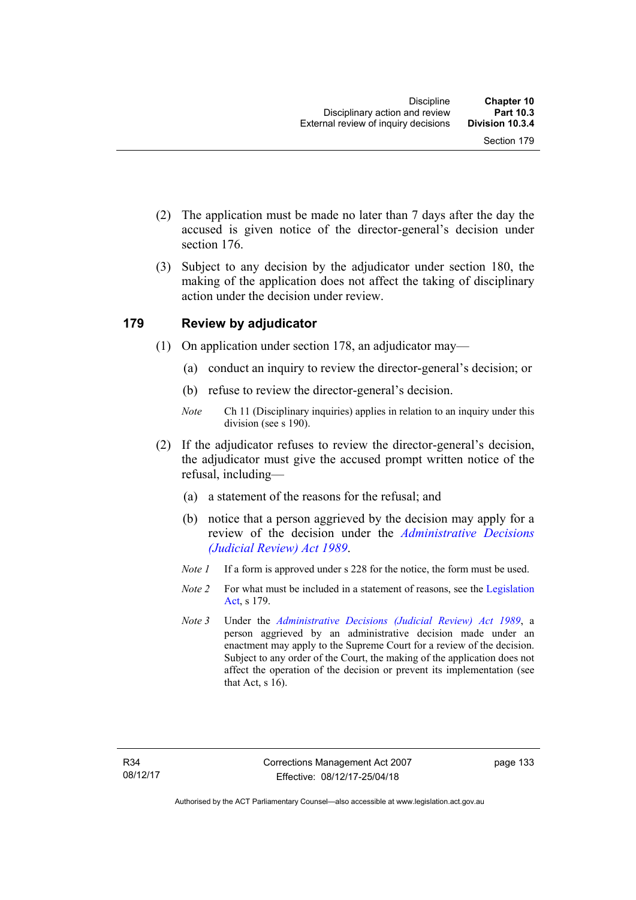(2) The application must be made no later than 7 days after the day the accused is given notice of the director-general's decision under section 176.

(3) Subject to any decision by the adjudicator under section 180, the making of the application does not affect the taking of disciplinary action under the decision under review.

### 179 Review by adjudicator

(1) On application under section 178, an adjudicator may—

(a) conduct an inquiry to review the director-general's decision; or

(b) refuse to review the director-general's decision.

*Note* Ch 11 (Disciplinary inquiries) applies in relation to an inquiry under this division (see s 190).

(2) If the adjudicator refuses to review the director-general's decision, the adjudicator must give the accused prompt written notice of the refusal, including—

(a) a statement of the reasons for the refusal; and

(b) notice that a person aggrieved by the decision may apply for a review of the decision under the *Administrative Decisions (Judicial Review) Act 1989*.

*Note 1* If a form is approved under s 228 for the notice, the form must be used.

*Note 2* For what must be included in a statement of reasons, see the Legislation Act, s 179.

*Note 3* Under the *Administrative Decisions (Judicial Review) Act 1989*, a person aggrieved by an administrative decision made under an enactment may apply to the Supreme Court for a review of the decision. Subject to any order of the Court, the making of the application does not affect the operation of the decision or prevent its implementation (see that Act, s 16).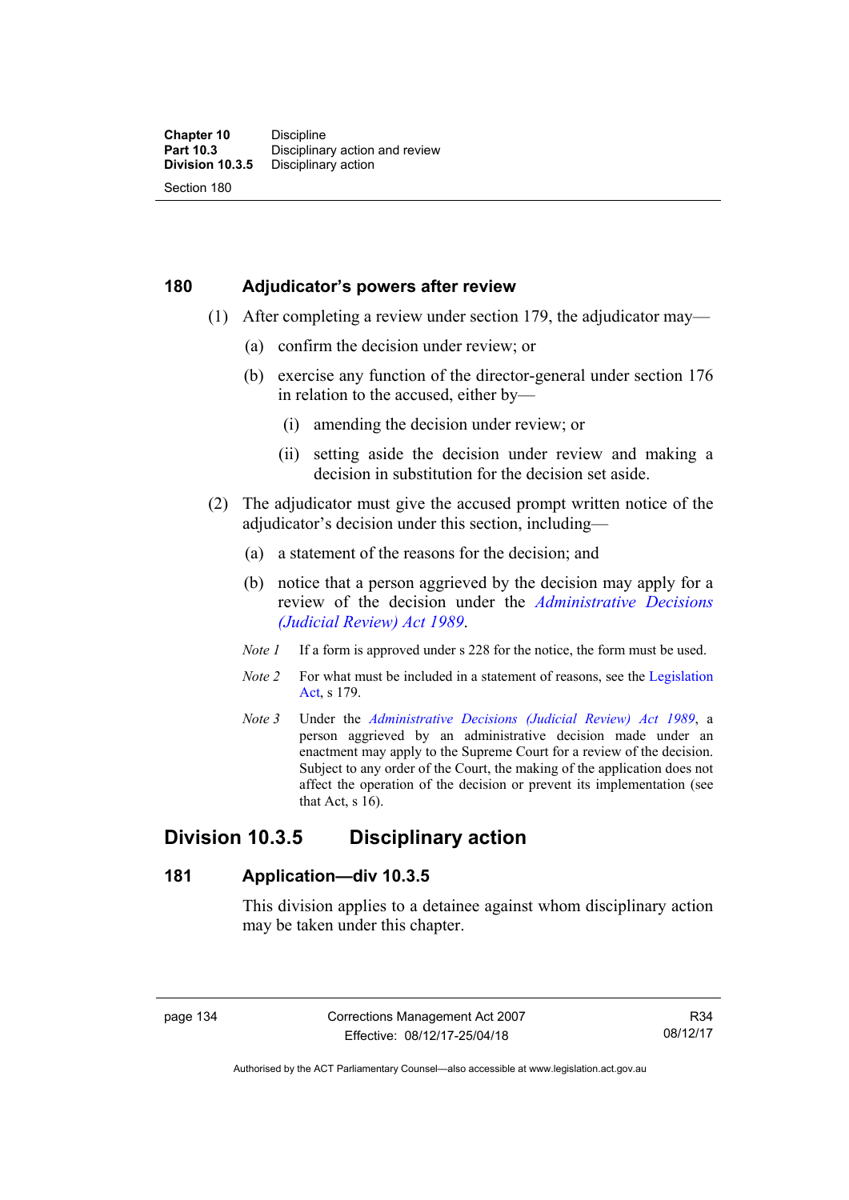### 180 Adjudicator's powers after review

(1) After completing a review under section 179, the adjudicator may—

(a) confirm the decision under review; or

(b) exercise any function of the director-general under section 176 in relation to the accused, either by—

(i) amending the decision under review; or

(ii) setting aside the decision under review and making a decision in substitution for the decision set aside.

(2) The adjudicator must give the accused prompt written notice of the adjudicator's decision under this section, including—

(a) a statement of the reasons for the decision; and

(b) notice that a person aggrieved by the decision may apply for a review of the decision under the *Administrative Decisions (Judicial Review) Act 1989*.

*Note 1* If a form is approved under s 228 for the notice, the form must be used.

*Note 2* For what must be included in a statement of reasons, see the Legislation Act, s 179.

*Note 3* Under the *Administrative Decisions (Judicial Review) Act 1989*, a person aggrieved by an administrative decision made under an enactment may apply to the Supreme Court for a review of the decision. Subject to any order of the Court, the making of the application does not affect the operation of the decision or prevent its implementation (see that Act, s 16).

## Division 10.3.5 Disciplinary action

### 181 Application—div 10.3.5

This division applies to a detainee against whom disciplinary action may be taken under this chapter.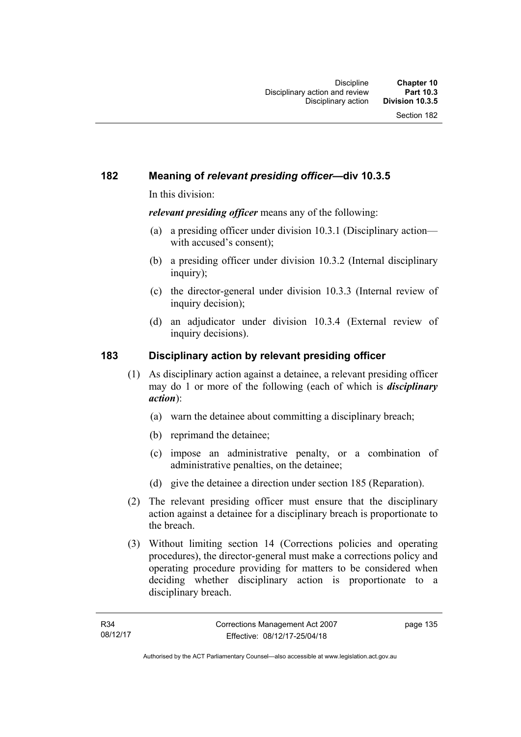## 182 Meaning of *relevant presiding officer*—div 10.3.5

In this division:

***relevant presiding officer*** means any of the following:

(a) a presiding officer under division 10.3.1 (Disciplinary action—with accused's consent);

(b) a presiding officer under division 10.3.2 (Internal disciplinary inquiry);

(c) the director-general under division 10.3.3 (Internal review of inquiry decision);

(d) an adjudicator under division 10.3.4 (External review of inquiry decisions).

## 183 Disciplinary action by relevant presiding officer

(1) As disciplinary action against a detainee, a relevant presiding officer may do 1 or more of the following (each of which is ***disciplinary action***):

   (a) warn the detainee about committing a disciplinary breach;

   (b) reprimand the detainee;

   (c) impose an administrative penalty, or a combination of administrative penalties, on the detainee;

   (d) give the detainee a direction under section 185 (Reparation).

(2) The relevant presiding officer must ensure that the disciplinary action against a detainee for a disciplinary breach is proportionate to the breach.

(3) Without limiting section 14 (Corrections policies and operating procedures), the director-general must make a corrections policy and operating procedure providing for matters to be considered when deciding whether disciplinary action is proportionate to a disciplinary breach.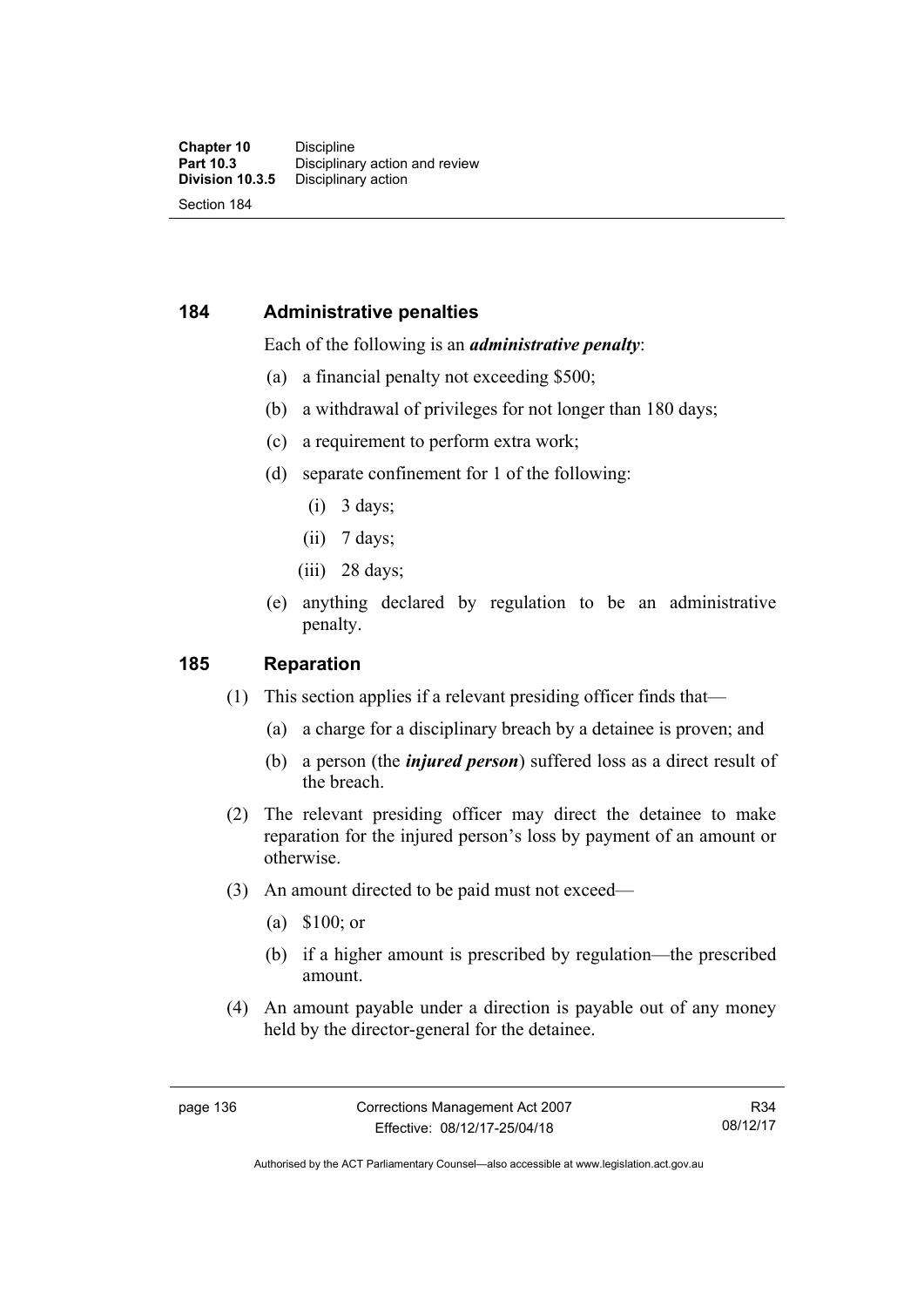### 184 Administrative penalties

Each of the following is an ***administrative penalty***:

(a) a financial penalty not exceeding $500;

(b) a withdrawal of privileges for not longer than 180 days;

(c) a requirement to perform extra work;

(d) separate confinement for 1 of the following:

 (i) 3 days;

 (ii) 7 days;

 (iii) 28 days;

(e) anything declared by regulation to be an administrative penalty.

### 185 Reparation

(1) This section applies if a relevant presiding officer finds that—

 (a) a charge for a disciplinary breach by a detainee is proven; and

 (b) a person (the ***injured person***) suffered loss as a direct result of the breach.

(2) The relevant presiding officer may direct the detainee to make reparation for the injured person's loss by payment of an amount or otherwise.

(3) An amount directed to be paid must not exceed—

 (a) $100; or

 (b) if a higher amount is prescribed by regulation—the prescribed amount.

(4) An amount payable under a direction is payable out of any money held by the director-general for the detainee.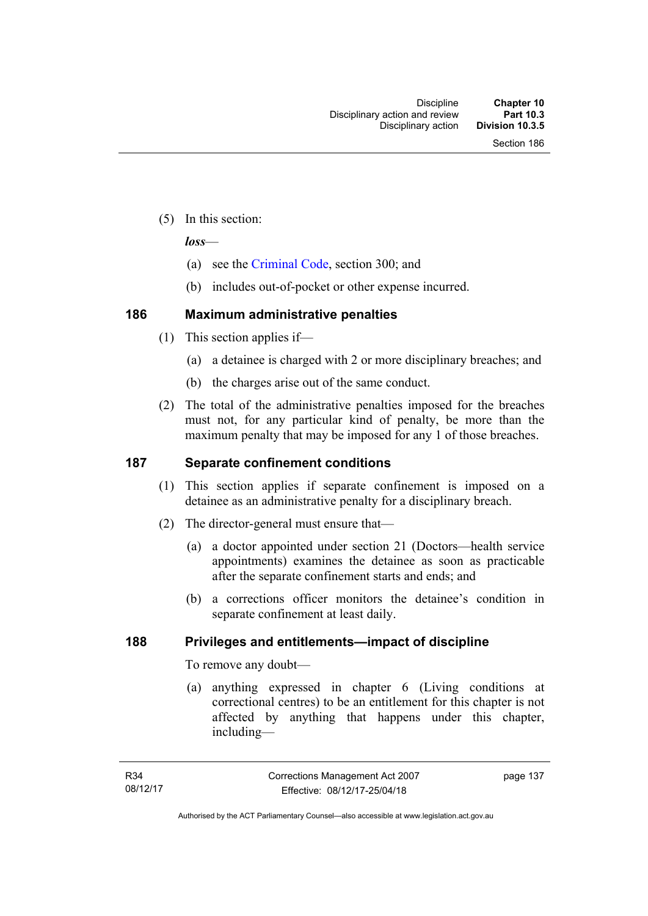(5) In this section:

***loss***—

(a) see the Criminal Code, section 300; and

(b) includes out-of-pocket or other expense incurred.

## 186 Maximum administrative penalties

(1) This section applies if—

(a) a detainee is charged with 2 or more disciplinary breaches; and

(b) the charges arise out of the same conduct.

(2) The total of the administrative penalties imposed for the breaches must not, for any particular kind of penalty, be more than the maximum penalty that may be imposed for any 1 of those breaches.

## 187 Separate confinement conditions

(1) This section applies if separate confinement is imposed on a detainee as an administrative penalty for a disciplinary breach.

(2) The director-general must ensure that—

(a) a doctor appointed under section 21 (Doctors—health service appointments) examines the detainee as soon as practicable after the separate confinement starts and ends; and

(b) a corrections officer monitors the detainee's condition in separate confinement at least daily.

## 188 Privileges and entitlements—impact of discipline

To remove any doubt—

(a) anything expressed in chapter 6 (Living conditions at correctional centres) to be an entitlement for this chapter is not affected by anything that happens under this chapter, including—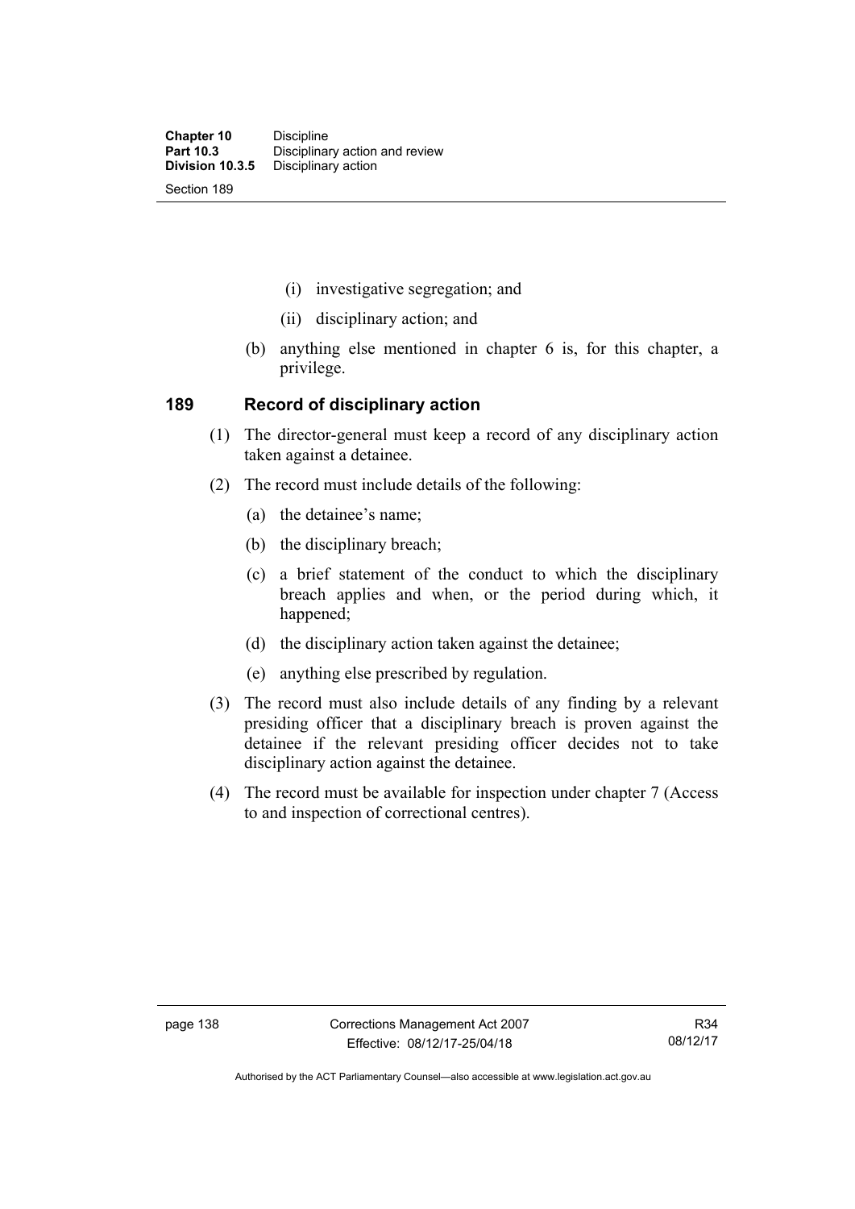(i) investigative segregation; and

(ii) disciplinary action; and

(b) anything else mentioned in chapter 6 is, for this chapter, a privilege.

## 189 Record of disciplinary action

(1) The director-general must keep a record of any disciplinary action taken against a detainee.

(2) The record must include details of the following:

(a) the detainee's name;

(b) the disciplinary breach;

(c) a brief statement of the conduct to which the disciplinary breach applies and when, or the period during which, it happened;

(d) the disciplinary action taken against the detainee;

(e) anything else prescribed by regulation.

(3) The record must also include details of any finding by a relevant presiding officer that a disciplinary breach is proven against the detainee if the relevant presiding officer decides not to take disciplinary action against the detainee.

(4) The record must be available for inspection under chapter 7 (Access to and inspection of correctional centres).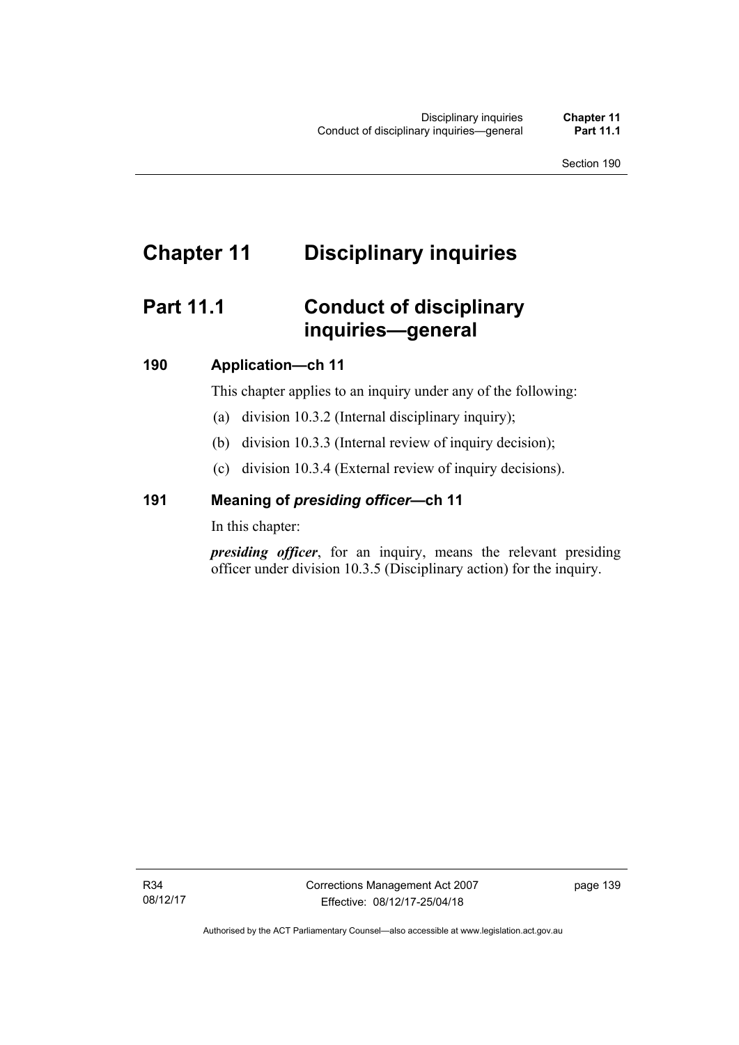# Chapter 11 Disciplinary inquiries

## Part 11.1 Conduct of disciplinary inquiries—general

### 190 Application—ch 11

This chapter applies to an inquiry under any of the following:

(a) division 10.3.2 (Internal disciplinary inquiry);

(b) division 10.3.3 (Internal review of inquiry decision);

(c) division 10.3.4 (External review of inquiry decisions).

### 191 Meaning of *presiding officer*—ch 11

In this chapter:

***presiding officer***, for an inquiry, means the relevant presiding officer under division 10.3.5 (Disciplinary action) for the inquiry.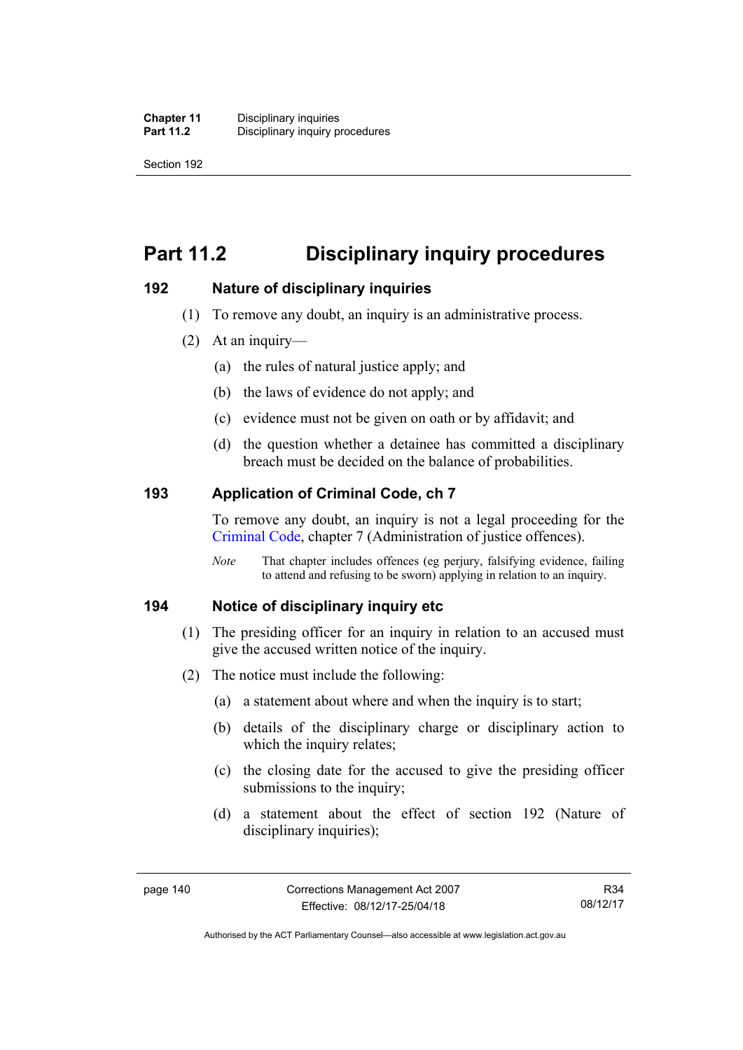# Part 11.2 Disciplinary inquiry procedures

## 192 Nature of disciplinary inquiries

(1) To remove any doubt, an inquiry is an administrative process.

(2) At an inquiry—

(a) the rules of natural justice apply; and

(b) the laws of evidence do not apply; and

(c) evidence must not be given on oath or by affidavit; and

(d) the question whether a detainee has committed a disciplinary breach must be decided on the balance of probabilities.

## 193 Application of Criminal Code, ch 7

To remove any doubt, an inquiry is not a legal proceeding for the Criminal Code, chapter 7 (Administration of justice offences).

*Note* That chapter includes offences (eg perjury, falsifying evidence, failing to attend and refusing to be sworn) applying in relation to an inquiry.

## 194 Notice of disciplinary inquiry etc

(1) The presiding officer for an inquiry in relation to an accused must give the accused written notice of the inquiry.

(2) The notice must include the following:

(a) a statement about where and when the inquiry is to start;

(b) details of the disciplinary charge or disciplinary action to which the inquiry relates;

(c) the closing date for the accused to give the presiding officer submissions to the inquiry;

(d) a statement about the effect of section 192 (Nature of disciplinary inquiries);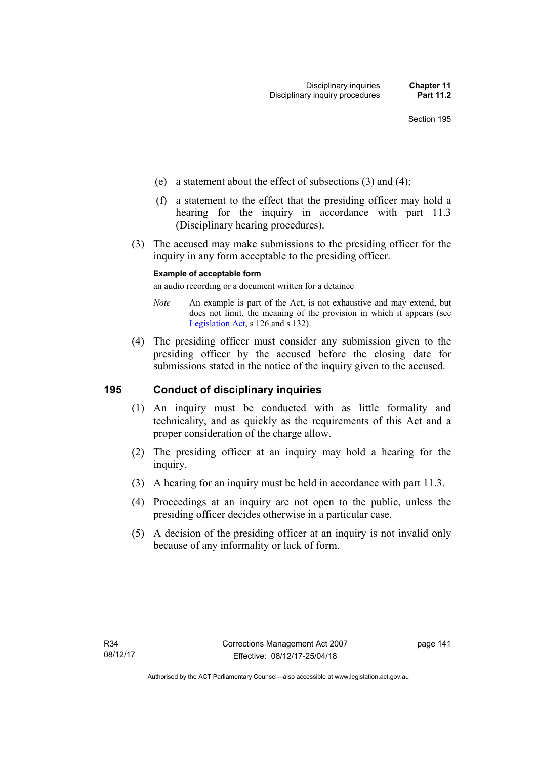(e) a statement about the effect of subsections (3) and (4);

(f) a statement to the effect that the presiding officer may hold a hearing for the inquiry in accordance with part 11.3 (Disciplinary hearing procedures).

(3) The accused may make submissions to the presiding officer for the inquiry in any form acceptable to the presiding officer.

**Example of acceptable form**

an audio recording or a document written for a detainee

*Note* An example is part of the Act, is not exhaustive and may extend, but does not limit, the meaning of the provision in which it appears (see Legislation Act, s 126 and s 132).

(4) The presiding officer must consider any submission given to the presiding officer by the accused before the closing date for submissions stated in the notice of the inquiry given to the accused.

## 195 Conduct of disciplinary inquiries

(1) An inquiry must be conducted with as little formality and technicality, and as quickly as the requirements of this Act and a proper consideration of the charge allow.

(2) The presiding officer at an inquiry may hold a hearing for the inquiry.

(3) A hearing for an inquiry must be held in accordance with part 11.3.

(4) Proceedings at an inquiry are not open to the public, unless the presiding officer decides otherwise in a particular case.

(5) A decision of the presiding officer at an inquiry is not invalid only because of any informality or lack of form.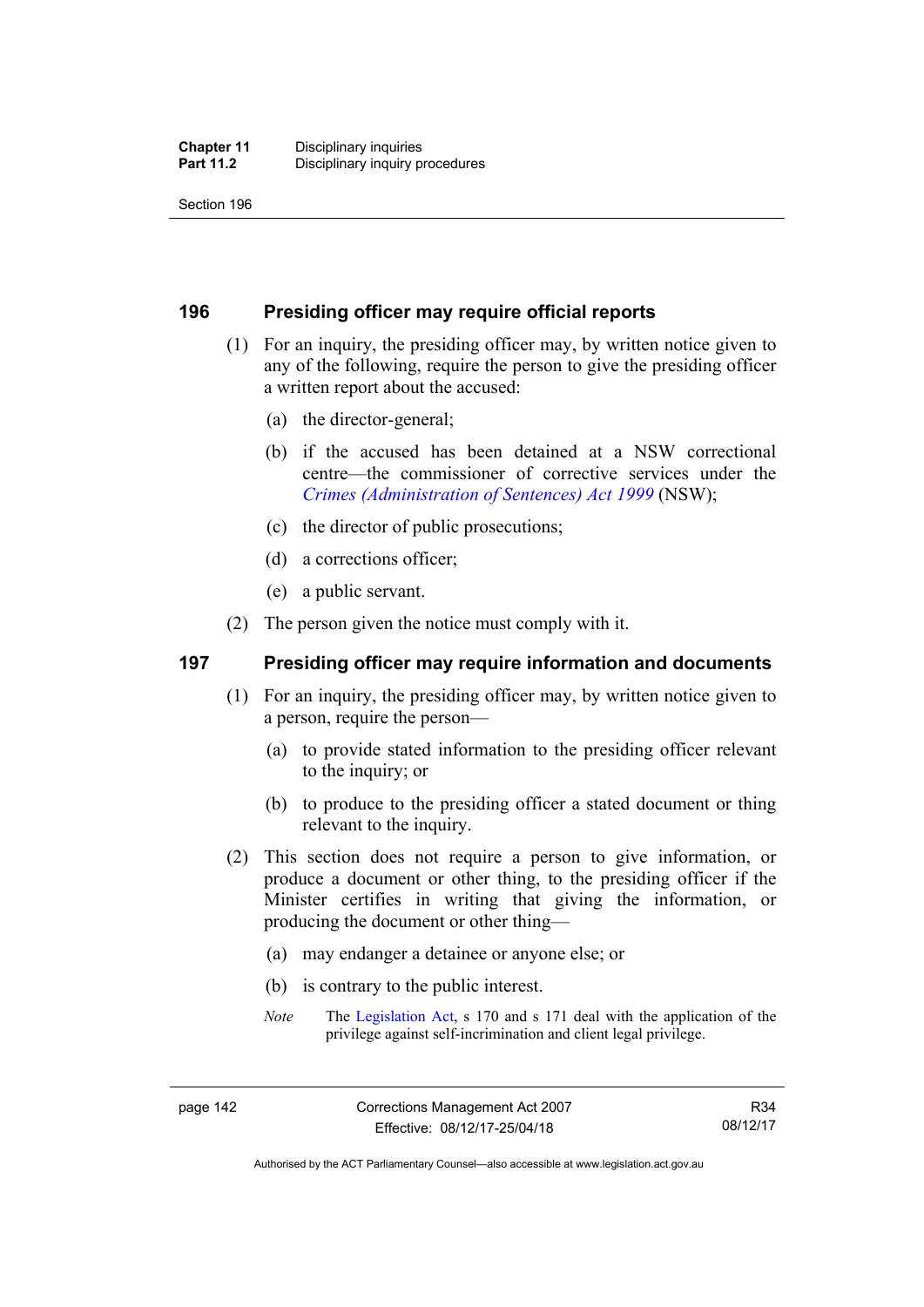## 196 Presiding officer may require official reports

(1) For an inquiry, the presiding officer may, by written notice given to any of the following, require the person to give the presiding officer a written report about the accused:

(a) the director-general;

(b) if the accused has been detained at a NSW correctional centre—the commissioner of corrective services under the *Crimes (Administration of Sentences) Act 1999* (NSW);

(c) the director of public prosecutions;

(d) a corrections officer;

(e) a public servant.

(2) The person given the notice must comply with it.

## 197 Presiding officer may require information and documents

(1) For an inquiry, the presiding officer may, by written notice given to a person, require the person—

(a) to provide stated information to the presiding officer relevant to the inquiry; or

(b) to produce to the presiding officer a stated document or thing relevant to the inquiry.

(2) This section does not require a person to give information, or produce a document or other thing, to the presiding officer if the Minister certifies in writing that giving the information, or producing the document or other thing—

(a) may endanger a detainee or anyone else; or

(b) is contrary to the public interest.

*Note* The Legislation Act, s 170 and s 171 deal with the application of the privilege against self-incrimination and client legal privilege.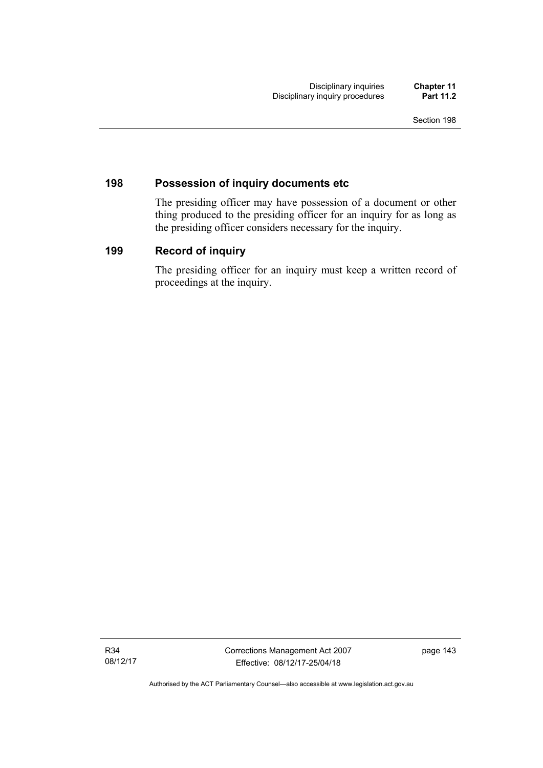## 198 Possession of inquiry documents etc

The presiding officer may have possession of a document or other thing produced to the presiding officer for an inquiry for as long as the presiding officer considers necessary for the inquiry.

## 199 Record of inquiry

The presiding officer for an inquiry must keep a written record of proceedings at the inquiry.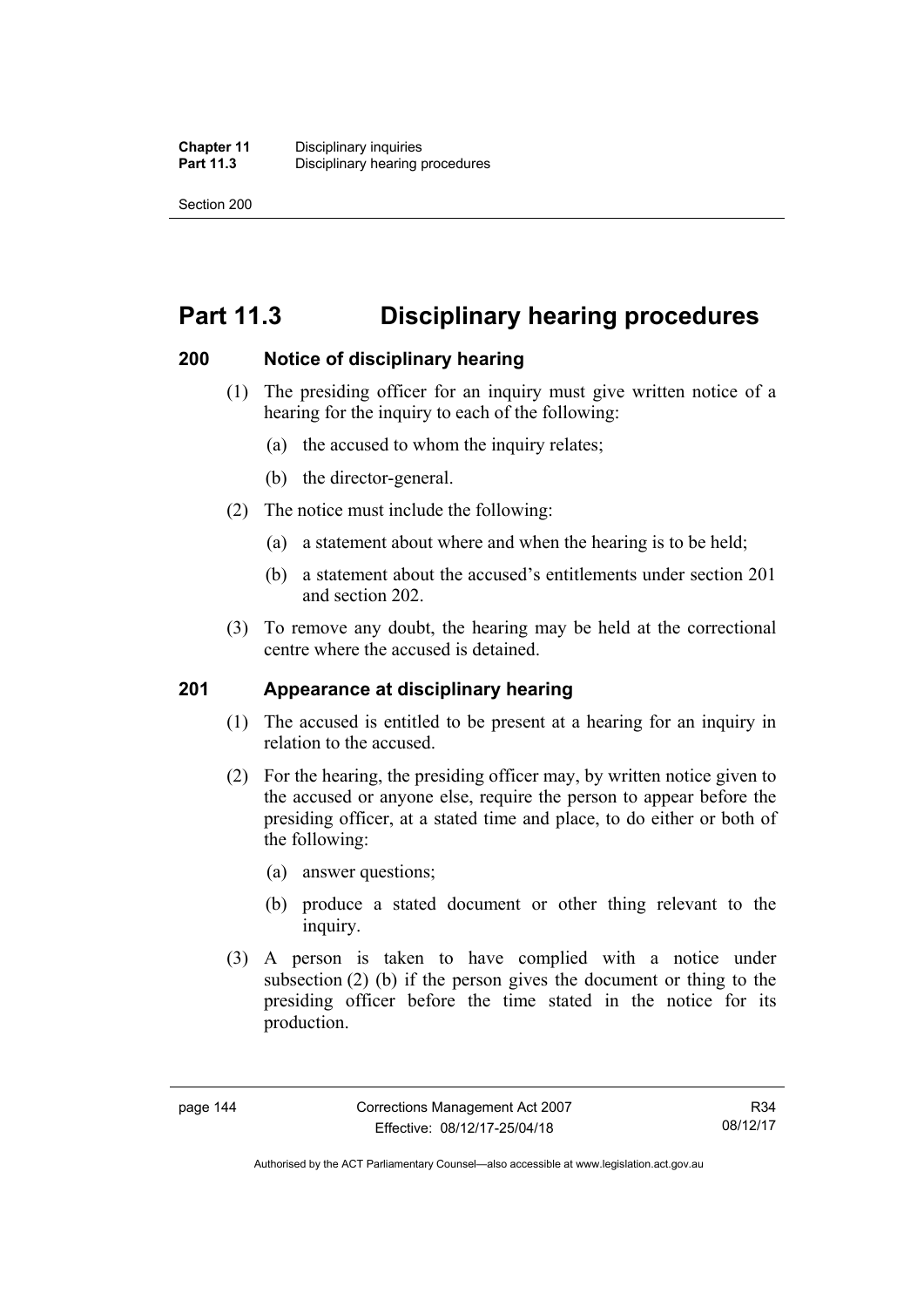# Part 11.3 Disciplinary hearing procedures

## 200 Notice of disciplinary hearing

(1) The presiding officer for an inquiry must give written notice of a hearing for the inquiry to each of the following:

(a) the accused to whom the inquiry relates;

(b) the director-general.

(2) The notice must include the following:

(a) a statement about where and when the hearing is to be held;

(b) a statement about the accused's entitlements under section 201 and section 202.

(3) To remove any doubt, the hearing may be held at the correctional centre where the accused is detained.

## 201 Appearance at disciplinary hearing

(1) The accused is entitled to be present at a hearing for an inquiry in relation to the accused.

(2) For the hearing, the presiding officer may, by written notice given to the accused or anyone else, require the person to appear before the presiding officer, at a stated time and place, to do either or both of the following:

(a) answer questions;

(b) produce a stated document or other thing relevant to the inquiry.

(3) A person is taken to have complied with a notice under subsection (2) (b) if the person gives the document or thing to the presiding officer before the time stated in the notice for its production.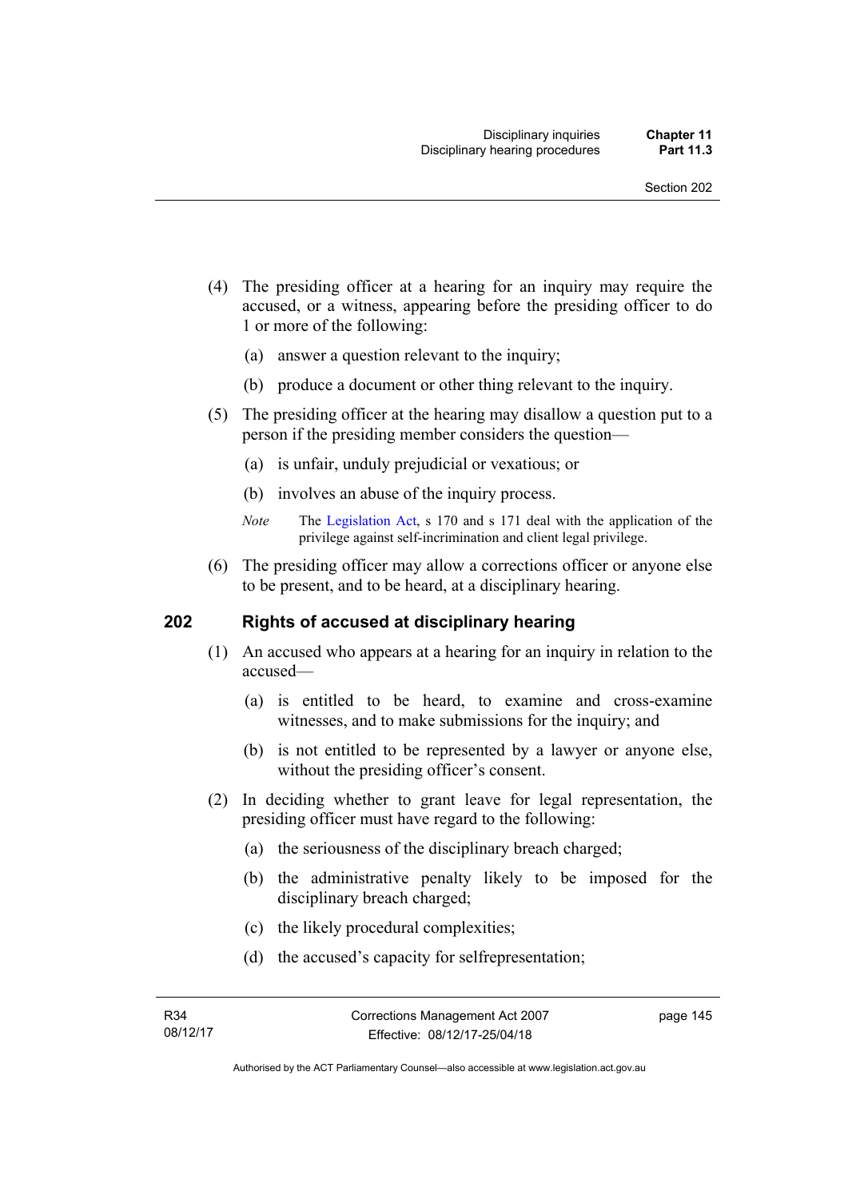(4) The presiding officer at a hearing for an inquiry may require the accused, or a witness, appearing before the presiding officer to do 1 or more of the following:

(a) answer a question relevant to the inquiry;

(b) produce a document or other thing relevant to the inquiry.

(5) The presiding officer at the hearing may disallow a question put to a person if the presiding member considers the question—

(a) is unfair, unduly prejudicial or vexatious; or

(b) involves an abuse of the inquiry process.

*Note* The Legislation Act, s 170 and s 171 deal with the application of the privilege against self-incrimination and client legal privilege.

(6) The presiding officer may allow a corrections officer or anyone else to be present, and to be heard, at a disciplinary hearing.

## 202 Rights of accused at disciplinary hearing

(1) An accused who appears at a hearing for an inquiry in relation to the accused—

(a) is entitled to be heard, to examine and cross-examine witnesses, and to make submissions for the inquiry; and

(b) is not entitled to be represented by a lawyer or anyone else, without the presiding officer's consent.

(2) In deciding whether to grant leave for legal representation, the presiding officer must have regard to the following:

(a) the seriousness of the disciplinary breach charged;

(b) the administrative penalty likely to be imposed for the disciplinary breach charged;

(c) the likely procedural complexities;

(d) the accused's capacity for selfrepresentation;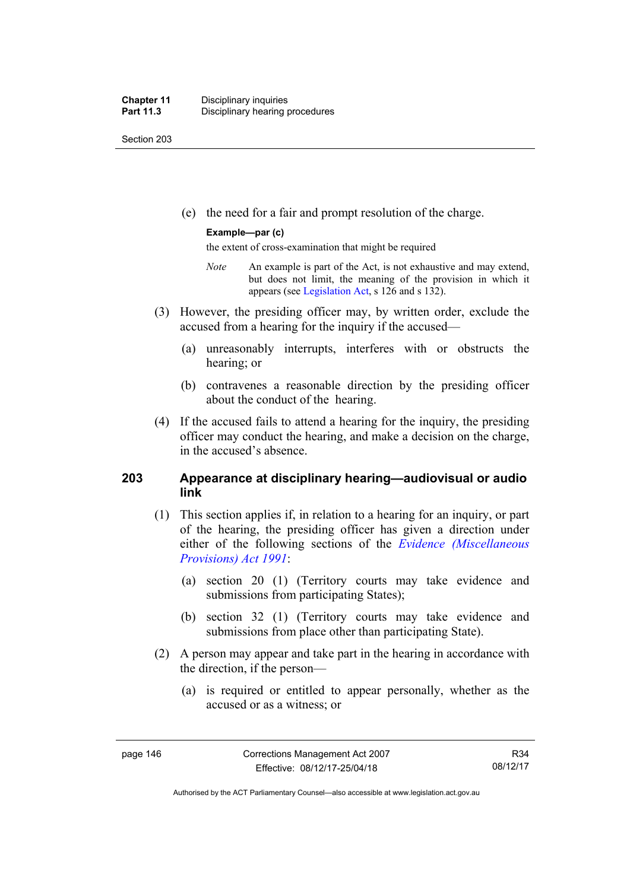(e) the need for a fair and prompt resolution of the charge.

**Example—par (c)**

the extent of cross-examination that might be required

*Note* An example is part of the Act, is not exhaustive and may extend, but does not limit, the meaning of the provision in which it appears (see Legislation Act, s 126 and s 132).

(3) However, the presiding officer may, by written order, exclude the accused from a hearing for the inquiry if the accused—

(a) unreasonably interrupts, interferes with or obstructs the hearing; or

(b) contravenes a reasonable direction by the presiding officer about the conduct of the hearing.

(4) If the accused fails to attend a hearing for the inquiry, the presiding officer may conduct the hearing, and make a decision on the charge, in the accused's absence.

## 203 Appearance at disciplinary hearing—audiovisual or audio link

(1) This section applies if, in relation to a hearing for an inquiry, or part of the hearing, the presiding officer has given a direction under either of the following sections of the *Evidence (Miscellaneous Provisions) Act 1991*:

(a) section 20 (1) (Territory courts may take evidence and submissions from participating States);

(b) section 32 (1) (Territory courts may take evidence and submissions from place other than participating State).

(2) A person may appear and take part in the hearing in accordance with the direction, if the person—

(a) is required or entitled to appear personally, whether as the accused or as a witness; or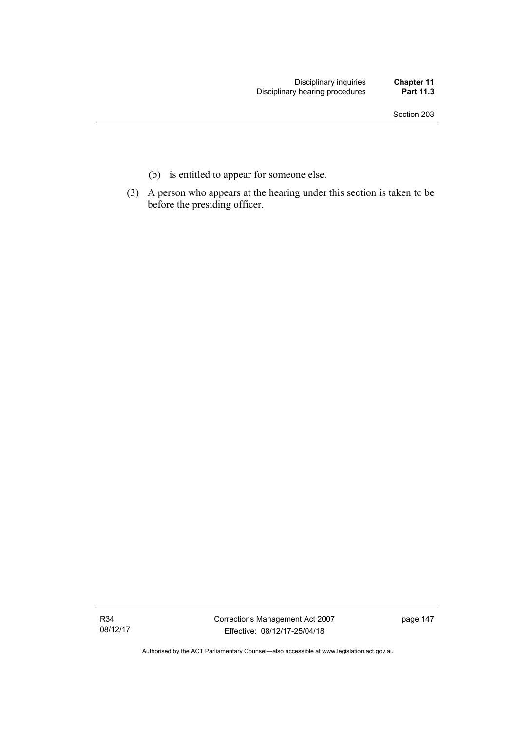(b) is entitled to appear for someone else.

(3) A person who appears at the hearing under this section is taken to be before the presiding officer.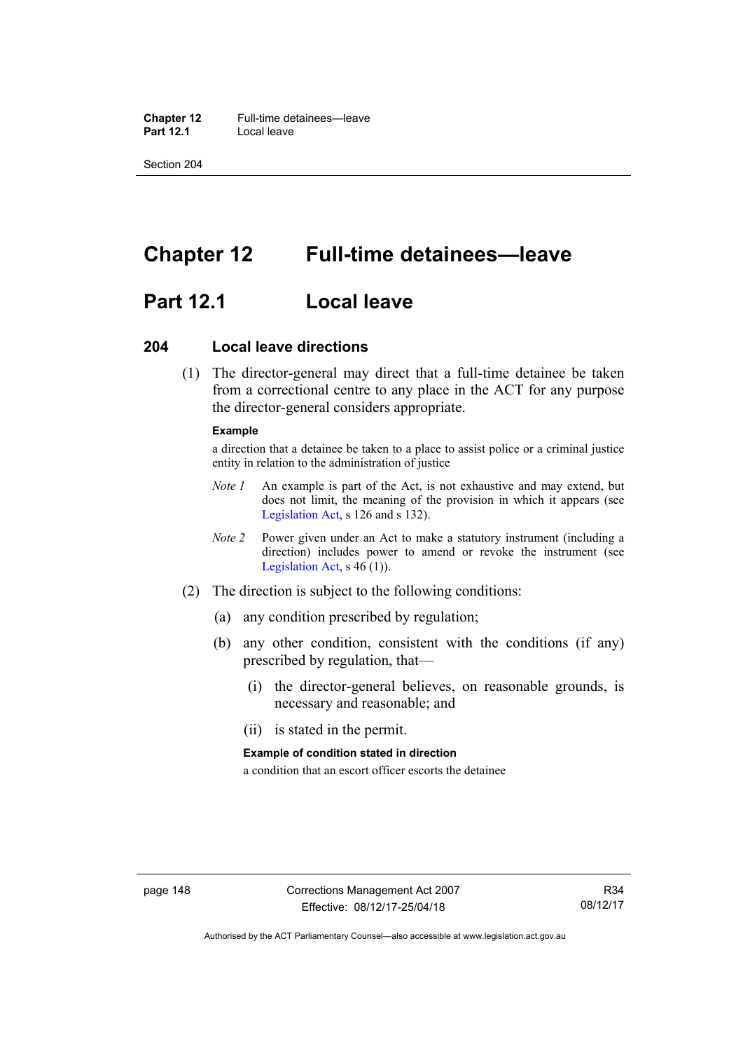# Chapter 12 Full-time detainees—leave

## Part 12.1 Local leave

### 204 Local leave directions

(1) The director-general may direct that a full-time detainee be taken from a correctional centre to any place in the ACT for any purpose the director-general considers appropriate.

**Example**

a direction that a detainee be taken to a place to assist police or a criminal justice entity in relation to the administration of justice

*Note 1* An example is part of the Act, is not exhaustive and may extend, but does not limit, the meaning of the provision in which it appears (see Legislation Act, s 126 and s 132).

*Note 2* Power given under an Act to make a statutory instrument (including a direction) includes power to amend or revoke the instrument (see Legislation Act, s 46 (1)).

(2) The direction is subject to the following conditions:

(a) any condition prescribed by regulation;

(b) any other condition, consistent with the conditions (if any) prescribed by regulation, that—

(i) the director-general believes, on reasonable grounds, is necessary and reasonable; and

(ii) is stated in the permit.

**Example of condition stated in direction**

a condition that an escort officer escorts the detainee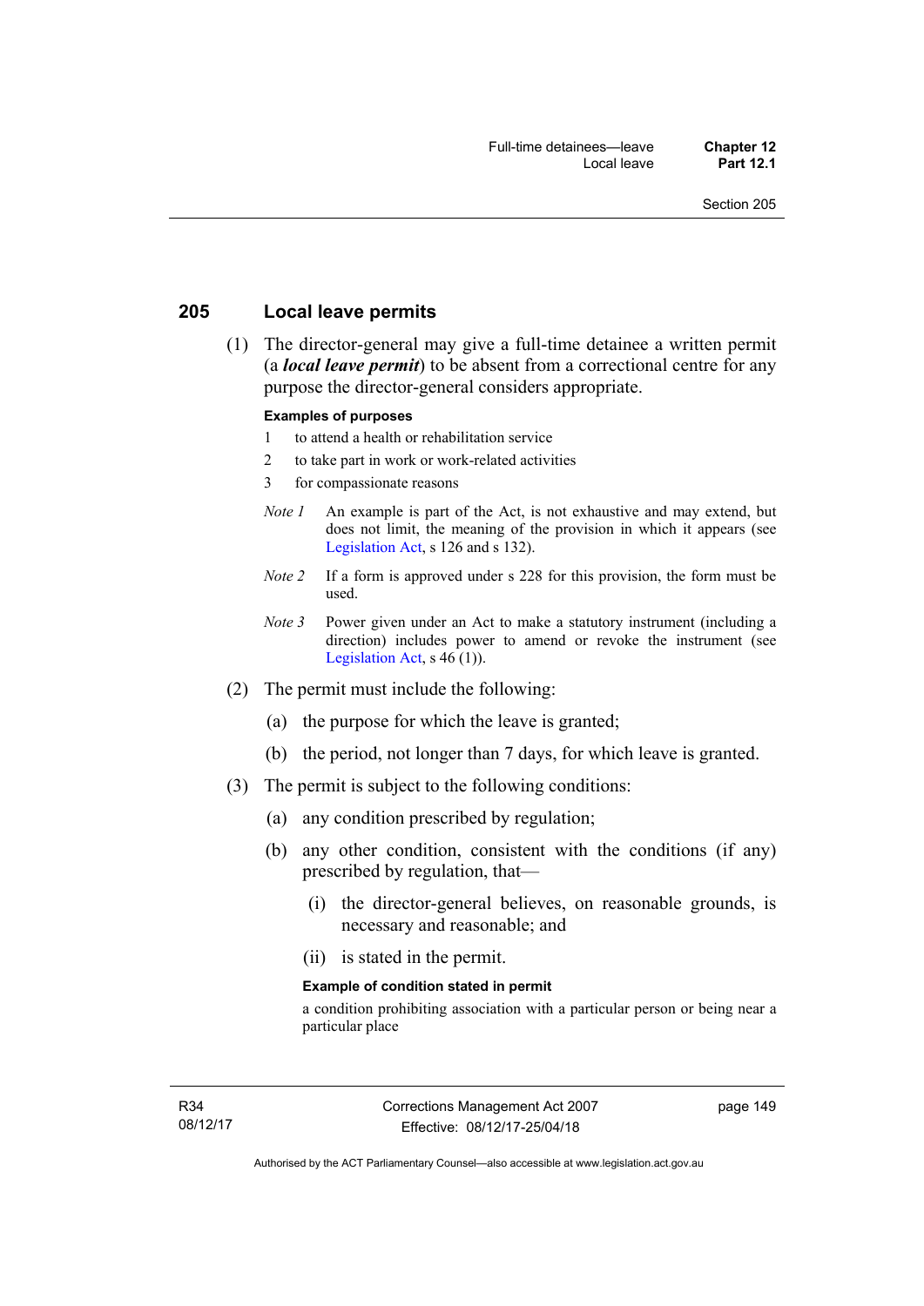## 205 Local leave permits

(1) The director-general may give a full-time detainee a written permit (a ***local leave permit***) to be absent from a correctional centre for any purpose the director-general considers appropriate.

**Examples of purposes**

1 to attend a health or rehabilitation service

2 to take part in work or work-related activities

3 for compassionate reasons

*Note 1* An example is part of the Act, is not exhaustive and may extend, but does not limit, the meaning of the provision in which it appears (see Legislation Act, s 126 and s 132).

*Note 2* If a form is approved under s 228 for this provision, the form must be used.

*Note 3* Power given under an Act to make a statutory instrument (including a direction) includes power to amend or revoke the instrument (see Legislation Act, s 46 (1)).

(2) The permit must include the following:

(a) the purpose for which the leave is granted;

(b) the period, not longer than 7 days, for which leave is granted.

(3) The permit is subject to the following conditions:

(a) any condition prescribed by regulation;

(b) any other condition, consistent with the conditions (if any) prescribed by regulation, that—

(i) the director-general believes, on reasonable grounds, is necessary and reasonable; and

(ii) is stated in the permit.

**Example of condition stated in permit**

a condition prohibiting association with a particular person or being near a particular place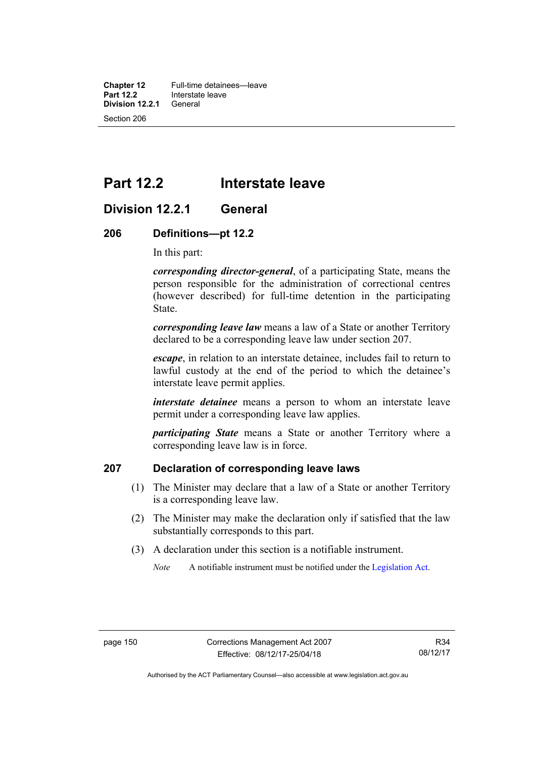# Part 12.2 Interstate leave

## Division 12.2.1 General

### 206 Definitions—pt 12.2

In this part:

***corresponding director-general***, of a participating State, means the person responsible for the administration of correctional centres (however described) for full-time detention in the participating State.

***corresponding leave law*** means a law of a State or another Territory declared to be a corresponding leave law under section 207.

***escape***, in relation to an interstate detainee, includes fail to return to lawful custody at the end of the period to which the detainee's interstate leave permit applies.

***interstate detainee*** means a person to whom an interstate leave permit under a corresponding leave law applies.

***participating State*** means a State or another Territory where a corresponding leave law is in force.

### 207 Declaration of corresponding leave laws

(1) The Minister may declare that a law of a State or another Territory is a corresponding leave law.

(2) The Minister may make the declaration only if satisfied that the law substantially corresponds to this part.

(3) A declaration under this section is a notifiable instrument.

*Note* A notifiable instrument must be notified under the Legislation Act.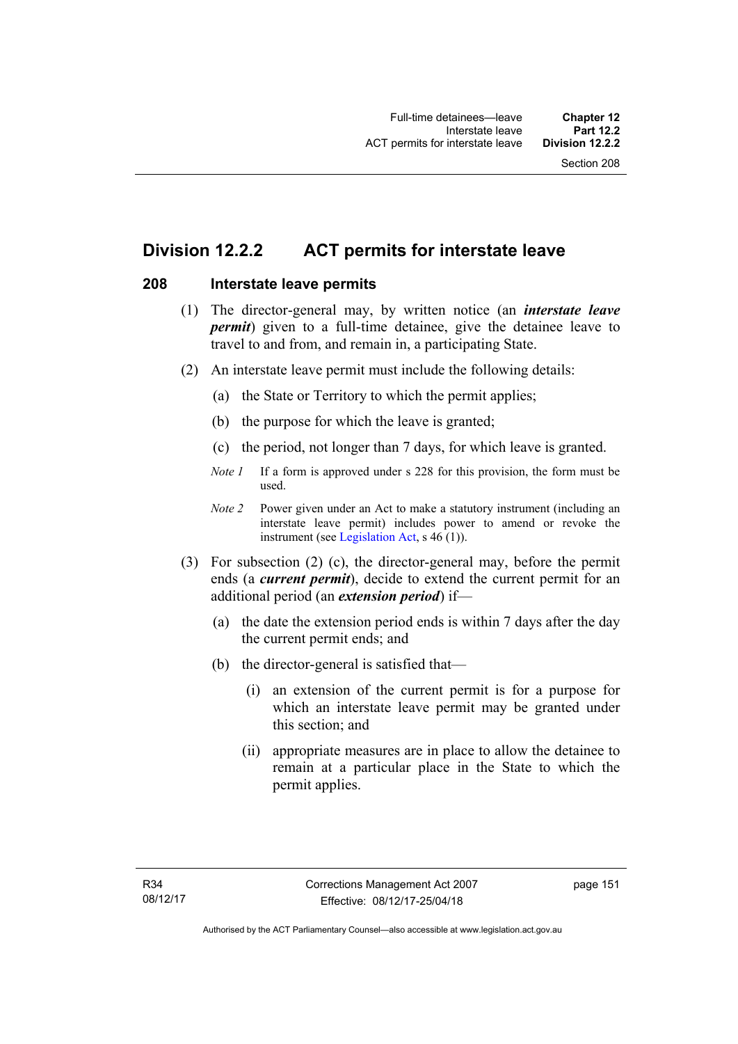## Division 12.2.2 ACT permits for interstate leave

### 208 Interstate leave permits

(1) The director-general may, by written notice (an ***interstate leave permit***) given to a full-time detainee, give the detainee leave to travel to and from, and remain in, a participating State.

(2) An interstate leave permit must include the following details:

(a) the State or Territory to which the permit applies;

(b) the purpose for which the leave is granted;

(c) the period, not longer than 7 days, for which leave is granted.

*Note 1* If a form is approved under s 228 for this provision, the form must be used.

*Note 2* Power given under an Act to make a statutory instrument (including an interstate leave permit) includes power to amend or revoke the instrument (see Legislation Act, s 46 (1)).

(3) For subsection (2) (c), the director-general may, before the permit ends (a ***current permit***), decide to extend the current permit for an additional period (an ***extension period***) if—

(a) the date the extension period ends is within 7 days after the day the current permit ends; and

(b) the director-general is satisfied that—

(i) an extension of the current permit is for a purpose for which an interstate leave permit may be granted under this section; and

(ii) appropriate measures are in place to allow the detainee to remain at a particular place in the State to which the permit applies.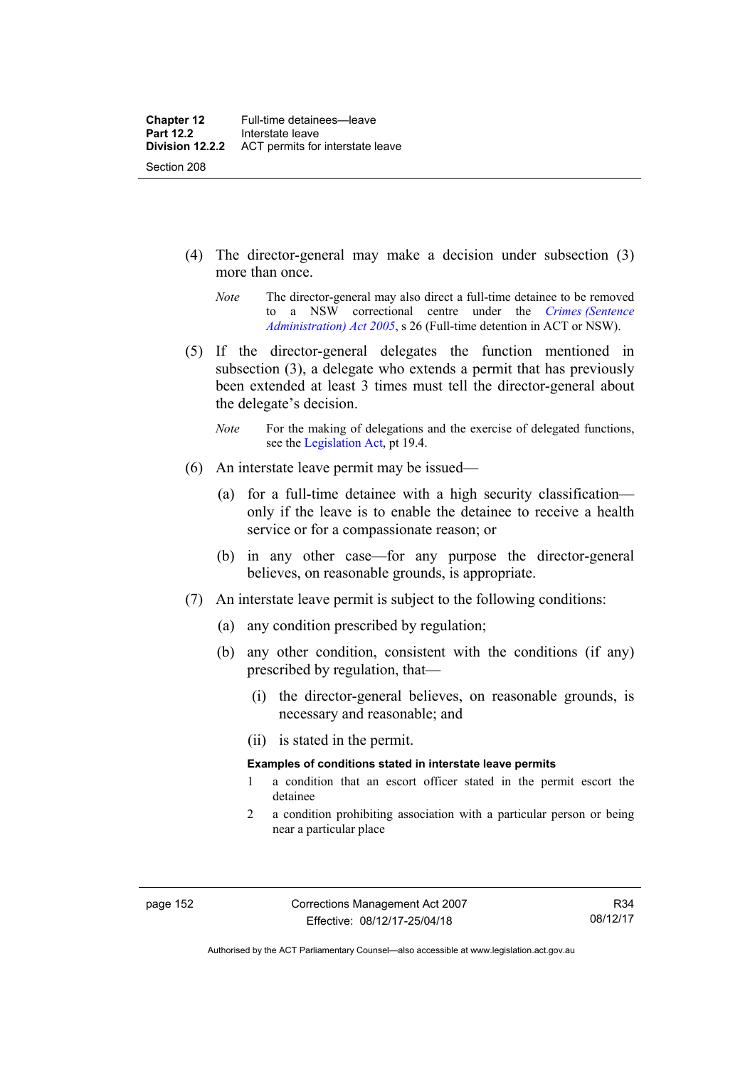(4) The director-general may make a decision under subsection (3) more than once.

*Note* The director-general may also direct a full-time detainee to be removed to a NSW correctional centre under the *Crimes (Sentence Administration) Act 2005*, s 26 (Full-time detention in ACT or NSW).

(5) If the director-general delegates the function mentioned in subsection (3), a delegate who extends a permit that has previously been extended at least 3 times must tell the director-general about the delegate's decision.

*Note* For the making of delegations and the exercise of delegated functions, see the Legislation Act, pt 19.4.

(6) An interstate leave permit may be issued—

(a) for a full-time detainee with a high security classification—only if the leave is to enable the detainee to receive a health service or for a compassionate reason; or

(b) in any other case—for any purpose the director-general believes, on reasonable grounds, is appropriate.

(7) An interstate leave permit is subject to the following conditions:

(a) any condition prescribed by regulation;

(b) any other condition, consistent with the conditions (if any) prescribed by regulation, that—

(i) the director-general believes, on reasonable grounds, is necessary and reasonable; and

(ii) is stated in the permit.

**Examples of conditions stated in interstate leave permits**

1 a condition that an escort officer stated in the permit escort the detainee

2 a condition prohibiting association with a particular person or being near a particular place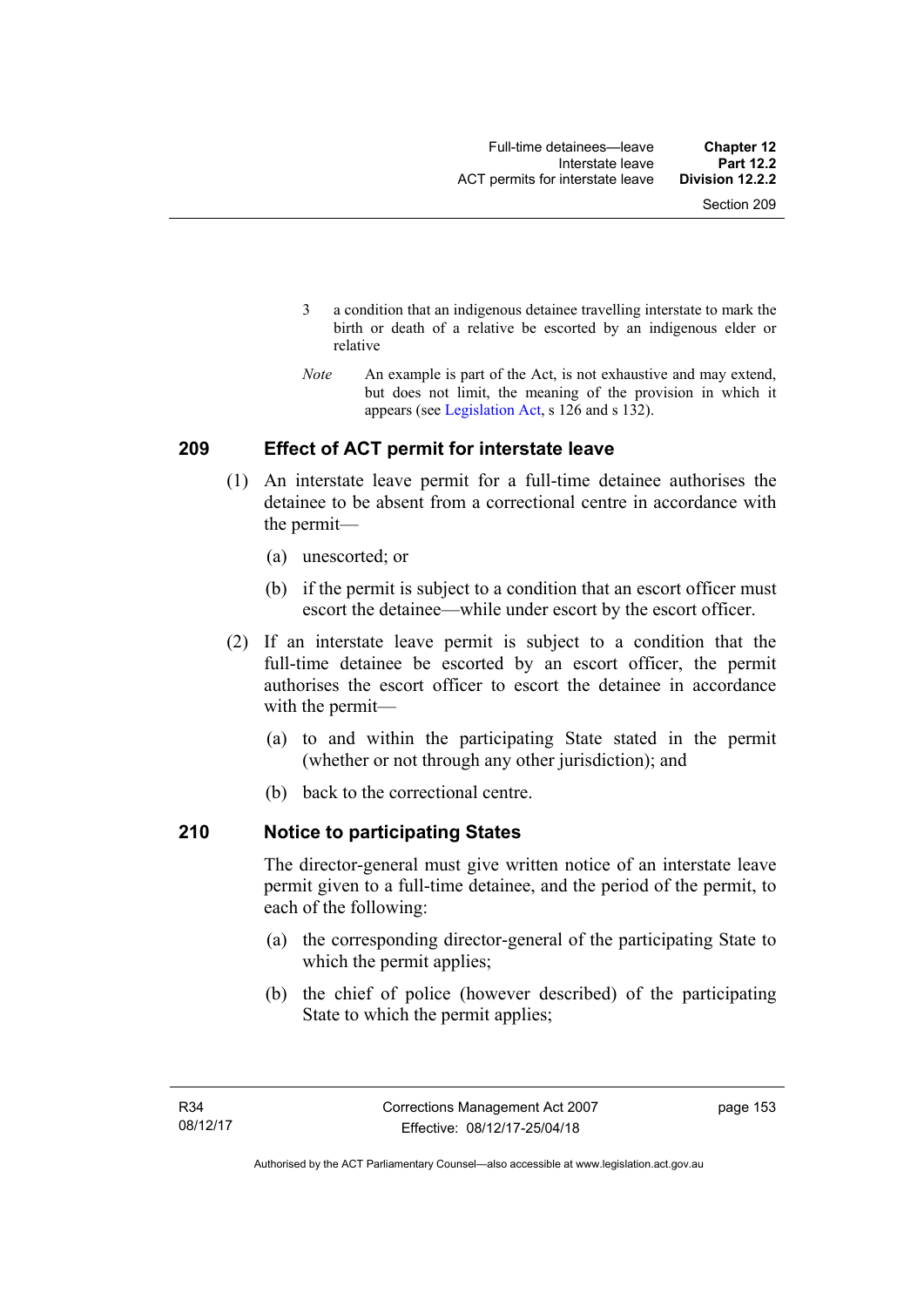3 a condition that an indigenous detainee travelling interstate to mark the birth or death of a relative be escorted by an indigenous elder or relative

*Note* An example is part of the Act, is not exhaustive and may extend, but does not limit, the meaning of the provision in which it appears (see Legislation Act, s 126 and s 132).

## 209 Effect of ACT permit for interstate leave

(1) An interstate leave permit for a full-time detainee authorises the detainee to be absent from a correctional centre in accordance with the permit—

(a) unescorted; or

(b) if the permit is subject to a condition that an escort officer must escort the detainee—while under escort by the escort officer.

(2) If an interstate leave permit is subject to a condition that the full-time detainee be escorted by an escort officer, the permit authorises the escort officer to escort the detainee in accordance with the permit—

(a) to and within the participating State stated in the permit (whether or not through any other jurisdiction); and

(b) back to the correctional centre.

## 210 Notice to participating States

The director-general must give written notice of an interstate leave permit given to a full-time detainee, and the period of the permit, to each of the following:

(a) the corresponding director-general of the participating State to which the permit applies;

(b) the chief of police (however described) of the participating State to which the permit applies;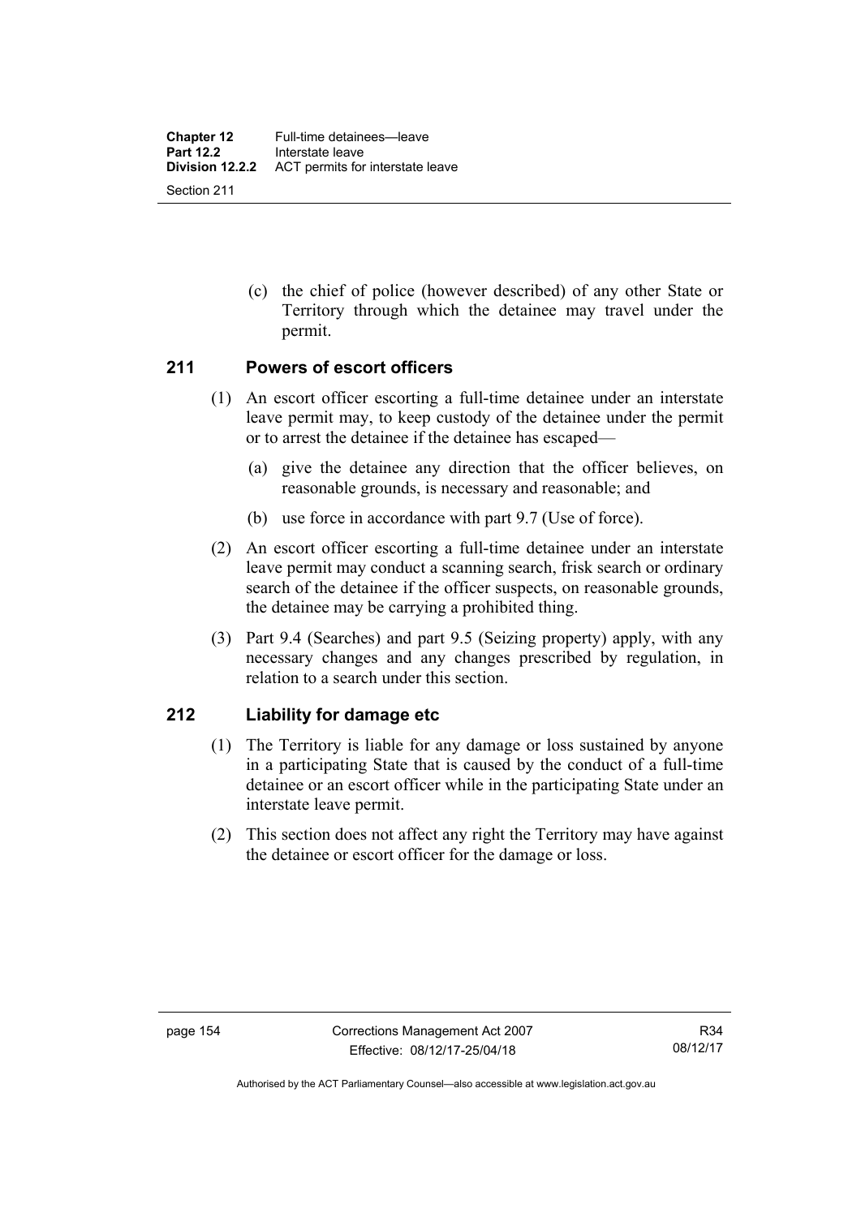(c) the chief of police (however described) of any other State or Territory through which the detainee may travel under the permit.

## 211 Powers of escort officers

(1) An escort officer escorting a full-time detainee under an interstate leave permit may, to keep custody of the detainee under the permit or to arrest the detainee if the detainee has escaped—

(a) give the detainee any direction that the officer believes, on reasonable grounds, is necessary and reasonable; and

(b) use force in accordance with part 9.7 (Use of force).

(2) An escort officer escorting a full-time detainee under an interstate leave permit may conduct a scanning search, frisk search or ordinary search of the detainee if the officer suspects, on reasonable grounds, the detainee may be carrying a prohibited thing.

(3) Part 9.4 (Searches) and part 9.5 (Seizing property) apply, with any necessary changes and any changes prescribed by regulation, in relation to a search under this section.

## 212 Liability for damage etc

(1) The Territory is liable for any damage or loss sustained by anyone in a participating State that is caused by the conduct of a full-time detainee or an escort officer while in the participating State under an interstate leave permit.

(2) This section does not affect any right the Territory may have against the detainee or escort officer for the damage or loss.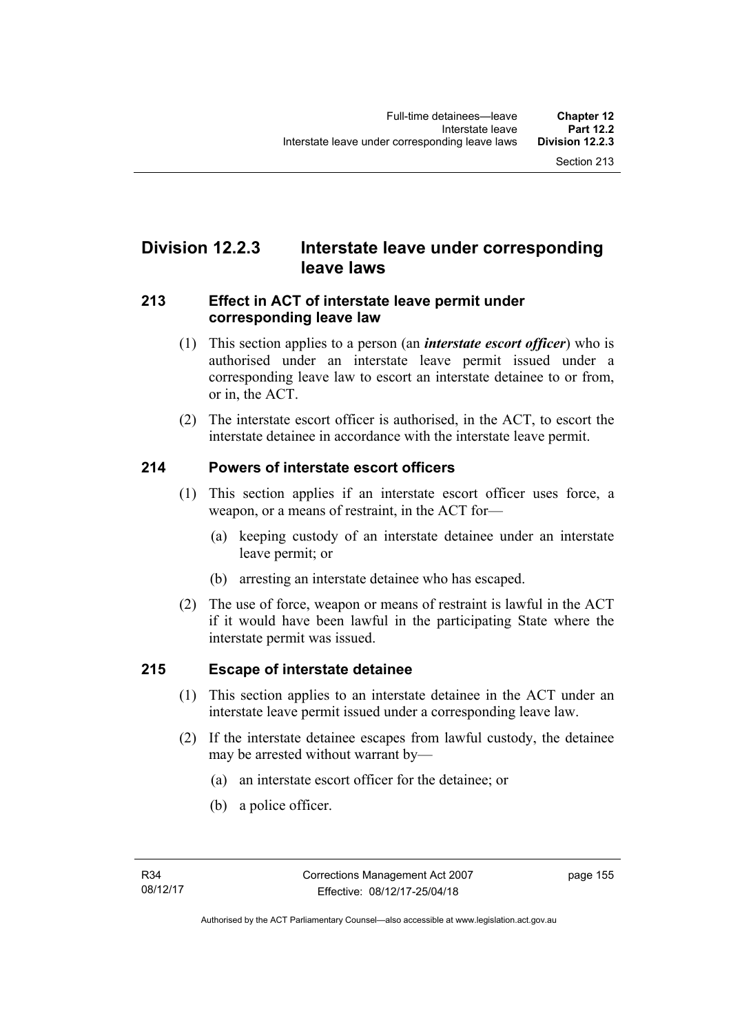# Division 12.2.3 Interstate leave under corresponding leave laws

## 213 Effect in ACT of interstate leave permit under corresponding leave law

(1) This section applies to a person (an ***interstate escort officer***) who is authorised under an interstate leave permit issued under a corresponding leave law to escort an interstate detainee to or from, or in, the ACT.

(2) The interstate escort officer is authorised, in the ACT, to escort the interstate detainee in accordance with the interstate leave permit.

## 214 Powers of interstate escort officers

(1) This section applies if an interstate escort officer uses force, a weapon, or a means of restraint, in the ACT for—

(a) keeping custody of an interstate detainee under an interstate leave permit; or

(b) arresting an interstate detainee who has escaped.

(2) The use of force, weapon or means of restraint is lawful in the ACT if it would have been lawful in the participating State where the interstate permit was issued.

## 215 Escape of interstate detainee

(1) This section applies to an interstate detainee in the ACT under an interstate leave permit issued under a corresponding leave law.

(2) If the interstate detainee escapes from lawful custody, the detainee may be arrested without warrant by—

(a) an interstate escort officer for the detainee; or

(b) a police officer.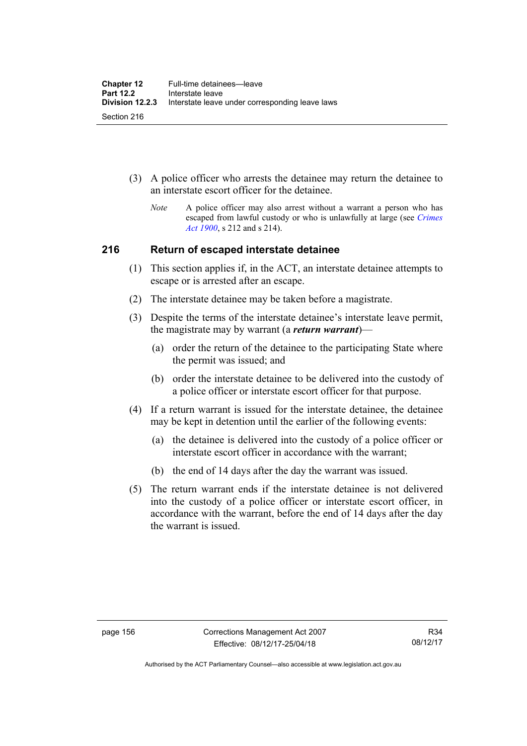(3) A police officer who arrests the detainee may return the detainee to an interstate escort officer for the detainee.

*Note* A police officer may also arrest without a warrant a person who has escaped from lawful custody or who is unlawfully at large (see *Crimes Act 1900*, s 212 and s 214).

### 216 Return of escaped interstate detainee

(1) This section applies if, in the ACT, an interstate detainee attempts to escape or is arrested after an escape.

(2) The interstate detainee may be taken before a magistrate.

(3) Despite the terms of the interstate detainee's interstate leave permit, the magistrate may by warrant (a ***return warrant***)—

(a) order the return of the detainee to the participating State where the permit was issued; and

(b) order the interstate detainee to be delivered into the custody of a police officer or interstate escort officer for that purpose.

(4) If a return warrant is issued for the interstate detainee, the detainee may be kept in detention until the earlier of the following events:

(a) the detainee is delivered into the custody of a police officer or interstate escort officer in accordance with the warrant;

(b) the end of 14 days after the day the warrant was issued.

(5) The return warrant ends if the interstate detainee is not delivered into the custody of a police officer or interstate escort officer, in accordance with the warrant, before the end of 14 days after the day the warrant is issued.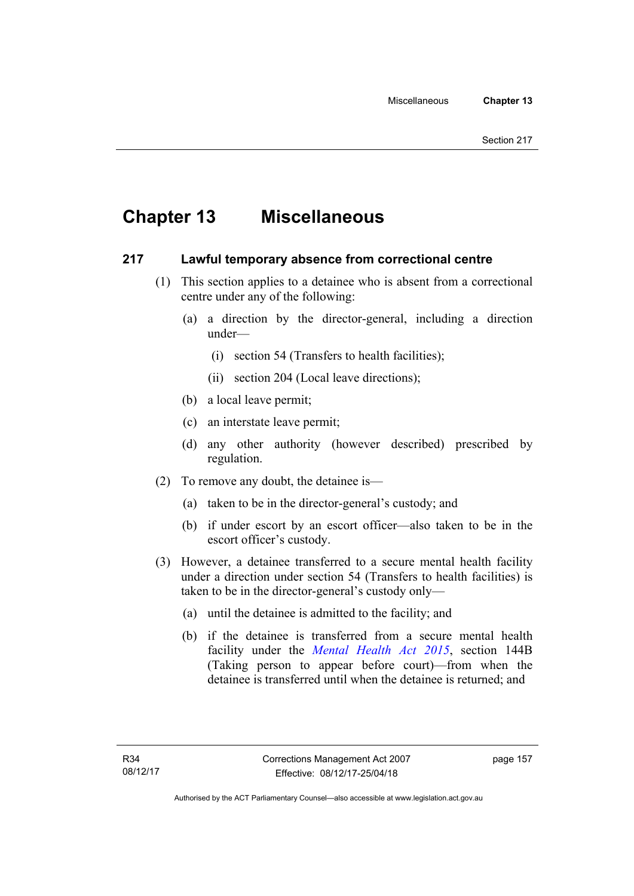# Chapter 13 Miscellaneous

## 217 Lawful temporary absence from correctional centre

(1) This section applies to a detainee who is absent from a correctional centre under any of the following:

(a) a direction by the director-general, including a direction under—

(i) section 54 (Transfers to health facilities);

(ii) section 204 (Local leave directions);

(b) a local leave permit;

(c) an interstate leave permit;

(d) any other authority (however described) prescribed by regulation.

(2) To remove any doubt, the detainee is—

(a) taken to be in the director-general's custody; and

(b) if under escort by an escort officer—also taken to be in the escort officer's custody.

(3) However, a detainee transferred to a secure mental health facility under a direction under section 54 (Transfers to health facilities) is taken to be in the director-general's custody only—

(a) until the detainee is admitted to the facility; and

(b) if the detainee is transferred from a secure mental health facility under the *Mental Health Act 2015*, section 144B (Taking person to appear before court)—from when the detainee is transferred until when the detainee is returned; and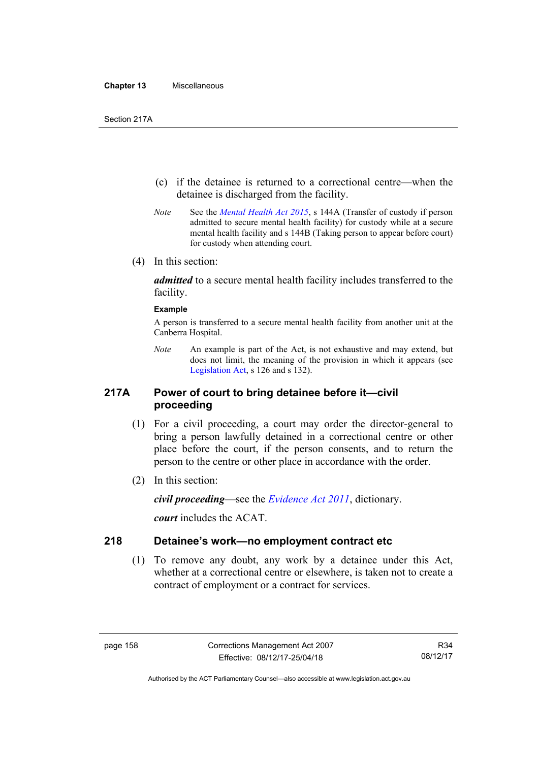(c) if the detainee is returned to a correctional centre—when the detainee is discharged from the facility.

*Note* See the *Mental Health Act 2015*, s 144A (Transfer of custody if person admitted to secure mental health facility) for custody while at a secure mental health facility and s 144B (Taking person to appear before court) for custody when attending court.

(4) In this section:

***admitted*** to a secure mental health facility includes transferred to the facility.

**Example**

A person is transferred to a secure mental health facility from another unit at the Canberra Hospital.

*Note* An example is part of the Act, is not exhaustive and may extend, but does not limit, the meaning of the provision in which it appears (see Legislation Act, s 126 and s 132).

## 217A Power of court to bring detainee before it—civil proceeding

(1) For a civil proceeding, a court may order the director-general to bring a person lawfully detained in a correctional centre or other place before the court, if the person consents, and to return the person to the centre or other place in accordance with the order.

(2) In this section:

***civil proceeding***—see the *Evidence Act 2011*, dictionary.

***court*** includes the ACAT.

## 218 Detainee's work—no employment contract etc

(1) To remove any doubt, any work by a detainee under this Act, whether at a correctional centre or elsewhere, is taken not to create a contract of employment or a contract for services.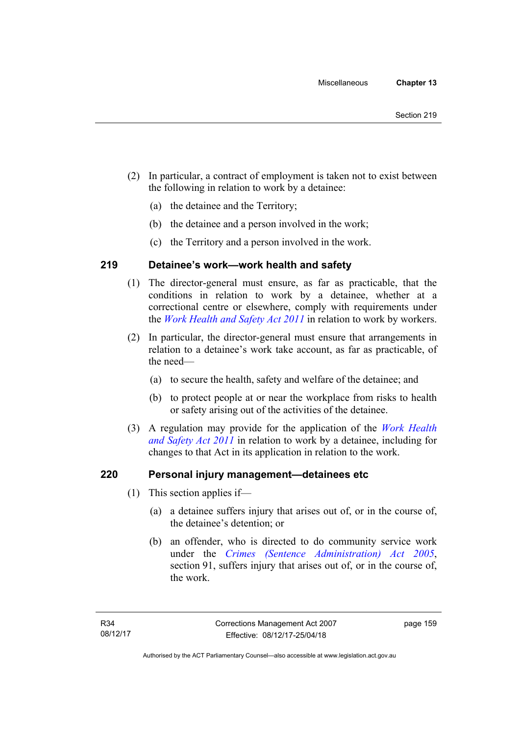(2) In particular, a contract of employment is taken not to exist between the following in relation to work by a detainee:

(a) the detainee and the Territory;

(b) the detainee and a person involved in the work;

(c) the Territory and a person involved in the work.

### 219 Detainee's work—work health and safety

(1) The director-general must ensure, as far as practicable, that the conditions in relation to work by a detainee, whether at a correctional centre or elsewhere, comply with requirements under the *Work Health and Safety Act 2011* in relation to work by workers.

(2) In particular, the director-general must ensure that arrangements in relation to a detainee's work take account, as far as practicable, of the need—

(a) to secure the health, safety and welfare of the detainee; and

(b) to protect people at or near the workplace from risks to health or safety arising out of the activities of the detainee.

(3) A regulation may provide for the application of the *Work Health and Safety Act 2011* in relation to work by a detainee, including for changes to that Act in its application in relation to the work.

### 220 Personal injury management—detainees etc

(1) This section applies if—

(a) a detainee suffers injury that arises out of, or in the course of, the detainee's detention; or

(b) an offender, who is directed to do community service work under the *Crimes (Sentence Administration) Act 2005*, section 91, suffers injury that arises out of, or in the course of, the work.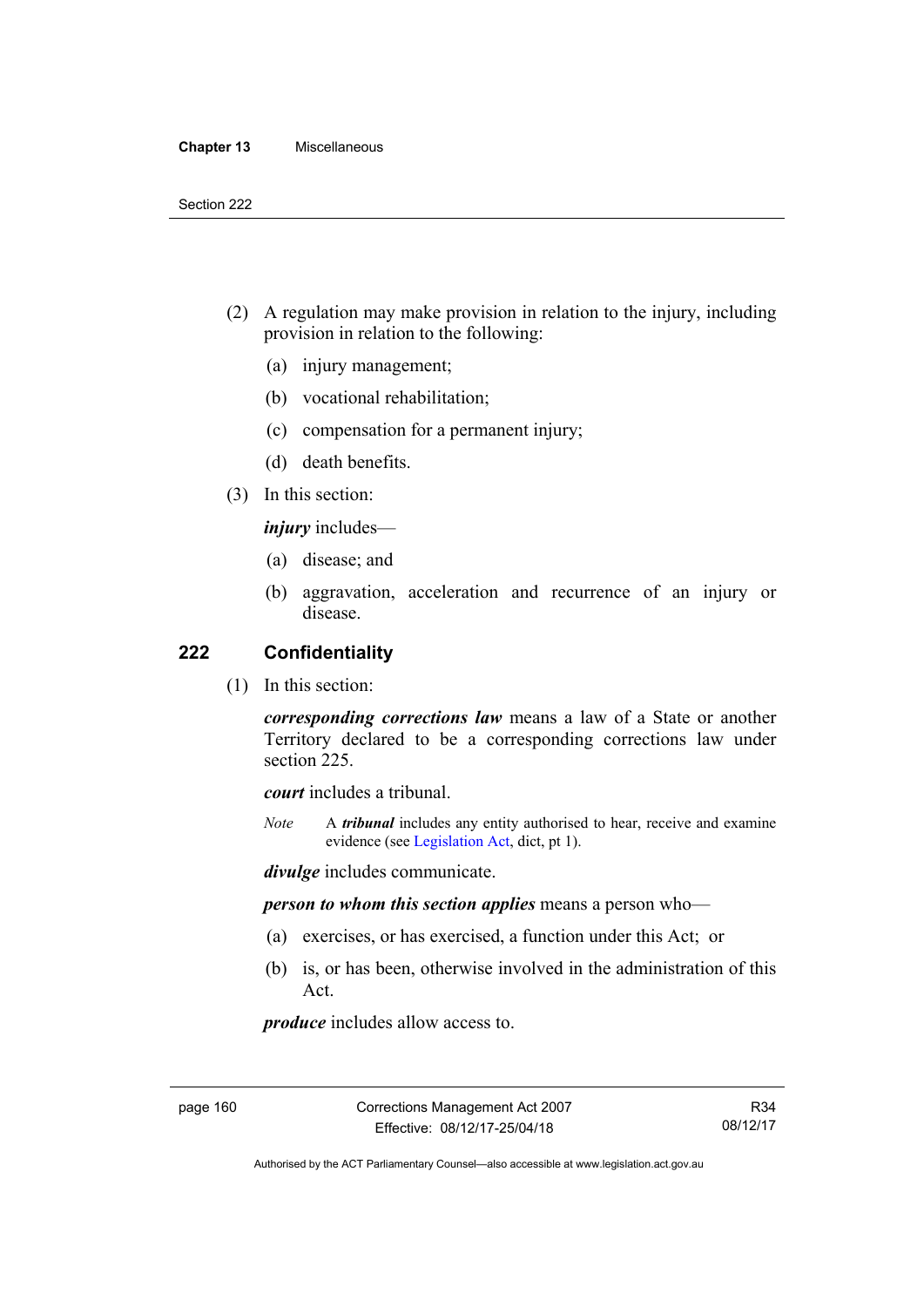(2) A regulation may make provision in relation to the injury, including provision in relation to the following:

   (a) injury management;

   (b) vocational rehabilitation;

   (c) compensation for a permanent injury;

   (d) death benefits.

(3) In this section:

***injury*** includes—

   (a) disease; and

   (b) aggravation, acceleration and recurrence of an injury or disease.

## 222 Confidentiality

(1) In this section:

***corresponding corrections law*** means a law of a State or another Territory declared to be a corresponding corrections law under section 225.

***court*** includes a tribunal.

*Note* A ***tribunal*** includes any entity authorised to hear, receive and examine evidence (see Legislation Act, dict, pt 1).

***divulge*** includes communicate.

***person to whom this section applies*** means a person who—

   (a) exercises, or has exercised, a function under this Act; or

   (b) is, or has been, otherwise involved in the administration of this Act.

***produce*** includes allow access to.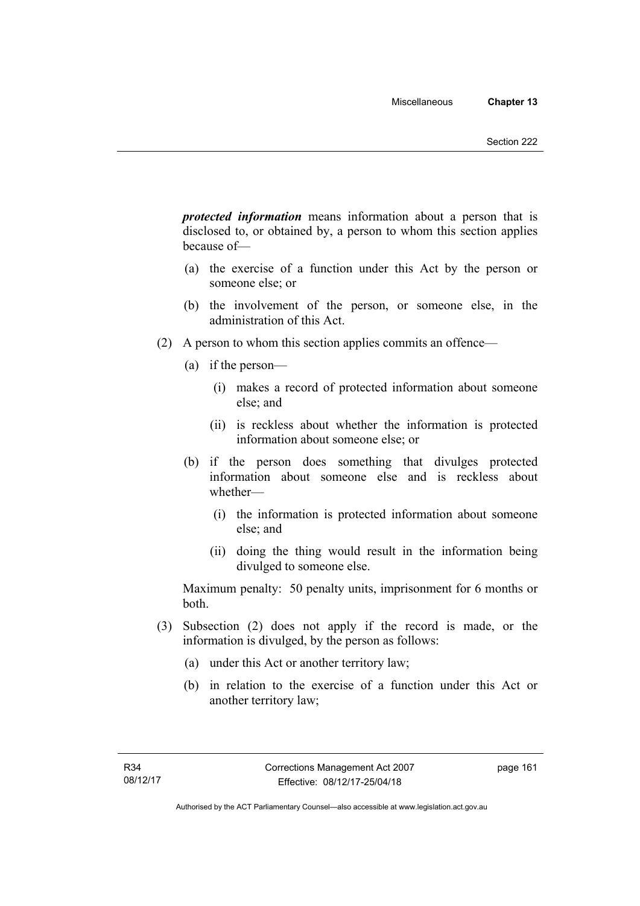***protected information*** means information about a person that is disclosed to, or obtained by, a person to whom this section applies because of—

(a) the exercise of a function under this Act by the person or someone else; or

(b) the involvement of the person, or someone else, in the administration of this Act.

(2) A person to whom this section applies commits an offence—

(a) if the person—

(i) makes a record of protected information about someone else; and

(ii) is reckless about whether the information is protected information about someone else; or

(b) if the person does something that divulges protected information about someone else and is reckless about whether—

(i) the information is protected information about someone else; and

(ii) doing the thing would result in the information being divulged to someone else.

Maximum penalty: 50 penalty units, imprisonment for 6 months or both.

(3) Subsection (2) does not apply if the record is made, or the information is divulged, by the person as follows:

(a) under this Act or another territory law;

(b) in relation to the exercise of a function under this Act or another territory law;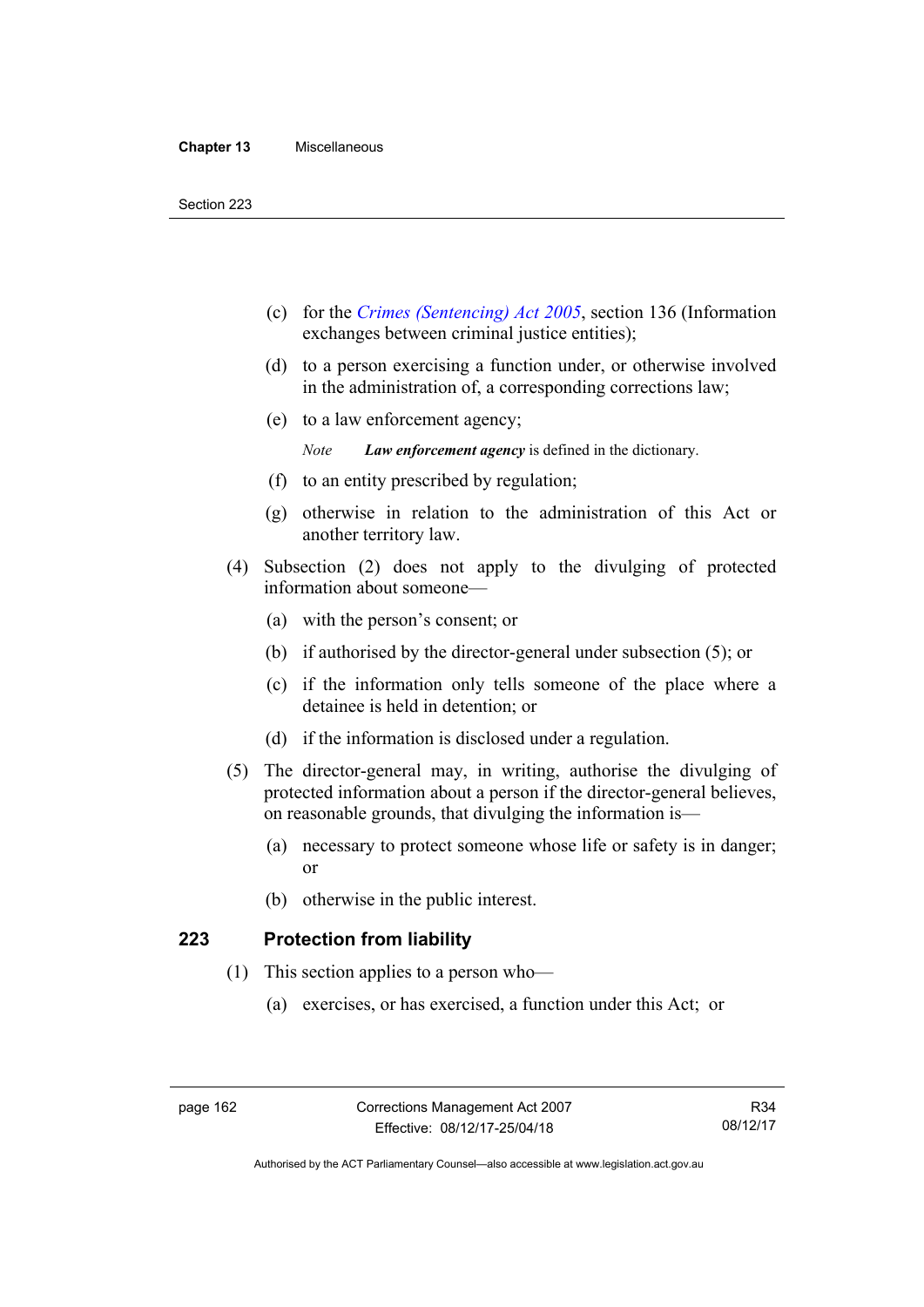(c) for the *Crimes (Sentencing) Act 2005*, section 136 (Information exchanges between criminal justice entities);

(d) to a person exercising a function under, or otherwise involved in the administration of, a corresponding corrections law;

(e) to a law enforcement agency;

*Note* ***Law enforcement agency*** is defined in the dictionary.

(f) to an entity prescribed by regulation;

(g) otherwise in relation to the administration of this Act or another territory law.

(4) Subsection (2) does not apply to the divulging of protected information about someone—

(a) with the person's consent; or

(b) if authorised by the director-general under subsection (5); or

(c) if the information only tells someone of the place where a detainee is held in detention; or

(d) if the information is disclosed under a regulation.

(5) The director-general may, in writing, authorise the divulging of protected information about a person if the director-general believes, on reasonable grounds, that divulging the information is—

(a) necessary to protect someone whose life or safety is in danger; or

(b) otherwise in the public interest.

## 223 Protection from liability

(1) This section applies to a person who—

(a) exercises, or has exercised, a function under this Act; or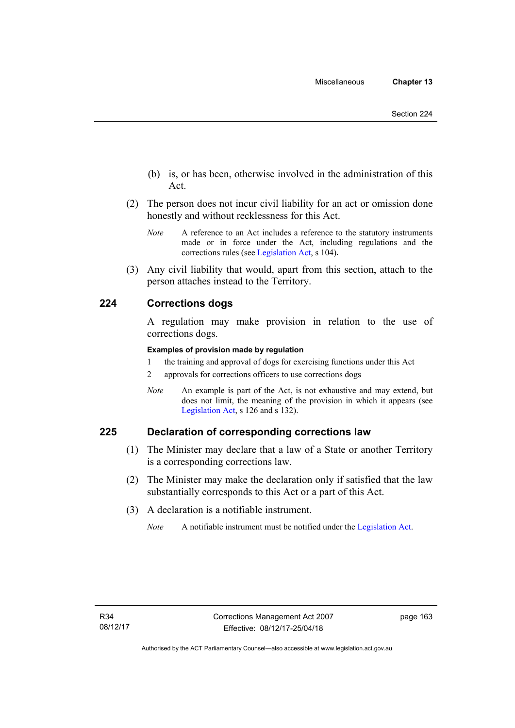(b) is, or has been, otherwise involved in the administration of this Act.

(2) The person does not incur civil liability for an act or omission done honestly and without recklessness for this Act.

*Note* A reference to an Act includes a reference to the statutory instruments made or in force under the Act, including regulations and the corrections rules (see Legislation Act, s 104).

(3) Any civil liability that would, apart from this section, attach to the person attaches instead to the Territory.

## 224 Corrections dogs

A regulation may make provision in relation to the use of corrections dogs.

**Examples of provision made by regulation**

1 the training and approval of dogs for exercising functions under this Act

2 approvals for corrections officers to use corrections dogs

*Note* An example is part of the Act, is not exhaustive and may extend, but does not limit, the meaning of the provision in which it appears (see Legislation Act, s 126 and s 132).

## 225 Declaration of corresponding corrections law

(1) The Minister may declare that a law of a State or another Territory is a corresponding corrections law.

(2) The Minister may make the declaration only if satisfied that the law substantially corresponds to this Act or a part of this Act.

(3) A declaration is a notifiable instrument.

*Note* A notifiable instrument must be notified under the Legislation Act.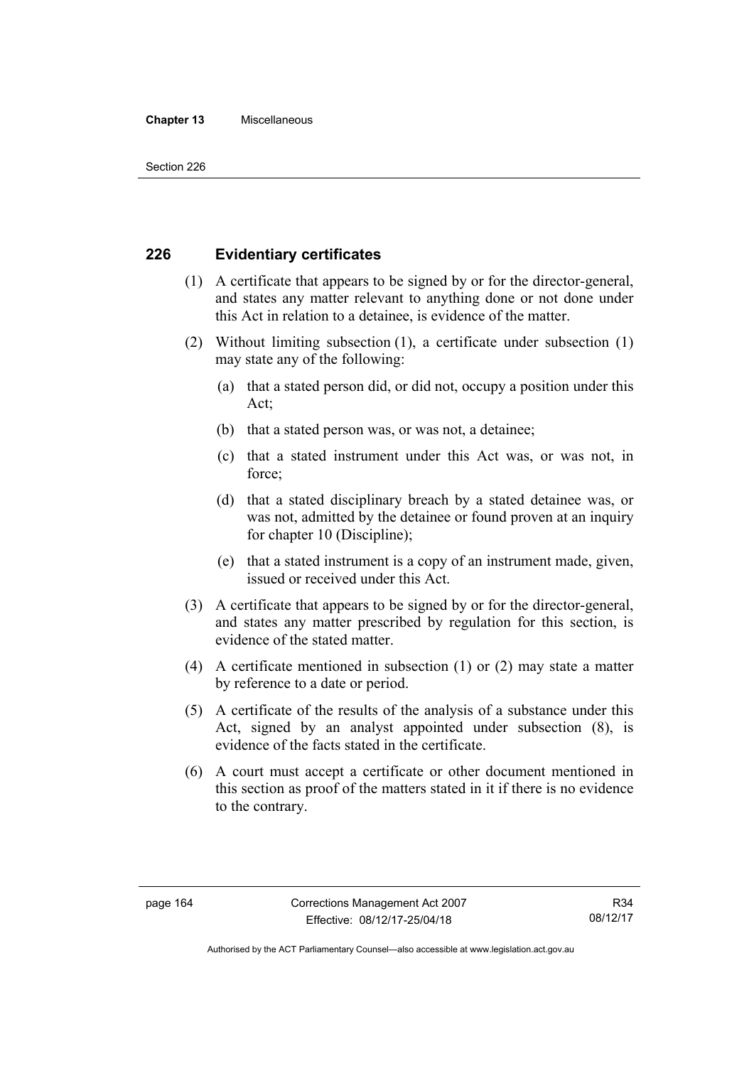## 226 Evidentiary certificates

(1) A certificate that appears to be signed by or for the director-general, and states any matter relevant to anything done or not done under this Act in relation to a detainee, is evidence of the matter.

(2) Without limiting subsection (1), a certificate under subsection (1) may state any of the following:

(a) that a stated person did, or did not, occupy a position under this Act;

(b) that a stated person was, or was not, a detainee;

(c) that a stated instrument under this Act was, or was not, in force;

(d) that a stated disciplinary breach by a stated detainee was, or was not, admitted by the detainee or found proven at an inquiry for chapter 10 (Discipline);

(e) that a stated instrument is a copy of an instrument made, given, issued or received under this Act.

(3) A certificate that appears to be signed by or for the director-general, and states any matter prescribed by regulation for this section, is evidence of the stated matter.

(4) A certificate mentioned in subsection (1) or (2) may state a matter by reference to a date or period.

(5) A certificate of the results of the analysis of a substance under this Act, signed by an analyst appointed under subsection (8), is evidence of the facts stated in the certificate.

(6) A court must accept a certificate or other document mentioned in this section as proof of the matters stated in it if there is no evidence to the contrary.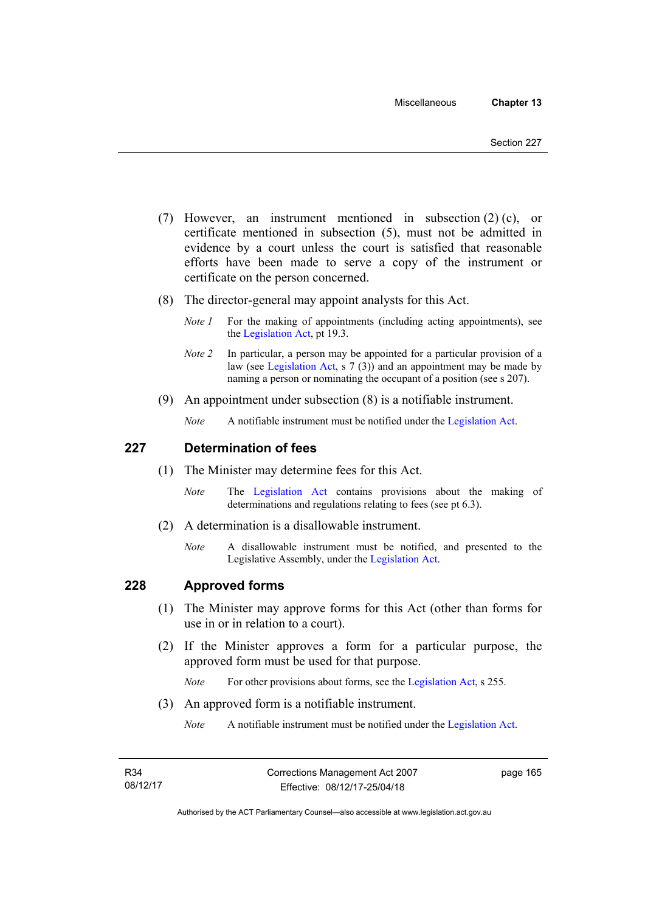(7) However, an instrument mentioned in subsection (2) (c), or certificate mentioned in subsection (5), must not be admitted in evidence by a court unless the court is satisfied that reasonable efforts have been made to serve a copy of the instrument or certificate on the person concerned.

(8) The director-general may appoint analysts for this Act.

*Note 1* For the making of appointments (including acting appointments), see the Legislation Act, pt 19.3.

*Note 2* In particular, a person may be appointed for a particular provision of a law (see Legislation Act, s 7 (3)) and an appointment may be made by naming a person or nominating the occupant of a position (see s 207).

(9) An appointment under subsection (8) is a notifiable instrument.

*Note* A notifiable instrument must be notified under the Legislation Act.

## 227 Determination of fees

(1) The Minister may determine fees for this Act.

*Note* The Legislation Act contains provisions about the making of determinations and regulations relating to fees (see pt 6.3).

(2) A determination is a disallowable instrument.

*Note* A disallowable instrument must be notified, and presented to the Legislative Assembly, under the Legislation Act.

## 228 Approved forms

(1) The Minister may approve forms for this Act (other than forms for use in or in relation to a court).

(2) If the Minister approves a form for a particular purpose, the approved form must be used for that purpose.

*Note* For other provisions about forms, see the Legislation Act, s 255.

(3) An approved form is a notifiable instrument.

*Note* A notifiable instrument must be notified under the Legislation Act.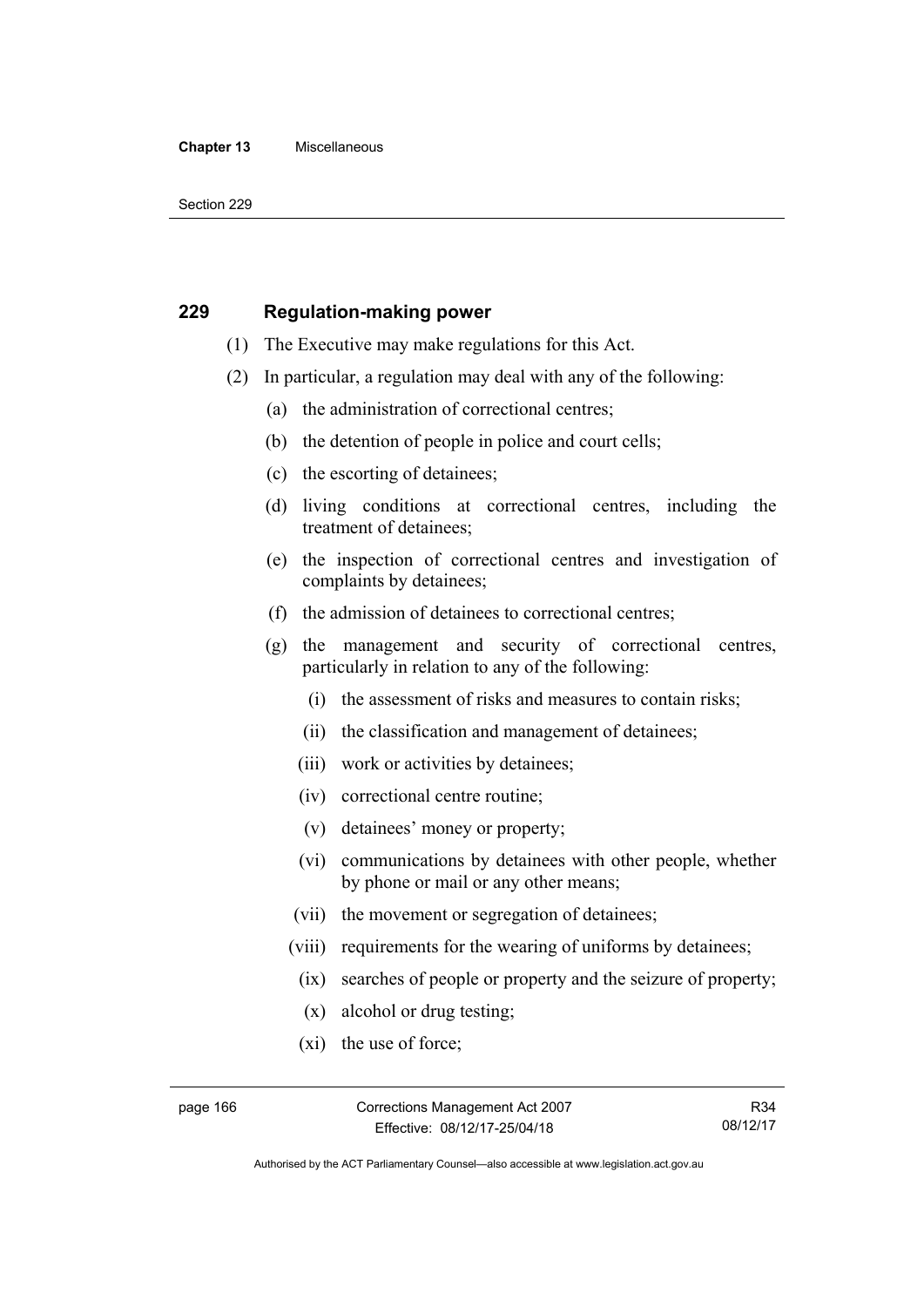## 229 Regulation-making power

(1) The Executive may make regulations for this Act.

(2) In particular, a regulation may deal with any of the following:

(a) the administration of correctional centres;

(b) the detention of people in police and court cells;

(c) the escorting of detainees;

(d) living conditions at correctional centres, including the treatment of detainees;

(e) the inspection of correctional centres and investigation of complaints by detainees;

(f) the admission of detainees to correctional centres;

(g) the management and security of correctional centres, particularly in relation to any of the following:

(i) the assessment of risks and measures to contain risks;

(ii) the classification and management of detainees;

(iii) work or activities by detainees;

(iv) correctional centre routine;

(v) detainees' money or property;

(vi) communications by detainees with other people, whether by phone or mail or any other means;

(vii) the movement or segregation of detainees;

(viii) requirements for the wearing of uniforms by detainees;

(ix) searches of people or property and the seizure of property;

(x) alcohol or drug testing;

(xi) the use of force;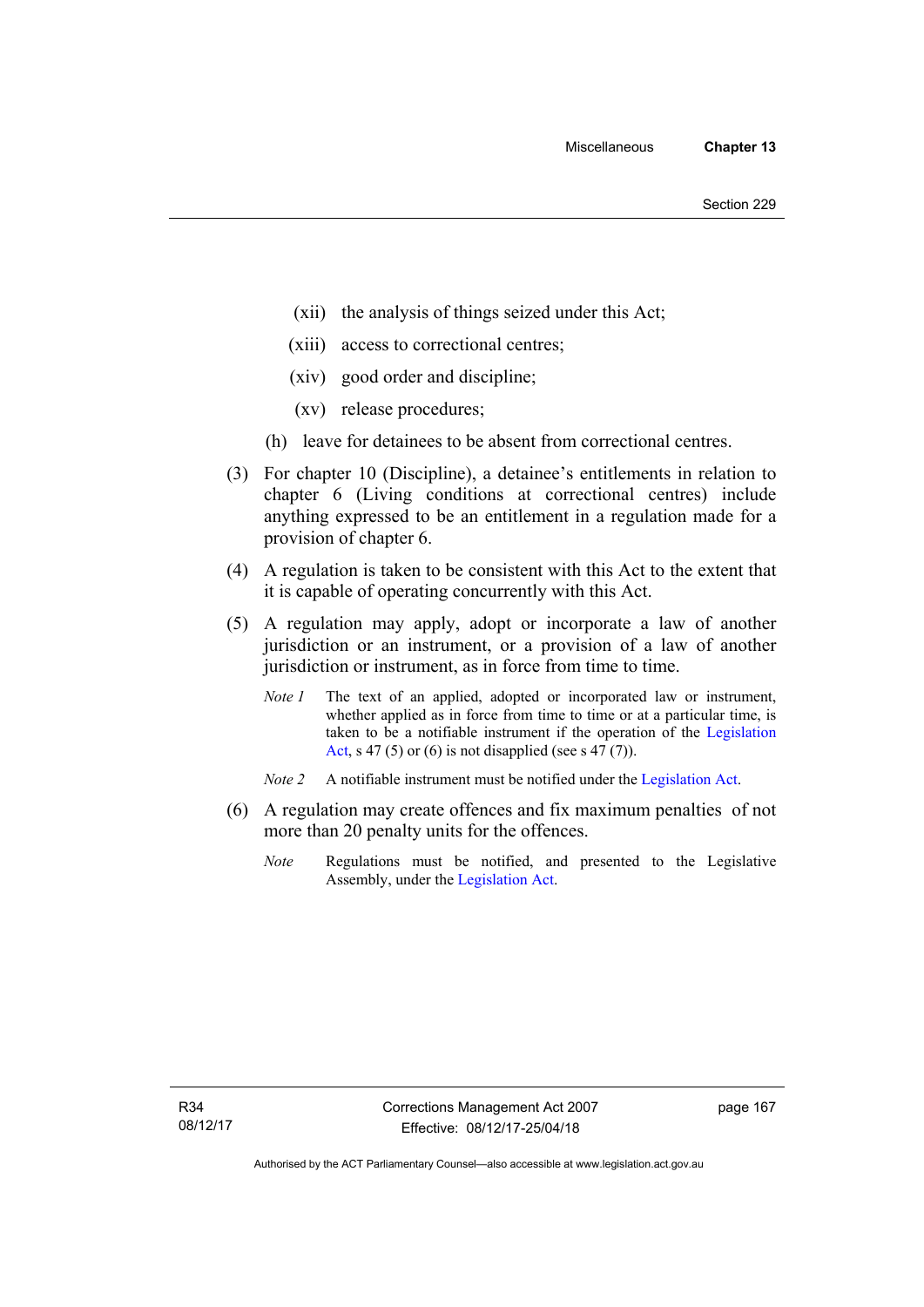(xii) the analysis of things seized under this Act;

(xiii) access to correctional centres;

(xiv) good order and discipline;

(xv) release procedures;

(h) leave for detainees to be absent from correctional centres.

(3) For chapter 10 (Discipline), a detainee's entitlements in relation to chapter 6 (Living conditions at correctional centres) include anything expressed to be an entitlement in a regulation made for a provision of chapter 6.

(4) A regulation is taken to be consistent with this Act to the extent that it is capable of operating concurrently with this Act.

(5) A regulation may apply, adopt or incorporate a law of another jurisdiction or an instrument, or a provision of a law of another jurisdiction or instrument, as in force from time to time.

*Note 1* The text of an applied, adopted or incorporated law or instrument, whether applied as in force from time to time or at a particular time, is taken to be a notifiable instrument if the operation of the Legislation Act, s 47 (5) or (6) is not disapplied (see s 47 (7)).

*Note 2* A notifiable instrument must be notified under the Legislation Act.

(6) A regulation may create offences and fix maximum penalties of not more than 20 penalty units for the offences.

*Note* Regulations must be notified, and presented to the Legislative Assembly, under the Legislation Act.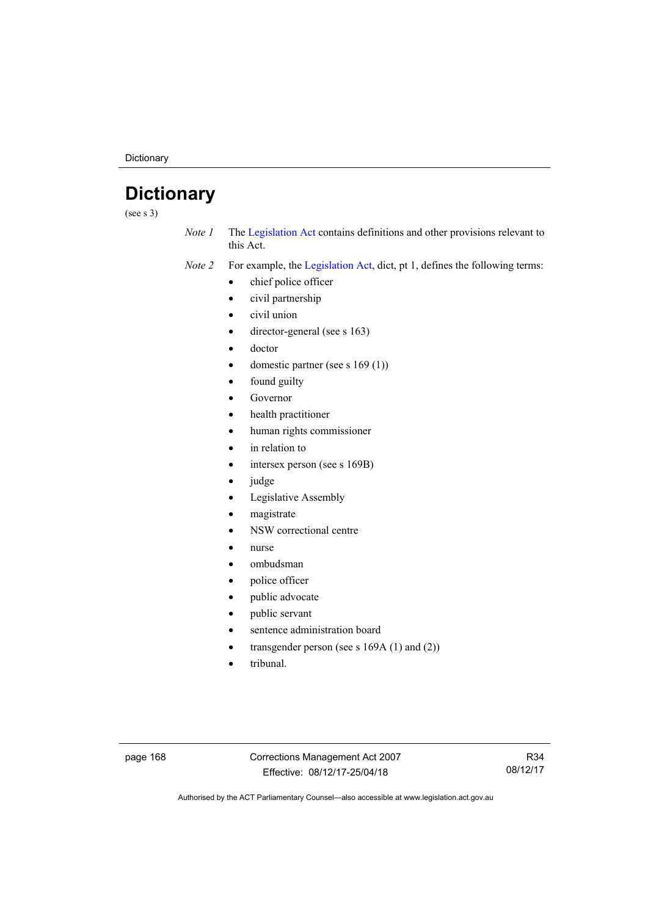# Dictionary

(see s 3)

*Note 1* The Legislation Act contains definitions and other provisions relevant to this Act.

*Note 2* For example, the Legislation Act, dict, pt 1, defines the following terms:

- chief police officer
- civil partnership
- civil union
- director-general (see s 163)
- doctor
- domestic partner (see s 169 (1))
- found guilty
- Governor
- health practitioner
- human rights commissioner
- in relation to
- intersex person (see s 169B)
- judge
- Legislative Assembly
- magistrate
- NSW correctional centre
- nurse
- ombudsman
- police officer
- public advocate
- public servant
- sentence administration board
- transgender person (see s 169A (1) and (2))
- tribunal.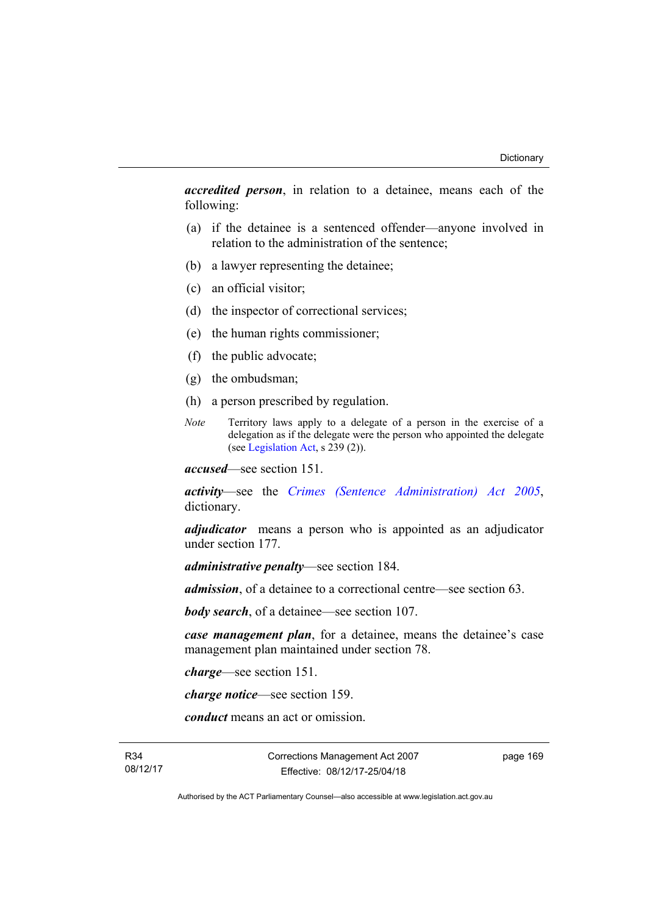***accredited person***, in relation to a detainee, means each of the following:

(a) if the detainee is a sentenced offender—anyone involved in relation to the administration of the sentence;

(b) a lawyer representing the detainee;

(c) an official visitor;

(d) the inspector of correctional services;

(e) the human rights commissioner;

(f) the public advocate;

(g) the ombudsman;

(h) a person prescribed by regulation.

*Note* Territory laws apply to a delegate of a person in the exercise of a delegation as if the delegate were the person who appointed the delegate (see Legislation Act, s 239 (2)).

***accused***—see section 151.

***activity***—see the *Crimes (Sentence Administration) Act 2005*, dictionary.

***adjudicator*** means a person who is appointed as an adjudicator under section 177.

***administrative penalty***—see section 184.

***admission***, of a detainee to a correctional centre—see section 63.

***body search***, of a detainee—see section 107.

***case management plan***, for a detainee, means the detainee's case management plan maintained under section 78.

***charge***—see section 151.

***charge notice***—see section 159.

***conduct*** means an act or omission.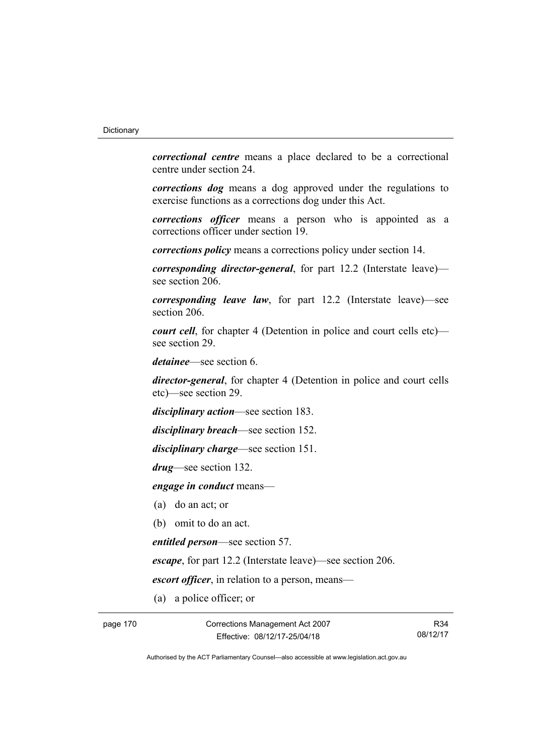***correctional centre*** means a place declared to be a correctional centre under section 24.

***corrections dog*** means a dog approved under the regulations to exercise functions as a corrections dog under this Act.

***corrections officer*** means a person who is appointed as a corrections officer under section 19.

***corrections policy*** means a corrections policy under section 14.

***corresponding director-general***, for part 12.2 (Interstate leave)—see section 206.

***corresponding leave law***, for part 12.2 (Interstate leave)—see section 206.

***court cell***, for chapter 4 (Detention in police and court cells etc)—see section 29.

***detainee***—see section 6.

***director-general***, for chapter 4 (Detention in police and court cells etc)—see section 29.

***disciplinary action***—see section 183.

***disciplinary breach***—see section 152.

***disciplinary charge***—see section 151.

***drug***—see section 132.

***engage in conduct*** means—

(a) do an act; or

(b) omit to do an act.

***entitled person***—see section 57.

***escape***, for part 12.2 (Interstate leave)—see section 206.

***escort officer***, in relation to a person, means—

(a) a police officer; or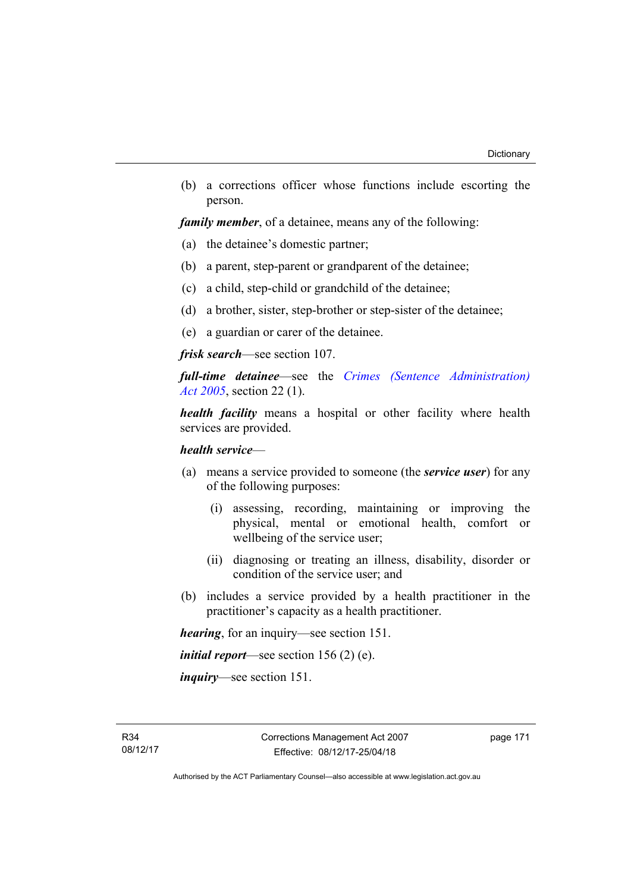(b) a corrections officer whose functions include escorting the person.

***family member***, of a detainee, means any of the following:

(a) the detainee's domestic partner;

(b) a parent, step-parent or grandparent of the detainee;

(c) a child, step-child or grandchild of the detainee;

(d) a brother, sister, step-brother or step-sister of the detainee;

(e) a guardian or carer of the detainee.

***frisk search***—see section 107.

***full-time detainee***—see the *Crimes (Sentence Administration) Act 2005*, section 22 (1).

***health facility*** means a hospital or other facility where health services are provided.

***health service***—

(a) means a service provided to someone (the ***service user***) for any of the following purposes:

  (i) assessing, recording, maintaining or improving the physical, mental or emotional health, comfort or wellbeing of the service user;

  (ii) diagnosing or treating an illness, disability, disorder or condition of the service user; and

(b) includes a service provided by a health practitioner in the practitioner's capacity as a health practitioner.

***hearing***, for an inquiry—see section 151.

***initial report***—see section 156 (2) (e).

***inquiry***—see section 151.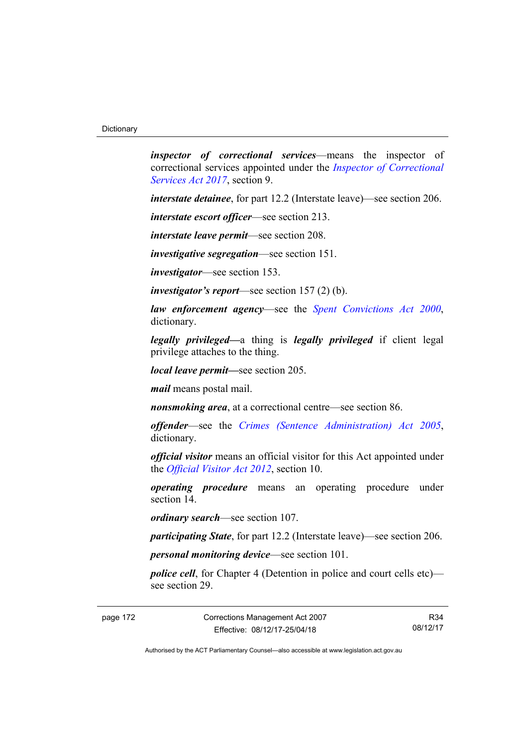***inspector of correctional services***—means the inspector of correctional services appointed under the *Inspector of Correctional Services Act 2017*, section 9.

***interstate detainee***, for part 12.2 (Interstate leave)—see section 206.

***interstate escort officer***—see section 213.

***interstate leave permit***—see section 208.

***investigative segregation***—see section 151.

***investigator***—see section 153.

***investigator's report***—see section 157 (2) (b).

***law enforcement agency***—see the *Spent Convictions Act 2000*, dictionary.

***legally privileged***—a thing is ***legally privileged*** if client legal privilege attaches to the thing.

***local leave permit***—see section 205.

***mail*** means postal mail.

***nonsmoking area***, at a correctional centre—see section 86.

***offender***—see the *Crimes (Sentence Administration) Act 2005*, dictionary.

***official visitor*** means an official visitor for this Act appointed under the *Official Visitor Act 2012*, section 10.

***operating procedure*** means an operating procedure under section 14.

***ordinary search***—see section 107.

***participating State***, for part 12.2 (Interstate leave)—see section 206.

***personal monitoring device***—see section 101.

***police cell***, for Chapter 4 (Detention in police and court cells etc)—see section 29.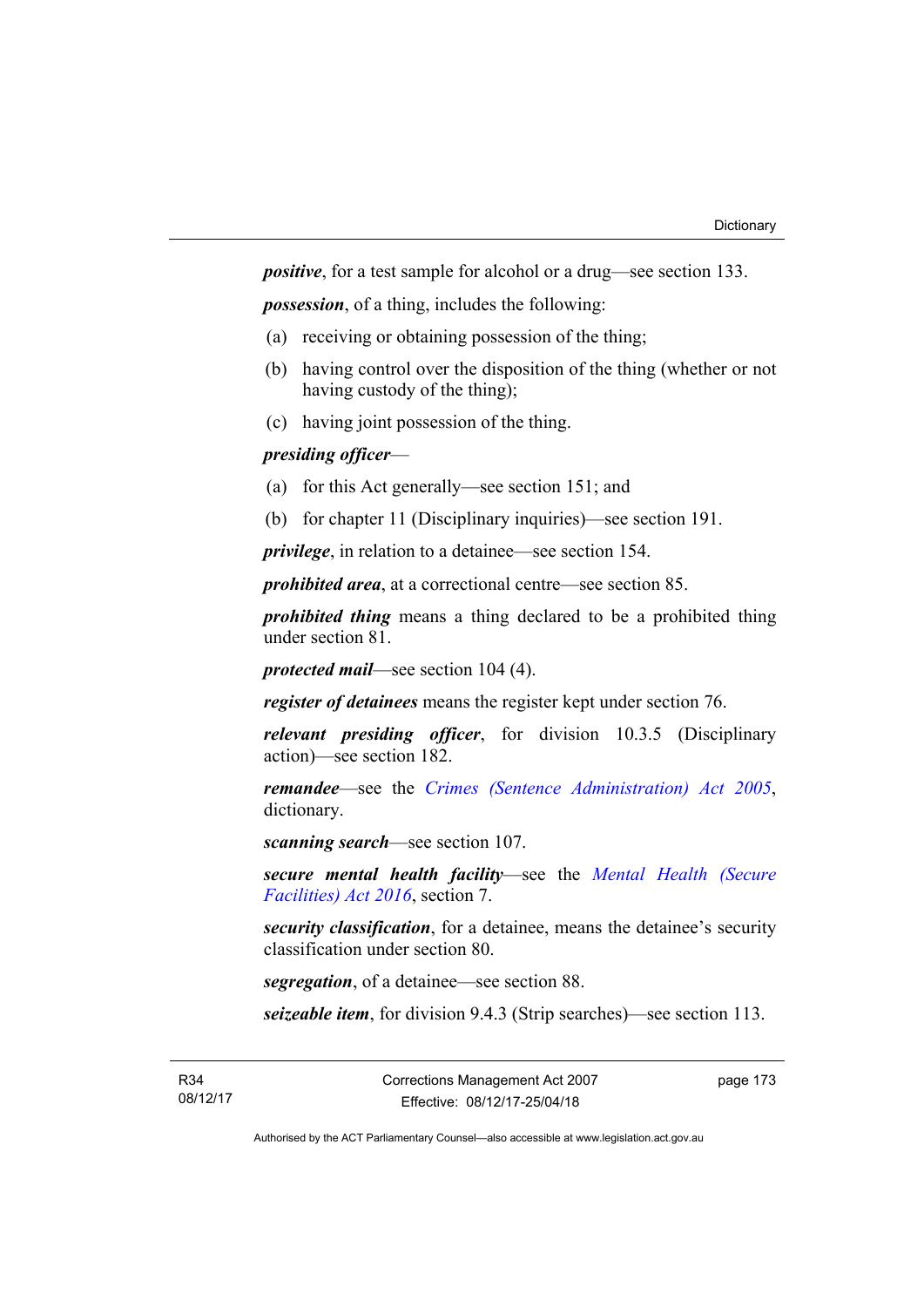***positive***, for a test sample for alcohol or a drug—see section 133.

***possession***, of a thing, includes the following:

(a) receiving or obtaining possession of the thing;

(b) having control over the disposition of the thing (whether or not having custody of the thing);

(c) having joint possession of the thing.

***presiding officer***—

(a) for this Act generally—see section 151; and

(b) for chapter 11 (Disciplinary inquiries)—see section 191.

***privilege***, in relation to a detainee—see section 154.

***prohibited area***, at a correctional centre—see section 85.

***prohibited thing*** means a thing declared to be a prohibited thing under section 81.

***protected mail***—see section 104 (4).

***register of detainees*** means the register kept under section 76.

***relevant presiding officer***, for division 10.3.5 (Disciplinary action)—see section 182.

***remandee***—see the *Crimes (Sentence Administration) Act 2005*, dictionary.

***scanning search***—see section 107.

***secure mental health facility***—see the *Mental Health (Secure Facilities) Act 2016*, section 7.

***security classification***, for a detainee, means the detainee's security classification under section 80.

***segregation***, of a detainee—see section 88.

***seizeable item***, for division 9.4.3 (Strip searches)—see section 113.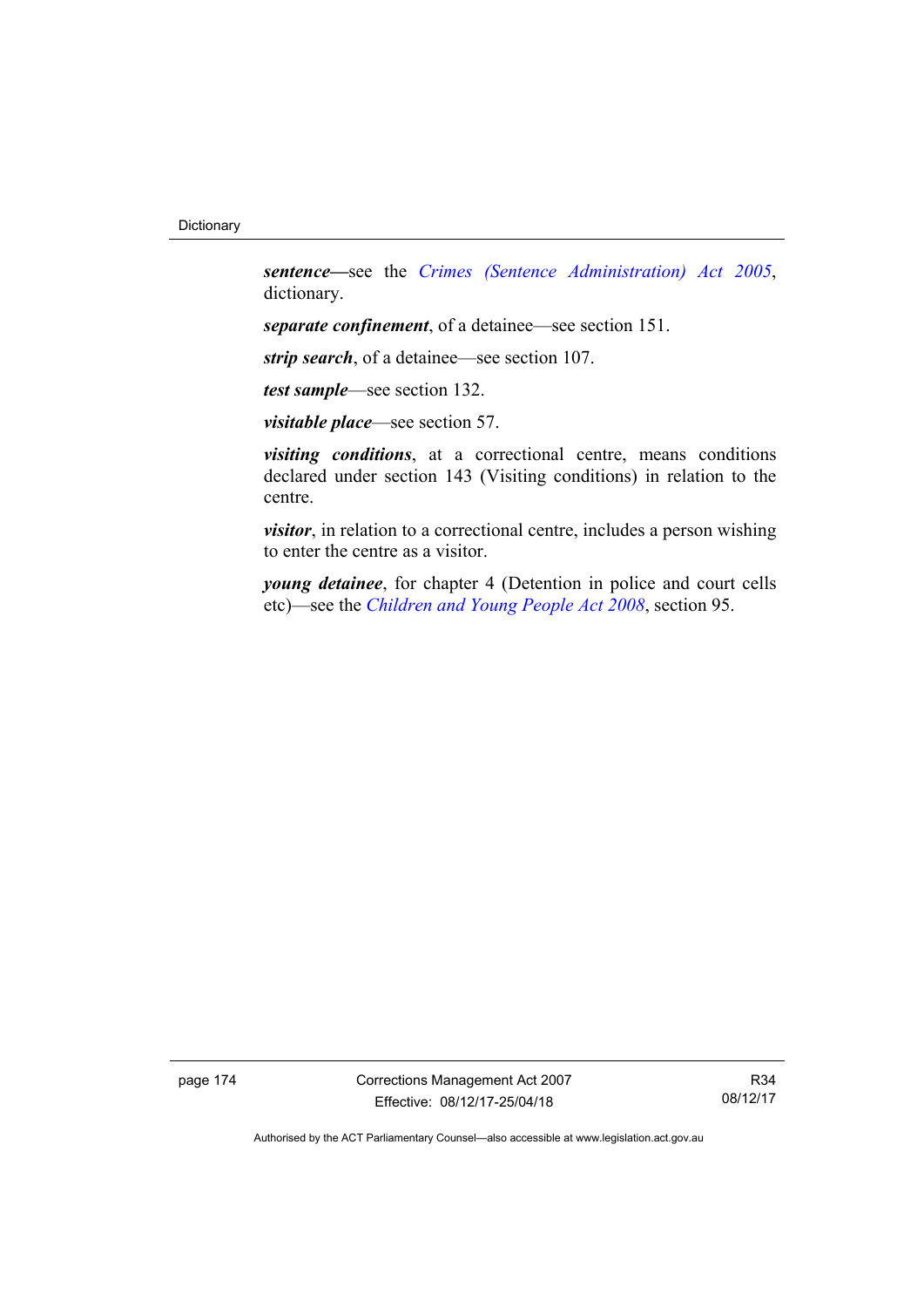***sentence***—see the *Crimes (Sentence Administration) Act 2005*, dictionary.

***separate confinement***, of a detainee—see section 151.

***strip search***, of a detainee—see section 107.

***test sample***—see section 132.

***visitable place***—see section 57.

***visiting conditions***, at a correctional centre, means conditions declared under section 143 (Visiting conditions) in relation to the centre.

***visitor***, in relation to a correctional centre, includes a person wishing to enter the centre as a visitor.

***young detainee***, for chapter 4 (Detention in police and court cells etc)—see the *Children and Young People Act 2008*, section 95.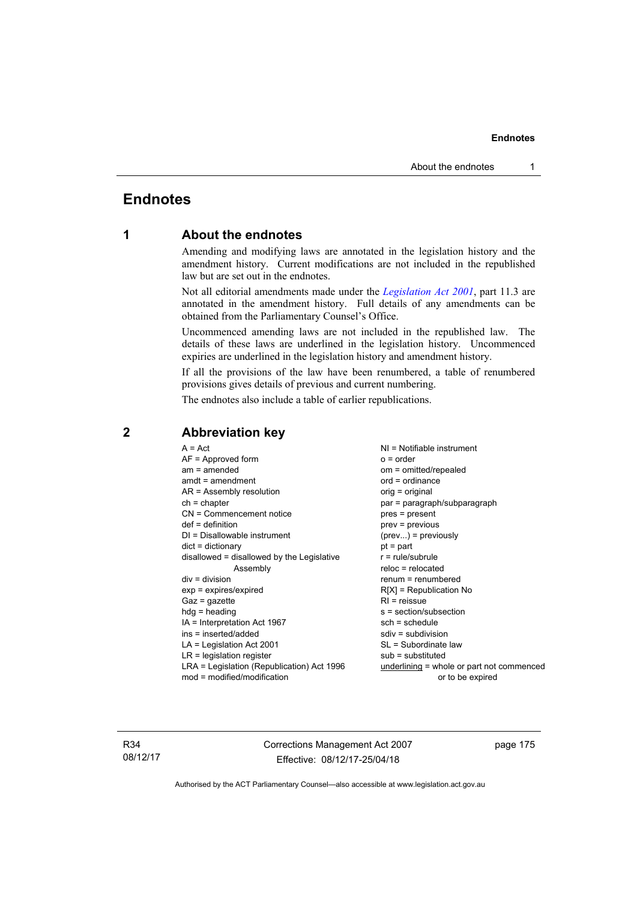# Endnotes

## 1 About the endnotes

Amending and modifying laws are annotated in the legislation history and the amendment history. Current modifications are not included in the republished law but are set out in the endnotes.

Not all editorial amendments made under the *Legislation Act 2001*, part 11.3 are annotated in the amendment history. Full details of any amendments can be obtained from the Parliamentary Counsel's Office.

Uncommenced amending laws are not included in the republished law. The details of these laws are underlined in the legislation history. Uncommenced expiries are underlined in the legislation history and amendment history.

If all the provisions of the law have been renumbered, a table of renumbered provisions gives details of previous and current numbering.

The endnotes also include a table of earlier republications.

## 2 Abbreviation key

A = Act
AF = Approved form
am = amended
amdt = amendment
AR = Assembly resolution
ch = chapter
CN = Commencement notice
def = definition
DI = Disallowable instrument
dict = dictionary
disallowed = disallowed by the Legislative Assembly
div = division
exp = expires/expired
Gaz = gazette
hdg = heading
IA = Interpretation Act 1967
ins = inserted/added
LA = Legislation Act 2001
LR = legislation register
LRA = Legislation (Republication) Act 1996
mod = modified/modification
NI = Notifiable instrument
o = order
om = omitted/repealed
ord = ordinance
orig = original
par = paragraph/subparagraph
pres = present
prev = previous
(prev...) = previously
pt = part
r = rule/subrule
reloc = relocated
renum = renumbered
R[X] = Republication No
RI = reissue
s = section/subsection
sch = schedule
sdiv = subdivision
SL = Subordinate law
sub = substituted
underlining = whole or part not commenced or to be expired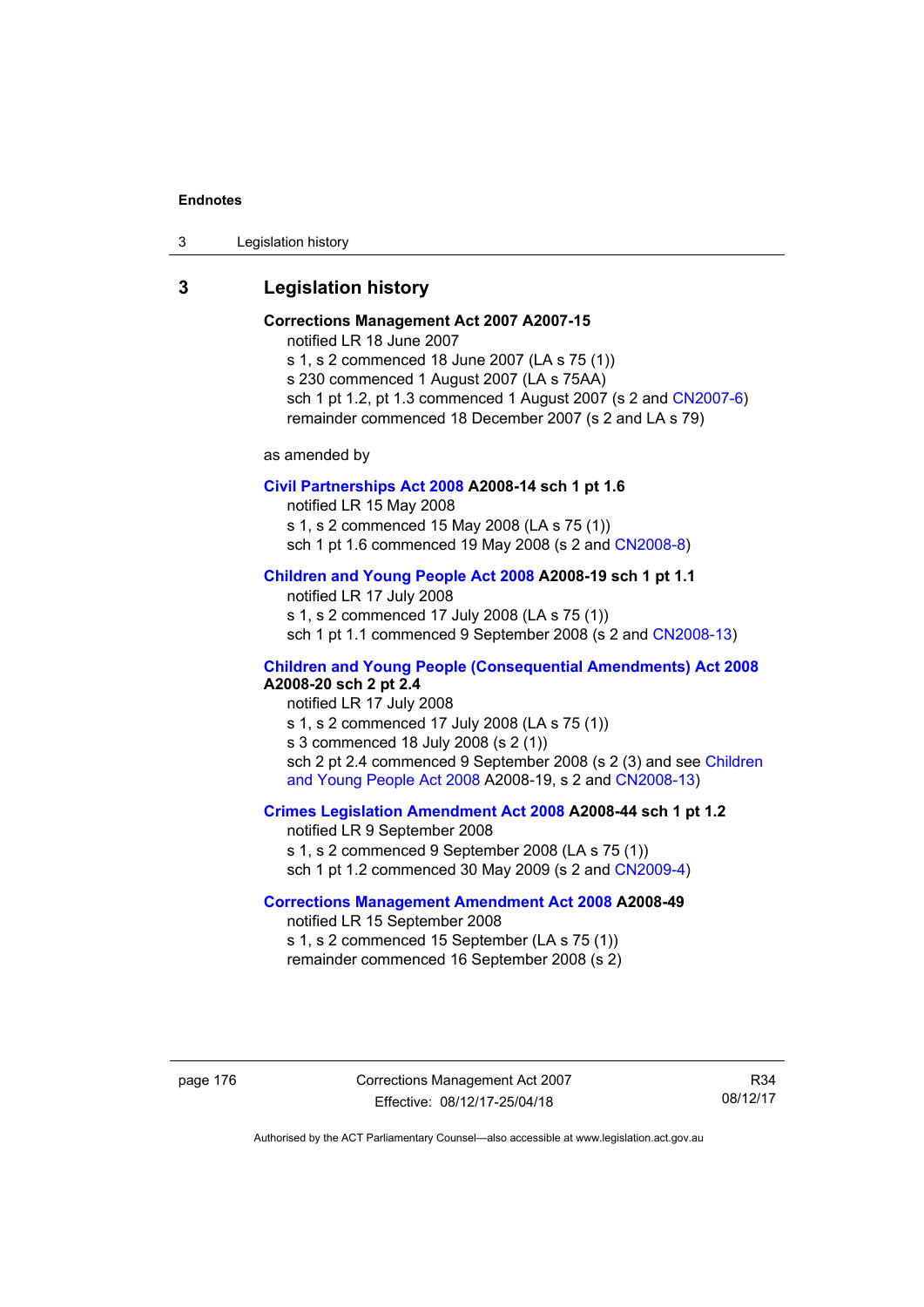## 3 Legislation history

**Corrections Management Act 2007 A2007-15**

notified LR 18 June 2007

s 1, s 2 commenced 18 June 2007 (LA s 75 (1))

s 230 commenced 1 August 2007 (LA s 75AA)

sch 1 pt 1.2, pt 1.3 commenced 1 August 2007 (s 2 and CN2007-6)

remainder commenced 18 December 2007 (s 2 and LA s 79)

as amended by

**Civil Partnerships Act 2008 A2008-14 sch 1 pt 1.6**

notified LR 15 May 2008

s 1, s 2 commenced 15 May 2008 (LA s 75 (1))

sch 1 pt 1.6 commenced 19 May 2008 (s 2 and CN2008-8)

**Children and Young People Act 2008 A2008-19 sch 1 pt 1.1**

notified LR 17 July 2008

s 1, s 2 commenced 17 July 2008 (LA s 75 (1))

sch 1 pt 1.1 commenced 9 September 2008 (s 2 and CN2008-13)

**Children and Young People (Consequential Amendments) Act 2008 A2008-20 sch 2 pt 2.4**

notified LR 17 July 2008

s 1, s 2 commenced 17 July 2008 (LA s 75 (1))

s 3 commenced 18 July 2008 (s 2 (1))

sch 2 pt 2.4 commenced 9 September 2008 (s 2 (3) and see Children and Young People Act 2008 A2008-19, s 2 and CN2008-13)

**Crimes Legislation Amendment Act 2008 A2008-44 sch 1 pt 1.2**

notified LR 9 September 2008

s 1, s 2 commenced 9 September 2008 (LA s 75 (1))

sch 1 pt 1.2 commenced 30 May 2009 (s 2 and CN2009-4)

**Corrections Management Amendment Act 2008 A2008-49**

notified LR 15 September 2008

s 1, s 2 commenced 15 September (LA s 75 (1))

remainder commenced 16 September 2008 (s 2)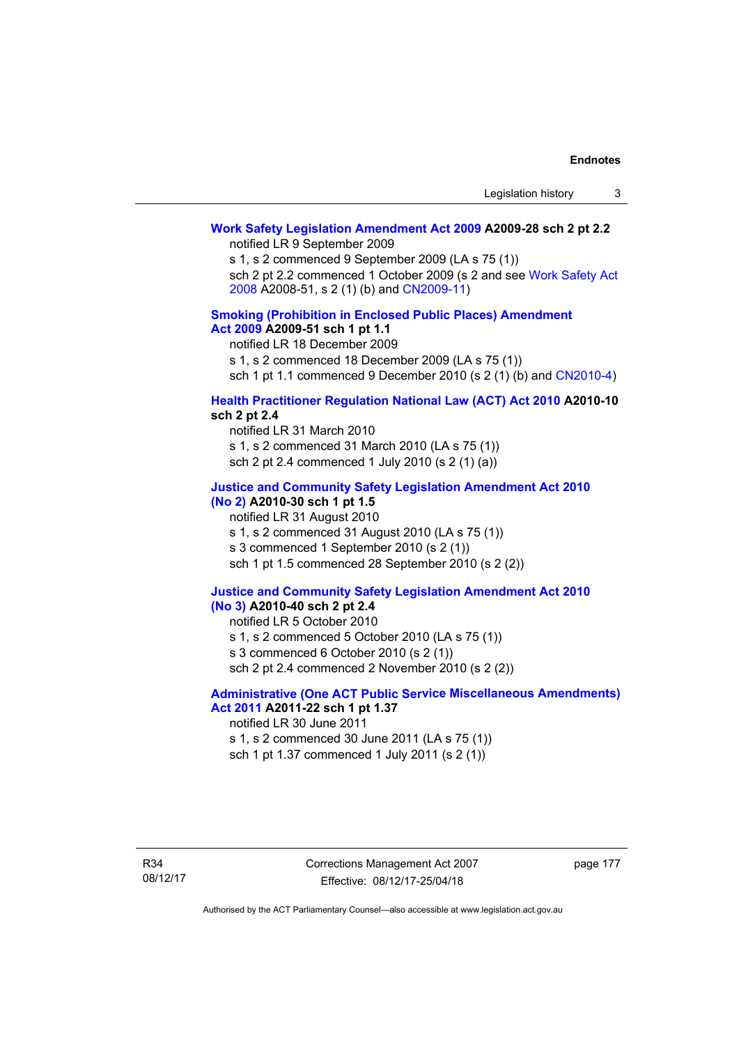**Work Safety Legislation Amendment Act 2009 A2009-28 sch 2 pt 2.2**

notified LR 9 September 2009

s 1, s 2 commenced 9 September 2009 (LA s 75 (1))

sch 2 pt 2.2 commenced 1 October 2009 (s 2 and see Work Safety Act 2008 A2008-51, s 2 (1) (b) and CN2009-11)

**Smoking (Prohibition in Enclosed Public Places) Amendment Act 2009 A2009-51 sch 1 pt 1.1**

notified LR 18 December 2009

s 1, s 2 commenced 18 December 2009 (LA s 75 (1))

sch 1 pt 1.1 commenced 9 December 2010 (s 2 (1) (b) and CN2010-4)

**Health Practitioner Regulation National Law (ACT) Act 2010 A2010-10 sch 2 pt 2.4**

notified LR 31 March 2010

s 1, s 2 commenced 31 March 2010 (LA s 75 (1))

sch 2 pt 2.4 commenced 1 July 2010 (s 2 (1) (a))

**Justice and Community Safety Legislation Amendment Act 2010 (No 2) A2010-30 sch 1 pt 1.5**

notified LR 31 August 2010

s 1, s 2 commenced 31 August 2010 (LA s 75 (1))

s 3 commenced 1 September 2010 (s 2 (1))

sch 1 pt 1.5 commenced 28 September 2010 (s 2 (2))

**Justice and Community Safety Legislation Amendment Act 2010 (No 3) A2010-40 sch 2 pt 2.4**

notified LR 5 October 2010

s 1, s 2 commenced 5 October 2010 (LA s 75 (1))

s 3 commenced 6 October 2010 (s 2 (1))

sch 2 pt 2.4 commenced 2 November 2010 (s 2 (2))

**Administrative (One ACT Public Service Miscellaneous Amendments) Act 2011 A2011-22 sch 1 pt 1.37**

notified LR 30 June 2011

s 1, s 2 commenced 30 June 2011 (LA s 75 (1))

sch 1 pt 1.37 commenced 1 July 2011 (s 2 (1))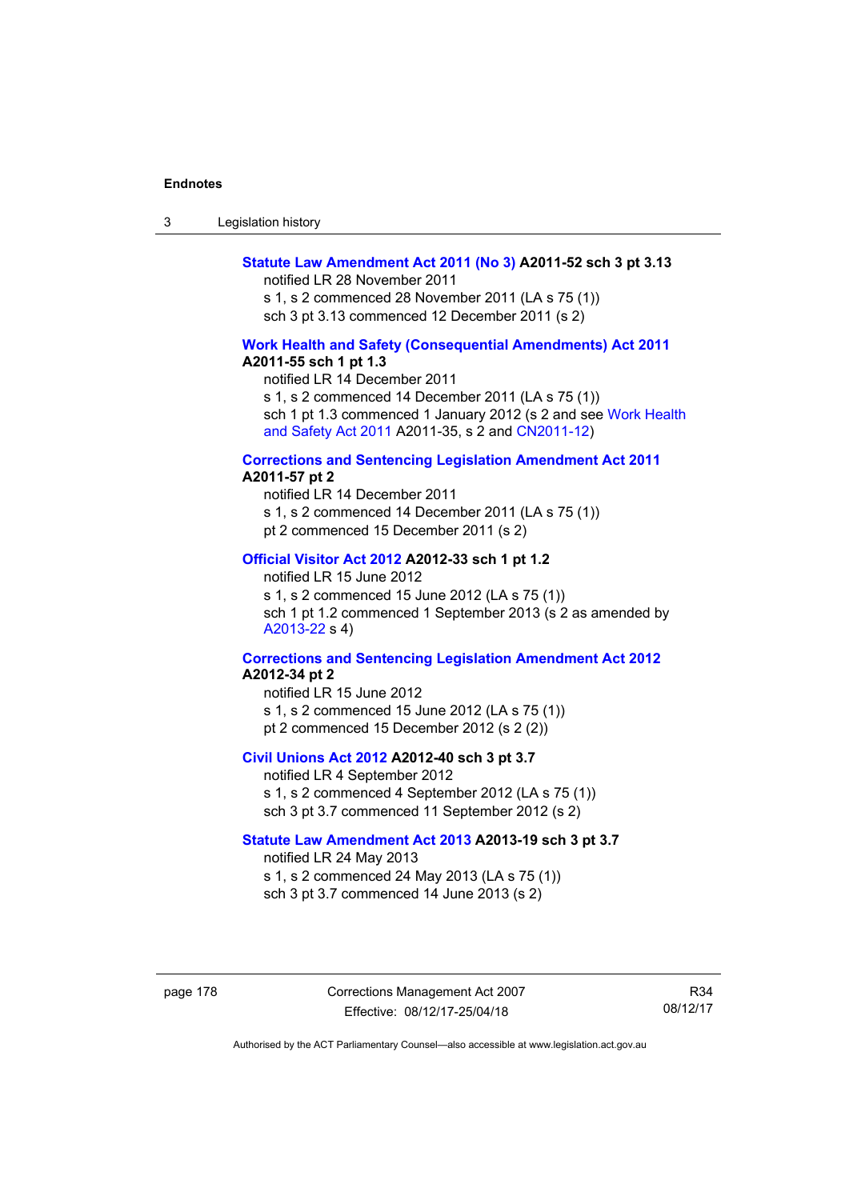**Statute Law Amendment Act 2011 (No 3) A2011-52 sch 3 pt 3.13**

notified LR 28 November 2011
s 1, s 2 commenced 28 November 2011 (LA s 75 (1))
sch 3 pt 3.13 commenced 12 December 2011 (s 2)

**Work Health and Safety (Consequential Amendments) Act 2011 A2011-55 sch 1 pt 1.3**

notified LR 14 December 2011
s 1, s 2 commenced 14 December 2011 (LA s 75 (1))
sch 1 pt 1.3 commenced 1 January 2012 (s 2 and see Work Health and Safety Act 2011 A2011-35, s 2 and CN2011-12)

**Corrections and Sentencing Legislation Amendment Act 2011 A2011-57 pt 2**

notified LR 14 December 2011
s 1, s 2 commenced 14 December 2011 (LA s 75 (1))
pt 2 commenced 15 December 2011 (s 2)

**Official Visitor Act 2012 A2012-33 sch 1 pt 1.2**

notified LR 15 June 2012
s 1, s 2 commenced 15 June 2012 (LA s 75 (1))
sch 1 pt 1.2 commenced 1 September 2013 (s 2 as amended by A2013-22 s 4)

**Corrections and Sentencing Legislation Amendment Act 2012 A2012-34 pt 2**

notified LR 15 June 2012
s 1, s 2 commenced 15 June 2012 (LA s 75 (1))
pt 2 commenced 15 December 2012 (s 2 (2))

**Civil Unions Act 2012 A2012-40 sch 3 pt 3.7**

notified LR 4 September 2012
s 1, s 2 commenced 4 September 2012 (LA s 75 (1))
sch 3 pt 3.7 commenced 11 September 2012 (s 2)

**Statute Law Amendment Act 2013 A2013-19 sch 3 pt 3.7**

notified LR 24 May 2013
s 1, s 2 commenced 24 May 2013 (LA s 75 (1))
sch 3 pt 3.7 commenced 14 June 2013 (s 2)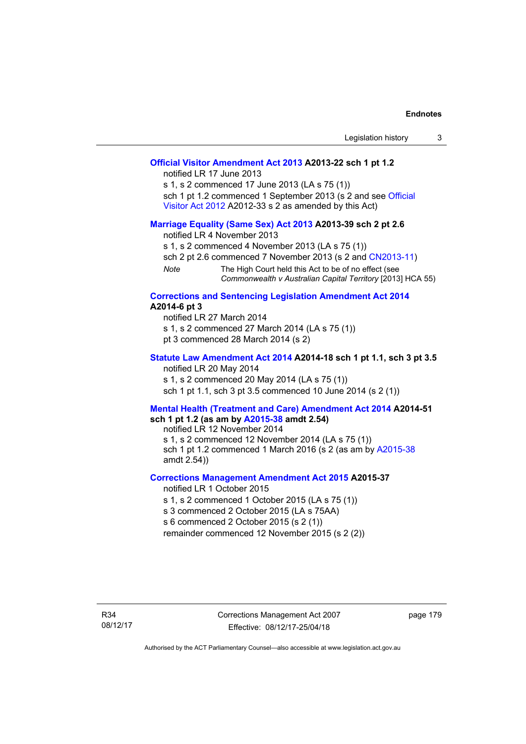**Official Visitor Amendment Act 2013 A2013-22 sch 1 pt 1.2**

notified LR 17 June 2013

s 1, s 2 commenced 17 June 2013 (LA s 75 (1))

sch 1 pt 1.2 commenced 1 September 2013 (s 2 and see Official Visitor Act 2012 A2012-33 s 2 as amended by this Act)

**Marriage Equality (Same Sex) Act 2013 A2013-39 sch 2 pt 2.6**

notified LR 4 November 2013

s 1, s 2 commenced 4 November 2013 (LA s 75 (1))

sch 2 pt 2.6 commenced 7 November 2013 (s 2 and CN2013-11)

*Note* The High Court held this Act to be of no effect (see *Commonwealth v Australian Capital Territory* [2013] HCA 55)

**Corrections and Sentencing Legislation Amendment Act 2014 A2014-6 pt 3**

notified LR 27 March 2014

s 1, s 2 commenced 27 March 2014 (LA s 75 (1))

pt 3 commenced 28 March 2014 (s 2)

**Statute Law Amendment Act 2014 A2014-18 sch 1 pt 1.1, sch 3 pt 3.5**

notified LR 20 May 2014

s 1, s 2 commenced 20 May 2014 (LA s 75 (1))

sch 1 pt 1.1, sch 3 pt 3.5 commenced 10 June 2014 (s 2 (1))

**Mental Health (Treatment and Care) Amendment Act 2014 A2014-51 sch 1 pt 1.2 (as am by A2015-38 amdt 2.54)**

notified LR 12 November 2014

s 1, s 2 commenced 12 November 2014 (LA s 75 (1))

sch 1 pt 1.2 commenced 1 March 2016 (s 2 (as am by A2015-38 amdt 2.54))

**Corrections Management Amendment Act 2015 A2015-37**

notified LR 1 October 2015

s 1, s 2 commenced 1 October 2015 (LA s 75 (1))

s 3 commenced 2 October 2015 (LA s 75AA)

s 6 commenced 2 October 2015 (s 2 (1))

remainder commenced 12 November 2015 (s 2 (2))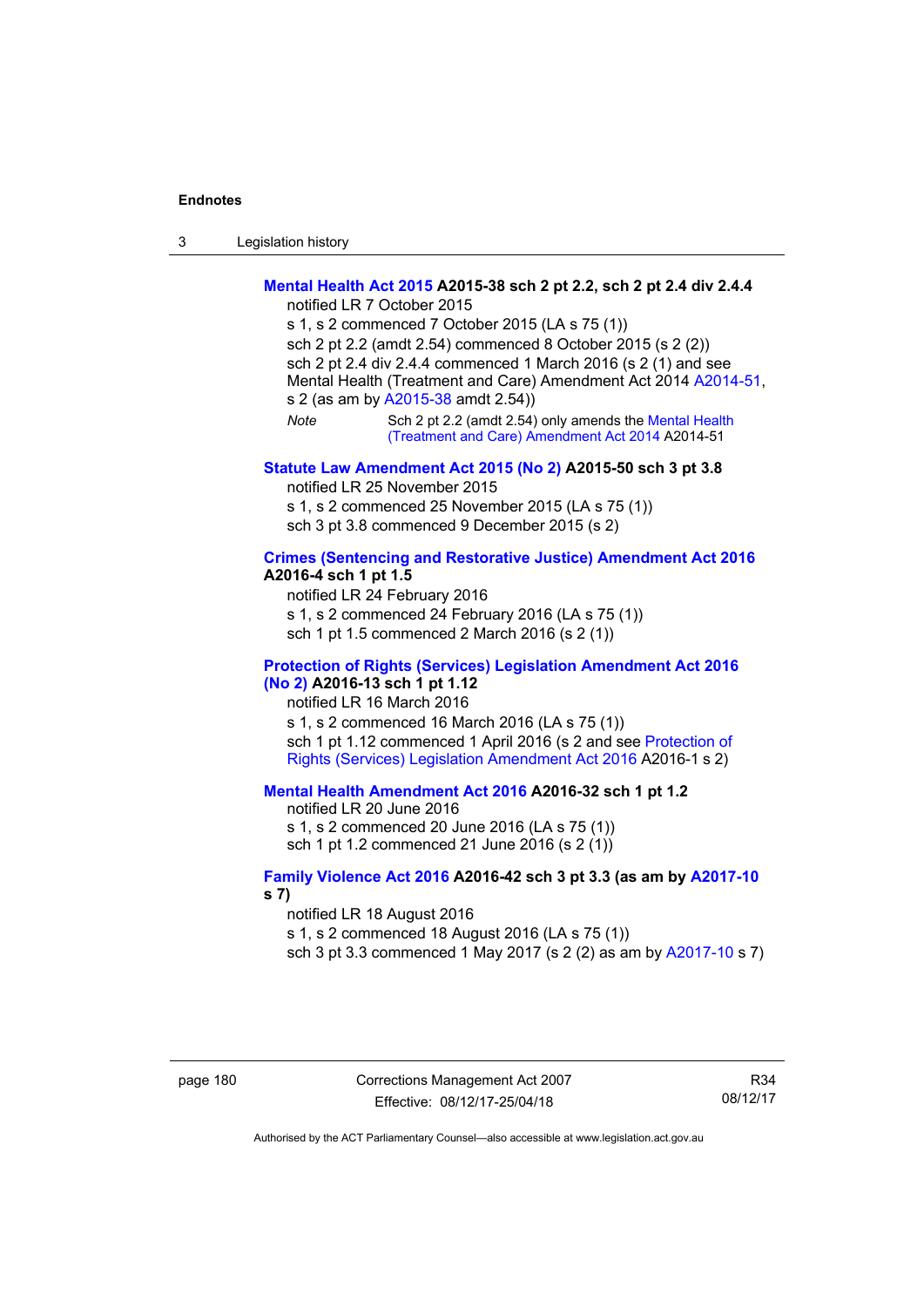**Mental Health Act 2015 A2015-38 sch 2 pt 2.2, sch 2 pt 2.4 div 2.4.4**

notified LR 7 October 2015

s 1, s 2 commenced 7 October 2015 (LA s 75 (1))

sch 2 pt 2.2 (amdt 2.54) commenced 8 October 2015 (s 2 (2))

sch 2 pt 2.4 div 2.4.4 commenced 1 March 2016 (s 2 (1) and see Mental Health (Treatment and Care) Amendment Act 2014 A2014-51, s 2 (as am by A2015-38 amdt 2.54))

*Note* Sch 2 pt 2.2 (amdt 2.54) only amends the Mental Health (Treatment and Care) Amendment Act 2014 A2014-51

**Statute Law Amendment Act 2015 (No 2) A2015-50 sch 3 pt 3.8**

notified LR 25 November 2015

s 1, s 2 commenced 25 November 2015 (LA s 75 (1))

sch 3 pt 3.8 commenced 9 December 2015 (s 2)

**Crimes (Sentencing and Restorative Justice) Amendment Act 2016 A2016-4 sch 1 pt 1.5**

notified LR 24 February 2016

s 1, s 2 commenced 24 February 2016 (LA s 75 (1))

sch 1 pt 1.5 commenced 2 March 2016 (s 2 (1))

**Protection of Rights (Services) Legislation Amendment Act 2016 (No 2) A2016-13 sch 1 pt 1.12**

notified LR 16 March 2016

s 1, s 2 commenced 16 March 2016 (LA s 75 (1))

sch 1 pt 1.12 commenced 1 April 2016 (s 2 and see Protection of Rights (Services) Legislation Amendment Act 2016 A2016-1 s 2)

**Mental Health Amendment Act 2016 A2016-32 sch 1 pt 1.2**

notified LR 20 June 2016

s 1, s 2 commenced 20 June 2016 (LA s 75 (1))

sch 1 pt 1.2 commenced 21 June 2016 (s 2 (1))

**Family Violence Act 2016 A2016-42 sch 3 pt 3.3 (as am by A2017-10 s 7)**

notified LR 18 August 2016

s 1, s 2 commenced 18 August 2016 (LA s 75 (1))

sch 3 pt 3.3 commenced 1 May 2017 (s 2 (2) as am by A2017-10 s 7)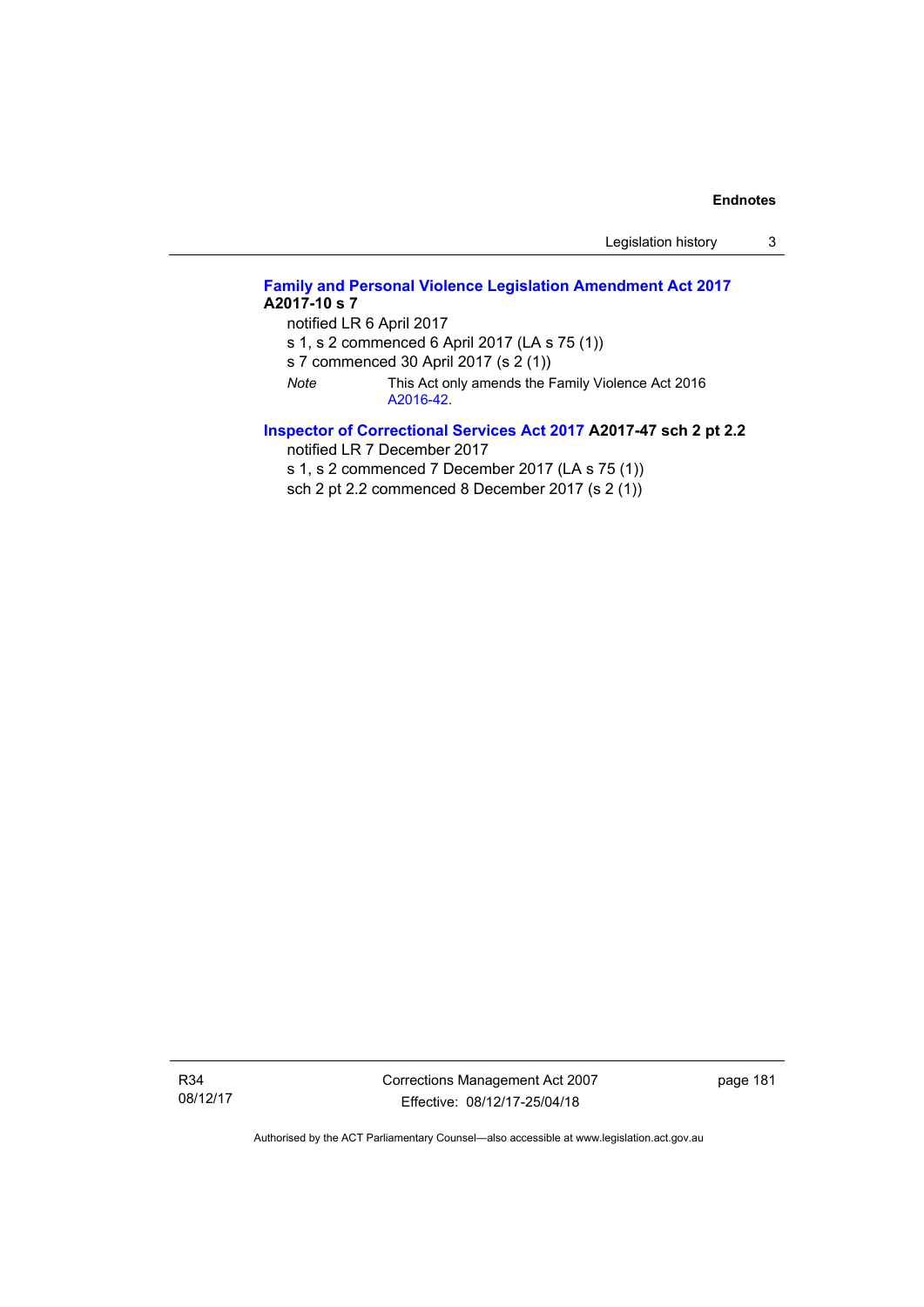**Family and Personal Violence Legislation Amendment Act 2017 A2017-10 s 7**

notified LR 6 April 2017

s 1, s 2 commenced 6 April 2017 (LA s 75 (1))

s 7 commenced 30 April 2017 (s 2 (1))

*Note* This Act only amends the Family Violence Act 2016 A2016-42.

**Inspector of Correctional Services Act 2017 A2017-47 sch 2 pt 2.2**

notified LR 7 December 2017

s 1, s 2 commenced 7 December 2017 (LA s 75 (1))

sch 2 pt 2.2 commenced 8 December 2017 (s 2 (1))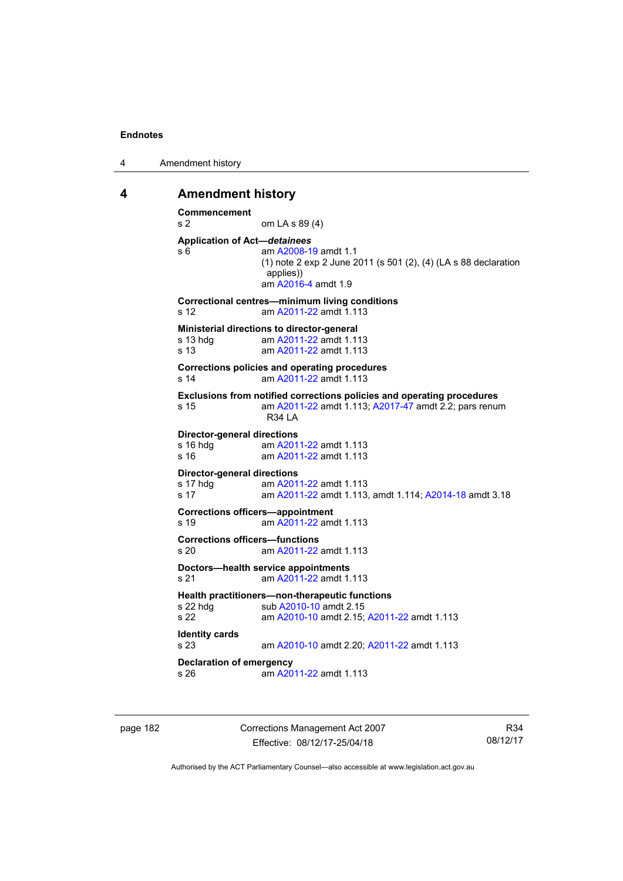# 4 Amendment history

**Commencement**
s 2 om LA s 89 (4)

**Application of Act—*detainees***
s 6 am A2008-19 amdt 1.1
(1) note 2 exp 2 June 2011 (s 501 (2), (4) (LA s 88 declaration applies))
am A2016-4 amdt 1.9

**Correctional centres—minimum living conditions**
s 12 am A2011-22 amdt 1.113

**Ministerial directions to director-general**
s 13 hdg am A2011-22 amdt 1.113
s 13 am A2011-22 amdt 1.113

**Corrections policies and operating procedures**
s 14 am A2011-22 amdt 1.113

**Exclusions from notified corrections policies and operating procedures**
s 15 am A2011-22 amdt 1.113; A2017-47 amdt 2.2; pars renum R34 LA

**Director-general directions**
s 16 hdg am A2011-22 amdt 1.113
s 16 am A2011-22 amdt 1.113

**Director-general directions**
s 17 hdg am A2011-22 amdt 1.113
s 17 am A2011-22 amdt 1.113, amdt 1.114; A2014-18 amdt 3.18

**Corrections officers—appointment**
s 19 am A2011-22 amdt 1.113

**Corrections officers—functions**
s 20 am A2011-22 amdt 1.113

**Doctors—health service appointments**
s 21 am A2011-22 amdt 1.113

**Health practitioners—non-therapeutic functions**
s 22 hdg sub A2010-10 amdt 2.15
s 22 am A2010-10 amdt 2.15; A2011-22 amdt 1.113

**Identity cards**
s 23 am A2010-10 amdt 2.20; A2011-22 amdt 1.113

**Declaration of emergency**
s 26 am A2011-22 amdt 1.113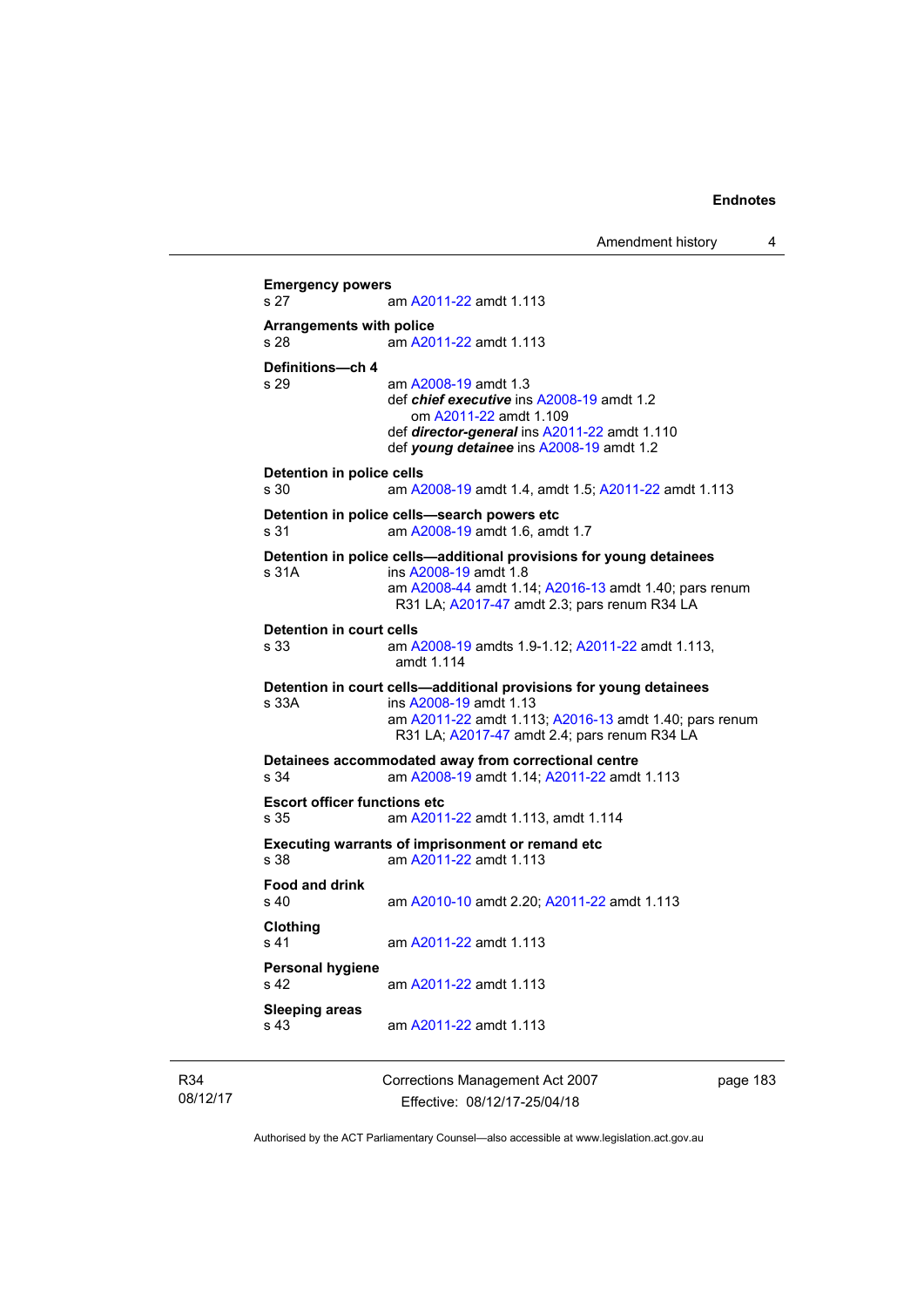**Emergency powers**
s 27 am A2011-22 amdt 1.113

**Arrangements with police**
s 28 am A2011-22 amdt 1.113

**Definitions—ch 4**
s 29 am A2008-19 amdt 1.3
def ***chief executive*** ins A2008-19 amdt 1.2
om A2011-22 amdt 1.109
def ***director-general*** ins A2011-22 amdt 1.110
def ***young detainee*** ins A2008-19 amdt 1.2

**Detention in police cells**
s 30 am A2008-19 amdt 1.4, amdt 1.5; A2011-22 amdt 1.113

**Detention in police cells—search powers etc**
s 31 am A2008-19 amdt 1.6, amdt 1.7

**Detention in police cells—additional provisions for young detainees**
s 31A ins A2008-19 amdt 1.8
am A2008-44 amdt 1.14; A2016-13 amdt 1.40; pars renum R31 LA; A2017-47 amdt 2.3; pars renum R34 LA

**Detention in court cells**
s 33 am A2008-19 amdts 1.9-1.12; A2011-22 amdt 1.113, amdt 1.114

**Detention in court cells—additional provisions for young detainees**
s 33A ins A2008-19 amdt 1.13
am A2011-22 amdt 1.113; A2016-13 amdt 1.40; pars renum R31 LA; A2017-47 amdt 2.4; pars renum R34 LA

**Detainees accommodated away from correctional centre**
s 34 am A2008-19 amdt 1.14; A2011-22 amdt 1.113

**Escort officer functions etc**
s 35 am A2011-22 amdt 1.113, amdt 1.114

**Executing warrants of imprisonment or remand etc**
s 38 am A2011-22 amdt 1.113

**Food and drink**
s 40 am A2010-10 amdt 2.20; A2011-22 amdt 1.113

**Clothing**
s 41 am A2011-22 amdt 1.113

**Personal hygiene**
s 42 am A2011-22 amdt 1.113

**Sleeping areas**
s 43 am A2011-22 amdt 1.113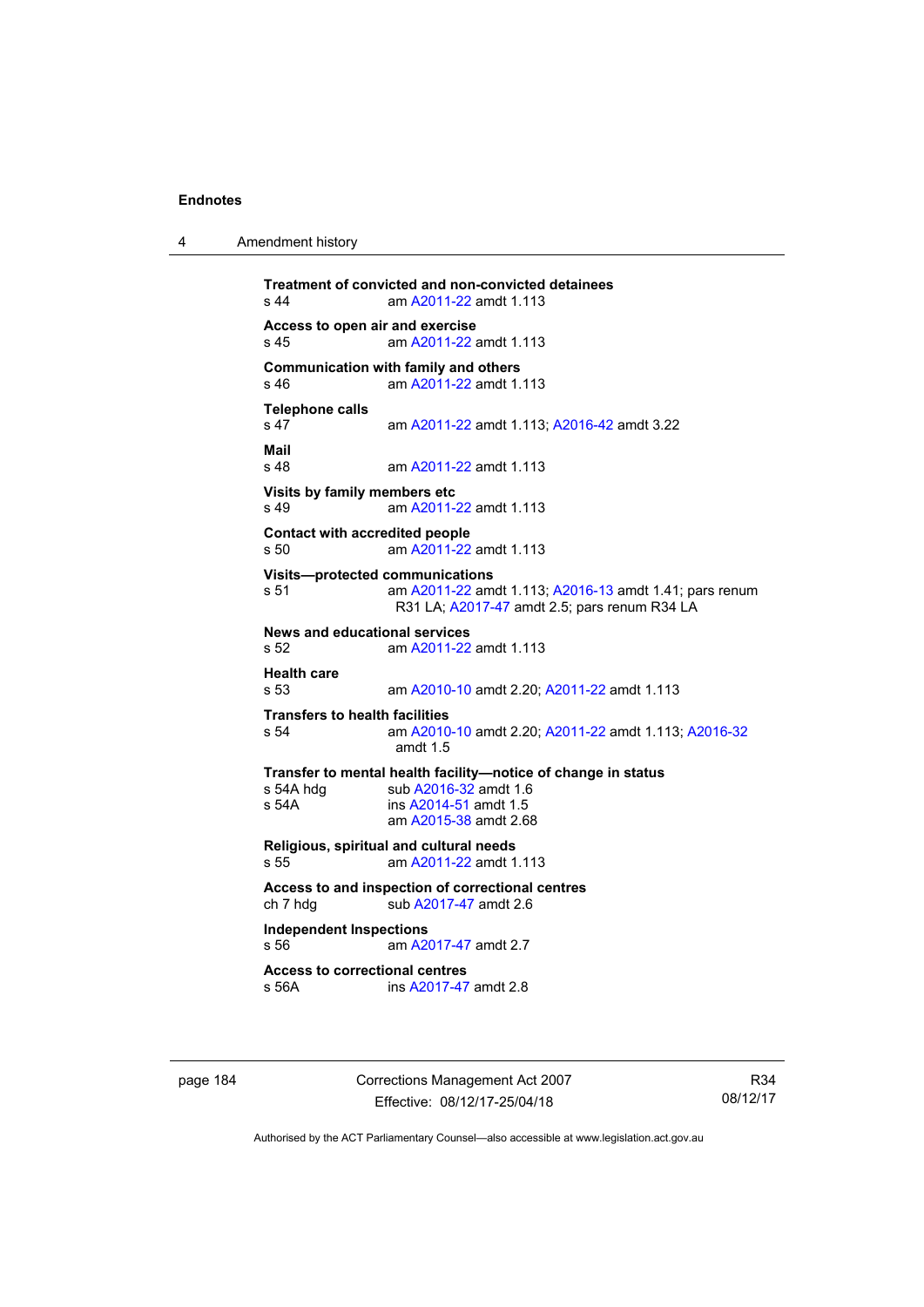**Treatment of convicted and non-convicted detainees**
s 44 am A2011-22 amdt 1.113

**Access to open air and exercise**
s 45 am A2011-22 amdt 1.113

**Communication with family and others**
s 46 am A2011-22 amdt 1.113

**Telephone calls**
s 47 am A2011-22 amdt 1.113; A2016-42 amdt 3.22

**Mail**
s 48 am A2011-22 amdt 1.113

**Visits by family members etc**
s 49 am A2011-22 amdt 1.113

**Contact with accredited people**
s 50 am A2011-22 amdt 1.113

**Visits—protected communications**
s 51 am A2011-22 amdt 1.113; A2016-13 amdt 1.41; pars renum R31 LA; A2017-47 amdt 2.5; pars renum R34 LA

**News and educational services**
s 52 am A2011-22 amdt 1.113

**Health care**
s 53 am A2010-10 amdt 2.20; A2011-22 amdt 1.113

**Transfers to health facilities**
s 54 am A2010-10 amdt 2.20; A2011-22 amdt 1.113; A2016-32 amdt 1.5

**Transfer to mental health facility—notice of change in status**
s 54A hdg sub A2016-32 amdt 1.6
s 54A ins A2014-51 amdt 1.5
am A2015-38 amdt 2.68

**Religious, spiritual and cultural needs**
s 55 am A2011-22 amdt 1.113

**Access to and inspection of correctional centres**
ch 7 hdg sub A2017-47 amdt 2.6

**Independent Inspections**
s 56 am A2017-47 amdt 2.7

**Access to correctional centres**
s 56A ins A2017-47 amdt 2.8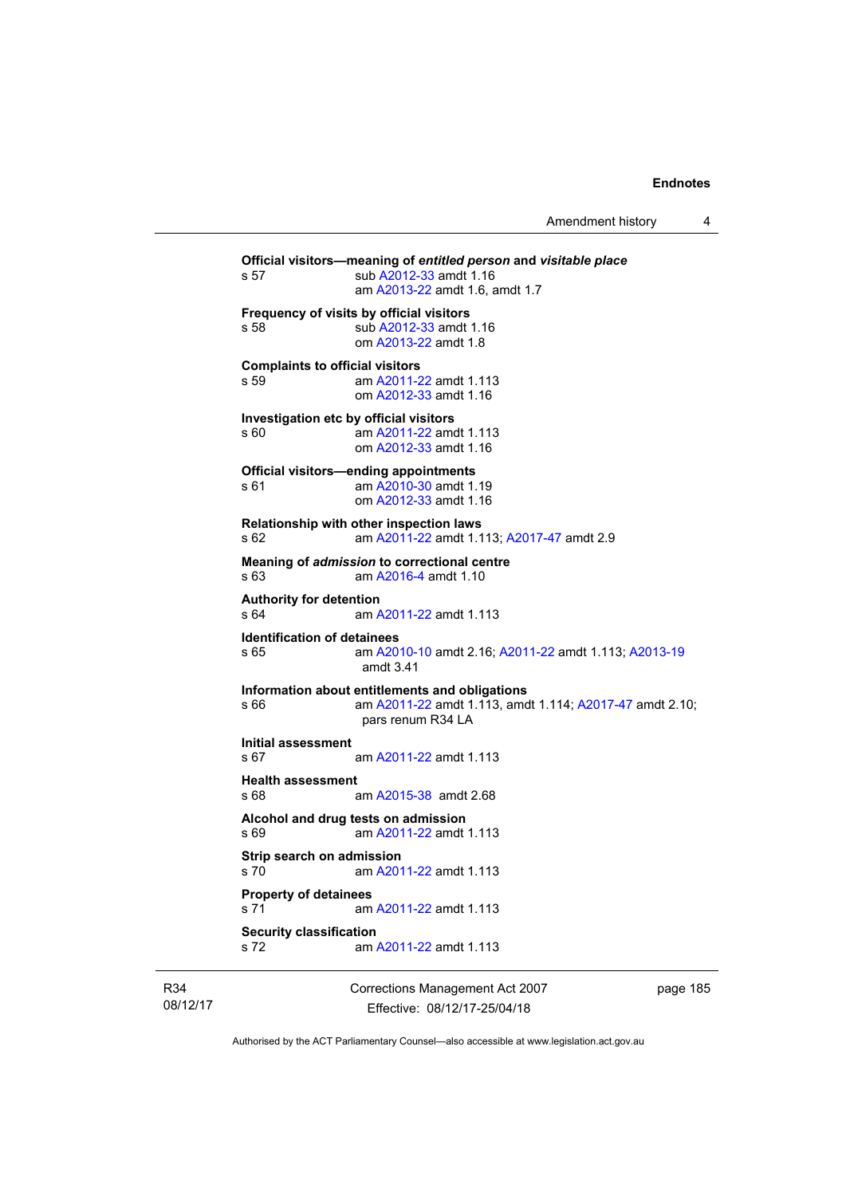**Official visitors—meaning of *entitled person* and *visitable place***
s 57 sub A2012-33 amdt 1.16
am A2013-22 amdt 1.6, amdt 1.7

**Frequency of visits by official visitors**
s 58 sub A2012-33 amdt 1.16
om A2013-22 amdt 1.8

**Complaints to official visitors**
s 59 am A2011-22 amdt 1.113
om A2012-33 amdt 1.16

**Investigation etc by official visitors**
s 60 am A2011-22 amdt 1.113
om A2012-33 amdt 1.16

**Official visitors—ending appointments**
s 61 am A2010-30 amdt 1.19
om A2012-33 amdt 1.16

**Relationship with other inspection laws**
s 62 am A2011-22 amdt 1.113; A2017-47 amdt 2.9

**Meaning of *admission* to correctional centre**
s 63 am A2016-4 amdt 1.10

**Authority for detention**
s 64 am A2011-22 amdt 1.113

**Identification of detainees**
s 65 am A2010-10 amdt 2.16; A2011-22 amdt 1.113; A2013-19 amdt 3.41

**Information about entitlements and obligations**
s 66 am A2011-22 amdt 1.113, amdt 1.114; A2017-47 amdt 2.10; pars renum R34 LA

**Initial assessment**
s 67 am A2011-22 amdt 1.113

**Health assessment**
s 68 am A2015-38 amdt 2.68

**Alcohol and drug tests on admission**
s 69 am A2011-22 amdt 1.113

**Strip search on admission**
s 70 am A2011-22 amdt 1.113

**Property of detainees**
s 71 am A2011-22 amdt 1.113

**Security classification**
s 72 am A2011-22 amdt 1.113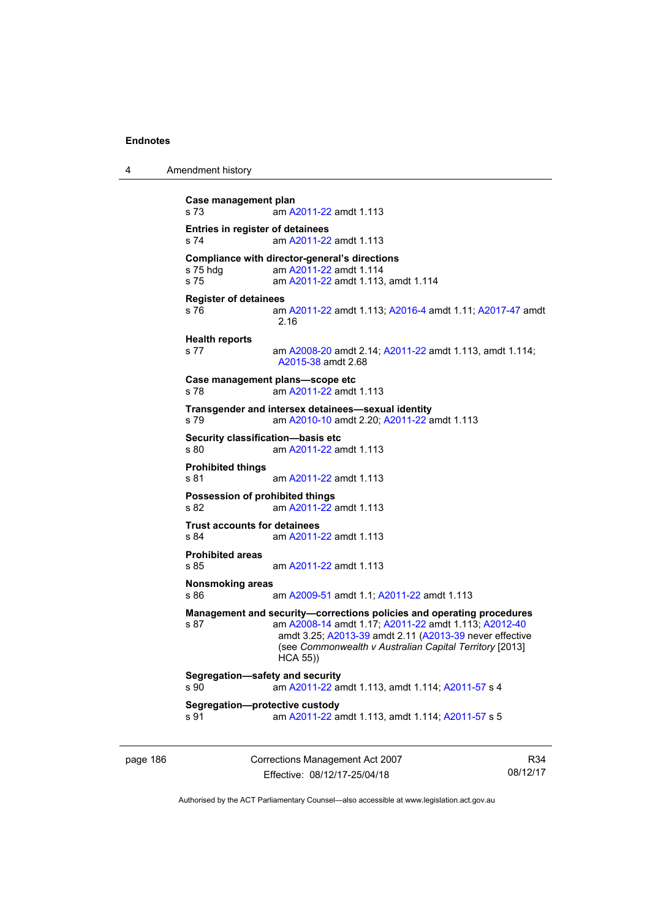**Case management plan**
s 73 am A2011-22 amdt 1.113

**Entries in register of detainees**
s 74 am A2011-22 amdt 1.113

**Compliance with director-general's directions**
s 75 hdg am A2011-22 amdt 1.114
s 75 am A2011-22 amdt 1.113, amdt 1.114

**Register of detainees**
s 76 am A2011-22 amdt 1.113; A2016-4 amdt 1.11; A2017-47 amdt 2.16

**Health reports**
s 77 am A2008-20 amdt 2.14; A2011-22 amdt 1.113, amdt 1.114; A2015-38 amdt 2.68

**Case management plans—scope etc**
s 78 am A2011-22 amdt 1.113

**Transgender and intersex detainees—sexual identity**
s 79 am A2010-10 amdt 2.20; A2011-22 amdt 1.113

**Security classification—basis etc**
s 80 am A2011-22 amdt 1.113

**Prohibited things**
s 81 am A2011-22 amdt 1.113

**Possession of prohibited things**
s 82 am A2011-22 amdt 1.113

**Trust accounts for detainees**
s 84 am A2011-22 amdt 1.113

**Prohibited areas**
s 85 am A2011-22 amdt 1.113

**Nonsmoking areas**
s 86 am A2009-51 amdt 1.1; A2011-22 amdt 1.113

**Management and security—corrections policies and operating procedures**
s 87 am A2008-14 amdt 1.17; A2011-22 amdt 1.113; A2012-40 amdt 3.25; A2013-39 amdt 2.11 (A2013-39 never effective (see *Commonwealth v Australian Capital Territory* [2013] HCA 55))

**Segregation—safety and security**
s 90 am A2011-22 amdt 1.113, amdt 1.114; A2011-57 s 4

**Segregation—protective custody**
s 91 am A2011-22 amdt 1.113, amdt 1.114; A2011-57 s 5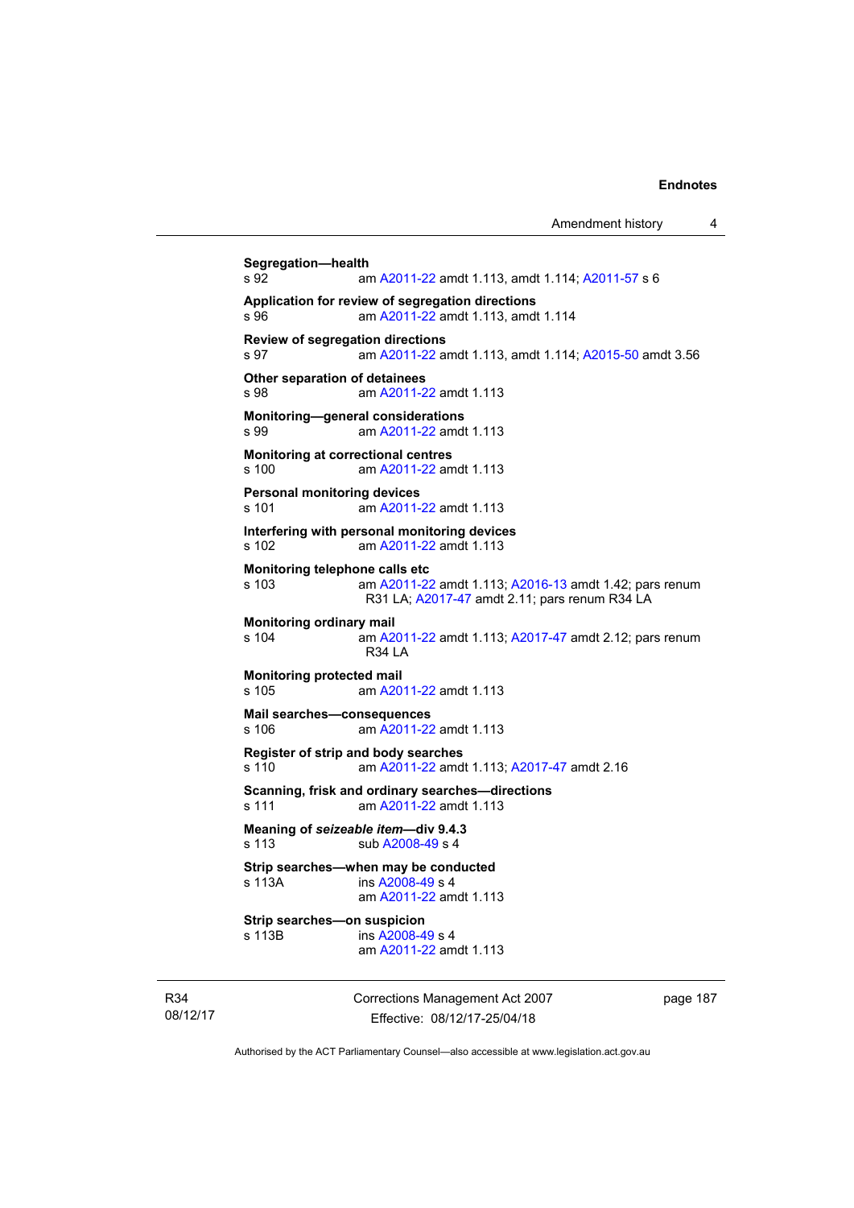**Segregation—health**

s 92 am A2011-22 amdt 1.113, amdt 1.114; A2011-57 s 6

**Application for review of segregation directions**

s 96 am A2011-22 amdt 1.113, amdt 1.114

**Review of segregation directions**

s 97 am A2011-22 amdt 1.113, amdt 1.114; A2015-50 amdt 3.56

**Other separation of detainees**

s 98 am A2011-22 amdt 1.113

**Monitoring—general considerations**

s 99 am A2011-22 amdt 1.113

**Monitoring at correctional centres**

s 100 am A2011-22 amdt 1.113

**Personal monitoring devices**

s 101 am A2011-22 amdt 1.113

**Interfering with personal monitoring devices**

s 102 am A2011-22 amdt 1.113

**Monitoring telephone calls etc**

s 103 am A2011-22 amdt 1.113; A2016-13 amdt 1.42; pars renum R31 LA; A2017-47 amdt 2.11; pars renum R34 LA

**Monitoring ordinary mail**

s 104 am A2011-22 amdt 1.113; A2017-47 amdt 2.12; pars renum R34 LA

**Monitoring protected mail**

s 105 am A2011-22 amdt 1.113

**Mail searches—consequences**

s 106 am A2011-22 amdt 1.113

**Register of strip and body searches**

s 110 am A2011-22 amdt 1.113; A2017-47 amdt 2.16

**Scanning, frisk and ordinary searches—directions**

s 111 am A2011-22 amdt 1.113

**Meaning of *seizeable item*—div 9.4.3**

s 113 sub A2008-49 s 4

**Strip searches—when may be conducted**

s 113A ins A2008-49 s 4
am A2011-22 amdt 1.113

**Strip searches—on suspicion**

s 113B ins A2008-49 s 4
am A2011-22 amdt 1.113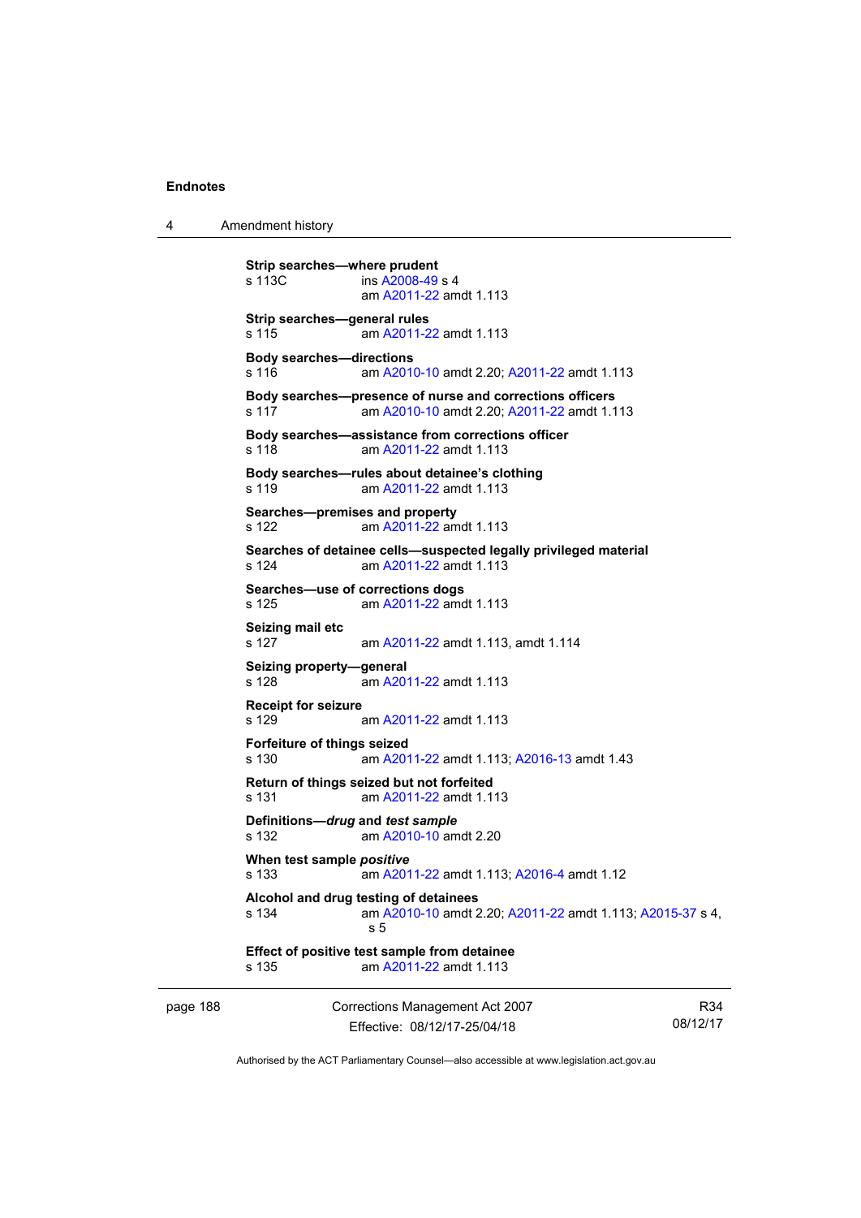**Strip searches—where prudent**
s 113C ins A2008-49 s 4
am A2011-22 amdt 1.113

**Strip searches—general rules**
s 115 am A2011-22 amdt 1.113

**Body searches—directions**
s 116 am A2010-10 amdt 2.20; A2011-22 amdt 1.113

**Body searches—presence of nurse and corrections officers**
s 117 am A2010-10 amdt 2.20; A2011-22 amdt 1.113

**Body searches—assistance from corrections officer**
s 118 am A2011-22 amdt 1.113

**Body searches—rules about detainee's clothing**
s 119 am A2011-22 amdt 1.113

**Searches—premises and property**
s 122 am A2011-22 amdt 1.113

**Searches of detainee cells—suspected legally privileged material**
s 124 am A2011-22 amdt 1.113

**Searches—use of corrections dogs**
s 125 am A2011-22 amdt 1.113

**Seizing mail etc**
s 127 am A2011-22 amdt 1.113, amdt 1.114

**Seizing property—general**
s 128 am A2011-22 amdt 1.113

**Receipt for seizure**
s 129 am A2011-22 amdt 1.113

**Forfeiture of things seized**
s 130 am A2011-22 amdt 1.113; A2016-13 amdt 1.43

**Return of things seized but not forfeited**
s 131 am A2011-22 amdt 1.113

**Definitions—*drug* and *test sample***
s 132 am A2010-10 amdt 2.20

**When test sample *positive***
s 133 am A2011-22 amdt 1.113; A2016-4 amdt 1.12

**Alcohol and drug testing of detainees**
s 134 am A2010-10 amdt 2.20; A2011-22 amdt 1.113; A2015-37 s 4, s 5

**Effect of positive test sample from detainee**
s 135 am A2011-22 amdt 1.113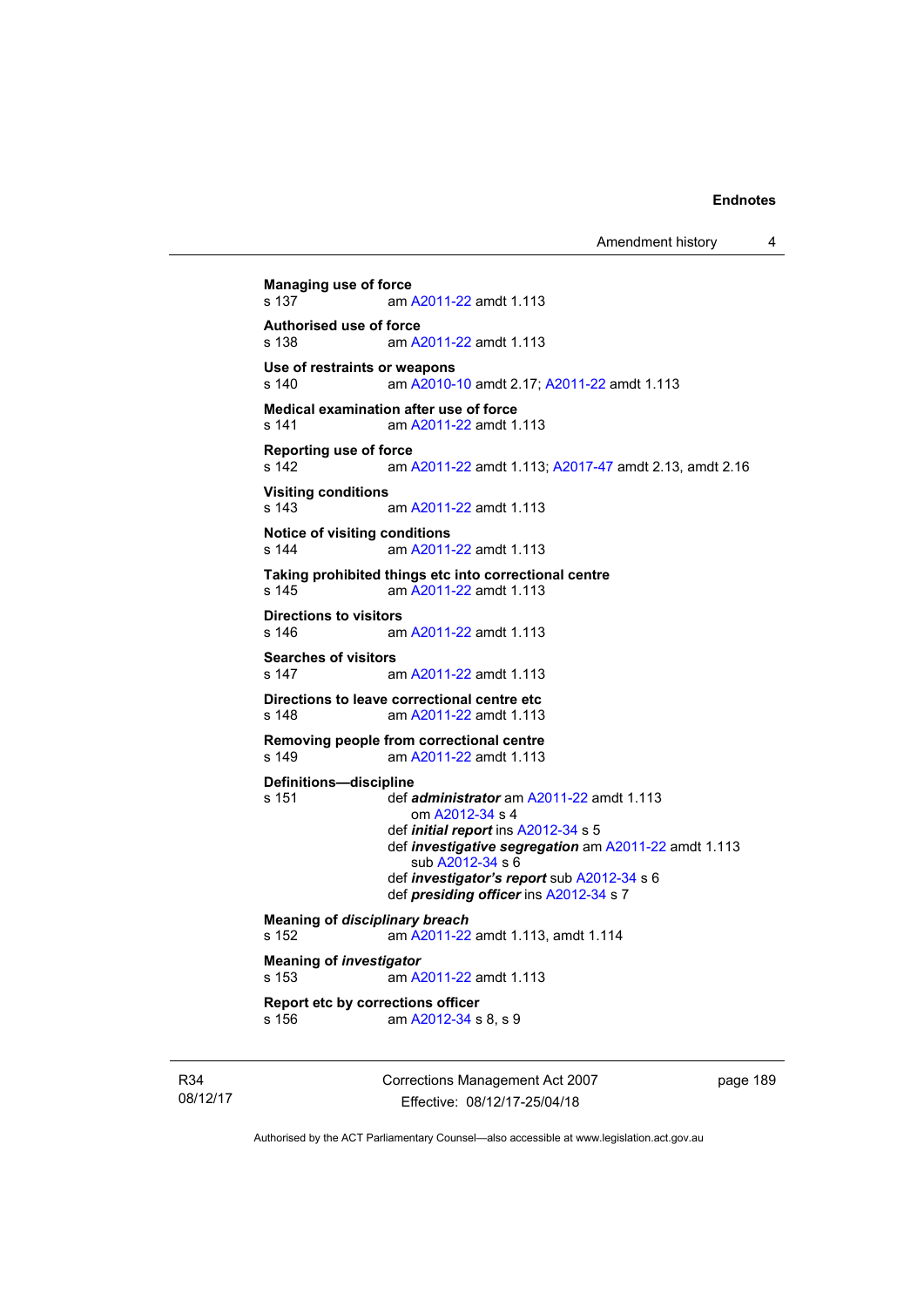**Managing use of force**
s 137 am A2011-22 amdt 1.113

**Authorised use of force**
s 138 am A2011-22 amdt 1.113

**Use of restraints or weapons**
s 140 am A2010-10 amdt 2.17; A2011-22 amdt 1.113

**Medical examination after use of force**
s 141 am A2011-22 amdt 1.113

**Reporting use of force**
s 142 am A2011-22 amdt 1.113; A2017-47 amdt 2.13, amdt 2.16

**Visiting conditions**
s 143 am A2011-22 amdt 1.113

**Notice of visiting conditions**
s 144 am A2011-22 amdt 1.113

**Taking prohibited things etc into correctional centre**
s 145 am A2011-22 amdt 1.113

**Directions to visitors**
s 146 am A2011-22 amdt 1.113

**Searches of visitors**
s 147 am A2011-22 amdt 1.113

**Directions to leave correctional centre etc**
s 148 am A2011-22 amdt 1.113

**Removing people from correctional centre**
s 149 am A2011-22 amdt 1.113

**Definitions—discipline**
s 151 def ***administrator*** am A2011-22 amdt 1.113
om A2012-34 s 4
def ***initial report*** ins A2012-34 s 5
def ***investigative segregation*** am A2011-22 amdt 1.113
sub A2012-34 s 6
def ***investigator's report*** sub A2012-34 s 6
def ***presiding officer*** ins A2012-34 s 7

**Meaning of *disciplinary breach***
s 152 am A2011-22 amdt 1.113, amdt 1.114

**Meaning of *investigator***
s 153 am A2011-22 amdt 1.113

**Report etc by corrections officer**
s 156 am A2012-34 s 8, s 9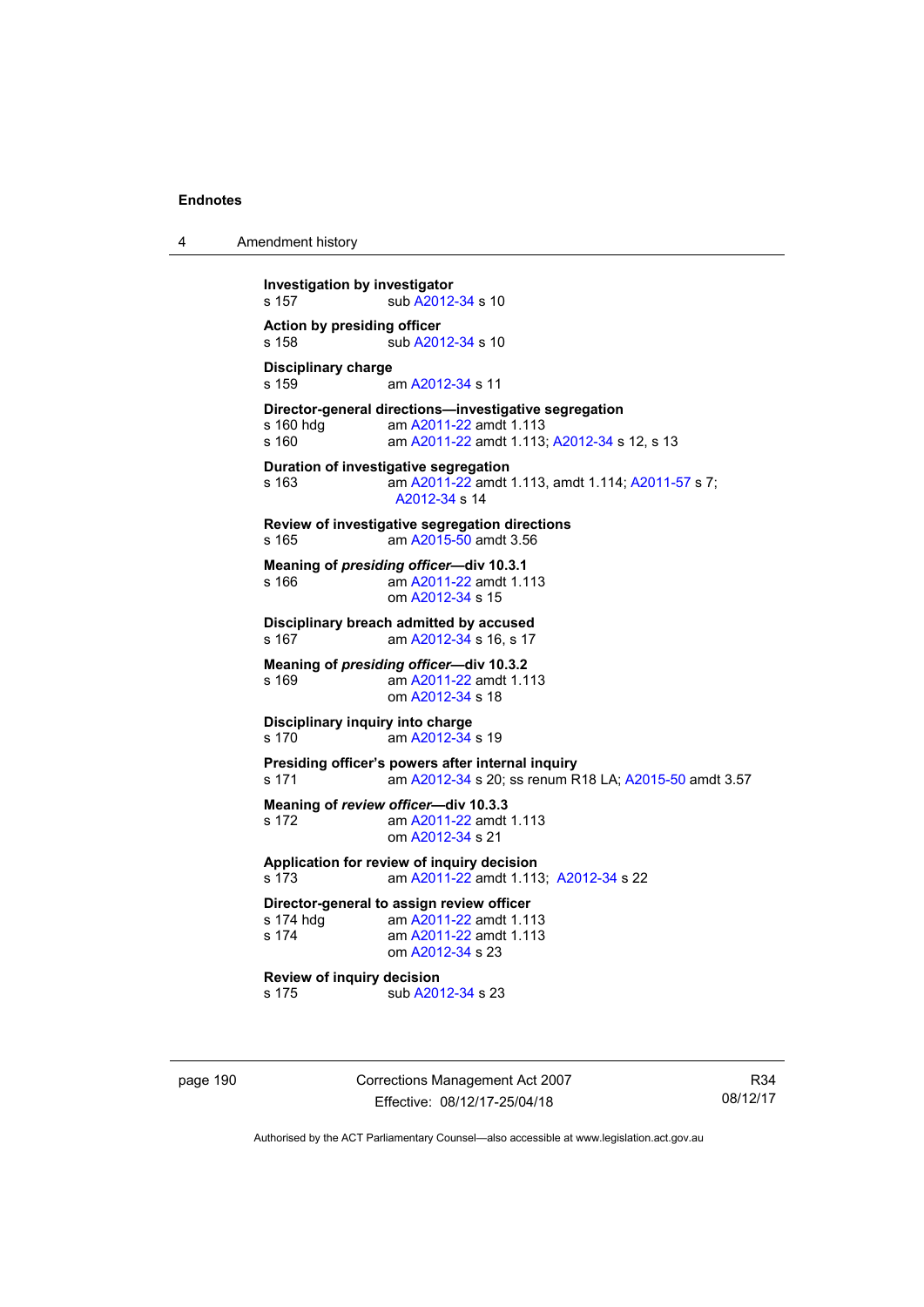**Investigation by investigator**
s 157 sub A2012-34 s 10

**Action by presiding officer**
s 158 sub A2012-34 s 10

**Disciplinary charge**
s 159 am A2012-34 s 11

**Director-general directions—investigative segregation**
s 160 hdg am A2011-22 amdt 1.113
s 160 am A2011-22 amdt 1.113; A2012-34 s 12, s 13

**Duration of investigative segregation**
s 163 am A2011-22 amdt 1.113, amdt 1.114; A2011-57 s 7; A2012-34 s 14

**Review of investigative segregation directions**
s 165 am A2015-50 amdt 3.56

**Meaning of *presiding officer*—div 10.3.1**
s 166 am A2011-22 amdt 1.113
om A2012-34 s 15

**Disciplinary breach admitted by accused**
s 167 am A2012-34 s 16, s 17

**Meaning of *presiding officer*—div 10.3.2**
s 169 am A2011-22 amdt 1.113
om A2012-34 s 18

**Disciplinary inquiry into charge**
s 170 am A2012-34 s 19

**Presiding officer's powers after internal inquiry**
s 171 am A2012-34 s 20; ss renum R18 LA; A2015-50 amdt 3.57

**Meaning of *review officer*—div 10.3.3**
s 172 am A2011-22 amdt 1.113
om A2012-34 s 21

**Application for review of inquiry decision**
s 173 am A2011-22 amdt 1.113; A2012-34 s 22

**Director-general to assign review officer**
s 174 hdg am A2011-22 amdt 1.113
s 174 am A2011-22 amdt 1.113
om A2012-34 s 23

**Review of inquiry decision**
s 175 sub A2012-34 s 23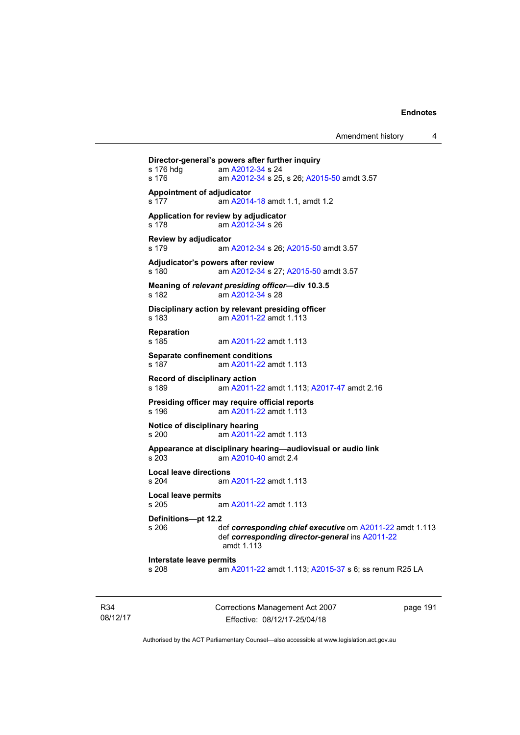**Director-general's powers after further inquiry**

s 176 hdg am A2012-34 s 24

s 176 am A2012-34 s 25, s 26; A2015-50 amdt 3.57

**Appointment of adjudicator**

s 177 am A2014-18 amdt 1.1, amdt 1.2

**Application for review by adjudicator**

s 178 am A2012-34 s 26

**Review by adjudicator**

s 179 am A2012-34 s 26; A2015-50 amdt 3.57

**Adjudicator's powers after review**

s 180 am A2012-34 s 27; A2015-50 amdt 3.57

**Meaning of *relevant presiding officer*—div 10.3.5**

s 182 am A2012-34 s 28

**Disciplinary action by relevant presiding officer**

s 183 am A2011-22 amdt 1.113

**Reparation**

s 185 am A2011-22 amdt 1.113

**Separate confinement conditions**

s 187 am A2011-22 amdt 1.113

**Record of disciplinary action**

s 189 am A2011-22 amdt 1.113; A2017-47 amdt 2.16

**Presiding officer may require official reports**

s 196 am A2011-22 amdt 1.113

**Notice of disciplinary hearing**

s 200 am A2011-22 amdt 1.113

**Appearance at disciplinary hearing—audiovisual or audio link**

s 203 am A2010-40 amdt 2.4

**Local leave directions**

s 204 am A2011-22 amdt 1.113

**Local leave permits**

s 205 am A2011-22 amdt 1.113

**Definitions—pt 12.2**

s 206 def ***corresponding chief executive*** om A2011-22 amdt 1.113
def ***corresponding director-general*** ins A2011-22 amdt 1.113

**Interstate leave permits**

s 208 am A2011-22 amdt 1.113; A2015-37 s 6; ss renum R25 LA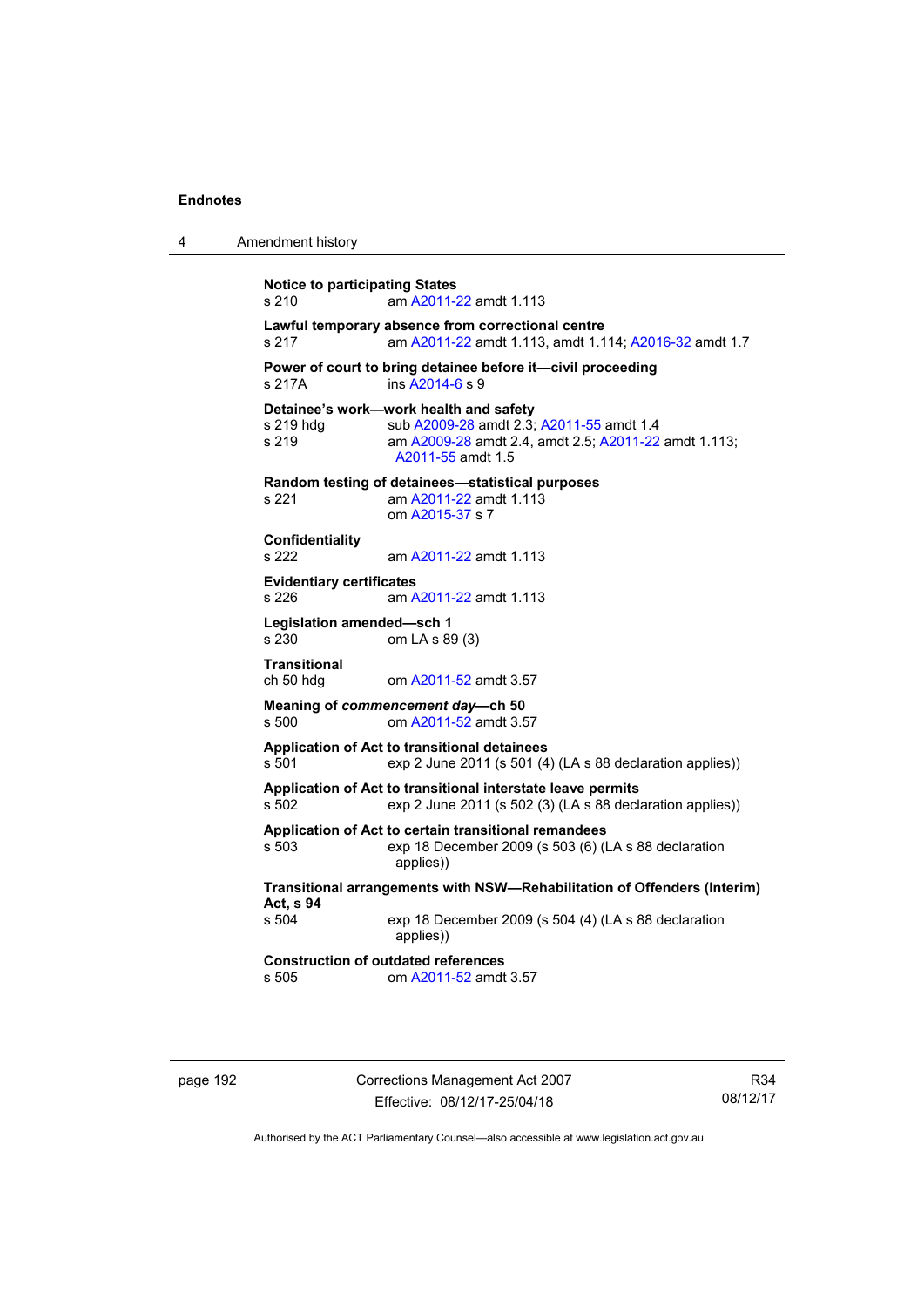**Notice to participating States**
s 210 am A2011-22 amdt 1.113

**Lawful temporary absence from correctional centre**
s 217 am A2011-22 amdt 1.113, amdt 1.114; A2016-32 amdt 1.7

**Power of court to bring detainee before it—civil proceeding**
s 217A ins A2014-6 s 9

**Detainee's work—work health and safety**
s 219 hdg sub A2009-28 amdt 2.3; A2011-55 amdt 1.4
s 219 am A2009-28 amdt 2.4, amdt 2.5; A2011-22 amdt 1.113; A2011-55 amdt 1.5

**Random testing of detainees—statistical purposes**
s 221 am A2011-22 amdt 1.113
om A2015-37 s 7

**Confidentiality**
s 222 am A2011-22 amdt 1.113

**Evidentiary certificates**
s 226 am A2011-22 amdt 1.113

**Legislation amended—sch 1**
s 230 om LA s 89 (3)

**Transitional**
ch 50 hdg om A2011-52 amdt 3.57

**Meaning of *commencement day*—ch 50**
s 500 om A2011-52 amdt 3.57

**Application of Act to transitional detainees**
s 501 exp 2 June 2011 (s 501 (4) (LA s 88 declaration applies))

**Application of Act to transitional interstate leave permits**
s 502 exp 2 June 2011 (s 502 (3) (LA s 88 declaration applies))

**Application of Act to certain transitional remandees**
s 503 exp 18 December 2009 (s 503 (6) (LA s 88 declaration applies))

**Transitional arrangements with NSW—Rehabilitation of Offenders (Interim) Act, s 94**
s 504 exp 18 December 2009 (s 504 (4) (LA s 88 declaration applies))

**Construction of outdated references**
s 505 om A2011-52 amdt 3.57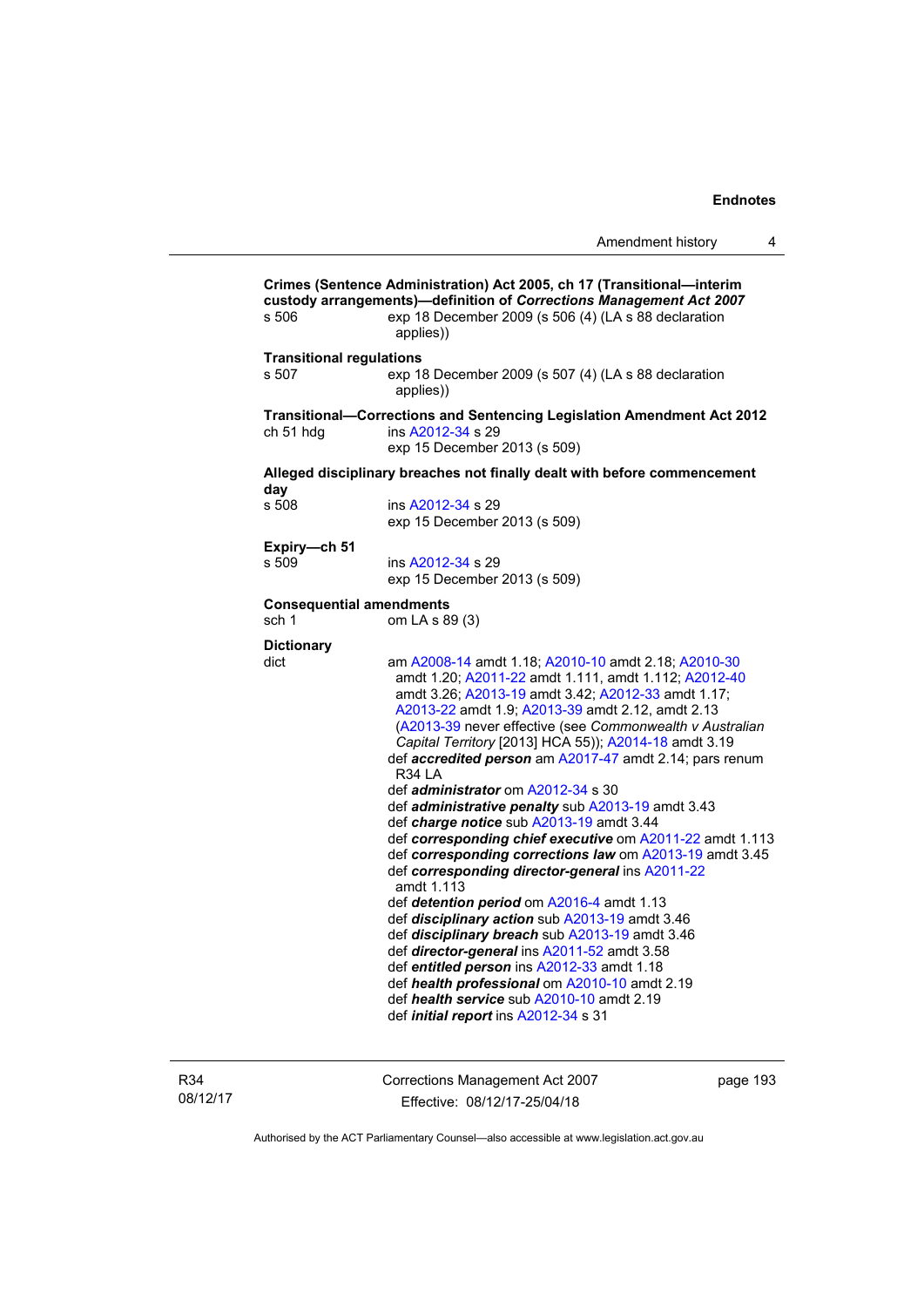**Crimes (Sentence Administration) Act 2005, ch 17 (Transitional—interim custody arrangements)—definition of *Corrections Management Act 2007***

s 506 exp 18 December 2009 (s 506 (4) (LA s 88 declaration applies))

**Transitional regulations**

s 507 exp 18 December 2009 (s 507 (4) (LA s 88 declaration applies))

**Transitional—Corrections and Sentencing Legislation Amendment Act 2012**

ch 51 hdg ins A2012-34 s 29
exp 15 December 2013 (s 509)

**Alleged disciplinary breaches not finally dealt with before commencement day**

s 508 ins A2012-34 s 29
exp 15 December 2013 (s 509)

**Expiry—ch 51**

s 509 ins A2012-34 s 29
exp 15 December 2013 (s 509)

**Consequential amendments**

sch 1 om LA s 89 (3)

**Dictionary**

dict am A2008-14 amdt 1.18; A2010-10 amdt 2.18; A2010-30 amdt 1.20; A2011-22 amdt 1.111, amdt 1.112; A2012-40 amdt 3.26; A2013-19 amdt 3.42; A2012-33 amdt 1.17; A2013-22 amdt 1.9; A2013-39 amdt 2.12, amdt 2.13 (A2013-39 never effective (see *Commonwealth v Australian Capital Territory* [2013] HCA 55)); A2014-18 amdt 3.19
def ***accredited person*** am A2017-47 amdt 2.14; pars renum R34 LA
def ***administrator*** om A2012-34 s 30
def ***administrative penalty*** sub A2013-19 amdt 3.43
def ***charge notice*** sub A2013-19 amdt 3.44
def ***corresponding chief executive*** om A2011-22 amdt 1.113
def ***corresponding corrections law*** om A2013-19 amdt 3.45
def ***corresponding director-general*** ins A2011-22 amdt 1.113
def ***detention period*** om A2016-4 amdt 1.13
def ***disciplinary action*** sub A2013-19 amdt 3.46
def ***disciplinary breach*** sub A2013-19 amdt 3.46
def ***director-general*** ins A2011-52 amdt 3.58
def ***entitled person*** ins A2012-33 amdt 1.18
def ***health professional*** om A2010-10 amdt 2.19
def ***health service*** sub A2010-10 amdt 2.19
def ***initial report*** ins A2012-34 s 31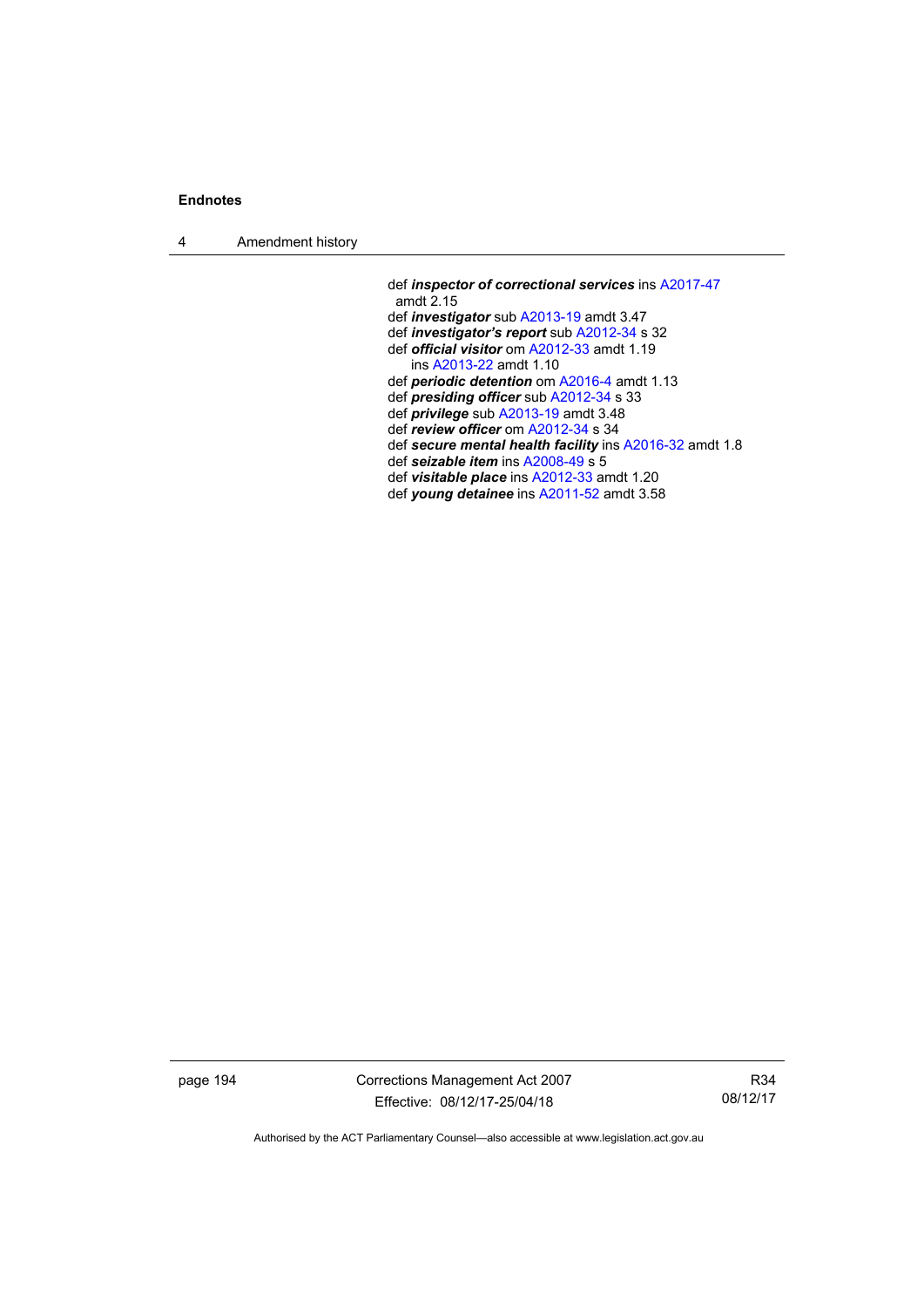def ***inspector of correctional services*** ins A2017-47 amdt 2.15

def ***investigator*** sub A2013-19 amdt 3.47

def ***investigator's report*** sub A2012-34 s 32

def ***official visitor*** om A2012-33 amdt 1.19
    ins A2013-22 amdt 1.10

def ***periodic detention*** om A2016-4 amdt 1.13

def ***presiding officer*** sub A2012-34 s 33

def ***privilege*** sub A2013-19 amdt 3.48

def ***review officer*** om A2012-34 s 34

def ***secure mental health facility*** ins A2016-32 amdt 1.8

def ***seizable item*** ins A2008-49 s 5

def ***visitable place*** ins A2012-33 amdt 1.20

def ***young detainee*** ins A2011-52 amdt 3.58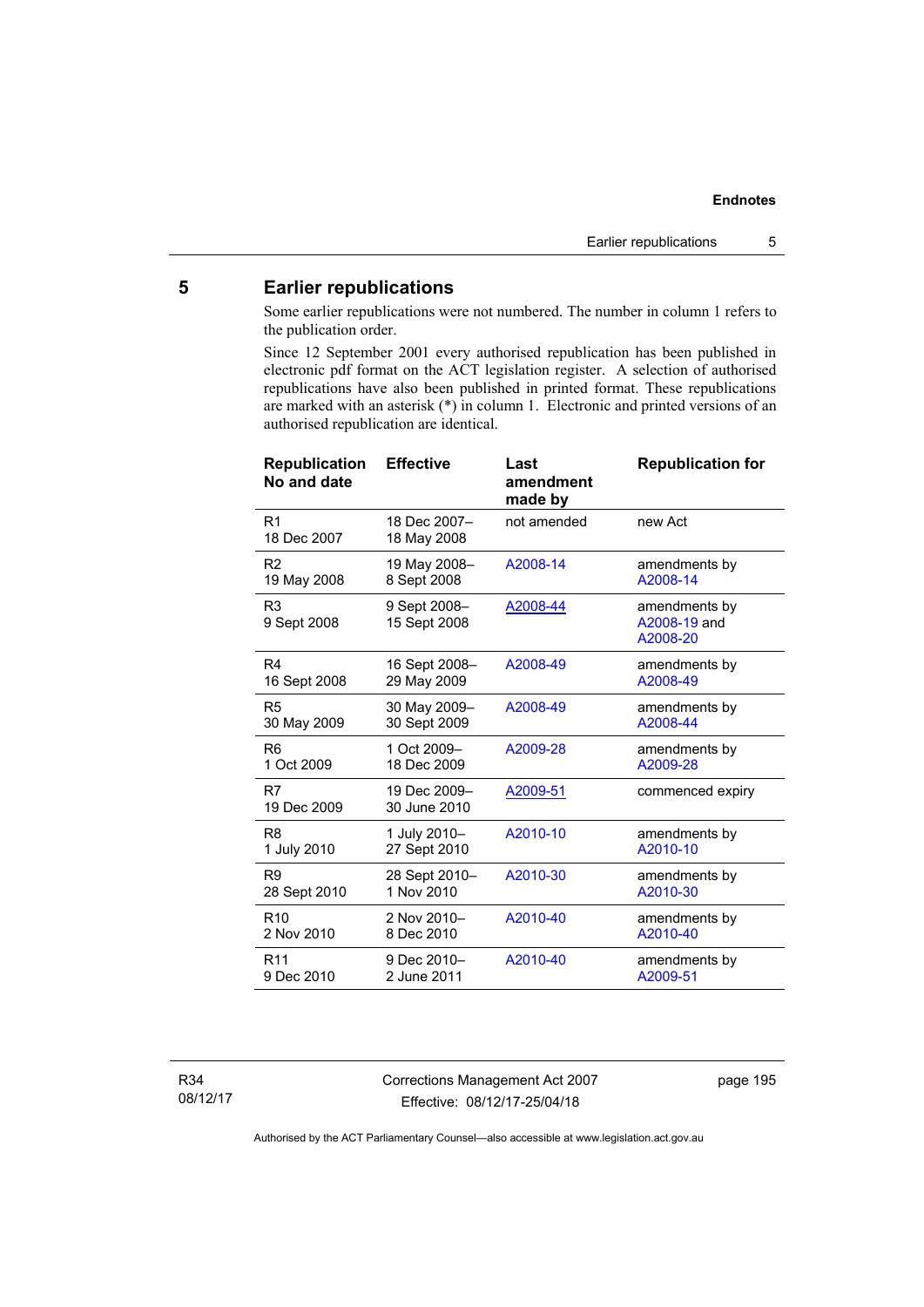## 5 Earlier republications

Some earlier republications were not numbered. The number in column 1 refers to the publication order.

Since 12 September 2001 every authorised republication has been published in electronic pdf format on the ACT legislation register. A selection of authorised republications have also been published in printed format. These republications are marked with an asterisk (*) in column 1. Electronic and printed versions of an authorised republication are identical.

| Republication No and date | Effective | Last amendment made by | Republication for |
|---|---|---|---|
| R1<br>18 Dec 2007 | 18 Dec 2007–<br>18 May 2008 | not amended | new Act |
| R2<br>19 May 2008 | 19 May 2008–<br>8 Sept 2008 | A2008-14 | amendments by A2008-14 |
| R3<br>9 Sept 2008 | 9 Sept 2008–<br>15 Sept 2008 | A2008-44 | amendments by A2008-19 and A2008-20 |
| R4<br>16 Sept 2008 | 16 Sept 2008–<br>29 May 2009 | A2008-49 | amendments by A2008-49 |
| R5<br>30 May 2009 | 30 May 2009–<br>30 Sept 2009 | A2008-49 | amendments by A2008-44 |
| R6<br>1 Oct 2009 | 1 Oct 2009–<br>18 Dec 2009 | A2009-28 | amendments by A2009-28 |
| R7<br>19 Dec 2009 | 19 Dec 2009–<br>30 June 2010 | A2009-51 | commenced expiry |
| R8<br>1 July 2010 | 1 July 2010–<br>27 Sept 2010 | A2010-10 | amendments by A2010-10 |
| R9<br>28 Sept 2010 | 28 Sept 2010–<br>1 Nov 2010 | A2010-30 | amendments by A2010-30 |
| R10<br>2 Nov 2010 | 2 Nov 2010–<br>8 Dec 2010 | A2010-40 | amendments by A2010-40 |
| R11<br>9 Dec 2010 | 9 Dec 2010–<br>2 June 2011 | A2010-40 | amendments by A2009-51 |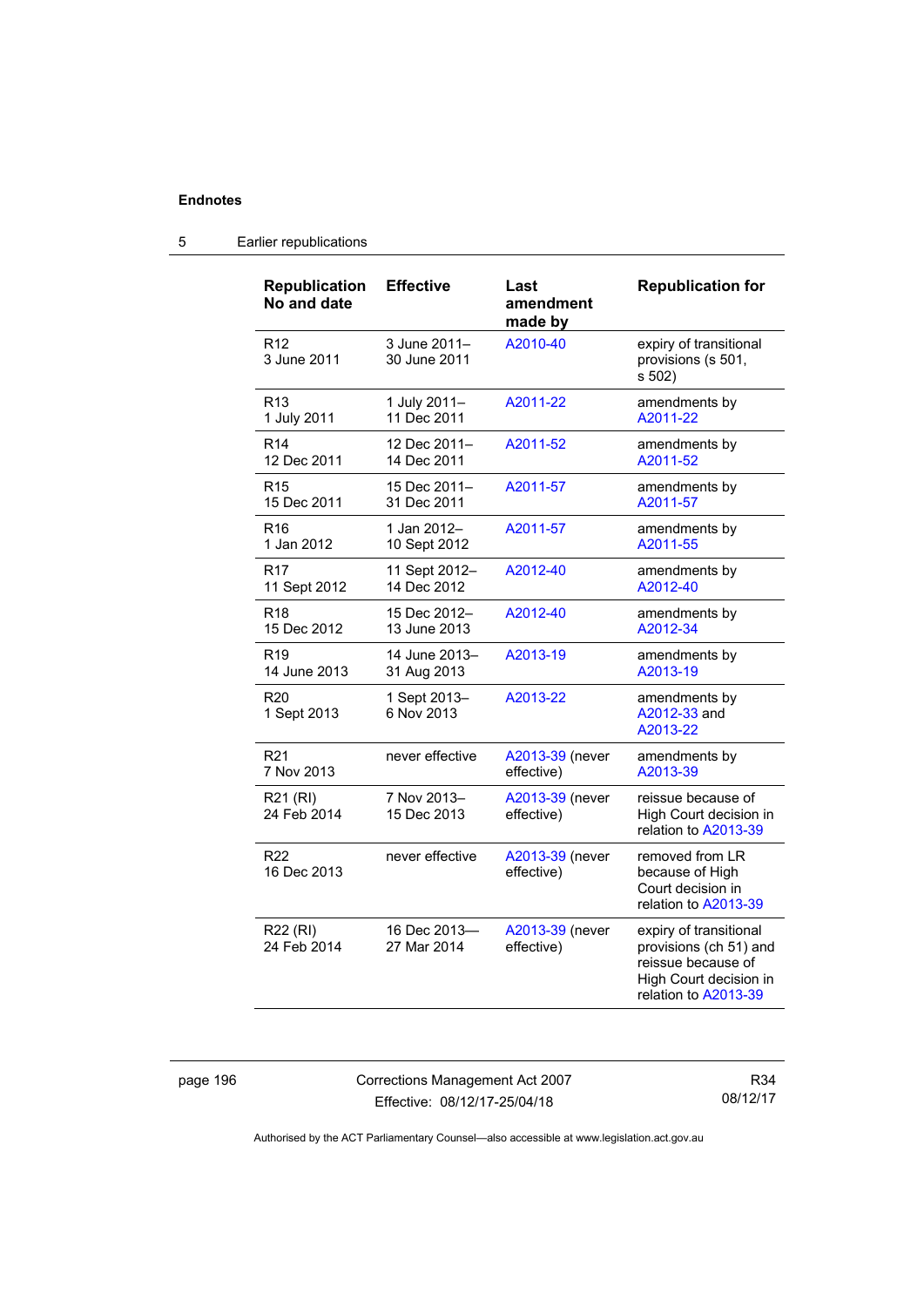## 5 Earlier republications

| Republication No and date | Effective | Last amendment made by | Republication for |
|---|---|---|---|
| R12<br>3 June 2011 | 3 June 2011–<br>30 June 2011 | A2010-40 | expiry of transitional provisions (s 501, s 502) |
| R13<br>1 July 2011 | 1 July 2011–<br>11 Dec 2011 | A2011-22 | amendments by A2011-22 |
| R14<br>12 Dec 2011 | 12 Dec 2011–<br>14 Dec 2011 | A2011-52 | amendments by A2011-52 |
| R15<br>15 Dec 2011 | 15 Dec 2011–<br>31 Dec 2011 | A2011-57 | amendments by A2011-57 |
| R16<br>1 Jan 2012 | 1 Jan 2012–<br>10 Sept 2012 | A2011-57 | amendments by A2011-55 |
| R17<br>11 Sept 2012 | 11 Sept 2012–<br>14 Dec 2012 | A2012-40 | amendments by A2012-40 |
| R18<br>15 Dec 2012 | 15 Dec 2012–<br>13 June 2013 | A2012-40 | amendments by A2012-34 |
| R19<br>14 June 2013 | 14 June 2013–<br>31 Aug 2013 | A2013-19 | amendments by A2013-19 |
| R20<br>1 Sept 2013 | 1 Sept 2013–<br>6 Nov 2013 | A2013-22 | amendments by A2012-33 and A2013-22 |
| R21<br>7 Nov 2013 | never effective | A2013-39 (never effective) | amendments by A2013-39 |
| R21 (RI)<br>24 Feb 2014 | 7 Nov 2013–<br>15 Dec 2013 | A2013-39 (never effective) | reissue because of High Court decision in relation to A2013-39 |
| R22<br>16 Dec 2013 | never effective | A2013-39 (never effective) | removed from LR because of High Court decision in relation to A2013-39 |
| R22 (RI)<br>24 Feb 2014 | 16 Dec 2013—<br>27 Mar 2014 | A2013-39 (never effective) | expiry of transitional provisions (ch 51) and reissue because of High Court decision in relation to A2013-39 |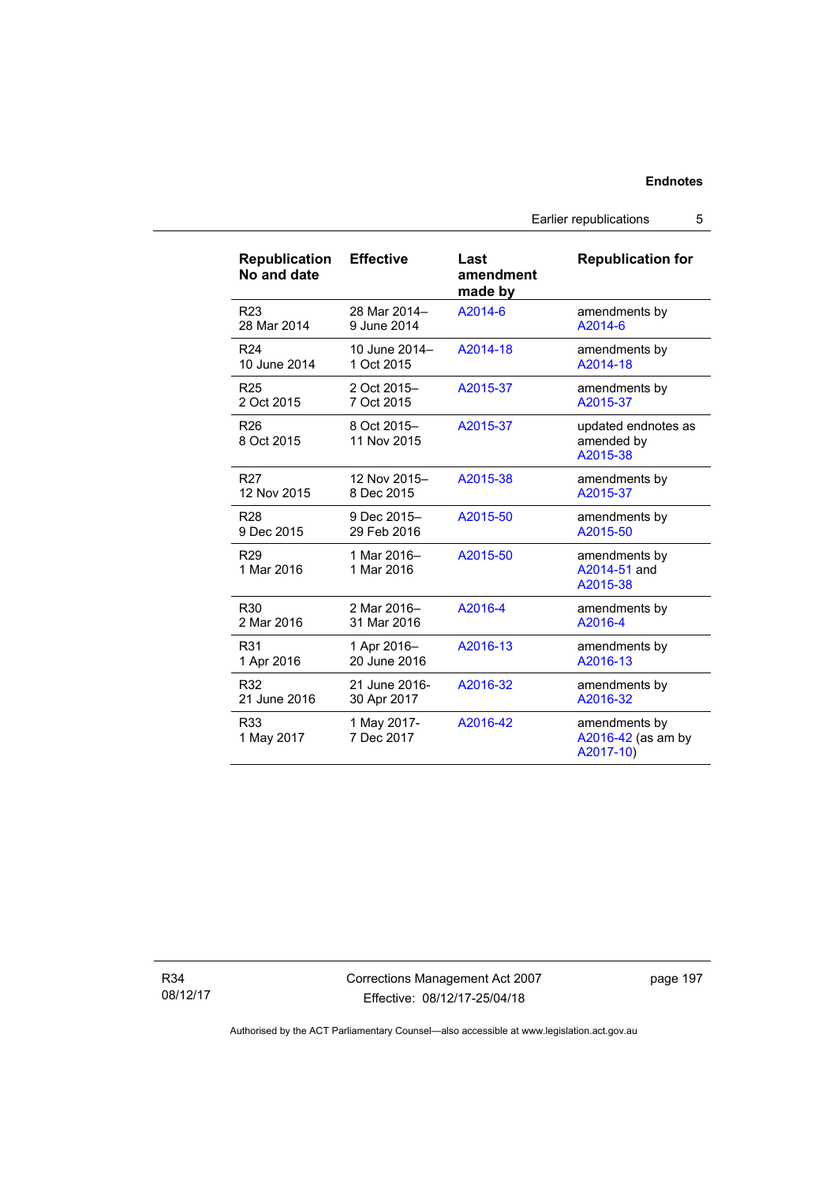| Republication No and date | Effective | Last amendment made by | Republication for |
|---|---|---|---|
| R23<br>28 Mar 2014 | 28 Mar 2014–<br>9 June 2014 | A2014-6 | amendments by A2014-6 |
| R24<br>10 June 2014 | 10 June 2014–<br>1 Oct 2015 | A2014-18 | amendments by A2014-18 |
| R25<br>2 Oct 2015 | 2 Oct 2015–<br>7 Oct 2015 | A2015-37 | amendments by A2015-37 |
| R26<br>8 Oct 2015 | 8 Oct 2015–<br>11 Nov 2015 | A2015-37 | updated endnotes as amended by A2015-38 |
| R27<br>12 Nov 2015 | 12 Nov 2015–<br>8 Dec 2015 | A2015-38 | amendments by A2015-37 |
| R28<br>9 Dec 2015 | 9 Dec 2015–<br>29 Feb 2016 | A2015-50 | amendments by A2015-50 |
| R29<br>1 Mar 2016 | 1 Mar 2016–<br>1 Mar 2016 | A2015-50 | amendments by A2014-51 and A2015-38 |
| R30<br>2 Mar 2016 | 2 Mar 2016–<br>31 Mar 2016 | A2016-4 | amendments by A2016-4 |
| R31<br>1 Apr 2016 | 1 Apr 2016–<br>20 June 2016 | A2016-13 | amendments by A2016-13 |
| R32<br>21 June 2016 | 21 June 2016-<br>30 Apr 2017 | A2016-32 | amendments by A2016-32 |
| R33<br>1 May 2017 | 1 May 2017-<br>7 Dec 2017 | A2016-42 | amendments by A2016-42 (as am by A2017-10) |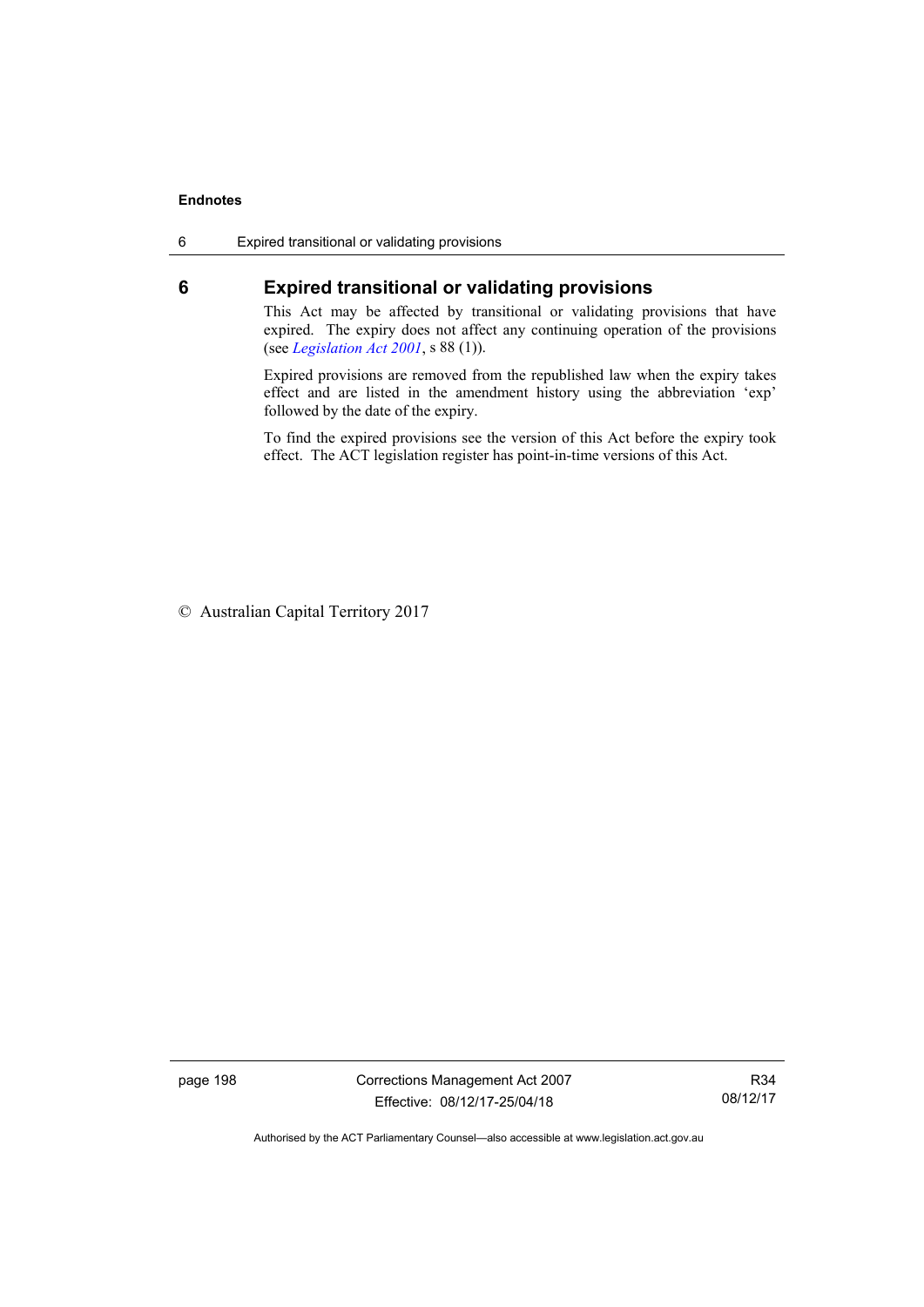## 6 Expired transitional or validating provisions

This Act may be affected by transitional or validating provisions that have expired. The expiry does not affect any continuing operation of the provisions (see *Legislation Act 2001*, s 88 (1)).

Expired provisions are removed from the republished law when the expiry takes effect and are listed in the amendment history using the abbreviation 'exp' followed by the date of the expiry.

To find the expired provisions see the version of this Act before the expiry took effect. The ACT legislation register has point-in-time versions of this Act.

© Australian Capital Territory 2017